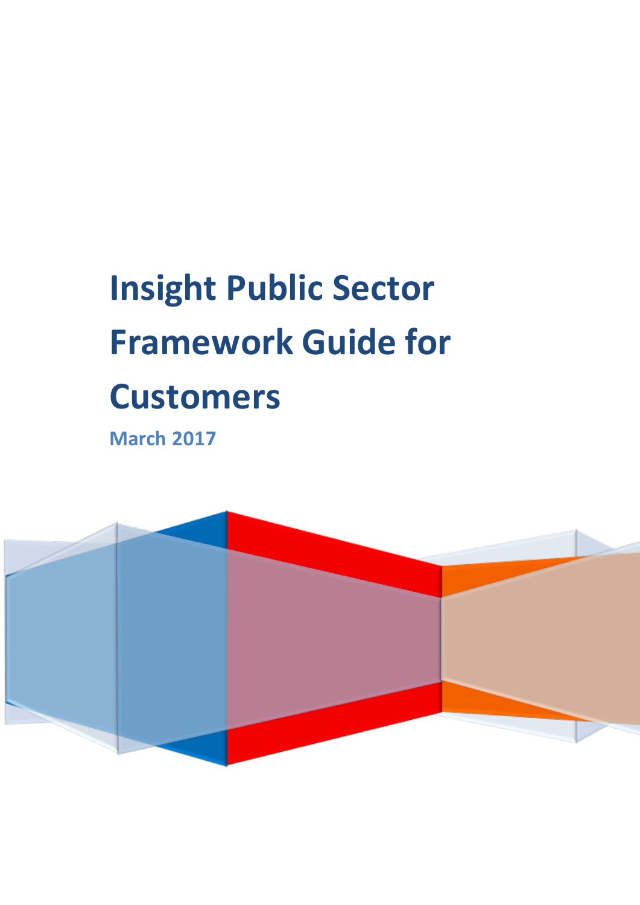# Insight Public Sector Framework Guide for Customers

**March 2017**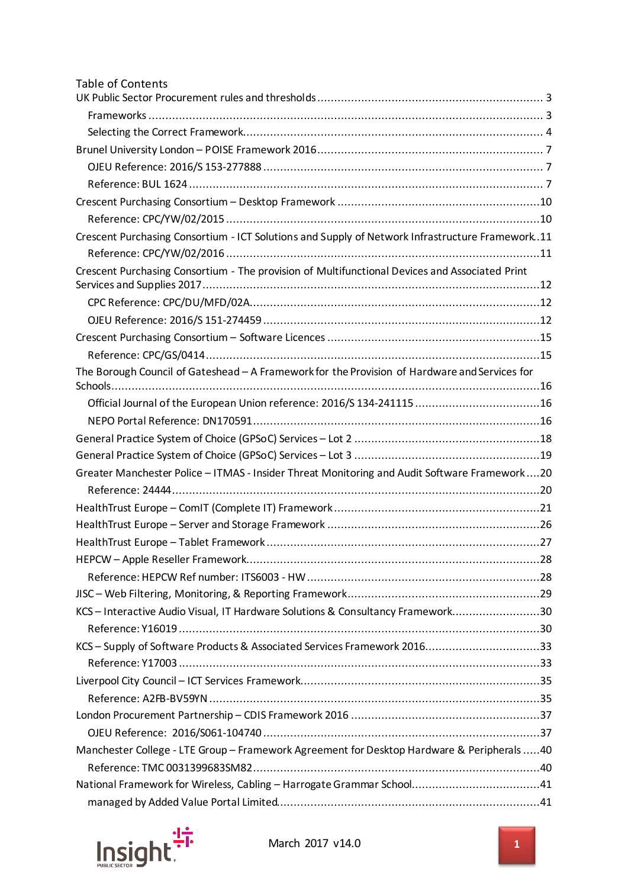# Table of Contents

UK Public Sector Procurement rules and thresholds .......... 3

- Frameworks .......... 3
- Selecting the Correct Framework .......... 4

Brunel University London – POISE Framework 2016 .......... 7

- OJEU Reference: 2016/S 153-277888 .......... 7
- Reference: BUL 1624 .......... 7

Crescent Purchasing Consortium – Desktop Framework .......... 10

- Reference: CPC/YW/02/2015 .......... 10

Crescent Purchasing Consortium - ICT Solutions and Supply of Network Infrastructure Framework .......... 11

- Reference: CPC/YW/02/2016 .......... 11

Crescent Purchasing Consortium - The provision of Multifunctional Devices and Associated Print Services and Supplies 2017 .......... 12

- CPC Reference: CPC/DU/MFD/02A .......... 12
- OJEU Reference: 2016/S 151-274459 .......... 12

Crescent Purchasing Consortium – Software Licences .......... 15

- Reference: CPC/GS/0414 .......... 15

The Borough Council of Gateshead – A Framework for the Provision of Hardware and Services for Schools .......... 16

- Official Journal of the European Union reference: 2016/S 134-241115 .......... 16
- NEPO Portal Reference: DN170591 .......... 16

General Practice System of Choice (GPSoC) Services – Lot 2 .......... 18

General Practice System of Choice (GPSoC) Services – Lot 3 .......... 19

Greater Manchester Police – ITMAS - Insider Threat Monitoring and Audit Software Framework .......... 20

- Reference: 24444 .......... 20

HealthTrust Europe – ComIT (Complete IT) Framework .......... 21

HealthTrust Europe – Server and Storage Framework .......... 26

HealthTrust Europe – Tablet Framework .......... 27

HEPCW – Apple Reseller Framework .......... 28

- Reference: HEPCW Ref number: ITS6003 - HW .......... 28

JISC – Web Filtering, Monitoring, & Reporting Framework .......... 29

KCS – Interactive Audio Visual, IT Hardware Solutions & Consultancy Framework .......... 30

- Reference: Y16019 .......... 30

KCS – Supply of Software Products & Associated Services Framework 2016 .......... 33

- Reference: Y17003 .......... 33

Liverpool City Council – ICT Services Framework .......... 35

- Reference: A2FB-BV59YN .......... 35

London Procurement Partnership – CDIS Framework 2016 .......... 37

- OJEU Reference: 2016/S061-104740 .......... 37

Manchester College - LTE Group – Framework Agreement for Desktop Hardware & Peripherals .......... 40

- Reference: TMC 0031399683SM82 .......... 40

National Framework for Wireless, Cabling – Harrogate Grammar School .......... 41

- managed by Added Value Portal Limited .......... 41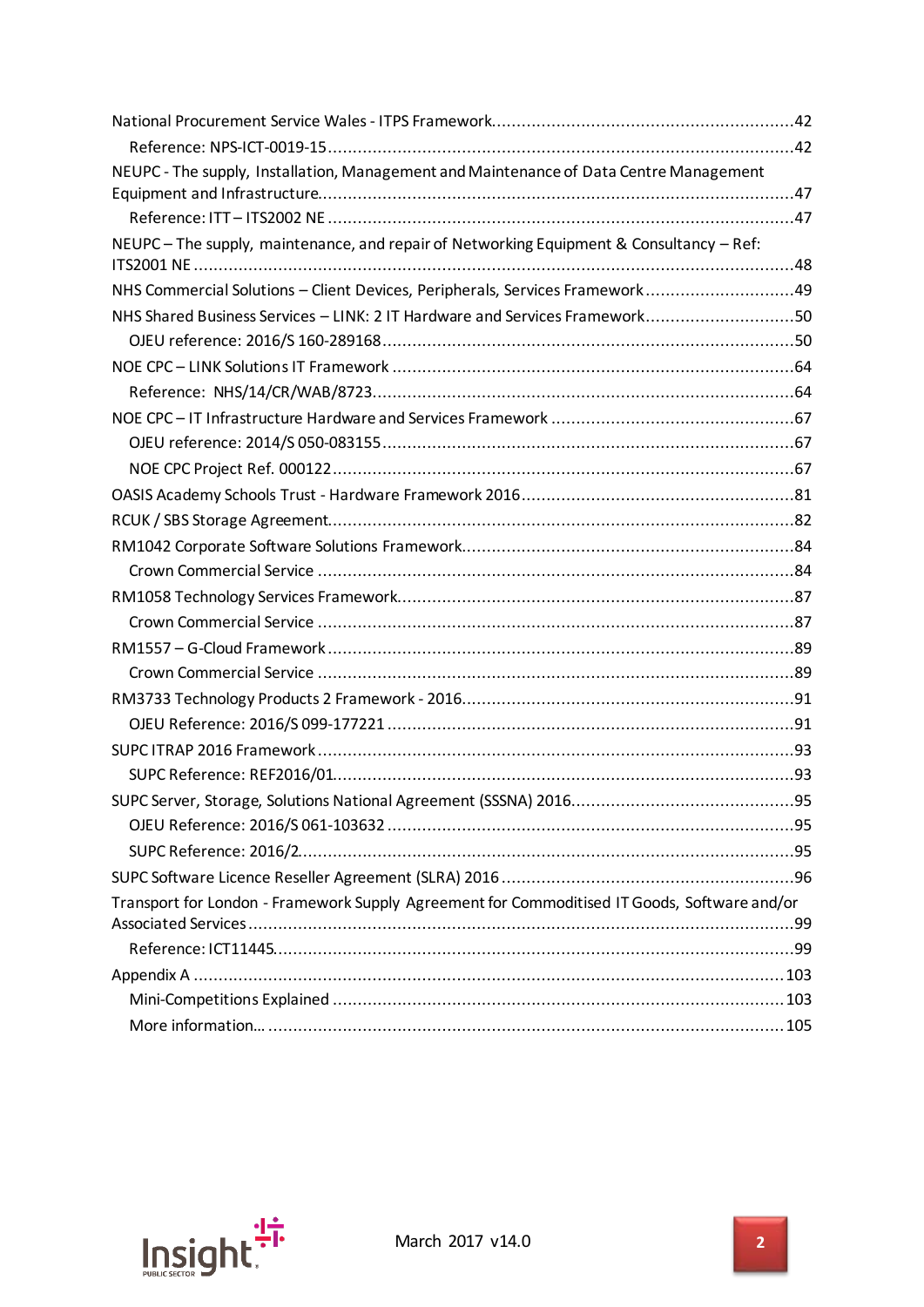National Procurement Service Wales - ITPS Framework............................................................42

- Reference: NPS-ICT-0019-15..............................................................................42

NEUPC - The supply, Installation, Management and Maintenance of Data Centre Management Equipment and Infrastructure..............................................................................47

- Reference: ITT – ITS2002 NE ..............................................................................47

NEUPC – The supply, maintenance, and repair of Networking Equipment & Consultancy – Ref: ITS2001 NE ..............................................................................48

NHS Commercial Solutions – Client Devices, Peripherals, Services Framework ..............................49

NHS Shared Business Services – LINK: 2 IT Hardware and Services Framework..............................50

- OJEU reference: 2016/S 160-289168..............................................................................50

NOE CPC – LINK Solutions IT Framework ..............................................................................64

- Reference: NHS/14/CR/WAB/8723..............................................................................64

NOE CPC – IT Infrastructure Hardware and Services Framework ..............................................67

- OJEU reference: 2014/S 050-083155..............................................................................67
- NOE CPC Project Ref. 000122..............................................................................67

OASIS Academy Schools Trust - Hardware Framework 2016.......................................................81

RCUK / SBS Storage Agreement..............................................................................82

RM1042 Corporate Software Solutions Framework..............................................................................84

- Crown Commercial Service ..............................................................................84

RM1058 Technology Services Framework..............................................................................87

- Crown Commercial Service ..............................................................................87

RM1557 – G-Cloud Framework ..............................................................................89

- Crown Commercial Service ..............................................................................89

RM3733 Technology Products 2 Framework - 2016..............................................................................91

- OJEU Reference: 2016/S 099-177221 ..............................................................................91

SUPC ITRAP 2016 Framework ..............................................................................93

- SUPC Reference: REF2016/01..............................................................................93

SUPC Server, Storage, Solutions National Agreement (SSSNA) 2016..............................................95

- OJEU Reference: 2016/S 061-103632 ..............................................................................95
- SUPC Reference: 2016/2..............................................................................95

SUPC Software Licence Reseller Agreement (SLRA) 2016 ..............................................................96

Transport for London - Framework Supply Agreement for Commoditised IT Goods, Software and/or Associated Services..............................................................................99

- Reference: ICT11445..............................................................................99

Appendix A ..............................................................................103

- Mini-Competitions Explained ..............................................................................103
- More information... ..............................................................................105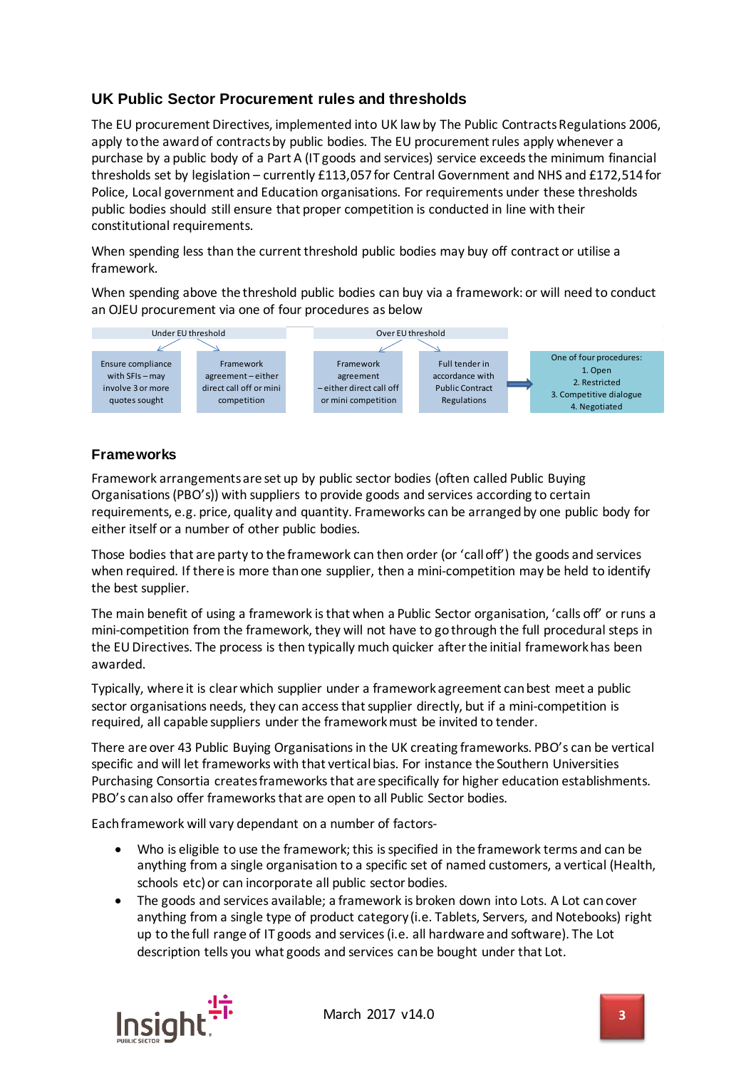## UK Public Sector Procurement rules and thresholds

The EU procurement Directives, implemented into UK law by The Public Contracts Regulations 2006, apply to the award of contracts by public bodies. The EU procurement rules apply whenever a purchase by a public body of a Part A (IT goods and services) service exceeds the minimum financial thresholds set by legislation – currently £113,057 for Central Government and NHS and £172,514 for Police, Local government and Education organisations. For requirements under these thresholds public bodies should still ensure that proper competition is conducted in line with their constitutional requirements.

When spending less than the current threshold public bodies may buy off contract or utilise a framework.

When spending above the threshold public bodies can buy via a framework: or will need to conduct an OJEU procurement via one of four procedures as below

Under EU threshold

- Ensure compliance with SFIs – may involve 3 or more quotes sought
- Framework agreement – either direct call off or mini competition

Over EU threshold

- Framework agreement – either direct call off or mini competition
- Full tender in accordance with Public Contract Regulations → One of four procedures:
  1. Open
  2. Restricted
  3. Competitive dialogue
  4. Negotiated

## Frameworks

Framework arrangements are set up by public sector bodies (often called Public Buying Organisations (PBO's)) with suppliers to provide goods and services according to certain requirements, e.g. price, quality and quantity. Frameworks can be arranged by one public body for either itself or a number of other public bodies.

Those bodies that are party to the framework can then order (or 'call off') the goods and services when required. If there is more than one supplier, then a mini-competition may be held to identify the best supplier.

The main benefit of using a framework is that when a Public Sector organisation, 'calls off' or runs a mini-competition from the framework, they will not have to go through the full procedural steps in the EU Directives. The process is then typically much quicker after the initial framework has been awarded.

Typically, where it is clear which supplier under a framework agreement can best meet a public sector organisations needs, they can access that supplier directly, but if a mini-competition is required, all capable suppliers under the framework must be invited to tender.

There are over 43 Public Buying Organisations in the UK creating frameworks. PBO's can be vertical specific and will let frameworks with that vertical bias. For instance the Southern Universities Purchasing Consortia creates frameworks that are specifically for higher education establishments. PBO's can also offer frameworks that are open to all Public Sector bodies.

Each framework will vary dependant on a number of factors-

- Who is eligible to use the framework; this is specified in the framework terms and can be anything from a single organisation to a specific set of named customers, a vertical (Health, schools etc) or can incorporate all public sector bodies.
- The goods and services available; a framework is broken down into Lots. A Lot can cover anything from a single type of product category (i.e. Tablets, Servers, and Notebooks) right up to the full range of IT goods and services (i.e. all hardware and software). The Lot description tells you what goods and services can be bought under that Lot.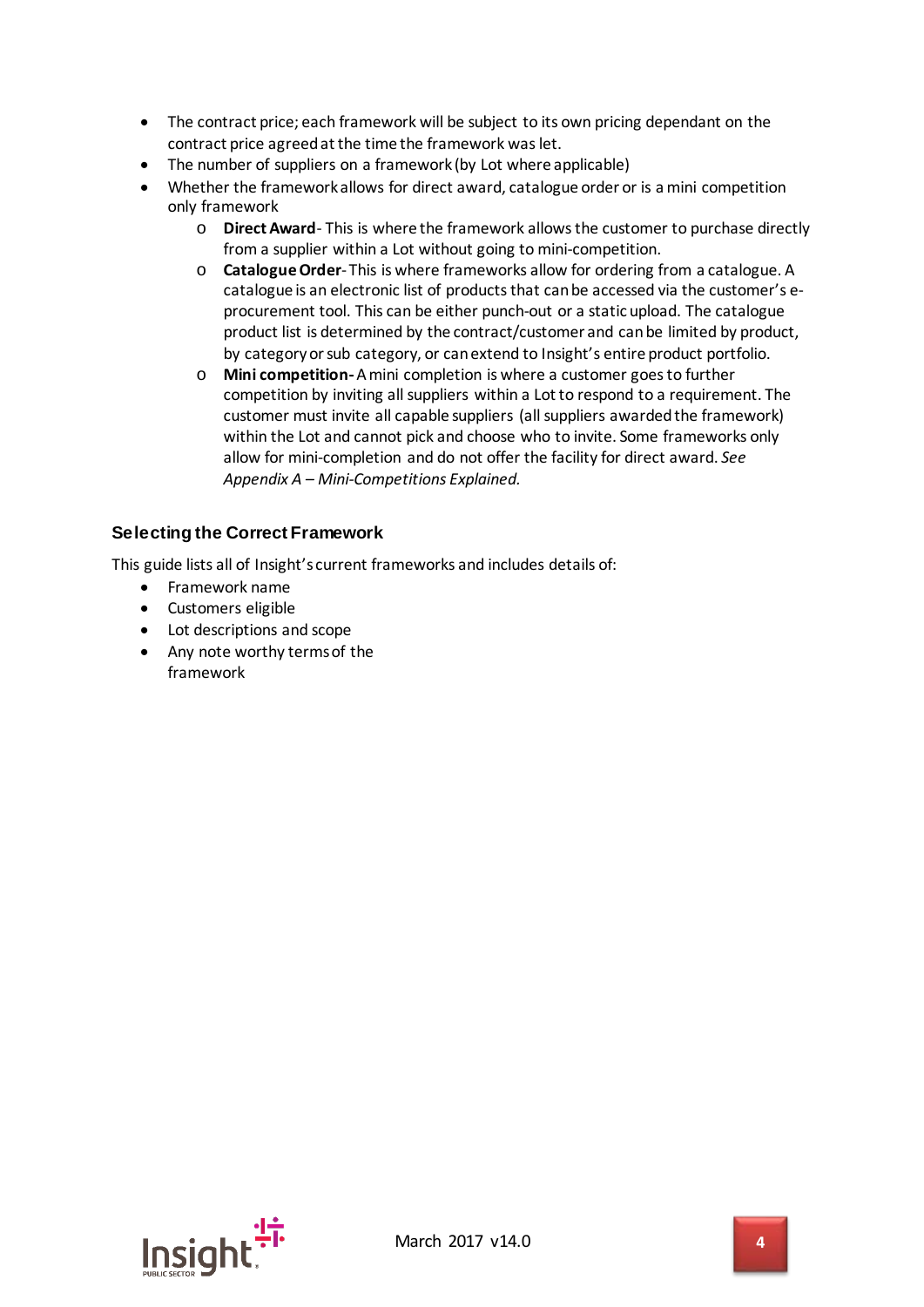- The contract price; each framework will be subject to its own pricing dependant on the contract price agreed at the time the framework was let.
- The number of suppliers on a framework (by Lot where applicable)
- Whether the framework allows for direct award, catalogue order or is a mini competition only framework
  - **Direct Award**- This is where the framework allows the customer to purchase directly from a supplier within a Lot without going to mini-competition.
  - **Catalogue Order**- This is where frameworks allow for ordering from a catalogue. A catalogue is an electronic list of products that can be accessed via the customer's e-procurement tool. This can be either punch-out or a static upload. The catalogue product list is determined by the contract/customer and can be limited by product, by category or sub category, or can extend to Insight's entire product portfolio.
  - **Mini competition-** A mini completion is where a customer goes to further competition by inviting all suppliers within a Lot to respond to a requirement. The customer must invite all capable suppliers (all suppliers awarded the framework) within the Lot and cannot pick and choose who to invite. Some frameworks only allow for mini-completion and do not offer the facility for direct award. *See Appendix A – Mini-Competitions Explained.*

### Selecting the Correct Framework

This guide lists all of Insight's current frameworks and includes details of:

- Framework name
- Customers eligible
- Lot descriptions and scope
- Any note worthy terms of the framework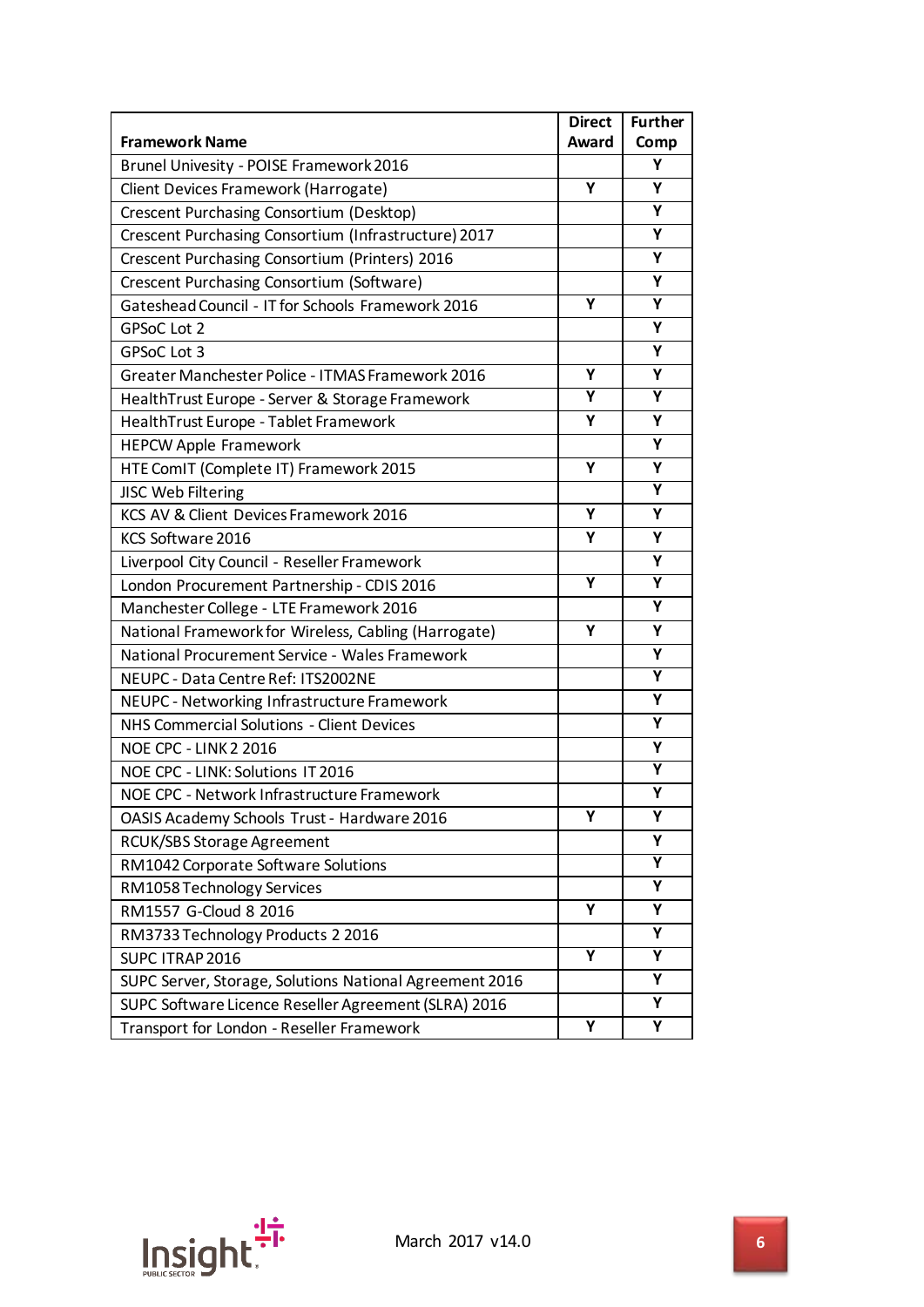| Framework Name | Direct Award | Further Comp |
|---|---|---|
| Brunel Univesity - POISE Framework 2016 | | Y |
| Client Devices Framework (Harrogate) | Y | Y |
| Crescent Purchasing Consortium (Desktop) | | Y |
| Crescent Purchasing Consortium (Infrastructure) 2017 | | Y |
| Crescent Purchasing Consortium (Printers) 2016 | | Y |
| Crescent Purchasing Consortium (Software) | | Y |
| Gateshead Council - IT for Schools Framework 2016 | Y | Y |
| GPSoC Lot 2 | | Y |
| GPSoC Lot 3 | | Y |
| Greater Manchester Police - ITMAS Framework 2016 | Y | Y |
| HealthTrust Europe - Server & Storage Framework | Y | Y |
| HealthTrust Europe - Tablet Framework | Y | Y |
| HEPCW Apple Framework | | Y |
| HTE ComIT (Complete IT) Framework 2015 | Y | Y |
| JISC Web Filtering | | Y |
| KCS AV & Client Devices Framework 2016 | Y | Y |
| KCS Software 2016 | Y | Y |
| Liverpool City Council - Reseller Framework | | Y |
| London Procurement Partnership - CDIS 2016 | Y | Y |
| Manchester College - LTE Framework 2016 | | Y |
| National Framework for Wireless, Cabling (Harrogate) | Y | Y |
| National Procurement Service - Wales Framework | | Y |
| NEUPC - Data Centre Ref: ITS2002NE | | Y |
| NEUPC - Networking Infrastructure Framework | | Y |
| NHS Commercial Solutions - Client Devices | | Y |
| NOE CPC - LINK 2 2016 | | Y |
| NOE CPC - LINK: Solutions IT 2016 | | Y |
| NOE CPC - Network Infrastructure Framework | | Y |
| OASIS Academy Schools Trust - Hardware 2016 | Y | Y |
| RCUK/SBS Storage Agreement | | Y |
| RM1042 Corporate Software Solutions | | Y |
| RM1058 Technology Services | | Y |
| RM1557 G-Cloud 8 2016 | Y | Y |
| RM3733 Technology Products 2 2016 | | Y |
| SUPC ITRAP 2016 | Y | Y |
| SUPC Server, Storage, Solutions National Agreement 2016 | | Y |
| SUPC Software Licence Reseller Agreement (SLRA) 2016 | | Y |
| Transport for London - Reseller Framework | Y | Y |

March 2017 v14.0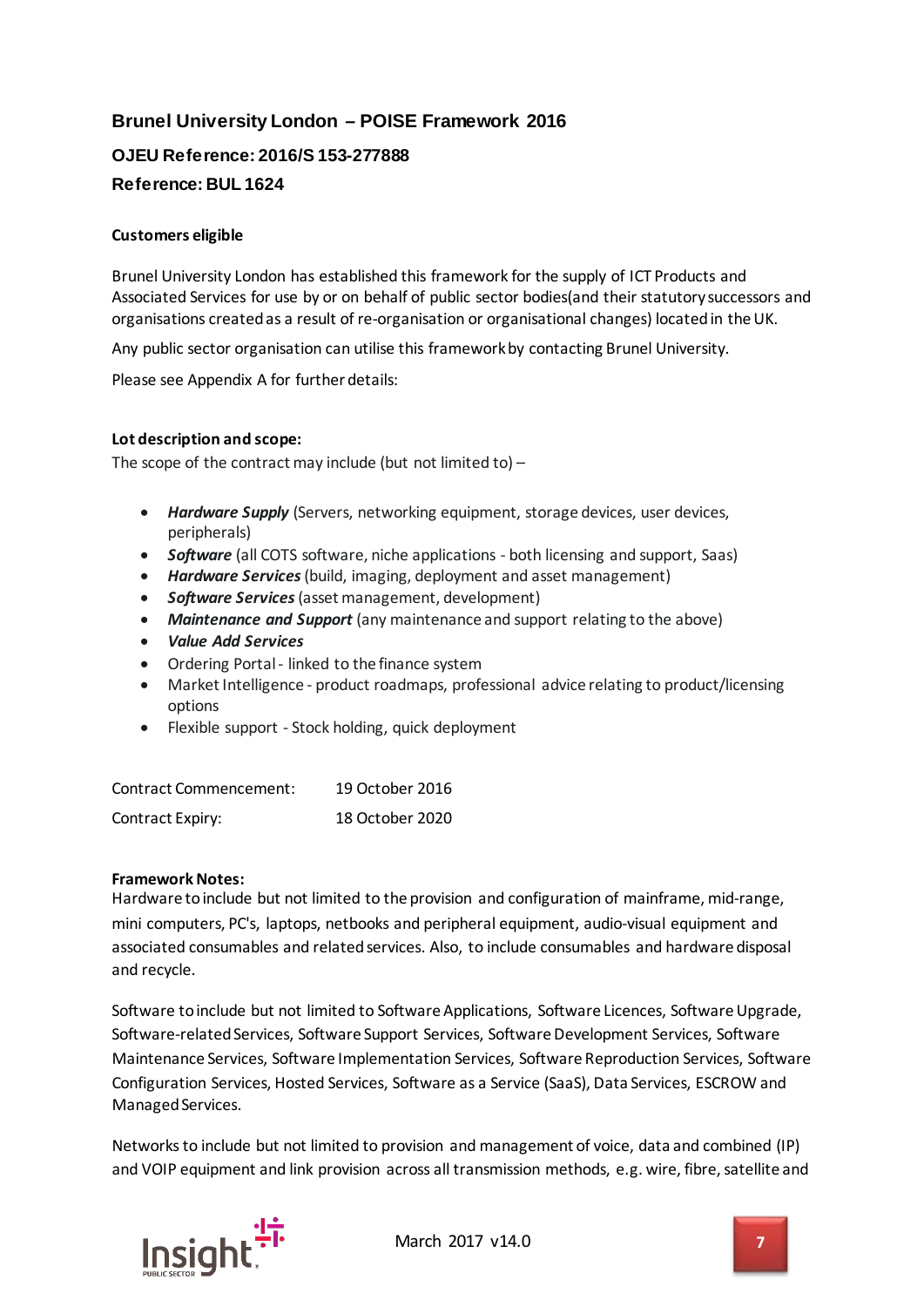## Brunel University London – POISE Framework 2016

### OJEU Reference: 2016/S 153-277888

### Reference: BUL 1624

**Customers eligible**

Brunel University London has established this framework for the supply of ICT Products and Associated Services for use by or on behalf of public sector bodies(and their statutory successors and organisations created as a result of re-organisation or organisational changes) located in the UK.

Any public sector organisation can utilise this framework by contacting Brunel University.

Please see Appendix A for further details:

**Lot description and scope:**

The scope of the contract may include (but not limited to) –

- ***Hardware Supply*** (Servers, networking equipment, storage devices, user devices, peripherals)
- ***Software*** (all COTS software, niche applications - both licensing and support, Saas)
- ***Hardware Services*** (build, imaging, deployment and asset management)
- ***Software Services*** (asset management, development)
- ***Maintenance and Support*** (any maintenance and support relating to the above)
- ***Value Add Services***
- Ordering Portal - linked to the finance system
- Market Intelligence - product roadmaps, professional advice relating to product/licensing options
- Flexible support - Stock holding, quick deployment

| | |
|---|---|
| Contract Commencement: | 19 October 2016 |
| Contract Expiry: | 18 October 2020 |

**Framework Notes:**

Hardware to include but not limited to the provision and configuration of mainframe, mid-range, mini computers, PC's, laptops, netbooks and peripheral equipment, audio-visual equipment and associated consumables and related services. Also, to include consumables and hardware disposal and recycle.

Software to include but not limited to Software Applications, Software Licences, Software Upgrade, Software-related Services, Software Support Services, Software Development Services, Software Maintenance Services, Software Implementation Services, Software Reproduction Services, Software Configuration Services, Hosted Services, Software as a Service (SaaS), Data Services, ESCROW and Managed Services.

Networks to include but not limited to provision and management of voice, data and combined (IP) and VOIP equipment and link provision across all transmission methods, e.g. wire, fibre, satellite and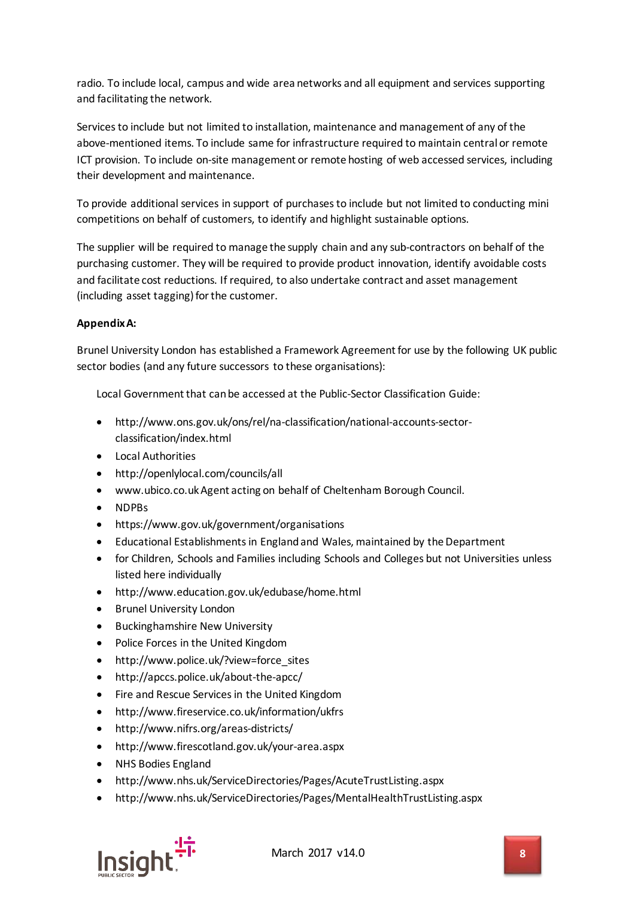radio. To include local, campus and wide area networks and all equipment and services supporting and facilitating the network.

Services to include but not limited to installation, maintenance and management of any of the above-mentioned items. To include same for infrastructure required to maintain central or remote ICT provision. To include on-site management or remote hosting of web accessed services, including their development and maintenance.

To provide additional services in support of purchases to include but not limited to conducting mini competitions on behalf of customers, to identify and highlight sustainable options.

The supplier will be required to manage the supply chain and any sub-contractors on behalf of the purchasing customer. They will be required to provide product innovation, identify avoidable costs and facilitate cost reductions. If required, to also undertake contract and asset management (including asset tagging) for the customer.

**Appendix A:**

Brunel University London has established a Framework Agreement for use by the following UK public sector bodies (and any future successors to these organisations):

Local Government that can be accessed at the Public-Sector Classification Guide:

- http://www.ons.gov.uk/ons/rel/na-classification/national-accounts-sector-classification/index.html
- Local Authorities
- http://openlylocal.com/councils/all
- www.ubico.co.uk Agent acting on behalf of Cheltenham Borough Council.
- NDPBs
- https://www.gov.uk/government/organisations
- Educational Establishments in England and Wales, maintained by the Department
- for Children, Schools and Families including Schools and Colleges but not Universities unless listed here individually
- http://www.education.gov.uk/edubase/home.html
- Brunel University London
- Buckinghamshire New University
- Police Forces in the United Kingdom
- http://www.police.uk/?view=force_sites
- http://apccs.police.uk/about-the-apcc/
- Fire and Rescue Services in the United Kingdom
- http://www.fireservice.co.uk/information/ukfrs
- http://www.nifrs.org/areas-districts/
- http://www.firescotland.gov.uk/your-area.aspx
- NHS Bodies England
- http://www.nhs.uk/ServiceDirectories/Pages/AcuteTrustListing.aspx
- http://www.nhs.uk/ServiceDirectories/Pages/MentalHealthTrustListing.aspx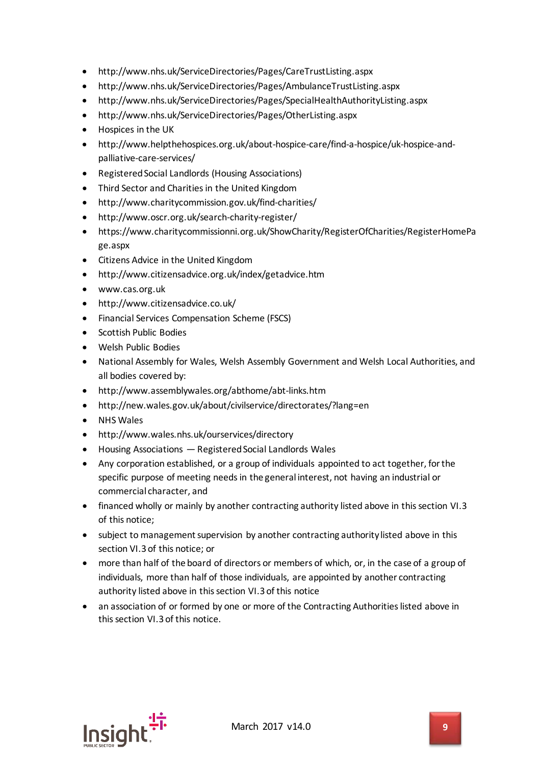- http://www.nhs.uk/ServiceDirectories/Pages/CareTrustListing.aspx
- http://www.nhs.uk/ServiceDirectories/Pages/AmbulanceTrustListing.aspx
- http://www.nhs.uk/ServiceDirectories/Pages/SpecialHealthAuthorityListing.aspx
- http://www.nhs.uk/ServiceDirectories/Pages/OtherListing.aspx
- Hospices in the UK
- http://www.helpthehospices.org.uk/about-hospice-care/find-a-hospice/uk-hospice-and-palliative-care-services/
- Registered Social Landlords (Housing Associations)
- Third Sector and Charities in the United Kingdom
- http://www.charitycommission.gov.uk/find-charities/
- http://www.oscr.org.uk/search-charity-register/
- https://www.charitycommissionni.org.uk/ShowCharity/RegisterOfCharities/RegisterHomePage.aspx
- Citizens Advice in the United Kingdom
- http://www.citizensadvice.org.uk/index/getadvice.htm
- www.cas.org.uk
- http://www.citizensadvice.co.uk/
- Financial Services Compensation Scheme (FSCS)
- Scottish Public Bodies
- Welsh Public Bodies
- National Assembly for Wales, Welsh Assembly Government and Welsh Local Authorities, and all bodies covered by:
- http://www.assemblywales.org/abthome/abt-links.htm
- http://new.wales.gov.uk/about/civilservice/directorates/?lang=en
- NHS Wales
- http://www.wales.nhs.uk/ourservices/directory
- Housing Associations — Registered Social Landlords Wales
- Any corporation established, or a group of individuals appointed to act together, for the specific purpose of meeting needs in the general interest, not having an industrial or commercial character, and
- financed wholly or mainly by another contracting authority listed above in this section VI.3 of this notice;
- subject to management supervision by another contracting authority listed above in this section VI.3 of this notice; or
- more than half of the board of directors or members of which, or, in the case of a group of individuals, more than half of those individuals, are appointed by another contracting authority listed above in this section VI.3 of this notice
- an association of or formed by one or more of the Contracting Authorities listed above in this section VI.3 of this notice.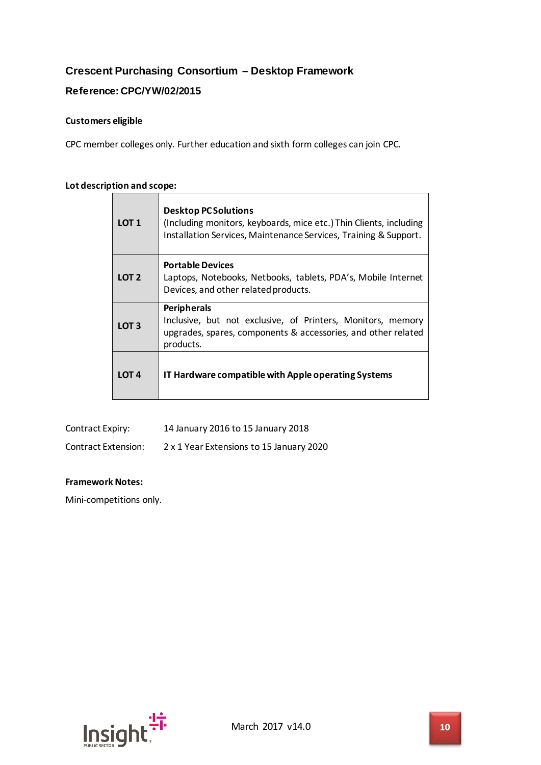## Crescent Purchasing Consortium – Desktop Framework

### Reference: CPC/YW/02/2015

**Customers eligible**

CPC member colleges only. Further education and sixth form colleges can join CPC.

**Lot description and scope:**

| | |
|---|---|
| **LOT 1** | **Desktop PC Solutions** (Including monitors, keyboards, mice etc.) Thin Clients, including Installation Services, Maintenance Services, Training & Support. |
| **LOT 2** | **Portable Devices** Laptops, Notebooks, Netbooks, tablets, PDA's, Mobile Internet Devices, and other related products. |
| **LOT 3** | **Peripherals** Inclusive, but not exclusive, of Printers, Monitors, memory upgrades, spares, components & accessories, and other related products. |
| **LOT 4** | **IT Hardware compatible with Apple operating Systems** |

Contract Expiry: 14 January 2016 to 15 January 2018

Contract Extension: 2 x 1 Year Extensions to 15 January 2020

**Framework Notes:**

Mini-competitions only.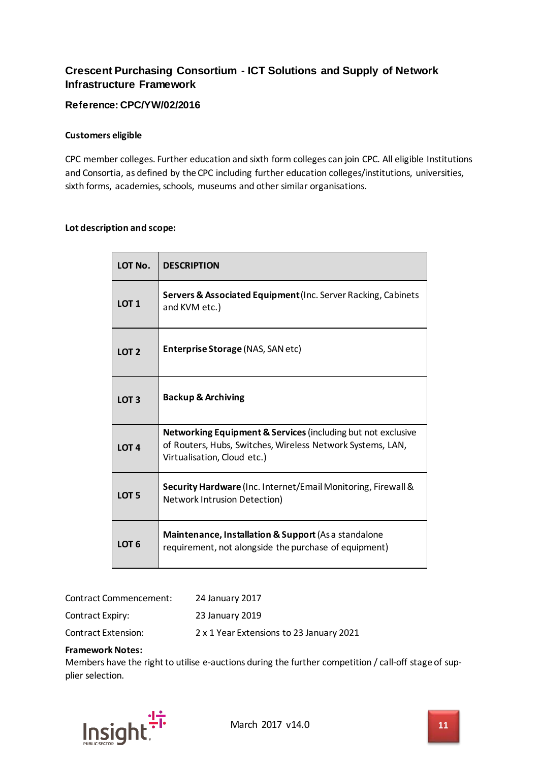## Crescent Purchasing Consortium - ICT Solutions and Supply of Network Infrastructure Framework

### Reference: CPC/YW/02/2016

**Customers eligible**

CPC member colleges. Further education and sixth form colleges can join CPC. All eligible Institutions and Consortia, as defined by the CPC including further education colleges/institutions, universities, sixth forms, academies, schools, museums and other similar organisations.

**Lot description and scope:**

| LOT No. | DESCRIPTION |
|---|---|
| LOT 1 | **Servers & Associated Equipment** (Inc. Server Racking, Cabinets and KVM etc.) |
| LOT 2 | **Enterprise Storage** (NAS, SAN etc) |
| LOT 3 | **Backup & Archiving** |
| LOT 4 | **Networking Equipment & Services** (including but not exclusive of Routers, Hubs, Switches, Wireless Network Systems, LAN, Virtualisation, Cloud etc.) |
| LOT 5 | **Security Hardware** (Inc. Internet/Email Monitoring, Firewall & Network Intrusion Detection) |
| LOT 6 | **Maintenance, Installation & Support** (As a standalone requirement, not alongside the purchase of equipment) |

Contract Commencement: 24 January 2017

Contract Expiry: 23 January 2019

Contract Extension: 2 x 1 Year Extensions to 23 January 2021

**Framework Notes:**

Members have the right to utilise e-auctions during the further competition / call-off stage of supplier selection.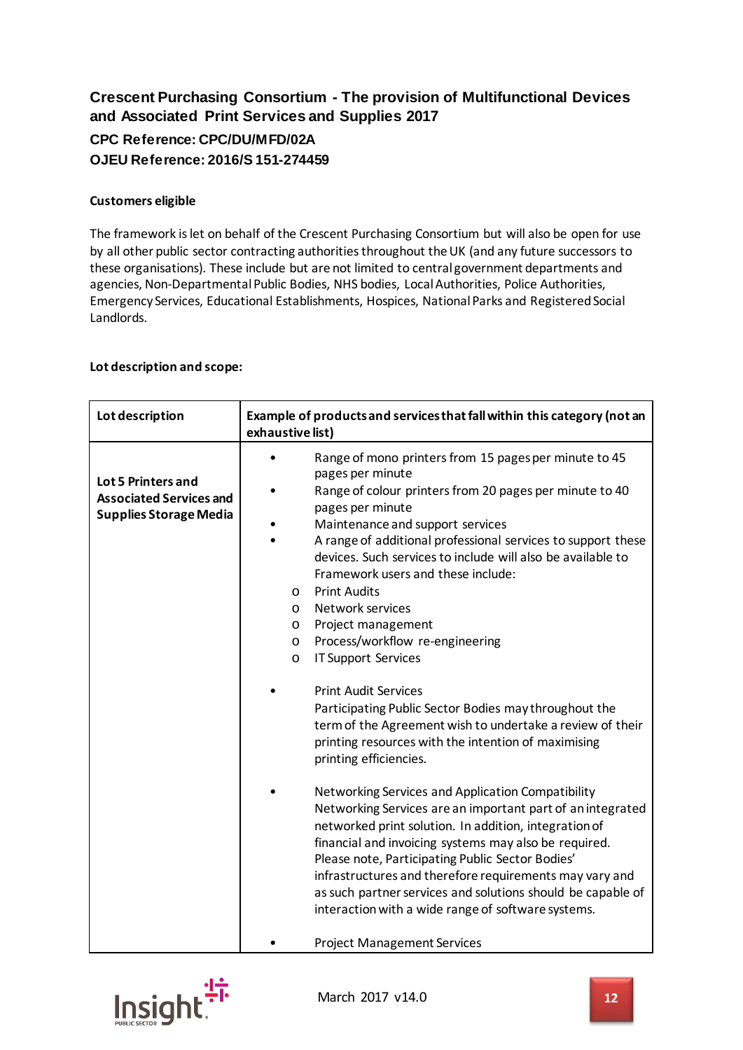## Crescent Purchasing Consortium - The provision of Multifunctional Devices and Associated Print Services and Supplies 2017

### CPC Reference: CPC/DU/MFD/02A

### OJEU Reference: 2016/S 151-274459

**Customers eligible**

The framework is let on behalf of the Crescent Purchasing Consortium but will also be open for use by all other public sector contracting authorities throughout the UK (and any future successors to these organisations). These include but are not limited to central government departments and agencies, Non-Departmental Public Bodies, NHS bodies, Local Authorities, Police Authorities, Emergency Services, Educational Establishments, Hospices, National Parks and Registered Social Landlords.

**Lot description and scope:**

| Lot description | Example of products and services that fall within this category (not an exhaustive list) |
|---|---|
| **Lot 5 Printers and Associated Services and Supplies Storage Media** | • Range of mono printers from 15 pages per minute to 45 pages per minute<br>• Range of colour printers from 20 pages per minute to 40 pages per minute<br>• Maintenance and support services<br>• A range of additional professional services to support these devices. Such services to include will also be available to Framework users and these include:<br>o Print Audits<br>o Network services<br>o Project management<br>o Process/workflow re-engineering<br>o IT Support Services<br><br>• Print Audit Services<br>Participating Public Sector Bodies may throughout the term of the Agreement wish to undertake a review of their printing resources with the intention of maximising printing efficiencies.<br><br>• Networking Services and Application Compatibility<br>Networking Services are an important part of an integrated networked print solution. In addition, integration of financial and invoicing systems may also be required. Please note, Participating Public Sector Bodies' infrastructures and therefore requirements may vary and as such partner services and solutions should be capable of interaction with a wide range of software systems.<br><br>• Project Management Services |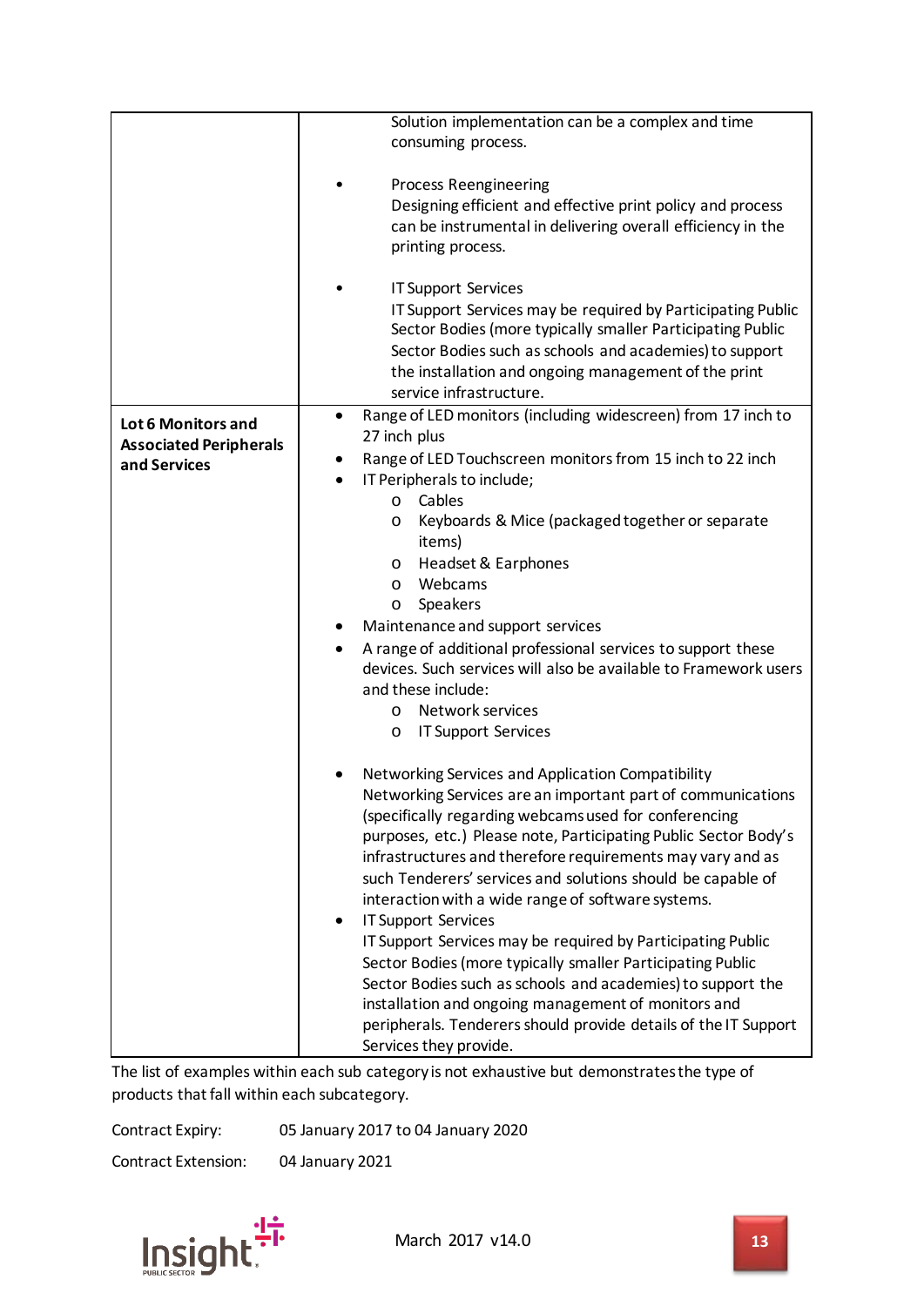| | |
|---|---|
| | Solution implementation can be a complex and time consuming process.<br><br>• Process Reengineering<br>Designing efficient and effective print policy and process can be instrumental in delivering overall efficiency in the printing process.<br><br>• IT Support Services<br>IT Support Services may be required by Participating Public Sector Bodies (more typically smaller Participating Public Sector Bodies such as schools and academies) to support the installation and ongoing management of the print service infrastructure. |
| **Lot 6 Monitors and Associated Peripherals and Services** | • Range of LED monitors (including widescreen) from 17 inch to 27 inch plus<br>• Range of LED Touchscreen monitors from 15 inch to 22 inch<br>• IT Peripherals to include;<br>o Cables<br>o Keyboards & Mice (packaged together or separate items)<br>o Headset & Earphones<br>o Webcams<br>o Speakers<br>• Maintenance and support services<br>• A range of additional professional services to support these devices. Such services will also be available to Framework users and these include:<br>o Network services<br>o IT Support Services<br><br>• Networking Services and Application Compatibility<br>Networking Services are an important part of communications (specifically regarding webcams used for conferencing purposes, etc.) Please note, Participating Public Sector Body's infrastructures and therefore requirements may vary and as such Tenderers' services and solutions should be capable of interaction with a wide range of software systems.<br>• IT Support Services<br>IT Support Services may be required by Participating Public Sector Bodies (more typically smaller Participating Public Sector Bodies such as schools and academies) to support the installation and ongoing management of monitors and peripherals. Tenderers should provide details of the IT Support Services they provide. |

The list of examples within each sub category is not exhaustive but demonstrates the type of products that fall within each subcategory.

Contract Expiry: 05 January 2017 to 04 January 2020

Contract Extension: 04 January 2021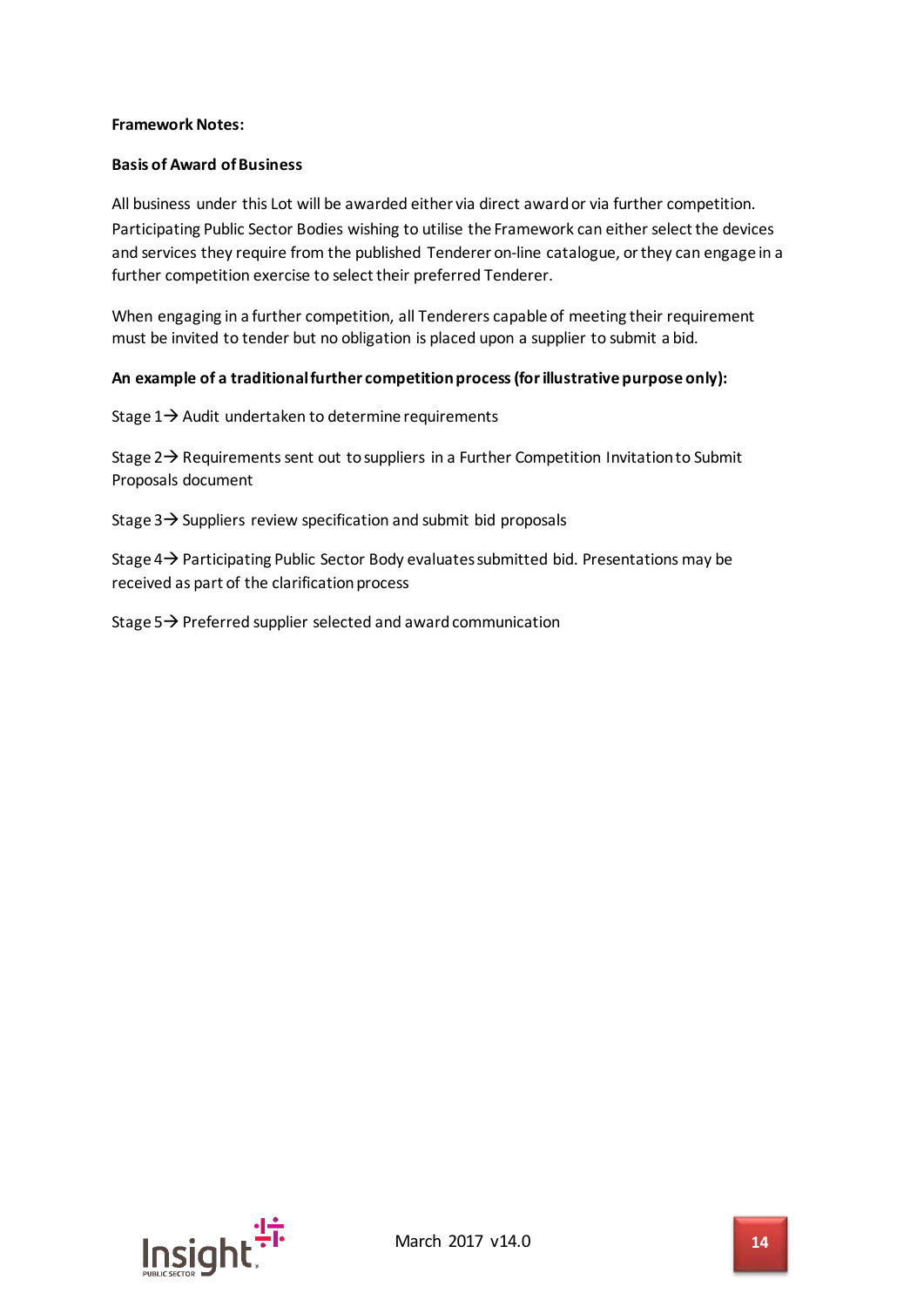**Framework Notes:**

**Basis of Award of Business**

All business under this Lot will be awarded either via direct award or via further competition. Participating Public Sector Bodies wishing to utilise the Framework can either select the devices and services they require from the published Tenderer on-line catalogue, or they can engage in a further competition exercise to select their preferred Tenderer.

When engaging in a further competition, all Tenderers capable of meeting their requirement must be invited to tender but no obligation is placed upon a supplier to submit a bid.

**An example of a traditional further competition process (for illustrative purpose only):**

Stage 1→ Audit undertaken to determine requirements

Stage 2→ Requirements sent out to suppliers in a Further Competition Invitation to Submit Proposals document

Stage 3→ Suppliers review specification and submit bid proposals

Stage 4→ Participating Public Sector Body evaluates submitted bid. Presentations may be received as part of the clarification process

Stage 5→ Preferred supplier selected and award communication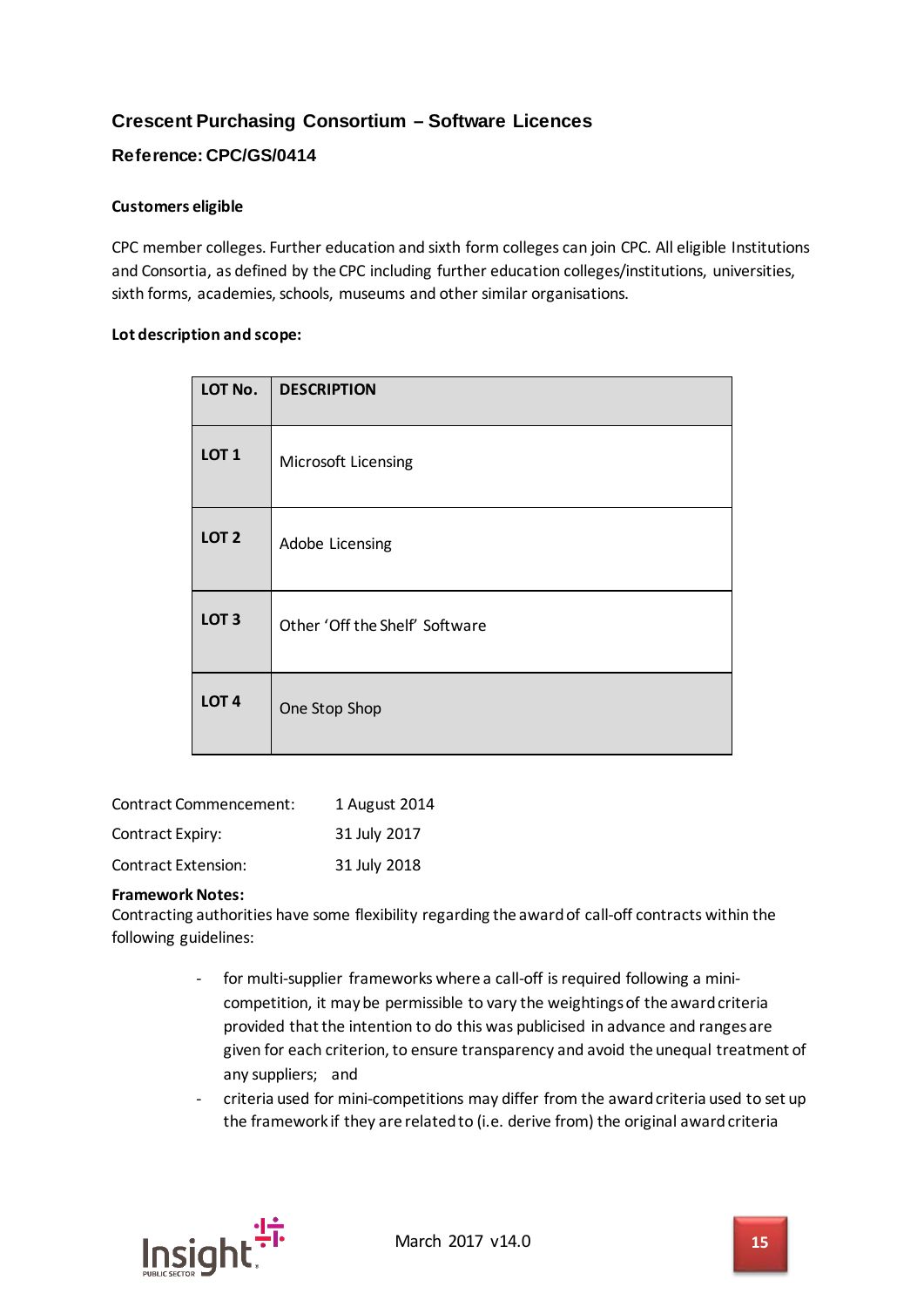## Crescent Purchasing Consortium – Software Licences

### Reference: CPC/GS/0414

**Customers eligible**

CPC member colleges. Further education and sixth form colleges can join CPC. All eligible Institutions and Consortia, as defined by the CPC including further education colleges/institutions, universities, sixth forms, academies, schools, museums and other similar organisations.

**Lot description and scope:**

| LOT No. | DESCRIPTION |
|---|---|
| LOT 1 | Microsoft Licensing |
| LOT 2 | Adobe Licensing |
| LOT 3 | Other 'Off the Shelf' Software |
| LOT 4 | One Stop Shop |

| | |
|---|---|
| Contract Commencement: | 1 August 2014 |
| Contract Expiry: | 31 July 2017 |
| Contract Extension: | 31 July 2018 |

**Framework Notes:**
Contracting authorities have some flexibility regarding the award of call-off contracts within the following guidelines:

- for multi-supplier frameworks where a call-off is required following a mini-competition, it may be permissible to vary the weightings of the award criteria provided that the intention to do this was publicised in advance and ranges are given for each criterion, to ensure transparency and avoid the unequal treatment of any suppliers; and
- criteria used for mini-competitions may differ from the award criteria used to set up the framework if they are related to (i.e. derive from) the original award criteria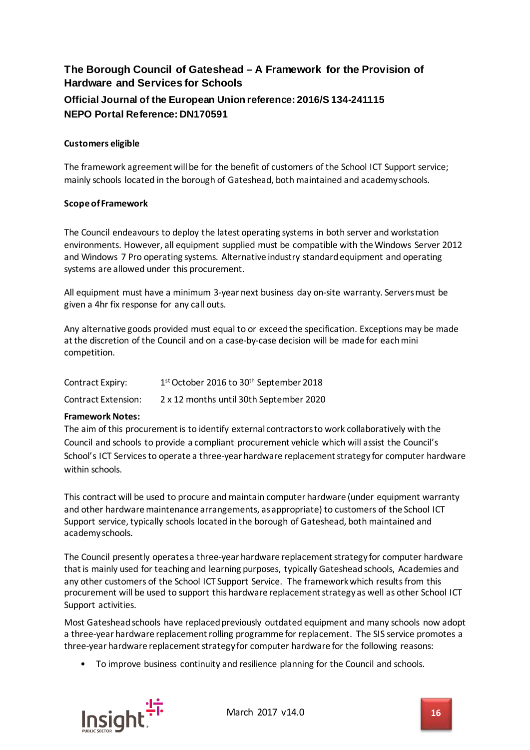## The Borough Council of Gateshead – A Framework for the Provision of Hardware and Services for Schools

### Official Journal of the European Union reference: 2016/S 134-241115
### NEPO Portal Reference: DN170591

**Customers eligible**

The framework agreement will be for the benefit of customers of the School ICT Support service; mainly schools located in the borough of Gateshead, both maintained and academy schools.

**Scope of Framework**

The Council endeavours to deploy the latest operating systems in both server and workstation environments. However, all equipment supplied must be compatible with the Windows Server 2012 and Windows 7 Pro operating systems. Alternative industry standard equipment and operating systems are allowed under this procurement.

All equipment must have a minimum 3-year next business day on-site warranty. Servers must be given a 4hr fix response for any call outs.

Any alternative goods provided must equal to or exceed the specification. Exceptions may be made at the discretion of the Council and on a case-by-case decision will be made for each mini competition.

| | |
|---|---|
| Contract Expiry: | 1st October 2016 to 30th September 2018 |
| Contract Extension: | 2 x 12 months until 30th September 2020 |

**Framework Notes:**

The aim of this procurement is to identify external contractors to work collaboratively with the Council and schools to provide a compliant procurement vehicle which will assist the Council's School's ICT Services to operate a three-year hardware replacement strategy for computer hardware within schools.

This contract will be used to procure and maintain computer hardware (under equipment warranty and other hardware maintenance arrangements, as appropriate) to customers of the School ICT Support service, typically schools located in the borough of Gateshead, both maintained and academy schools.

The Council presently operates a three-year hardware replacement strategy for computer hardware that is mainly used for teaching and learning purposes, typically Gateshead schools, Academies and any other customers of the School ICT Support Service. The framework which results from this procurement will be used to support this hardware replacement strategy as well as other School ICT Support activities.

Most Gateshead schools have replaced previously outdated equipment and many schools now adopt a three-year hardware replacement rolling programme for replacement. The SIS service promotes a three-year hardware replacement strategy for computer hardware for the following reasons:

- To improve business continuity and resilience planning for the Council and schools.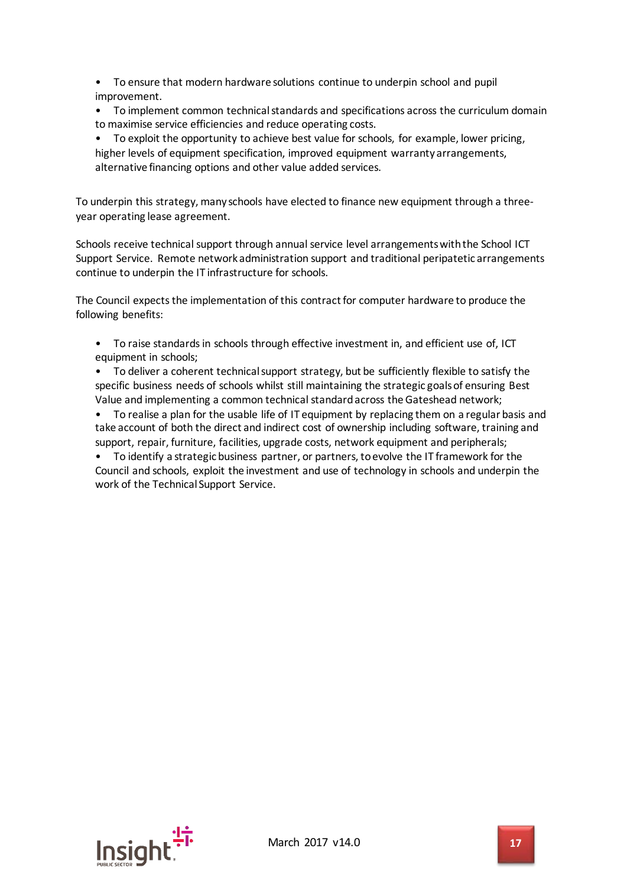- To ensure that modern hardware solutions continue to underpin school and pupil improvement.
- To implement common technical standards and specifications across the curriculum domain to maximise service efficiencies and reduce operating costs.
- To exploit the opportunity to achieve best value for schools, for example, lower pricing, higher levels of equipment specification, improved equipment warranty arrangements, alternative financing options and other value added services.

To underpin this strategy, many schools have elected to finance new equipment through a three-year operating lease agreement.

Schools receive technical support through annual service level arrangements with the School ICT Support Service. Remote network administration support and traditional peripatetic arrangements continue to underpin the IT infrastructure for schools.

The Council expects the implementation of this contract for computer hardware to produce the following benefits:

- To raise standards in schools through effective investment in, and efficient use of, ICT equipment in schools;
- To deliver a coherent technical support strategy, but be sufficiently flexible to satisfy the specific business needs of schools whilst still maintaining the strategic goals of ensuring Best Value and implementing a common technical standard across the Gateshead network;
- To realise a plan for the usable life of IT equipment by replacing them on a regular basis and take account of both the direct and indirect cost of ownership including software, training and support, repair, furniture, facilities, upgrade costs, network equipment and peripherals;
- To identify a strategic business partner, or partners, to evolve the IT framework for the Council and schools, exploit the investment and use of technology in schools and underpin the work of the Technical Support Service.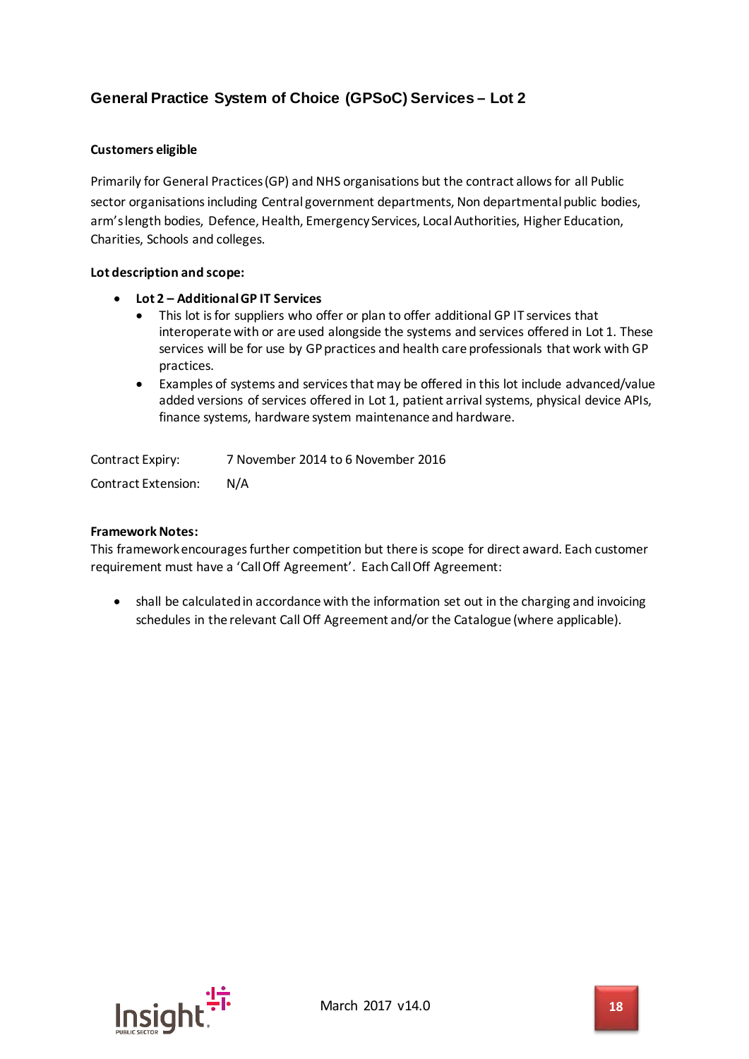## General Practice System of Choice (GPSoC) Services – Lot 2

**Customers eligible**

Primarily for General Practices (GP) and NHS organisations but the contract allows for all Public sector organisations including Central government departments, Non departmental public bodies, arm's length bodies, Defence, Health, Emergency Services, Local Authorities, Higher Education, Charities, Schools and colleges.

**Lot description and scope:**

- **Lot 2 – Additional GP IT Services**
  - This lot is for suppliers who offer or plan to offer additional GP IT services that interoperate with or are used alongside the systems and services offered in Lot 1. These services will be for use by GP practices and health care professionals that work with GP practices.
  - Examples of systems and services that may be offered in this lot include advanced/value added versions of services offered in Lot 1, patient arrival systems, physical device APIs, finance systems, hardware system maintenance and hardware.

Contract Expiry: 7 November 2014 to 6 November 2016

Contract Extension: N/A

**Framework Notes:**

This framework encourages further competition but there is scope for direct award. Each customer requirement must have a 'Call Off Agreement'. Each Call Off Agreement:

- shall be calculated in accordance with the information set out in the charging and invoicing schedules in the relevant Call Off Agreement and/or the Catalogue (where applicable).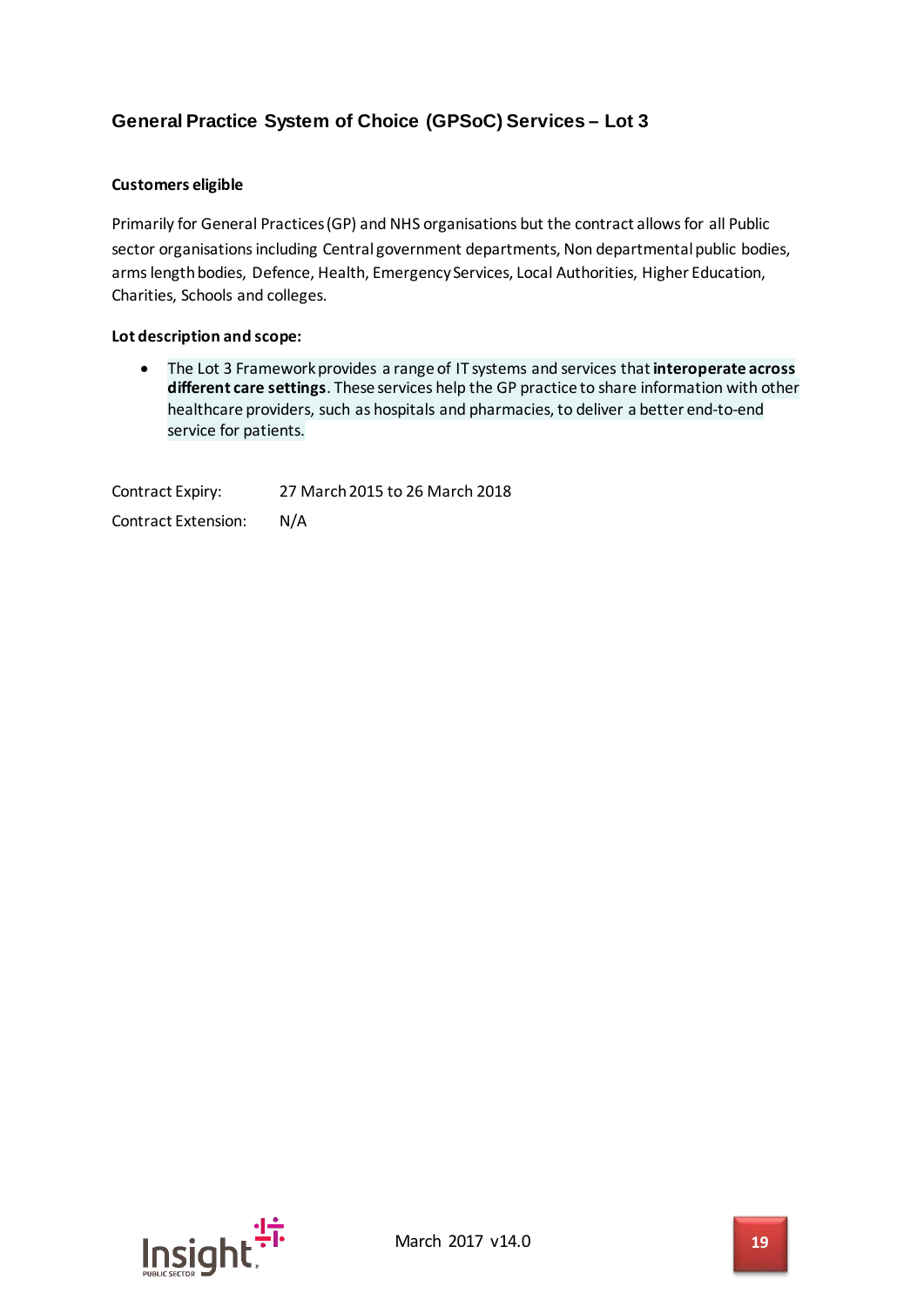## General Practice System of Choice (GPSoC) Services – Lot 3

**Customers eligible**

Primarily for General Practices (GP) and NHS organisations but the contract allows for all Public sector organisations including Central government departments, Non departmental public bodies, arms length bodies, Defence, Health, Emergency Services, Local Authorities, Higher Education, Charities, Schools and colleges.

**Lot description and scope:**

- The Lot 3 Framework provides a range of IT systems and services that **interoperate across different care settings**. These services help the GP practice to share information with other healthcare providers, such as hospitals and pharmacies, to deliver a better end-to-end service for patients.

Contract Expiry: 27 March 2015 to 26 March 2018

Contract Extension: N/A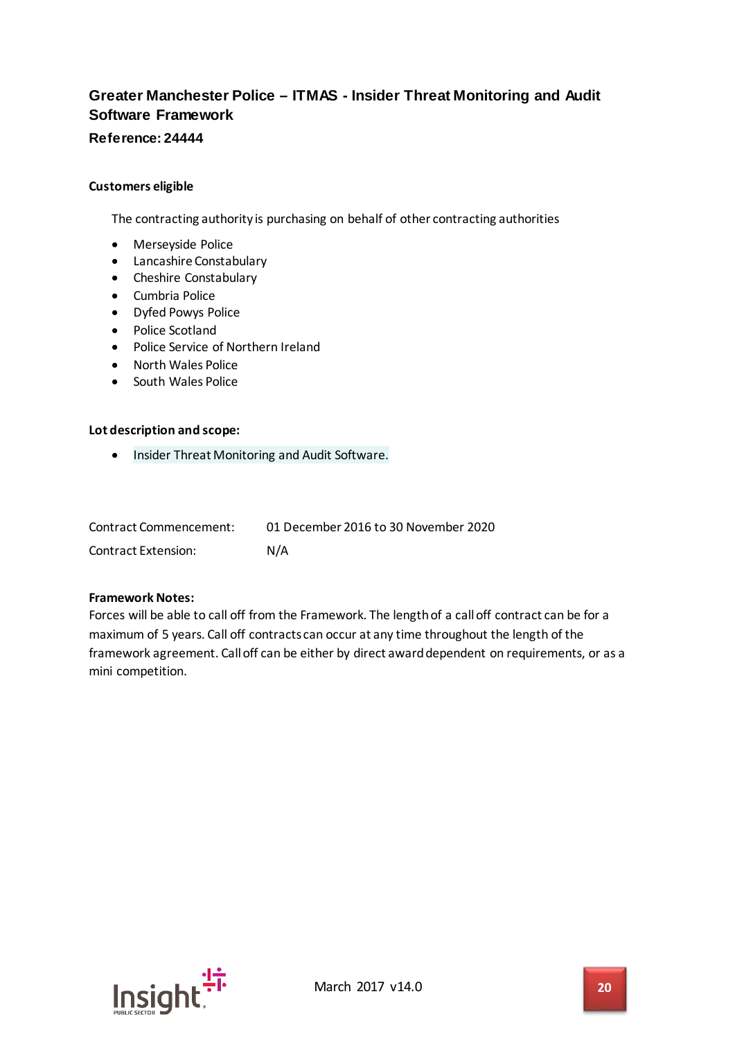## Greater Manchester Police – ITMAS - Insider Threat Monitoring and Audit Software Framework

### Reference: 24444

**Customers eligible**

The contracting authority is purchasing on behalf of other contracting authorities

- Merseyside Police
- Lancashire Constabulary
- Cheshire Constabulary
- Cumbria Police
- Dyfed Powys Police
- Police Scotland
- Police Service of Northern Ireland
- North Wales Police
- South Wales Police

**Lot description and scope:**

- Insider Threat Monitoring and Audit Software.

| | |
|---|---|
| Contract Commencement: | 01 December 2016 to 30 November 2020 |
| Contract Extension: | N/A |

**Framework Notes:**
Forces will be able to call off from the Framework. The length of a call off contract can be for a maximum of 5 years. Call off contracts can occur at any time throughout the length of the framework agreement. Call off can be either by direct award dependent on requirements, or as a mini competition.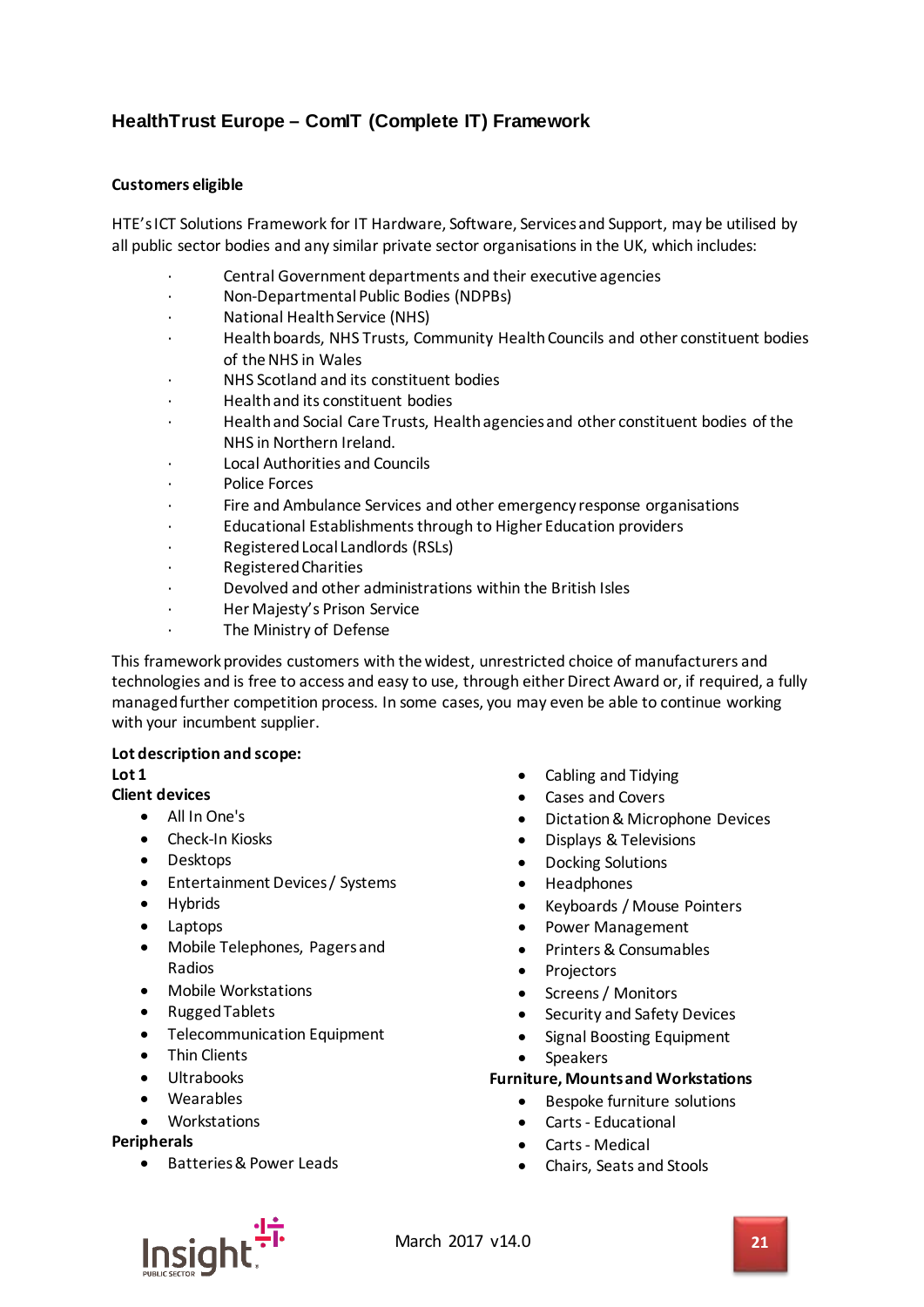## HealthTrust Europe – ComIT (Complete IT) Framework

**Customers eligible**

HTE's ICT Solutions Framework for IT Hardware, Software, Services and Support, may be utilised by all public sector bodies and any similar private sector organisations in the UK, which includes:

- Central Government departments and their executive agencies
- Non-Departmental Public Bodies (NDPBs)
- National Health Service (NHS)
- Health boards, NHS Trusts, Community Health Councils and other constituent bodies of the NHS in Wales
- NHS Scotland and its constituent bodies
- Health and its constituent bodies
- Health and Social Care Trusts, Health agencies and other constituent bodies of the NHS in Northern Ireland.
- Local Authorities and Councils
- Police Forces
- Fire and Ambulance Services and other emergency response organisations
- Educational Establishments through to Higher Education providers
- Registered Local Landlords (RSLs)
- Registered Charities
- Devolved and other administrations within the British Isles
- Her Majesty's Prison Service
- The Ministry of Defense

This framework provides customers with the widest, unrestricted choice of manufacturers and technologies and is free to access and easy to use, through either Direct Award or, if required, a fully managed further competition process. In some cases, you may even be able to continue working with your incumbent supplier.

**Lot description and scope:**

**Lot 1**

**Client devices**

- All In One's
- Check-In Kiosks
- Desktops
- Entertainment Devices / Systems
- Hybrids
- Laptops
- Mobile Telephones, Pagers and Radios
- Mobile Workstations
- Rugged Tablets
- Telecommunication Equipment
- Thin Clients
- Ultrabooks
- Wearables
- Workstations

**Peripherals**

- Batteries & Power Leads
- Cabling and Tidying
- Cases and Covers
- Dictation & Microphone Devices
- Displays & Televisions
- Docking Solutions
- Headphones
- Keyboards / Mouse Pointers
- Power Management
- Printers & Consumables
- Projectors
- Screens / Monitors
- Security and Safety Devices
- Signal Boosting Equipment
- Speakers

**Furniture, Mounts and Workstations**

- Bespoke furniture solutions
- Carts - Educational
- Carts - Medical
- Chairs, Seats and Stools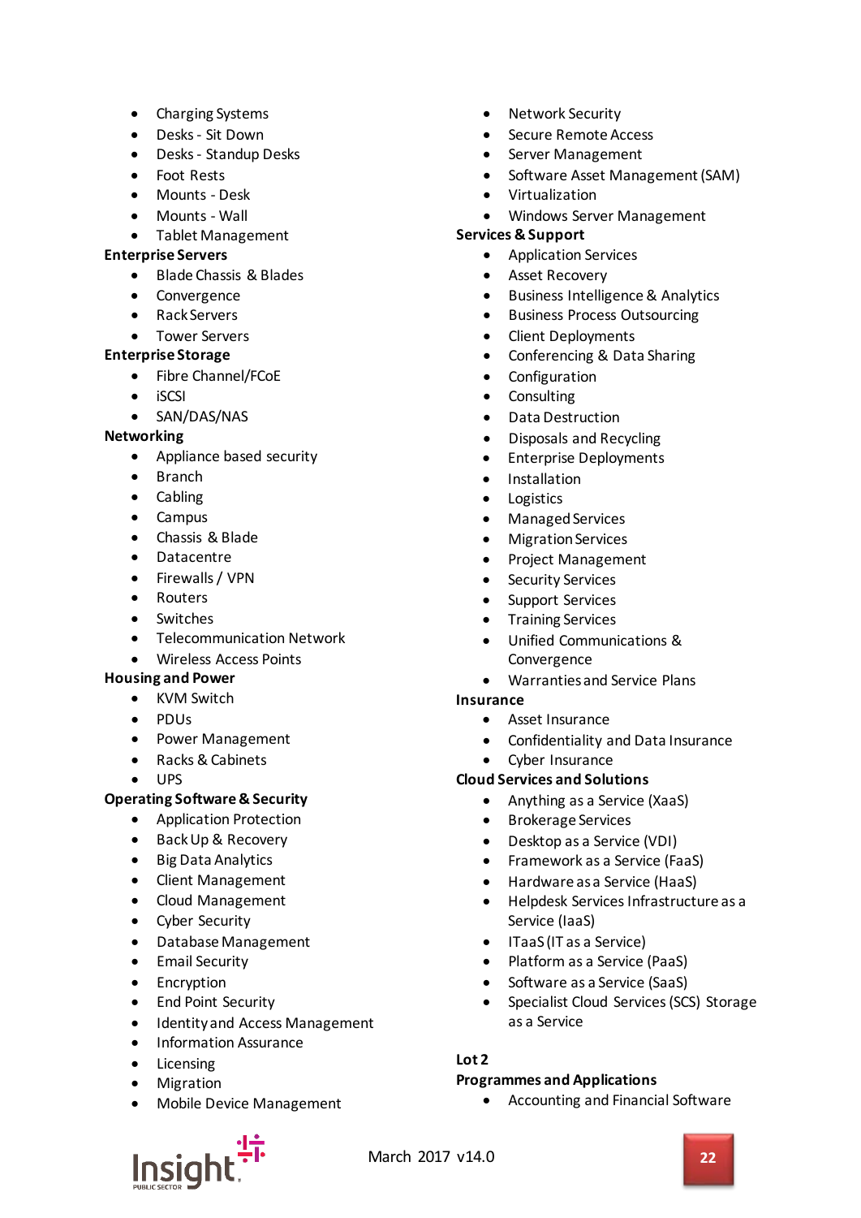- Charging Systems
- Desks - Sit Down
- Desks - Standup Desks
- Foot Rests
- Mounts - Desk
- Mounts - Wall
- Tablet Management

**Enterprise Servers**

- Blade Chassis & Blades
- Convergence
- Rack Servers
- Tower Servers

**Enterprise Storage**

- Fibre Channel/FCoE
- iSCSI
- SAN/DAS/NAS

**Networking**

- Appliance based security
- Branch
- Cabling
- Campus
- Chassis & Blade
- Datacentre
- Firewalls / VPN
- Routers
- Switches
- Telecommunication Network
- Wireless Access Points

**Housing and Power**

- KVM Switch
- PDUs
- Power Management
- Racks & Cabinets
- UPS

**Operating Software & Security**

- Application Protection
- Back Up & Recovery
- Big Data Analytics
- Client Management
- Cloud Management
- Cyber Security
- Database Management
- Email Security
- Encryption
- End Point Security
- Identity and Access Management
- Information Assurance
- Licensing
- Migration
- Mobile Device Management
- Network Security
- Secure Remote Access
- Server Management
- Software Asset Management (SAM)
- Virtualization
- Windows Server Management

**Services & Support**

- Application Services
- Asset Recovery
- Business Intelligence & Analytics
- Business Process Outsourcing
- Client Deployments
- Conferencing & Data Sharing
- Configuration
- Consulting
- Data Destruction
- Disposals and Recycling
- Enterprise Deployments
- Installation
- Logistics
- Managed Services
- Migration Services
- Project Management
- Security Services
- Support Services
- Training Services
- Unified Communications & Convergence
- Warranties and Service Plans

**Insurance**

- Asset Insurance
- Confidentiality and Data Insurance
- Cyber Insurance

**Cloud Services and Solutions**

- Anything as a Service (XaaS)
- Brokerage Services
- Desktop as a Service (VDI)
- Framework as a Service (FaaS)
- Hardware as a Service (HaaS)
- Helpdesk Services Infrastructure as a Service (IaaS)
- ITaaS (IT as a Service)
- Platform as a Service (PaaS)
- Software as a Service (SaaS)
- Specialist Cloud Services (SCS) Storage as a Service

**Lot 2**

**Programmes and Applications**

- Accounting and Financial Software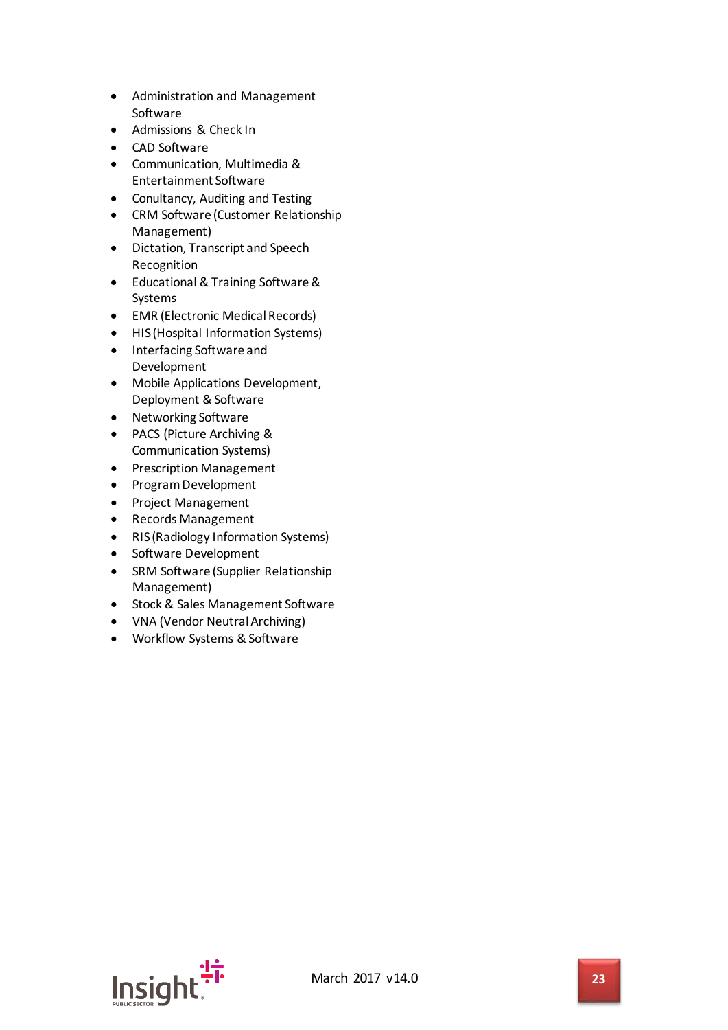- Administration and Management Software
- Admissions & Check In
- CAD Software
- Communication, Multimedia & Entertainment Software
- Conultancy, Auditing and Testing
- CRM Software (Customer Relationship Management)
- Dictation, Transcript and Speech Recognition
- Educational & Training Software & Systems
- EMR (Electronic Medical Records)
- HIS (Hospital Information Systems)
- Interfacing Software and Development
- Mobile Applications Development, Deployment & Software
- Networking Software
- PACS (Picture Archiving & Communication Systems)
- Prescription Management
- Program Development
- Project Management
- Records Management
- RIS (Radiology Information Systems)
- Software Development
- SRM Software (Supplier Relationship Management)
- Stock & Sales Management Software
- VNA (Vendor Neutral Archiving)
- Workflow Systems & Software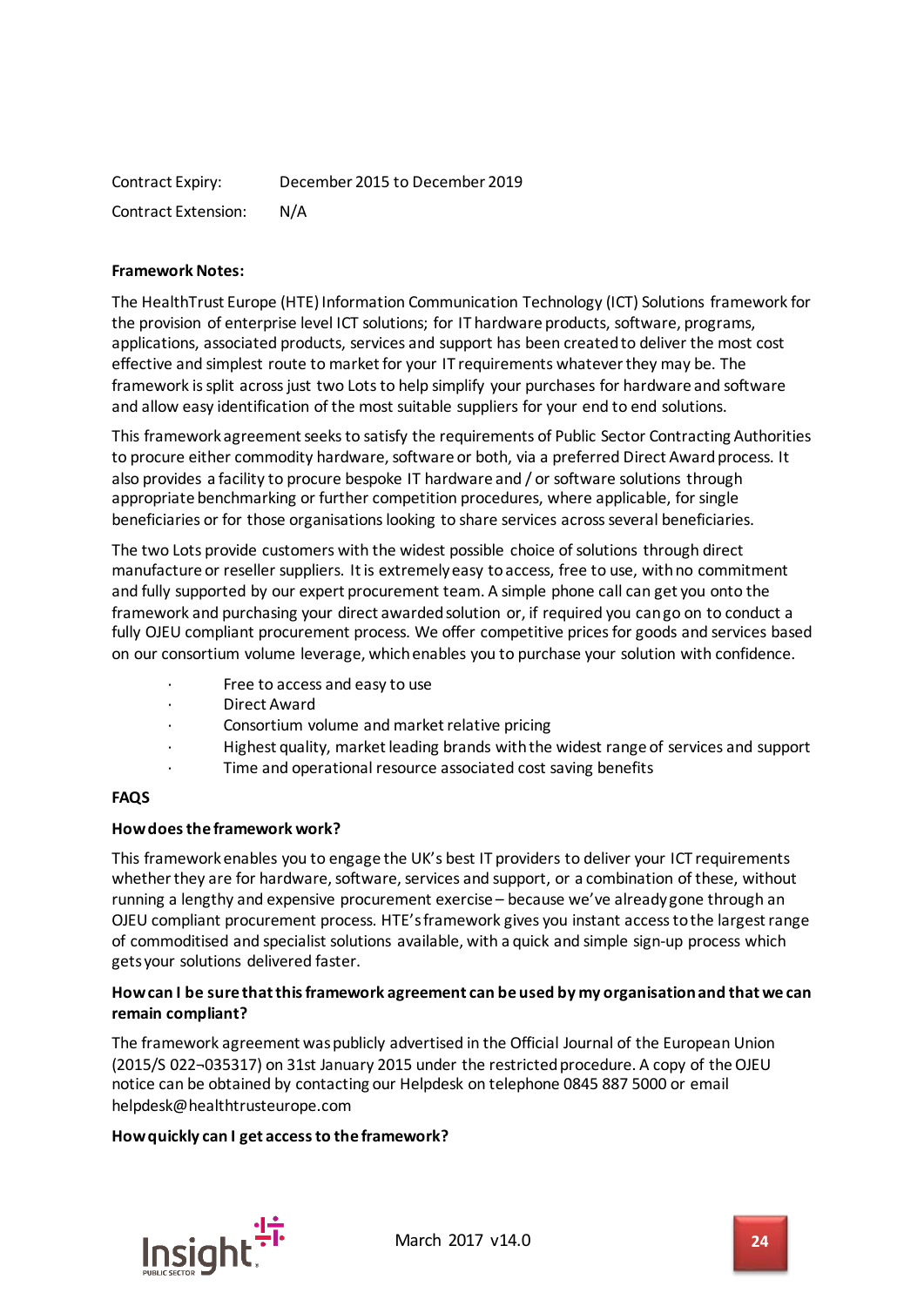Contract Expiry: December 2015 to December 2019

Contract Extension: N/A

**Framework Notes:**

The HealthTrust Europe (HTE) Information Communication Technology (ICT) Solutions framework for the provision of enterprise level ICT solutions; for IT hardware products, software, programs, applications, associated products, services and support has been created to deliver the most cost effective and simplest route to market for your IT requirements whatever they may be. The framework is split across just two Lots to help simplify your purchases for hardware and software and allow easy identification of the most suitable suppliers for your end to end solutions.

This framework agreement seeks to satisfy the requirements of Public Sector Contracting Authorities to procure either commodity hardware, software or both, via a preferred Direct Award process. It also provides a facility to procure bespoke IT hardware and / or software solutions through appropriate benchmarking or further competition procedures, where applicable, for single beneficiaries or for those organisations looking to share services across several beneficiaries.

The two Lots provide customers with the widest possible choice of solutions through direct manufacture or reseller suppliers. It is extremely easy to access, free to use, with no commitment and fully supported by our expert procurement team. A simple phone call can get you onto the framework and purchasing your direct awarded solution or, if required you can go on to conduct a fully OJEU compliant procurement process. We offer competitive prices for goods and services based on our consortium volume leverage, which enables you to purchase your solution with confidence.

- Free to access and easy to use
- Direct Award
- Consortium volume and market relative pricing
- Highest quality, market leading brands with the widest range of services and support
- Time and operational resource associated cost saving benefits

**FAQS**

**How does the framework work?**

This framework enables you to engage the UK's best IT providers to deliver your ICT requirements whether they are for hardware, software, services and support, or a combination of these, without running a lengthy and expensive procurement exercise – because we've already gone through an OJEU compliant procurement process. HTE's framework gives you instant access to the largest range of commoditised and specialist solutions available, with a quick and simple sign-up process which gets your solutions delivered faster.

**How can I be sure that this framework agreement can be used by my organisation and that we can remain compliant?**

The framework agreement was publicly advertised in the Official Journal of the European Union (2015/S 022¬035317) on 31st January 2015 under the restricted procedure. A copy of the OJEU notice can be obtained by contacting our Helpdesk on telephone 0845 887 5000 or email helpdesk@healthtrusteurope.com

**How quickly can I get access to the framework?**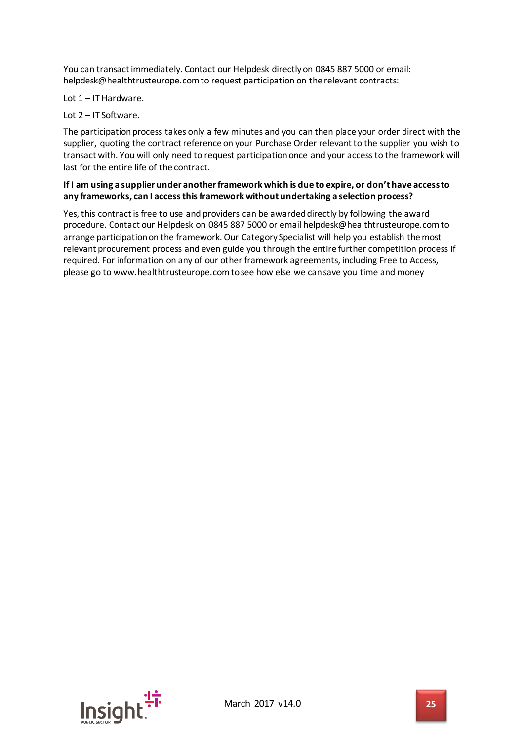You can transact immediately. Contact our Helpdesk directly on 0845 887 5000 or email: helpdesk@healthtrusteurope.com to request participation on the relevant contracts:

Lot 1 – IT Hardware.

Lot 2 – IT Software.

The participation process takes only a few minutes and you can then place your order direct with the supplier, quoting the contract reference on your Purchase Order relevant to the supplier you wish to transact with. You will only need to request participation once and your access to the framework will last for the entire life of the contract.

**If I am using a supplier under another framework which is due to expire, or don't have access to any frameworks, can I access this framework without undertaking a selection process?**

Yes, this contract is free to use and providers can be awarded directly by following the award procedure. Contact our Helpdesk on 0845 887 5000 or email helpdesk@healthtrusteurope.com to arrange participation on the framework. Our Category Specialist will help you establish the most relevant procurement process and even guide you through the entire further competition process if required. For information on any of our other framework agreements, including Free to Access, please go to www.healthtrusteurope.com to see how else we can save you time and money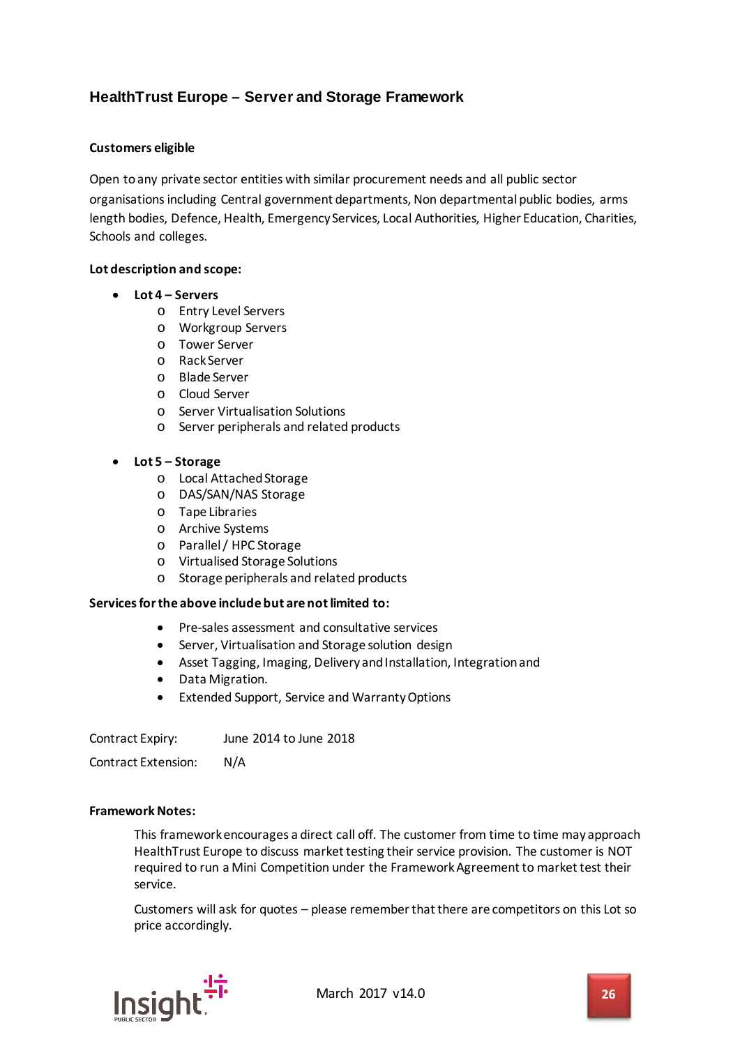## HealthTrust Europe – Server and Storage Framework

**Customers eligible**

Open to any private sector entities with similar procurement needs and all public sector organisations including Central government departments, Non departmental public bodies, arms length bodies, Defence, Health, Emergency Services, Local Authorities, Higher Education, Charities, Schools and colleges.

**Lot description and scope:**

- **Lot 4 – Servers**
  - Entry Level Servers
  - Workgroup Servers
  - Tower Server
  - Rack Server
  - Blade Server
  - Cloud Server
  - Server Virtualisation Solutions
  - Server peripherals and related products

- **Lot 5 – Storage**
  - Local Attached Storage
  - DAS/SAN/NAS Storage
  - Tape Libraries
  - Archive Systems
  - Parallel / HPC Storage
  - Virtualised Storage Solutions
  - Storage peripherals and related products

**Services for the above include but are not limited to:**

- Pre-sales assessment and consultative services
- Server, Virtualisation and Storage solution design
- Asset Tagging, Imaging, Delivery and Installation, Integration and
- Data Migration.
- Extended Support, Service and Warranty Options

Contract Expiry: June 2014 to June 2018

Contract Extension: N/A

**Framework Notes:**

This framework encourages a direct call off. The customer from time to time may approach HealthTrust Europe to discuss market testing their service provision. The customer is NOT required to run a Mini Competition under the Framework Agreement to market test their service.

Customers will ask for quotes – please remember that there are competitors on this Lot so price accordingly.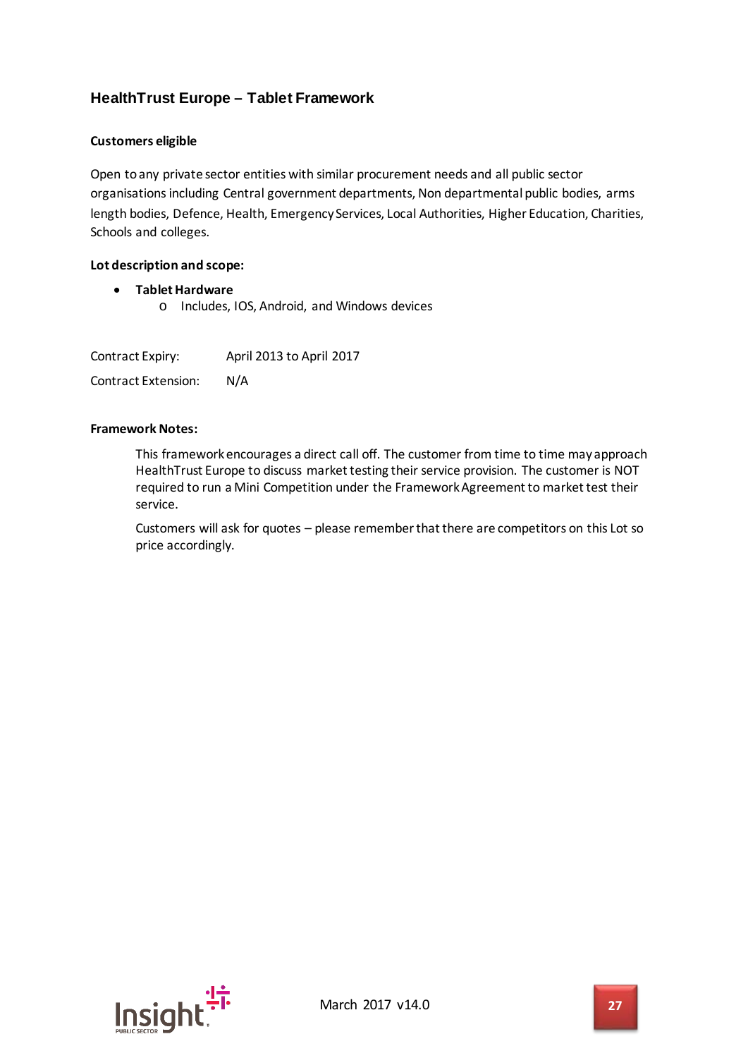## HealthTrust Europe – Tablet Framework

**Customers eligible**

Open to any private sector entities with similar procurement needs and all public sector organisations including Central government departments, Non departmental public bodies, arms length bodies, Defence, Health, Emergency Services, Local Authorities, Higher Education, Charities, Schools and colleges.

**Lot description and scope:**

- **Tablet Hardware**
  - Includes, IOS, Android, and Windows devices

Contract Expiry: April 2013 to April 2017

Contract Extension: N/A

**Framework Notes:**

This framework encourages a direct call off. The customer from time to time may approach HealthTrust Europe to discuss market testing their service provision. The customer is NOT required to run a Mini Competition under the Framework Agreement to market test their service.

Customers will ask for quotes – please remember that there are competitors on this Lot so price accordingly.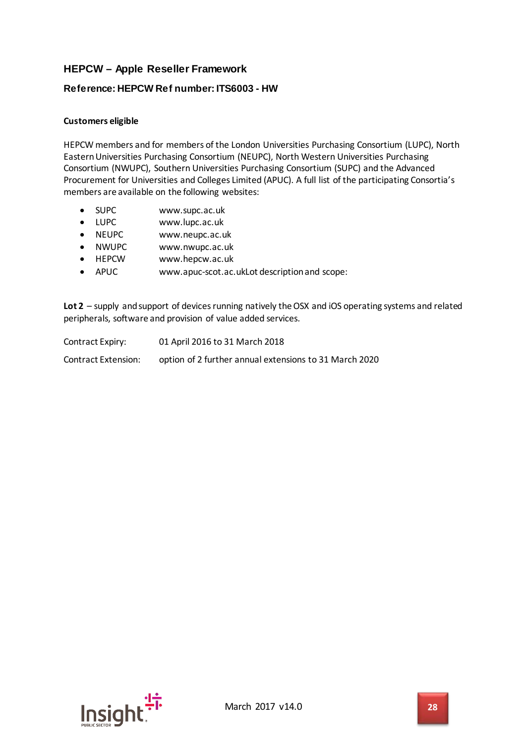## HEPCW – Apple Reseller Framework

### Reference: HEPCW Ref number: ITS6003 - HW

**Customers eligible**

HEPCW members and for members of the London Universities Purchasing Consortium (LUPC), North Eastern Universities Purchasing Consortium (NEUPC), North Western Universities Purchasing Consortium (NWUPC), Southern Universities Purchasing Consortium (SUPC) and the Advanced Procurement for Universities and Colleges Limited (APUC). A full list of the participating Consortia's members are available on the following websites:

- SUPC www.supc.ac.uk
- LUPC www.lupc.ac.uk
- NEUPC www.neupc.ac.uk
- NWUPC www.nwupc.ac.uk
- HEPCW www.hepcw.ac.uk
- APUC www.apuc-scot.ac.ukLot description and scope:

**Lot 2** – supply and support of devices running natively the OSX and iOS operating systems and related peripherals, software and provision of value added services.

Contract Expiry: 01 April 2016 to 31 March 2018

Contract Extension: option of 2 further annual extensions to 31 March 2020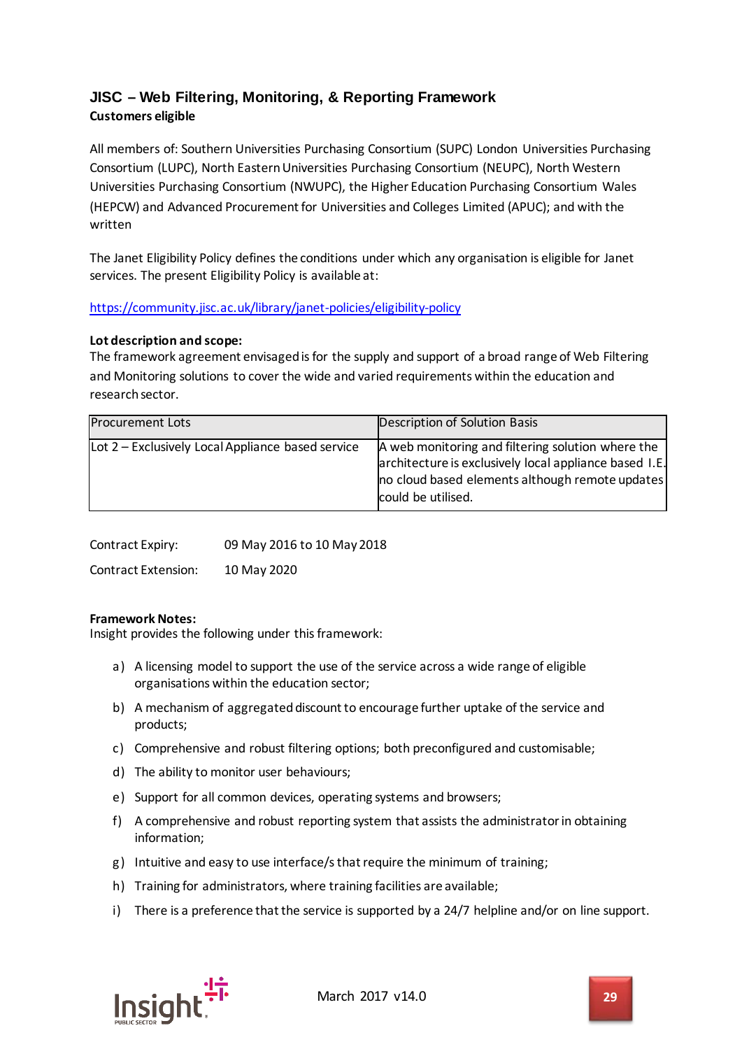## JISC – Web Filtering, Monitoring, & Reporting Framework

**Customers eligible**

All members of: Southern Universities Purchasing Consortium (SUPC) London Universities Purchasing Consortium (LUPC), North Eastern Universities Purchasing Consortium (NEUPC), North Western Universities Purchasing Consortium (NWUPC), the Higher Education Purchasing Consortium Wales (HEPCW) and Advanced Procurement for Universities and Colleges Limited (APUC); and with the written

The Janet Eligibility Policy defines the conditions under which any organisation is eligible for Janet services. The present Eligibility Policy is available at:

https://community.jisc.ac.uk/library/janet-policies/eligibility-policy

**Lot description and scope:**

The framework agreement envisaged is for the supply and support of a broad range of Web Filtering and Monitoring solutions to cover the wide and varied requirements within the education and research sector.

| Procurement Lots | Description of Solution Basis |
|---|---|
| Lot 2 – Exclusively Local Appliance based service | A web monitoring and filtering solution where the architecture is exclusively local appliance based I.E. no cloud based elements although remote updates could be utilised. |

Contract Expiry: 09 May 2016 to 10 May 2018

Contract Extension: 10 May 2020

**Framework Notes:**

Insight provides the following under this framework:

a) A licensing model to support the use of the service across a wide range of eligible organisations within the education sector;

b) A mechanism of aggregated discount to encourage further uptake of the service and products;

c) Comprehensive and robust filtering options; both preconfigured and customisable;

d) The ability to monitor user behaviours;

e) Support for all common devices, operating systems and browsers;

f) A comprehensive and robust reporting system that assists the administrator in obtaining information;

g) Intuitive and easy to use interface/s that require the minimum of training;

h) Training for administrators, where training facilities are available;

i) There is a preference that the service is supported by a 24/7 helpline and/or on line support.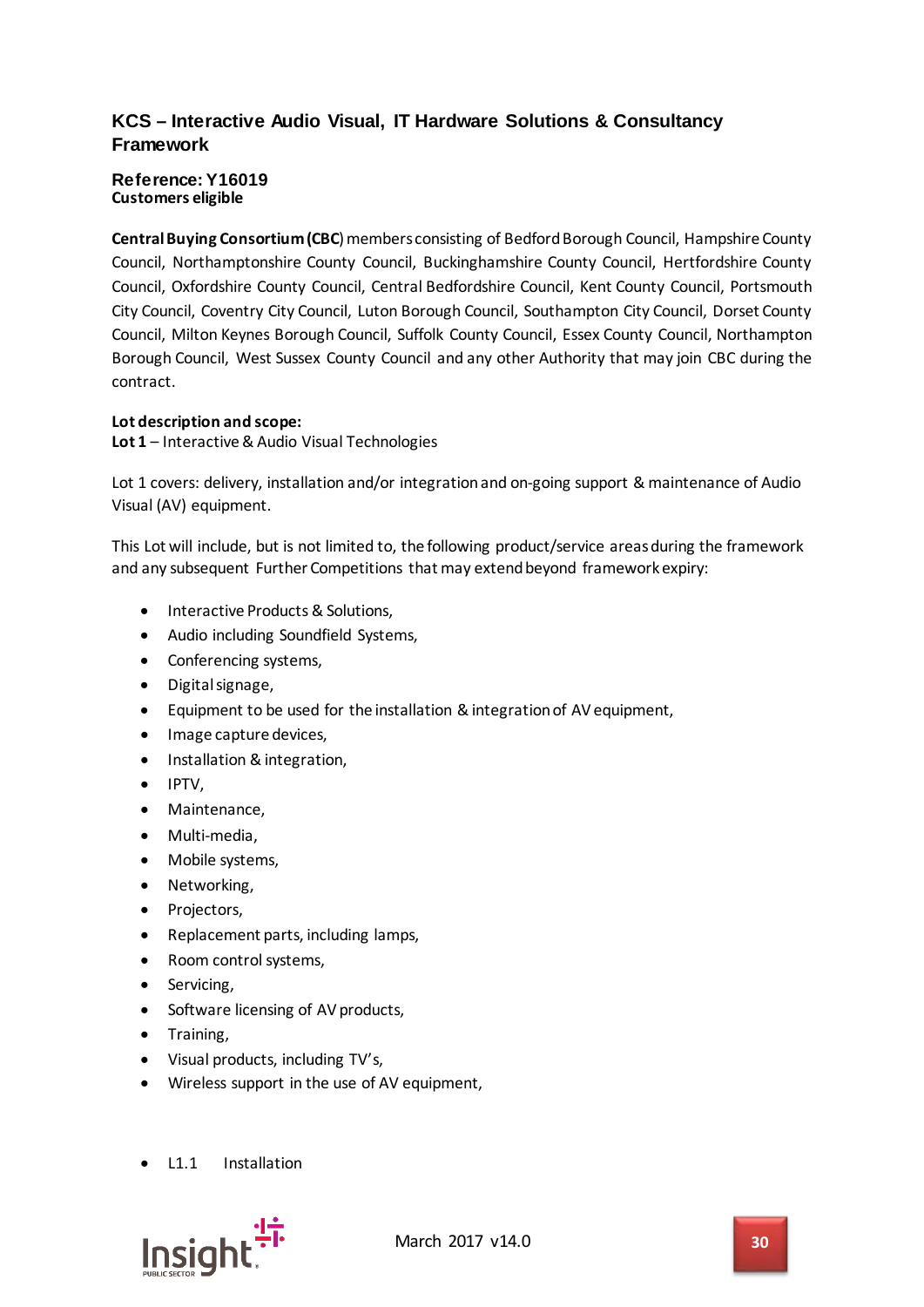## KCS – Interactive Audio Visual, IT Hardware Solutions & Consultancy Framework

**Reference: Y16019**
**Customers eligible**

**Central Buying Consortium (CBC**) members consisting of Bedford Borough Council, Hampshire County Council, Northamptonshire County Council, Buckinghamshire County Council, Hertfordshire County Council, Oxfordshire County Council, Central Bedfordshire Council, Kent County Council, Portsmouth City Council, Coventry City Council, Luton Borough Council, Southampton City Council, Dorset County Council, Milton Keynes Borough Council, Suffolk County Council, Essex County Council, Northampton Borough Council, West Sussex County Council and any other Authority that may join CBC during the contract.

**Lot description and scope:**
**Lot 1** – Interactive & Audio Visual Technologies

Lot 1 covers: delivery, installation and/or integration and on-going support & maintenance of Audio Visual (AV) equipment.

This Lot will include, but is not limited to, the following product/service areas during the framework and any subsequent Further Competitions that may extend beyond framework expiry:

- Interactive Products & Solutions,
- Audio including Soundfield Systems,
- Conferencing systems,
- Digital signage,
- Equipment to be used for the installation & integration of AV equipment,
- Image capture devices,
- Installation & integration,
- IPTV,
- Maintenance,
- Multi-media,
- Mobile systems,
- Networking,
- Projectors,
- Replacement parts, including lamps,
- Room control systems,
- Servicing,
- Software licensing of AV products,
- Training,
- Visual products, including TV's,
- Wireless support in the use of AV equipment,

- L1.1 Installation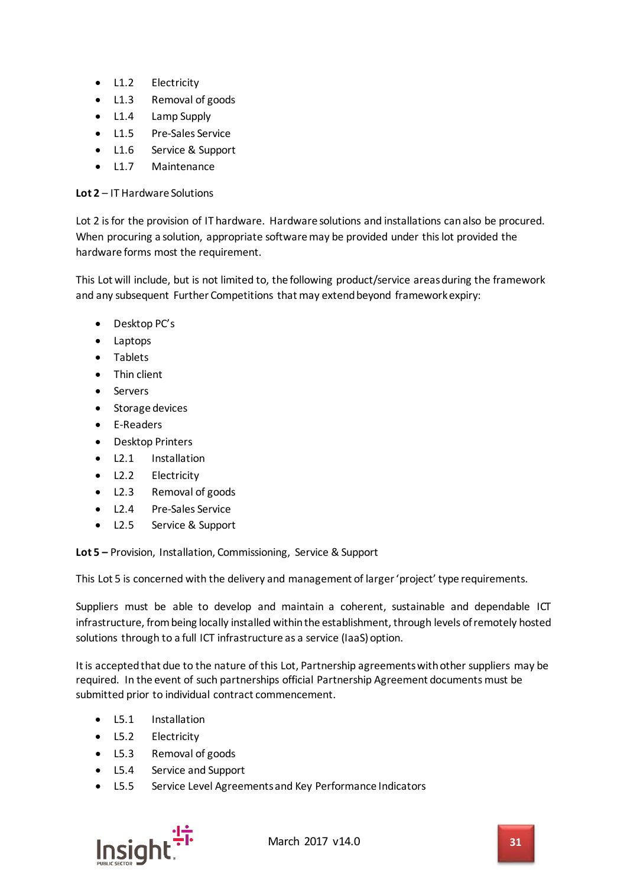- L1.2 Electricity
- L1.3 Removal of goods
- L1.4 Lamp Supply
- L1.5 Pre-Sales Service
- L1.6 Service & Support
- L1.7 Maintenance

**Lot 2** – IT Hardware Solutions

Lot 2 is for the provision of IT hardware. Hardware solutions and installations can also be procured. When procuring a solution, appropriate software may be provided under this lot provided the hardware forms most the requirement.

This Lot will include, but is not limited to, the following product/service areas during the framework and any subsequent Further Competitions that may extend beyond framework expiry:

- Desktop PC's
- Laptops
- Tablets
- Thin client
- Servers
- Storage devices
- E-Readers
- Desktop Printers
- L2.1 Installation
- L2.2 Electricity
- L2.3 Removal of goods
- L2.4 Pre-Sales Service
- L2.5 Service & Support

**Lot 5 –** Provision, Installation, Commissioning, Service & Support

This Lot 5 is concerned with the delivery and management of larger 'project' type requirements.

Suppliers must be able to develop and maintain a coherent, sustainable and dependable ICT infrastructure, from being locally installed within the establishment, through levels of remotely hosted solutions through to a full ICT infrastructure as a service (IaaS) option.

It is accepted that due to the nature of this Lot, Partnership agreements with other suppliers may be required. In the event of such partnerships official Partnership Agreement documents must be submitted prior to individual contract commencement.

- L5.1 Installation
- L5.2 Electricity
- L5.3 Removal of goods
- L5.4 Service and Support
- L5.5 Service Level Agreements and Key Performance Indicators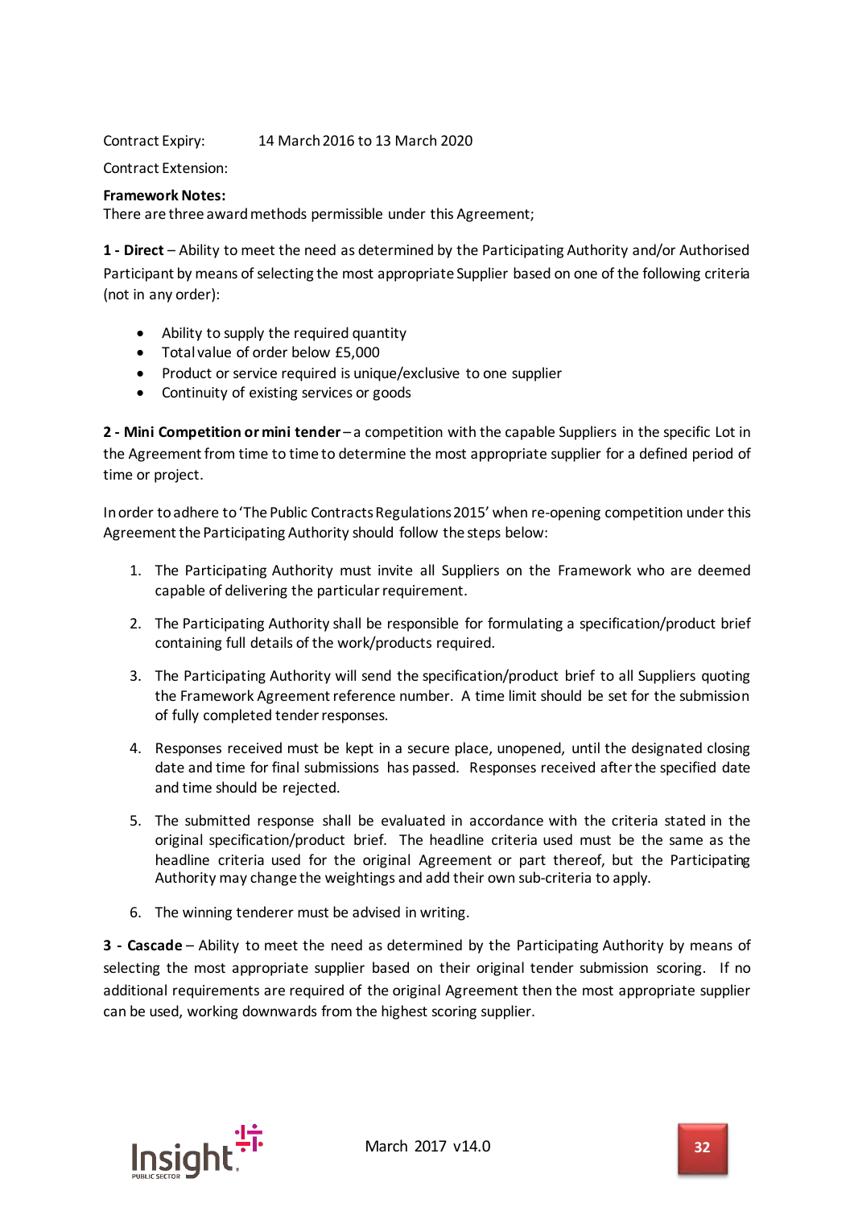Contract Expiry: 14 March 2016 to 13 March 2020

Contract Extension:

**Framework Notes:**
There are three award methods permissible under this Agreement;

**1 - Direct** – Ability to meet the need as determined by the Participating Authority and/or Authorised Participant by means of selecting the most appropriate Supplier based on one of the following criteria (not in any order):

- Ability to supply the required quantity
- Total value of order below £5,000
- Product or service required is unique/exclusive to one supplier
- Continuity of existing services or goods

**2 - Mini Competition or mini tender** – a competition with the capable Suppliers in the specific Lot in the Agreement from time to time to determine the most appropriate supplier for a defined period of time or project.

In order to adhere to 'The Public Contracts Regulations 2015' when re-opening competition under this Agreement the Participating Authority should follow the steps below:

1. The Participating Authority must invite all Suppliers on the Framework who are deemed capable of delivering the particular requirement.

2. The Participating Authority shall be responsible for formulating a specification/product brief containing full details of the work/products required.

3. The Participating Authority will send the specification/product brief to all Suppliers quoting the Framework Agreement reference number. A time limit should be set for the submission of fully completed tender responses.

4. Responses received must be kept in a secure place, unopened, until the designated closing date and time for final submissions has passed. Responses received after the specified date and time should be rejected.

5. The submitted response shall be evaluated in accordance with the criteria stated in the original specification/product brief. The headline criteria used must be the same as the headline criteria used for the original Agreement or part thereof, but the Participating Authority may change the weightings and add their own sub-criteria to apply.

6. The winning tenderer must be advised in writing.

**3 - Cascade** – Ability to meet the need as determined by the Participating Authority by means of selecting the most appropriate supplier based on their original tender submission scoring. If no additional requirements are required of the original Agreement then the most appropriate supplier can be used, working downwards from the highest scoring supplier.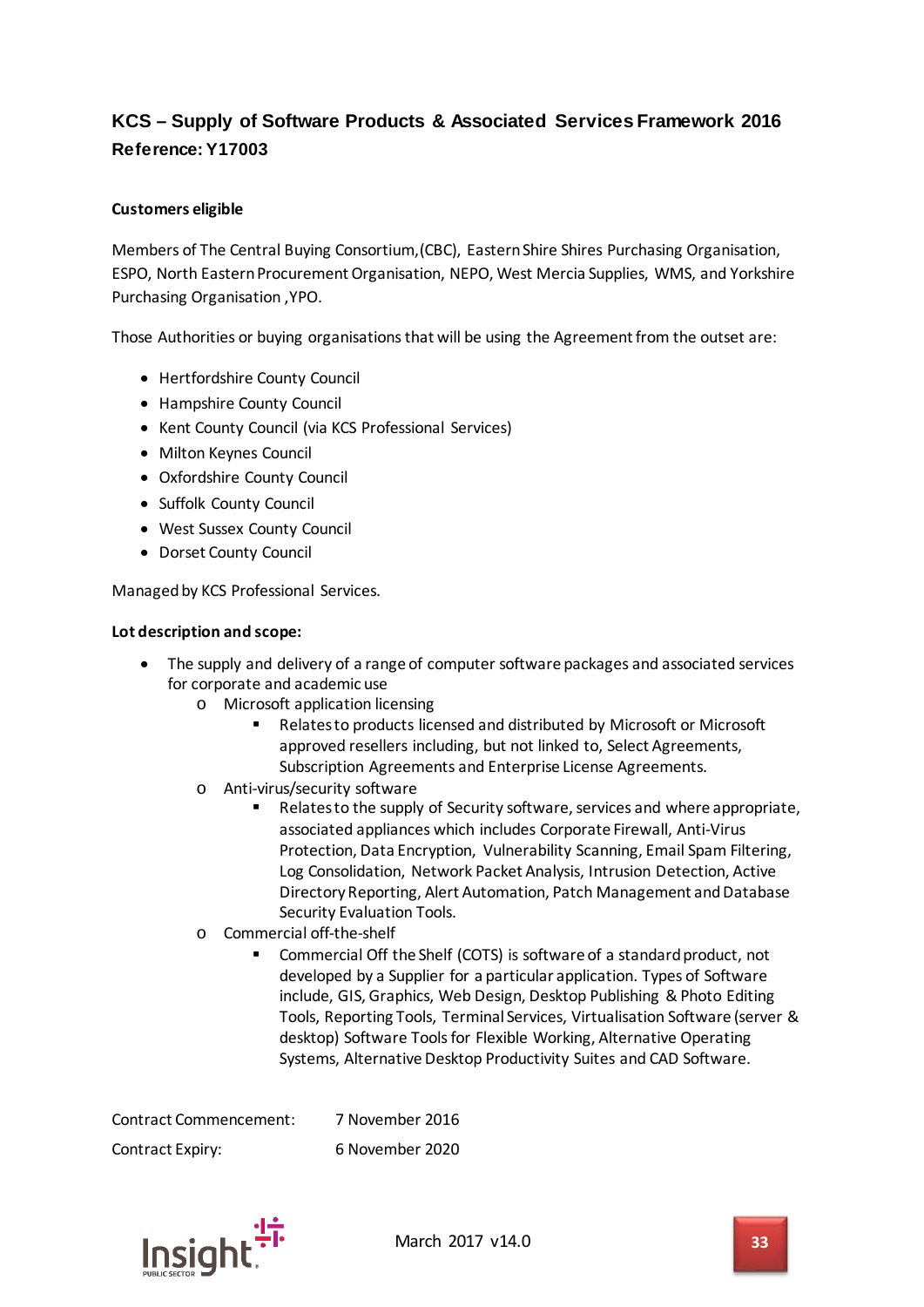## KCS – Supply of Software Products & Associated Services Framework 2016
**Reference: Y17003**

**Customers eligible**

Members of The Central Buying Consortium,(CBC), Eastern Shire Shires Purchasing Organisation, ESPO, North Eastern Procurement Organisation, NEPO, West Mercia Supplies, WMS, and Yorkshire Purchasing Organisation ,YPO.

Those Authorities or buying organisations that will be using the Agreement from the outset are:

- Hertfordshire County Council
- Hampshire County Council
- Kent County Council (via KCS Professional Services)
- Milton Keynes Council
- Oxfordshire County Council
- Suffolk County Council
- West Sussex County Council
- Dorset County Council

Managed by KCS Professional Services.

**Lot description and scope:**

- The supply and delivery of a range of computer software packages and associated services for corporate and academic use
  - Microsoft application licensing
    - Relates to products licensed and distributed by Microsoft or Microsoft approved resellers including, but not linked to, Select Agreements, Subscription Agreements and Enterprise License Agreements.
  - Anti-virus/security software
    - Relates to the supply of Security software, services and where appropriate, associated appliances which includes Corporate Firewall, Anti-Virus Protection, Data Encryption, Vulnerability Scanning, Email Spam Filtering, Log Consolidation, Network Packet Analysis, Intrusion Detection, Active Directory Reporting, Alert Automation, Patch Management and Database Security Evaluation Tools.
  - Commercial off-the-shelf
    - Commercial Off the Shelf (COTS) is software of a standard product, not developed by a Supplier for a particular application. Types of Software include, GIS, Graphics, Web Design, Desktop Publishing & Photo Editing Tools, Reporting Tools, Terminal Services, Virtualisation Software (server & desktop) Software Tools for Flexible Working, Alternative Operating Systems, Alternative Desktop Productivity Suites and CAD Software.

| | |
|---|---|
| Contract Commencement: | 7 November 2016 |
| Contract Expiry: | 6 November 2020 |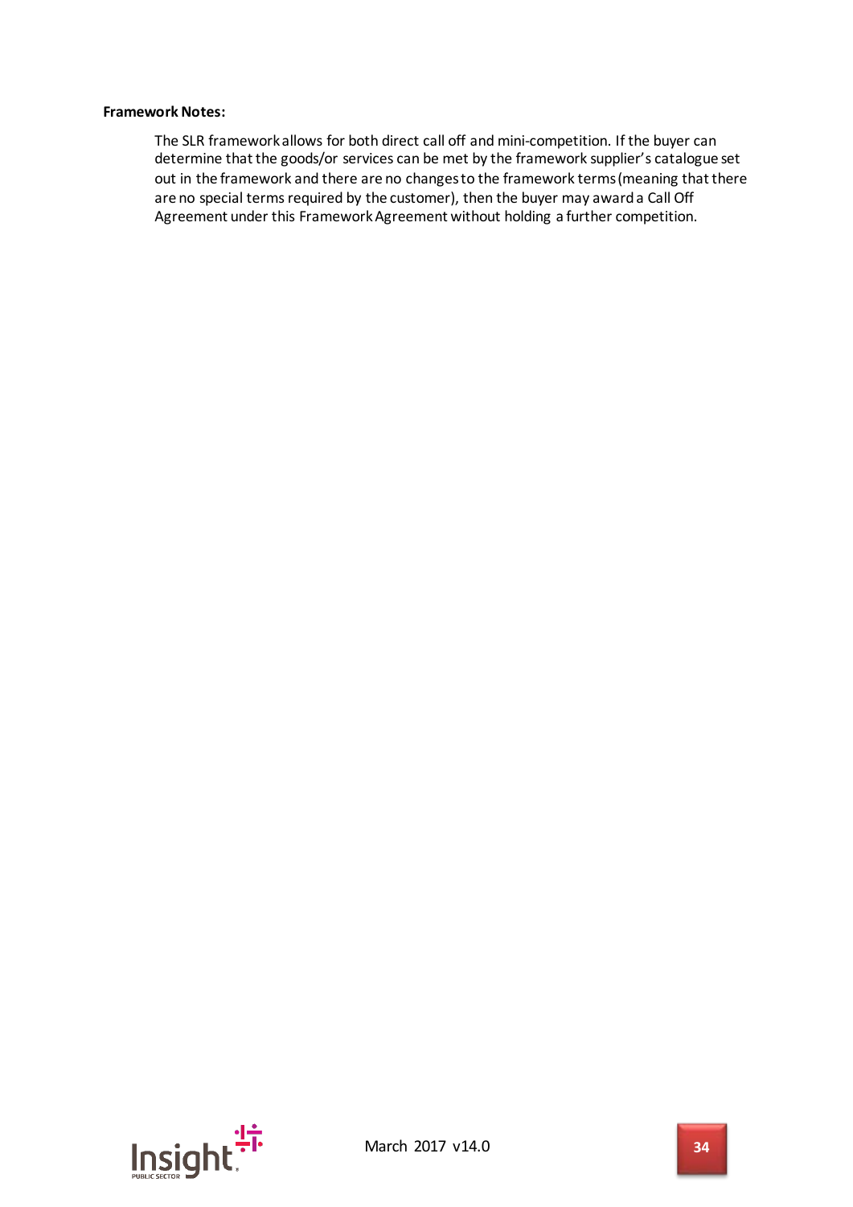**Framework Notes:**

The SLR framework allows for both direct call off and mini-competition. If the buyer can determine that the goods/or services can be met by the framework supplier's catalogue set out in the framework and there are no changes to the framework terms (meaning that there are no special terms required by the customer), then the buyer may award a Call Off Agreement under this Framework Agreement without holding a further competition.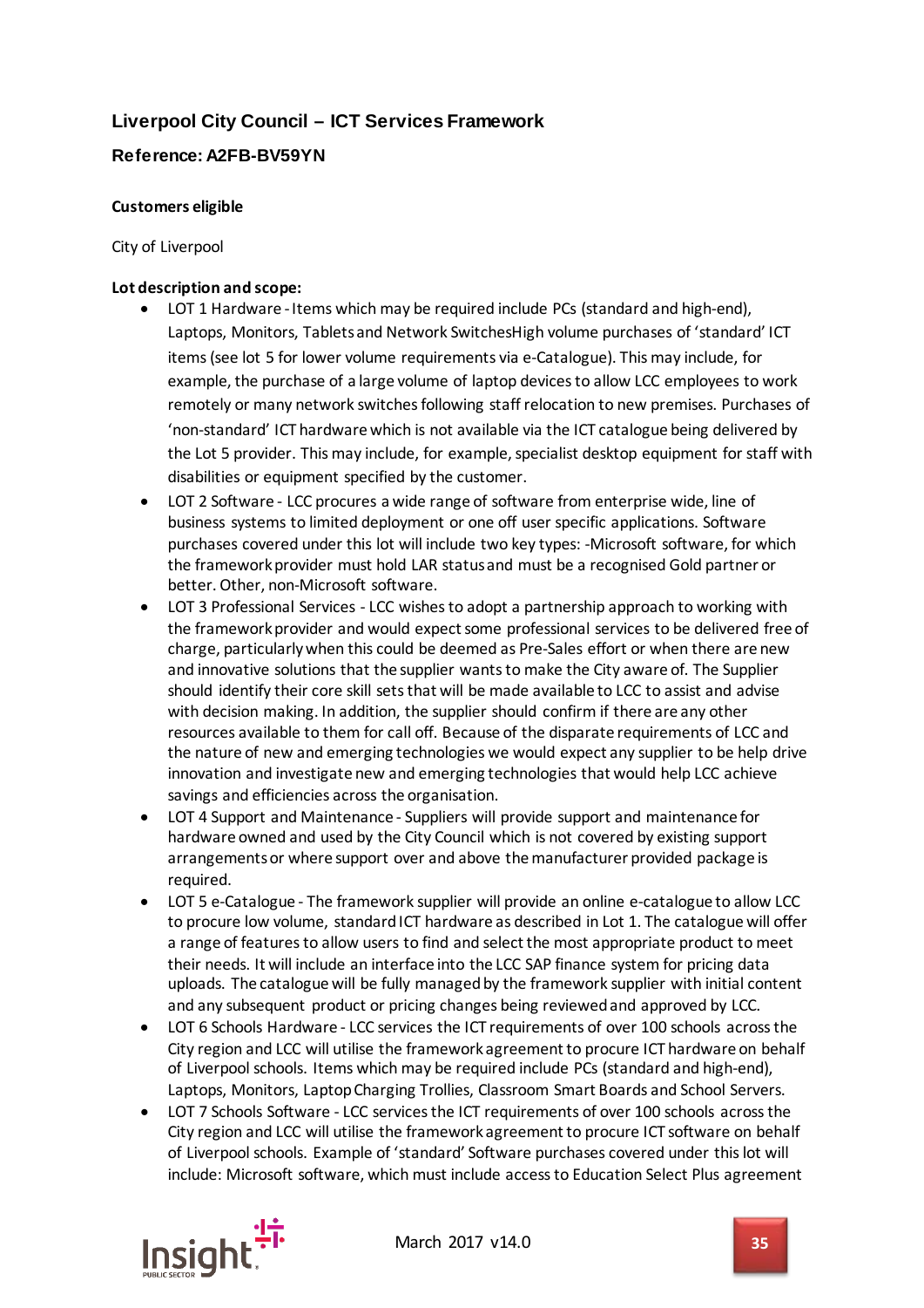## Liverpool City Council – ICT Services Framework

### Reference: A2FB-BV59YN

**Customers eligible**

City of Liverpool

**Lot description and scope:**

- LOT 1 Hardware - Items which may be required include PCs (standard and high-end), Laptops, Monitors, Tablets and Network SwitchesHigh volume purchases of 'standard' ICT items (see lot 5 for lower volume requirements via e-Catalogue). This may include, for example, the purchase of a large volume of laptop devices to allow LCC employees to work remotely or many network switches following staff relocation to new premises. Purchases of 'non-standard' ICT hardware which is not available via the ICT catalogue being delivered by the Lot 5 provider. This may include, for example, specialist desktop equipment for staff with disabilities or equipment specified by the customer.
- LOT 2 Software - LCC procures a wide range of software from enterprise wide, line of business systems to limited deployment or one off user specific applications. Software purchases covered under this lot will include two key types: -Microsoft software, for which the framework provider must hold LAR status and must be a recognised Gold partner or better. Other, non-Microsoft software.
- LOT 3 Professional Services - LCC wishes to adopt a partnership approach to working with the framework provider and would expect some professional services to be delivered free of charge, particularly when this could be deemed as Pre-Sales effort or when there are new and innovative solutions that the supplier wants to make the City aware of. The Supplier should identify their core skill sets that will be made available to LCC to assist and advise with decision making. In addition, the supplier should confirm if there are any other resources available to them for call off. Because of the disparate requirements of LCC and the nature of new and emerging technologies we would expect any supplier to be help drive innovation and investigate new and emerging technologies that would help LCC achieve savings and efficiencies across the organisation.
- LOT 4 Support and Maintenance - Suppliers will provide support and maintenance for hardware owned and used by the City Council which is not covered by existing support arrangements or where support over and above the manufacturer provided package is required.
- LOT 5 e-Catalogue - The framework supplier will provide an online e-catalogue to allow LCC to procure low volume, standard ICT hardware as described in Lot 1. The catalogue will offer a range of features to allow users to find and select the most appropriate product to meet their needs. It will include an interface into the LCC SAP finance system for pricing data uploads. The catalogue will be fully managed by the framework supplier with initial content and any subsequent product or pricing changes being reviewed and approved by LCC.
- LOT 6 Schools Hardware - LCC services the ICT requirements of over 100 schools across the City region and LCC will utilise the framework agreement to procure ICT hardware on behalf of Liverpool schools. Items which may be required include PCs (standard and high-end), Laptops, Monitors, Laptop Charging Trollies, Classroom Smart Boards and School Servers.
- LOT 7 Schools Software - LCC services the ICT requirements of over 100 schools across the City region and LCC will utilise the framework agreement to procure ICT software on behalf of Liverpool schools. Example of 'standard' Software purchases covered under this lot will include: Microsoft software, which must include access to Education Select Plus agreement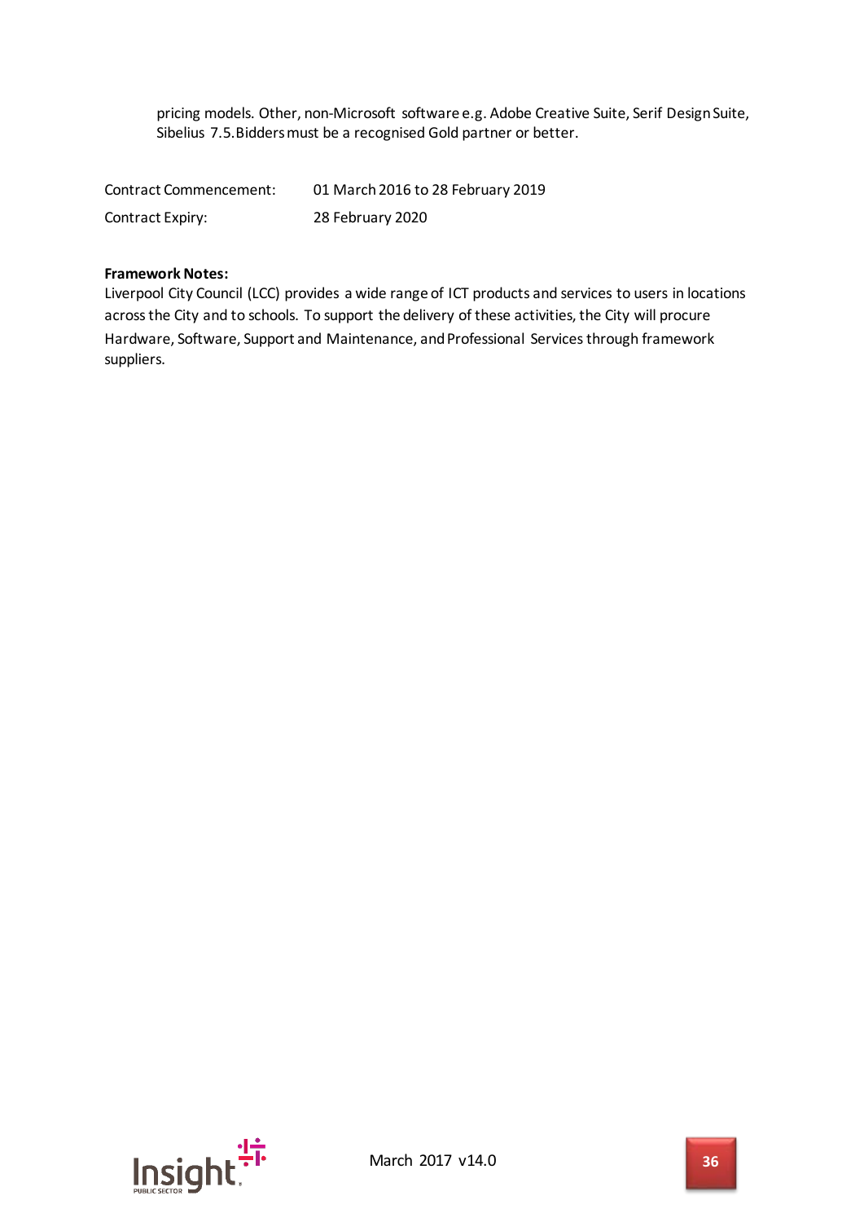pricing models. Other, non-Microsoft software e.g. Adobe Creative Suite, Serif Design Suite, Sibelius 7.5. Bidders must be a recognised Gold partner or better.

| | |
|---|---|
| Contract Commencement: | 01 March 2016 to 28 February 2019 |
| Contract Expiry: | 28 February 2020 |

**Framework Notes:**
Liverpool City Council (LCC) provides a wide range of ICT products and services to users in locations across the City and to schools. To support the delivery of these activities, the City will procure Hardware, Software, Support and Maintenance, and Professional Services through framework suppliers.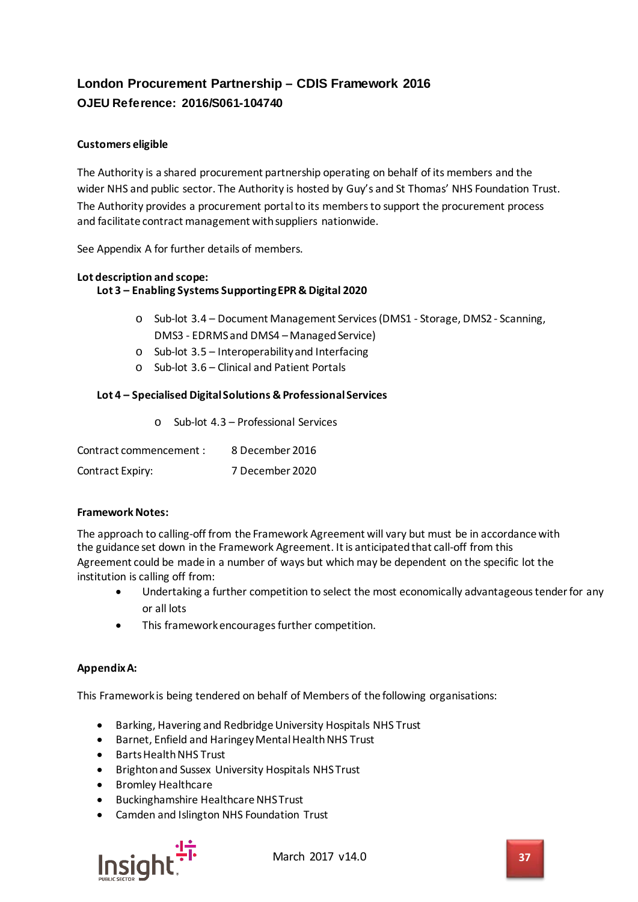## London Procurement Partnership – CDIS Framework 2016

### OJEU Reference: 2016/S061-104740

**Customers eligible**

The Authority is a shared procurement partnership operating on behalf of its members and the wider NHS and public sector. The Authority is hosted by Guy's and St Thomas' NHS Foundation Trust. The Authority provides a procurement portal to its members to support the procurement process and facilitate contract management with suppliers nationwide.

See Appendix A for further details of members.

**Lot description and scope:**

**Lot 3 – Enabling Systems Supporting EPR & Digital 2020**

- Sub-lot 3.4 – Document Management Services (DMS1 - Storage, DMS2 - Scanning, DMS3 - EDRMS and DMS4 – Managed Service)
- Sub-lot 3.5 – Interoperability and Interfacing
- Sub-lot 3.6 – Clinical and Patient Portals

**Lot 4 – Specialised Digital Solutions & Professional Services**

- Sub-lot 4.3 – Professional Services

| | |
|---|---|
| Contract commencement : | 8 December 2016 |
| Contract Expiry: | 7 December 2020 |

**Framework Notes:**

The approach to calling-off from the Framework Agreement will vary but must be in accordance with the guidance set down in the Framework Agreement. It is anticipated that call-off from this Agreement could be made in a number of ways but which may be dependent on the specific lot the institution is calling off from:

- Undertaking a further competition to select the most economically advantageous tender for any or all lots
- This framework encourages further competition.

**Appendix A:**

This Framework is being tendered on behalf of Members of the following organisations:

- Barking, Havering and Redbridge University Hospitals NHS Trust
- Barnet, Enfield and Haringey Mental Health NHS Trust
- Barts Health NHS Trust
- Brighton and Sussex University Hospitals NHS Trust
- Bromley Healthcare
- Buckinghamshire Healthcare NHS Trust
- Camden and Islington NHS Foundation Trust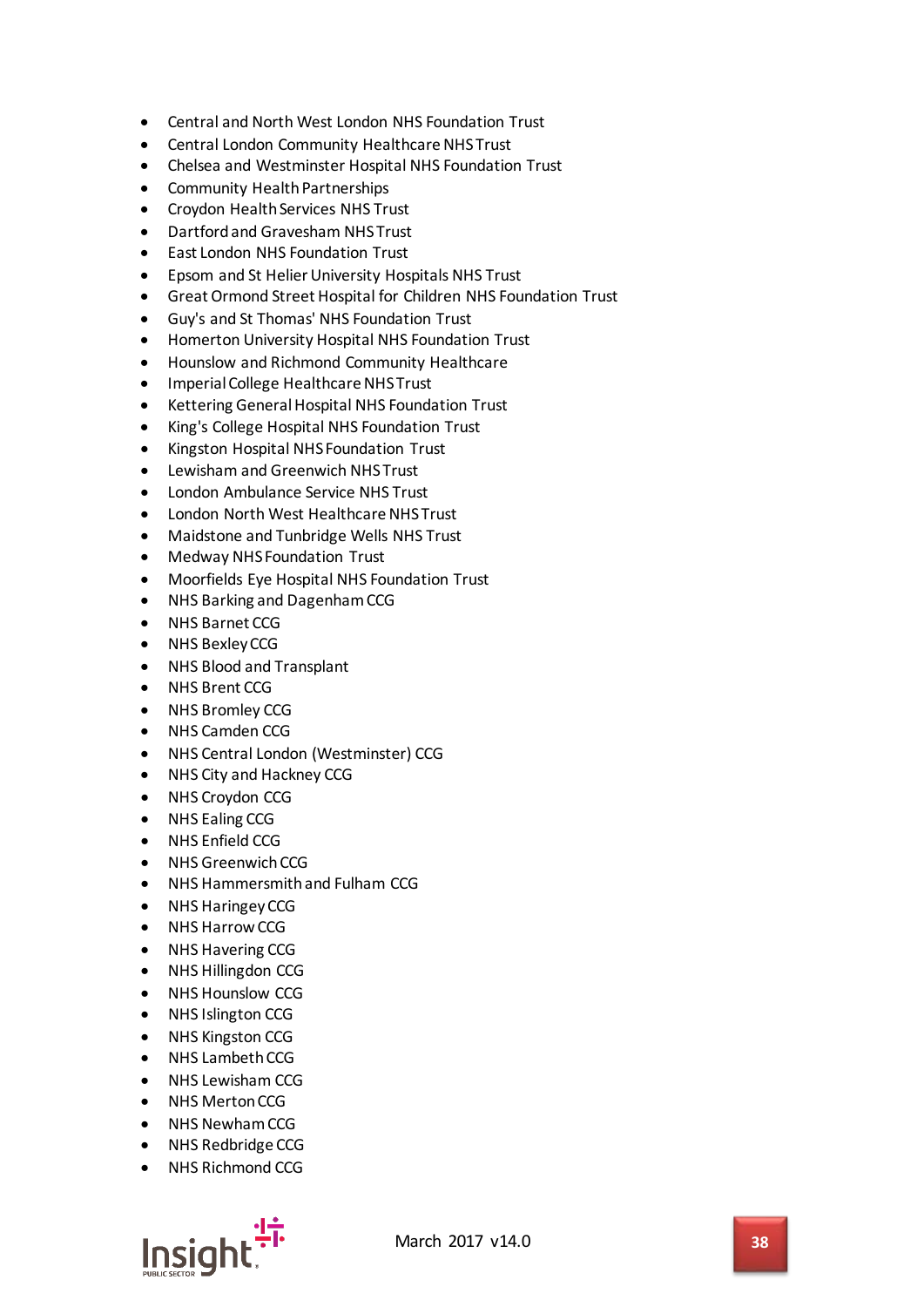- Central and North West London NHS Foundation Trust
- Central London Community Healthcare NHS Trust
- Chelsea and Westminster Hospital NHS Foundation Trust
- Community Health Partnerships
- Croydon Health Services NHS Trust
- Dartford and Gravesham NHS Trust
- East London NHS Foundation Trust
- Epsom and St Helier University Hospitals NHS Trust
- Great Ormond Street Hospital for Children NHS Foundation Trust
- Guy's and St Thomas' NHS Foundation Trust
- Homerton University Hospital NHS Foundation Trust
- Hounslow and Richmond Community Healthcare
- Imperial College Healthcare NHS Trust
- Kettering General Hospital NHS Foundation Trust
- King's College Hospital NHS Foundation Trust
- Kingston Hospital NHS Foundation Trust
- Lewisham and Greenwich NHS Trust
- London Ambulance Service NHS Trust
- London North West Healthcare NHS Trust
- Maidstone and Tunbridge Wells NHS Trust
- Medway NHS Foundation Trust
- Moorfields Eye Hospital NHS Foundation Trust
- NHS Barking and Dagenham CCG
- NHS Barnet CCG
- NHS Bexley CCG
- NHS Blood and Transplant
- NHS Brent CCG
- NHS Bromley CCG
- NHS Camden CCG
- NHS Central London (Westminster) CCG
- NHS City and Hackney CCG
- NHS Croydon CCG
- NHS Ealing CCG
- NHS Enfield CCG
- NHS Greenwich CCG
- NHS Hammersmith and Fulham CCG
- NHS Haringey CCG
- NHS Harrow CCG
- NHS Havering CCG
- NHS Hillingdon CCG
- NHS Hounslow CCG
- NHS Islington CCG
- NHS Kingston CCG
- NHS Lambeth CCG
- NHS Lewisham CCG
- NHS Merton CCG
- NHS Newham CCG
- NHS Redbridge CCG
- NHS Richmond CCG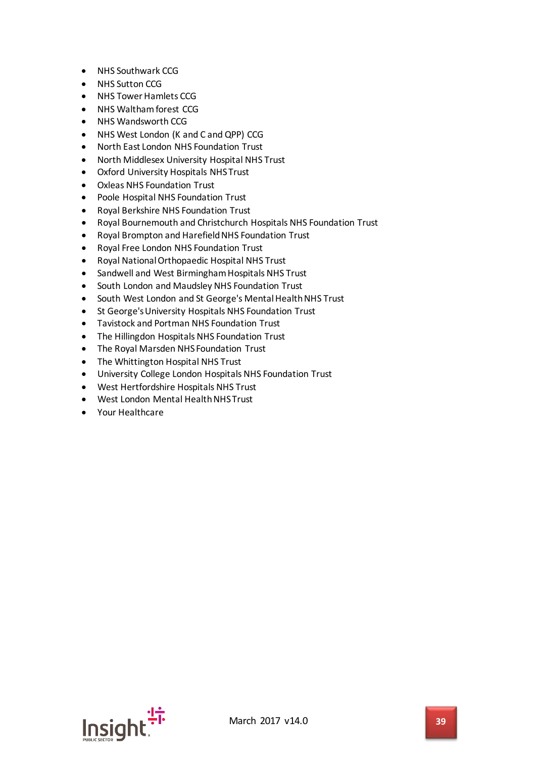- NHS Southwark CCG
- NHS Sutton CCG
- NHS Tower Hamlets CCG
- NHS Waltham forest CCG
- NHS Wandsworth CCG
- NHS West London (K and C and QPP) CCG
- North East London NHS Foundation Trust
- North Middlesex University Hospital NHS Trust
- Oxford University Hospitals NHS Trust
- Oxleas NHS Foundation Trust
- Poole Hospital NHS Foundation Trust
- Royal Berkshire NHS Foundation Trust
- Royal Bournemouth and Christchurch Hospitals NHS Foundation Trust
- Royal Brompton and Harefield NHS Foundation Trust
- Royal Free London NHS Foundation Trust
- Royal National Orthopaedic Hospital NHS Trust
- Sandwell and West Birmingham Hospitals NHS Trust
- South London and Maudsley NHS Foundation Trust
- South West London and St George's Mental Health NHS Trust
- St George's University Hospitals NHS Foundation Trust
- Tavistock and Portman NHS Foundation Trust
- The Hillingdon Hospitals NHS Foundation Trust
- The Royal Marsden NHS Foundation Trust
- The Whittington Hospital NHS Trust
- University College London Hospitals NHS Foundation Trust
- West Hertfordshire Hospitals NHS Trust
- West London Mental Health NHS Trust
- Your Healthcare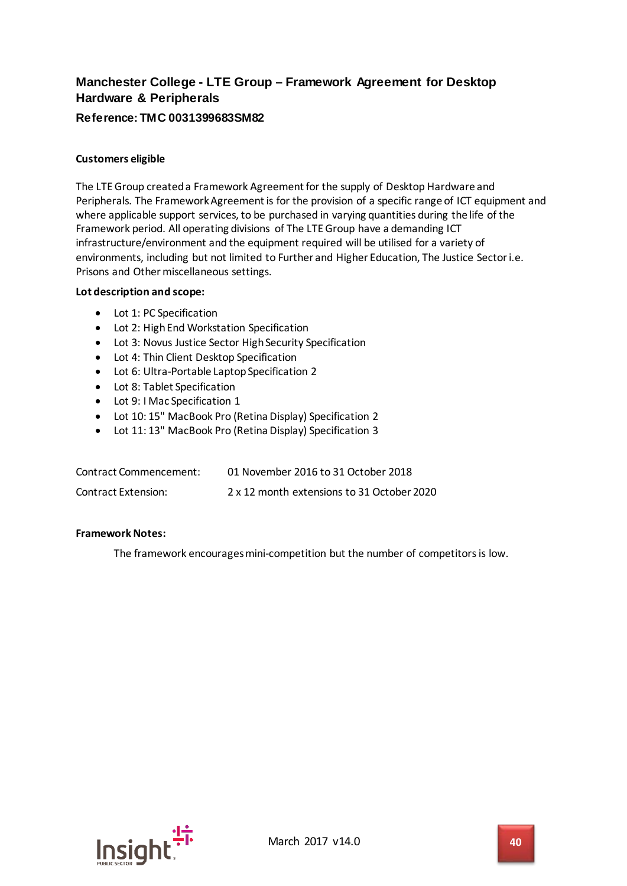## Manchester College - LTE Group – Framework Agreement for Desktop Hardware & Peripherals

### Reference: TMC 0031399683SM82

**Customers eligible**

The LTE Group created a Framework Agreement for the supply of Desktop Hardware and Peripherals. The Framework Agreement is for the provision of a specific range of ICT equipment and where applicable support services, to be purchased in varying quantities during the life of the Framework period. All operating divisions of The LTE Group have a demanding ICT infrastructure/environment and the equipment required will be utilised for a variety of environments, including but not limited to Further and Higher Education, The Justice Sector i.e. Prisons and Other miscellaneous settings.

**Lot description and scope:**

- Lot 1: PC Specification
- Lot 2: High End Workstation Specification
- Lot 3: Novus Justice Sector High Security Specification
- Lot 4: Thin Client Desktop Specification
- Lot 6: Ultra-Portable Laptop Specification 2
- Lot 8: Tablet Specification
- Lot 9: I Mac Specification 1
- Lot 10: 15" MacBook Pro (Retina Display) Specification 2
- Lot 11: 13" MacBook Pro (Retina Display) Specification 3

| | |
|---|---|
| Contract Commencement: | 01 November 2016 to 31 October 2018 |
| Contract Extension: | 2 x 12 month extensions to 31 October 2020 |

**Framework Notes:**

The framework encourages mini-competition but the number of competitors is low.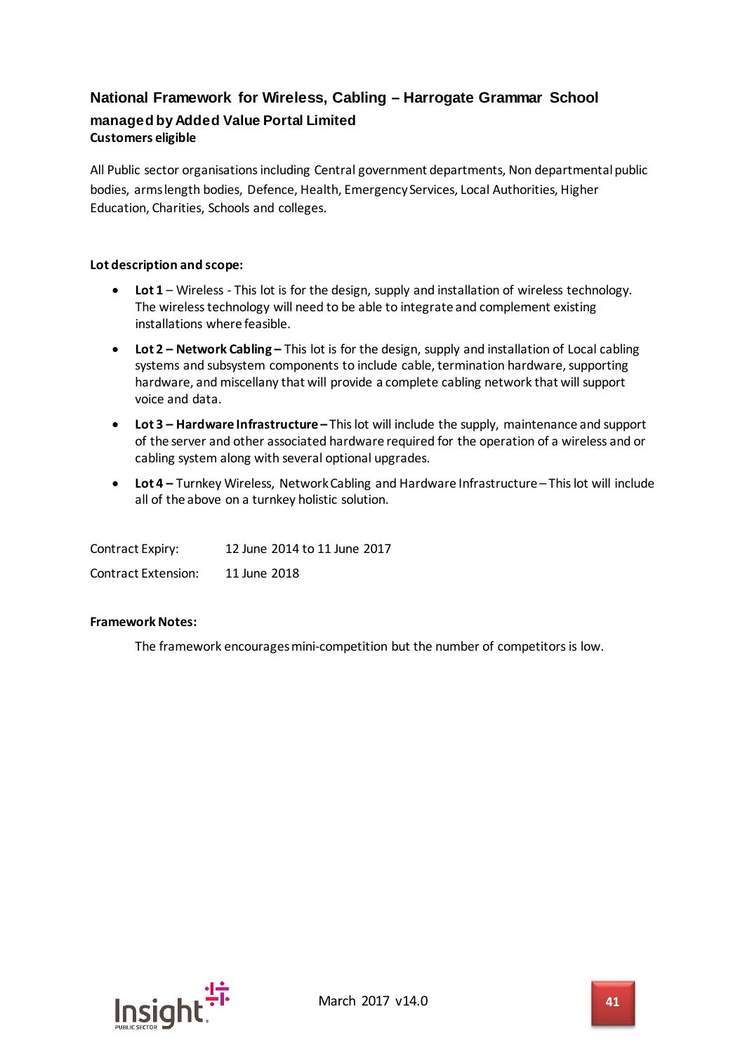## National Framework for Wireless, Cabling – Harrogate Grammar School managed by Added Value Portal Limited

**Customers eligible**

All Public sector organisations including Central government departments, Non departmental public bodies, arms length bodies, Defence, Health, Emergency Services, Local Authorities, Higher Education, Charities, Schools and colleges.

**Lot description and scope:**

- **Lot 1** – Wireless - This lot is for the design, supply and installation of wireless technology. The wireless technology will need to be able to integrate and complement existing installations where feasible.
- **Lot 2 – Network Cabling –** This lot is for the design, supply and installation of Local cabling systems and subsystem components to include cable, termination hardware, supporting hardware, and miscellany that will provide a complete cabling network that will support voice and data.
- **Lot 3 – Hardware Infrastructure –** This lot will include the supply, maintenance and support of the server and other associated hardware required for the operation of a wireless and or cabling system along with several optional upgrades.
- **Lot 4 –** Turnkey Wireless, Network Cabling and Hardware Infrastructure – This lot will include all of the above on a turnkey holistic solution.

Contract Expiry: 12 June 2014 to 11 June 2017

Contract Extension: 11 June 2018

**Framework Notes:**

The framework encourages mini-competition but the number of competitors is low.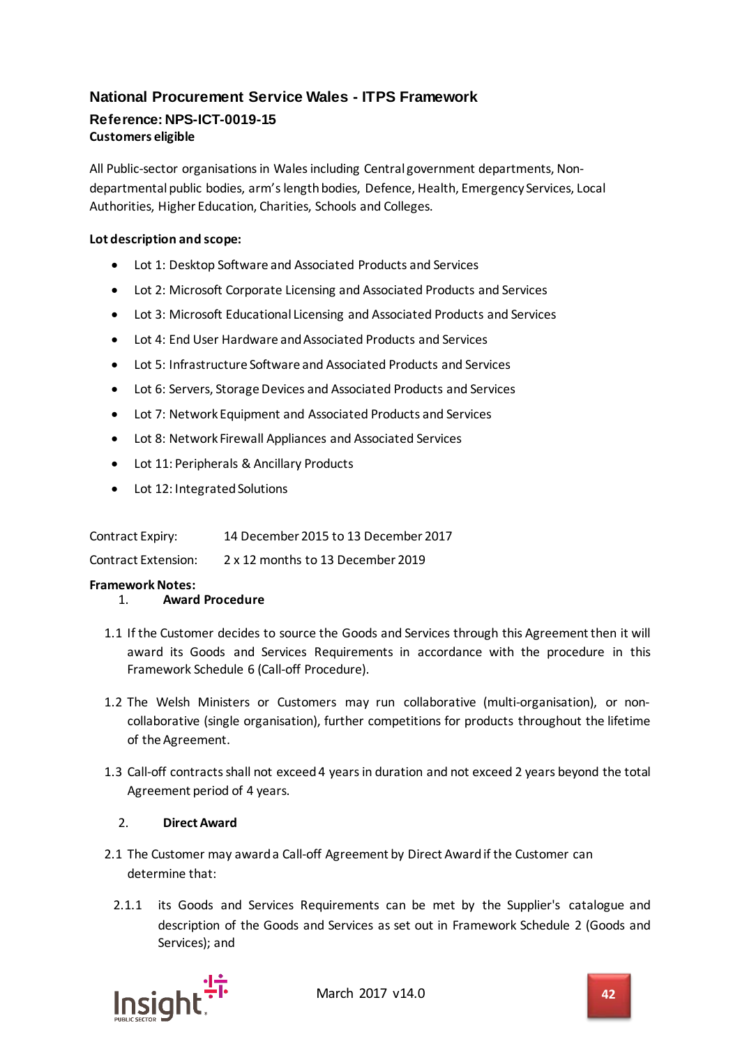## National Procurement Service Wales - ITPS Framework

### Reference: NPS-ICT-0019-15

**Customers eligible**

All Public-sector organisations in Wales including Central government departments, Non-departmental public bodies, arm's length bodies, Defence, Health, Emergency Services, Local Authorities, Higher Education, Charities, Schools and Colleges.

**Lot description and scope:**

- Lot 1: Desktop Software and Associated Products and Services
- Lot 2: Microsoft Corporate Licensing and Associated Products and Services
- Lot 3: Microsoft Educational Licensing and Associated Products and Services
- Lot 4: End User Hardware and Associated Products and Services
- Lot 5: Infrastructure Software and Associated Products and Services
- Lot 6: Servers, Storage Devices and Associated Products and Services
- Lot 7: Network Equipment and Associated Products and Services
- Lot 8: Network Firewall Appliances and Associated Services
- Lot 11: Peripherals & Ancillary Products
- Lot 12: Integrated Solutions

Contract Expiry: 14 December 2015 to 13 December 2017

Contract Extension: 2 x 12 months to 13 December 2019

**Framework Notes:**

1. **Award Procedure**

1.1 If the Customer decides to source the Goods and Services through this Agreement then it will award its Goods and Services Requirements in accordance with the procedure in this Framework Schedule 6 (Call-off Procedure).

1.2 The Welsh Ministers or Customers may run collaborative (multi-organisation), or non-collaborative (single organisation), further competitions for products throughout the lifetime of the Agreement.

1.3 Call-off contracts shall not exceed 4 years in duration and not exceed 2 years beyond the total Agreement period of 4 years.

2. **Direct Award**

2.1 The Customer may award a Call-off Agreement by Direct Award if the Customer can determine that:

2.1.1 its Goods and Services Requirements can be met by the Supplier's catalogue and description of the Goods and Services as set out in Framework Schedule 2 (Goods and Services); and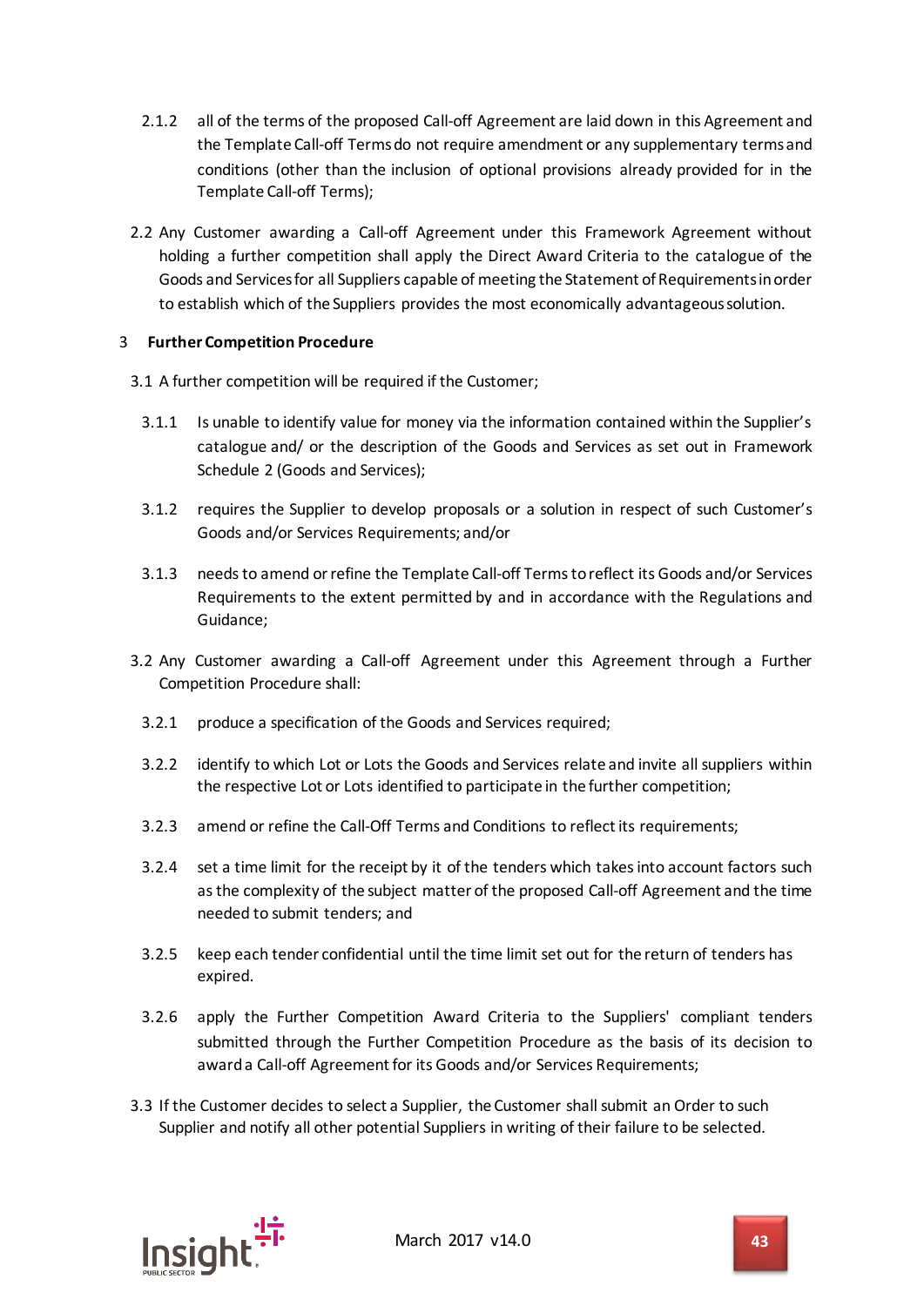2.1.2 all of the terms of the proposed Call-off Agreement are laid down in this Agreement and the Template Call-off Terms do not require amendment or any supplementary terms and conditions (other than the inclusion of optional provisions already provided for in the Template Call-off Terms);

2.2 Any Customer awarding a Call-off Agreement under this Framework Agreement without holding a further competition shall apply the Direct Award Criteria to the catalogue of the Goods and Services for all Suppliers capable of meeting the Statement of Requirements in order to establish which of the Suppliers provides the most economically advantageous solution.

3 **Further Competition Procedure**

3.1 A further competition will be required if the Customer;

3.1.1 Is unable to identify value for money via the information contained within the Supplier's catalogue and/ or the description of the Goods and Services as set out in Framework Schedule 2 (Goods and Services);

3.1.2 requires the Supplier to develop proposals or a solution in respect of such Customer's Goods and/or Services Requirements; and/or

3.1.3 needs to amend or refine the Template Call-off Terms to reflect its Goods and/or Services Requirements to the extent permitted by and in accordance with the Regulations and Guidance;

3.2 Any Customer awarding a Call-off Agreement under this Agreement through a Further Competition Procedure shall:

3.2.1 produce a specification of the Goods and Services required;

3.2.2 identify to which Lot or Lots the Goods and Services relate and invite all suppliers within the respective Lot or Lots identified to participate in the further competition;

3.2.3 amend or refine the Call-Off Terms and Conditions to reflect its requirements;

3.2.4 set a time limit for the receipt by it of the tenders which takes into account factors such as the complexity of the subject matter of the proposed Call-off Agreement and the time needed to submit tenders; and

3.2.5 keep each tender confidential until the time limit set out for the return of tenders has expired.

3.2.6 apply the Further Competition Award Criteria to the Suppliers' compliant tenders submitted through the Further Competition Procedure as the basis of its decision to award a Call-off Agreement for its Goods and/or Services Requirements;

3.3 If the Customer decides to select a Supplier, the Customer shall submit an Order to such Supplier and notify all other potential Suppliers in writing of their failure to be selected.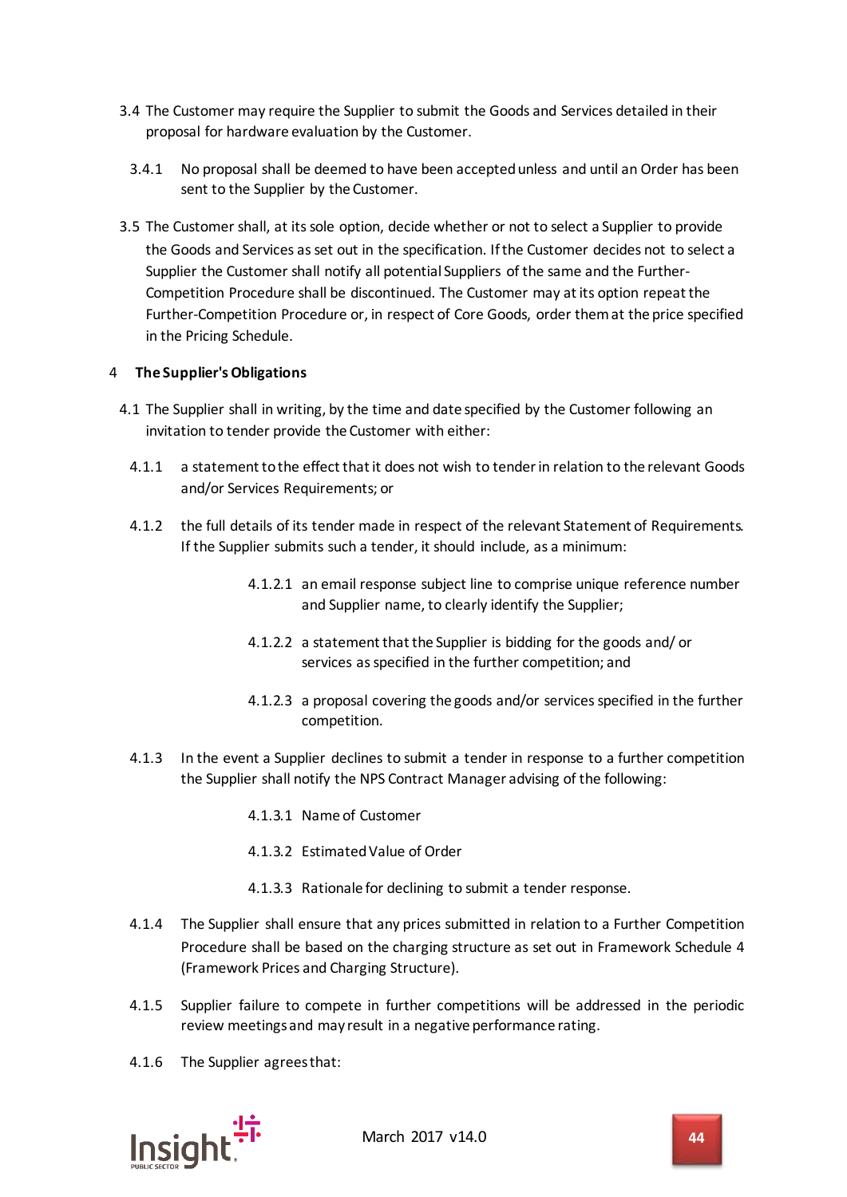3.4 The Customer may require the Supplier to submit the Goods and Services detailed in their proposal for hardware evaluation by the Customer.

3.4.1 No proposal shall be deemed to have been accepted unless and until an Order has been sent to the Supplier by the Customer.

3.5 The Customer shall, at its sole option, decide whether or not to select a Supplier to provide the Goods and Services as set out in the specification. If the Customer decides not to select a Supplier the Customer shall notify all potential Suppliers of the same and the Further-Competition Procedure shall be discontinued. The Customer may at its option repeat the Further-Competition Procedure or, in respect of Core Goods, order them at the price specified in the Pricing Schedule.

## 4 The Supplier's Obligations

4.1 The Supplier shall in writing, by the time and date specified by the Customer following an invitation to tender provide the Customer with either:

4.1.1 a statement to the effect that it does not wish to tender in relation to the relevant Goods and/or Services Requirements; or

4.1.2 the full details of its tender made in respect of the relevant Statement of Requirements. If the Supplier submits such a tender, it should include, as a minimum:

4.1.2.1 an email response subject line to comprise unique reference number and Supplier name, to clearly identify the Supplier;

4.1.2.2 a statement that the Supplier is bidding for the goods and/ or services as specified in the further competition; and

4.1.2.3 a proposal covering the goods and/or services specified in the further competition.

4.1.3 In the event a Supplier declines to submit a tender in response to a further competition the Supplier shall notify the NPS Contract Manager advising of the following:

4.1.3.1 Name of Customer

4.1.3.2 Estimated Value of Order

4.1.3.3 Rationale for declining to submit a tender response.

4.1.4 The Supplier shall ensure that any prices submitted in relation to a Further Competition Procedure shall be based on the charging structure as set out in Framework Schedule 4 (Framework Prices and Charging Structure).

4.1.5 Supplier failure to compete in further competitions will be addressed in the periodic review meetings and may result in a negative performance rating.

4.1.6 The Supplier agrees that: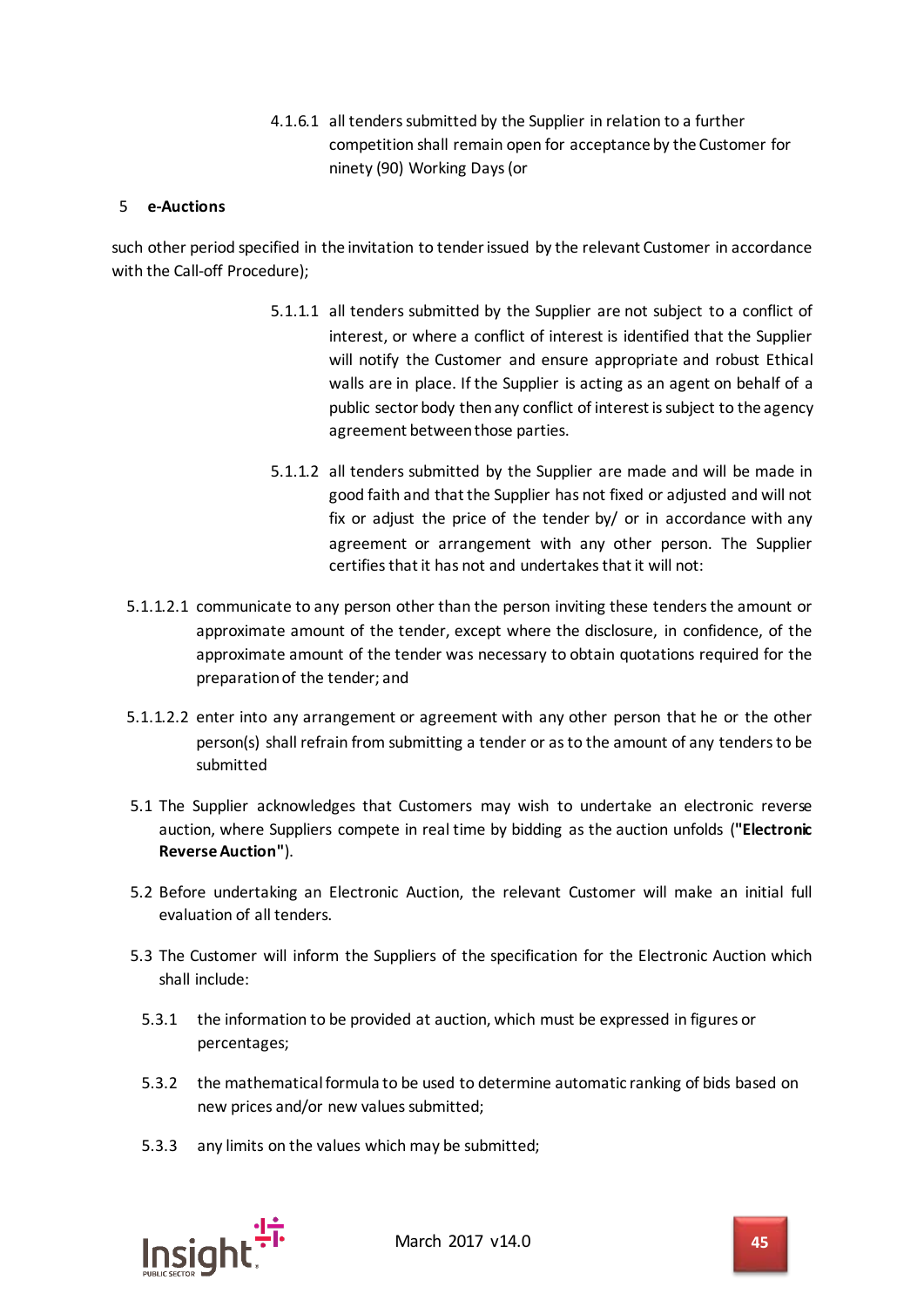4.1.6.1 all tenders submitted by the Supplier in relation to a further competition shall remain open for acceptance by the Customer for ninety (90) Working Days (or

## 5 e-Auctions

such other period specified in the invitation to tender issued by the relevant Customer in accordance with the Call-off Procedure);

5.1.1.1 all tenders submitted by the Supplier are not subject to a conflict of interest, or where a conflict of interest is identified that the Supplier will notify the Customer and ensure appropriate and robust Ethical walls are in place. If the Supplier is acting as an agent on behalf of a public sector body then any conflict of interest is subject to the agency agreement between those parties.

5.1.1.2 all tenders submitted by the Supplier are made and will be made in good faith and that the Supplier has not fixed or adjusted and will not fix or adjust the price of the tender by/ or in accordance with any agreement or arrangement with any other person. The Supplier certifies that it has not and undertakes that it will not:

5.1.1.2.1 communicate to any person other than the person inviting these tenders the amount or approximate amount of the tender, except where the disclosure, in confidence, of the approximate amount of the tender was necessary to obtain quotations required for the preparation of the tender; and

5.1.1.2.2 enter into any arrangement or agreement with any other person that he or the other person(s) shall refrain from submitting a tender or as to the amount of any tenders to be submitted

5.1 The Supplier acknowledges that Customers may wish to undertake an electronic reverse auction, where Suppliers compete in real time by bidding as the auction unfolds (**"Electronic Reverse Auction"**).

5.2 Before undertaking an Electronic Auction, the relevant Customer will make an initial full evaluation of all tenders.

5.3 The Customer will inform the Suppliers of the specification for the Electronic Auction which shall include:

5.3.1 the information to be provided at auction, which must be expressed in figures or percentages;

5.3.2 the mathematical formula to be used to determine automatic ranking of bids based on new prices and/or new values submitted;

5.3.3 any limits on the values which may be submitted;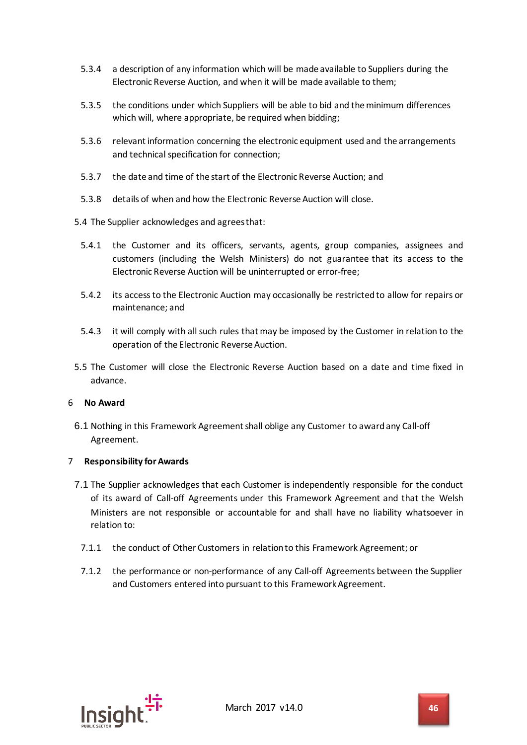5.3.4 a description of any information which will be made available to Suppliers during the Electronic Reverse Auction, and when it will be made available to them;

5.3.5 the conditions under which Suppliers will be able to bid and the minimum differences which will, where appropriate, be required when bidding;

5.3.6 relevant information concerning the electronic equipment used and the arrangements and technical specification for connection;

5.3.7 the date and time of the start of the Electronic Reverse Auction; and

5.3.8 details of when and how the Electronic Reverse Auction will close.

5.4 The Supplier acknowledges and agrees that:

5.4.1 the Customer and its officers, servants, agents, group companies, assignees and customers (including the Welsh Ministers) do not guarantee that its access to the Electronic Reverse Auction will be uninterrupted or error-free;

5.4.2 its access to the Electronic Auction may occasionally be restricted to allow for repairs or maintenance; and

5.4.3 it will comply with all such rules that may be imposed by the Customer in relation to the operation of the Electronic Reverse Auction.

5.5 The Customer will close the Electronic Reverse Auction based on a date and time fixed in advance.

## 6 No Award

6.1 Nothing in this Framework Agreement shall oblige any Customer to award any Call-off Agreement.

## 7 Responsibility for Awards

7.1 The Supplier acknowledges that each Customer is independently responsible for the conduct of its award of Call-off Agreements under this Framework Agreement and that the Welsh Ministers are not responsible or accountable for and shall have no liability whatsoever in relation to:

7.1.1 the conduct of Other Customers in relation to this Framework Agreement; or

7.1.2 the performance or non-performance of any Call-off Agreements between the Supplier and Customers entered into pursuant to this Framework Agreement.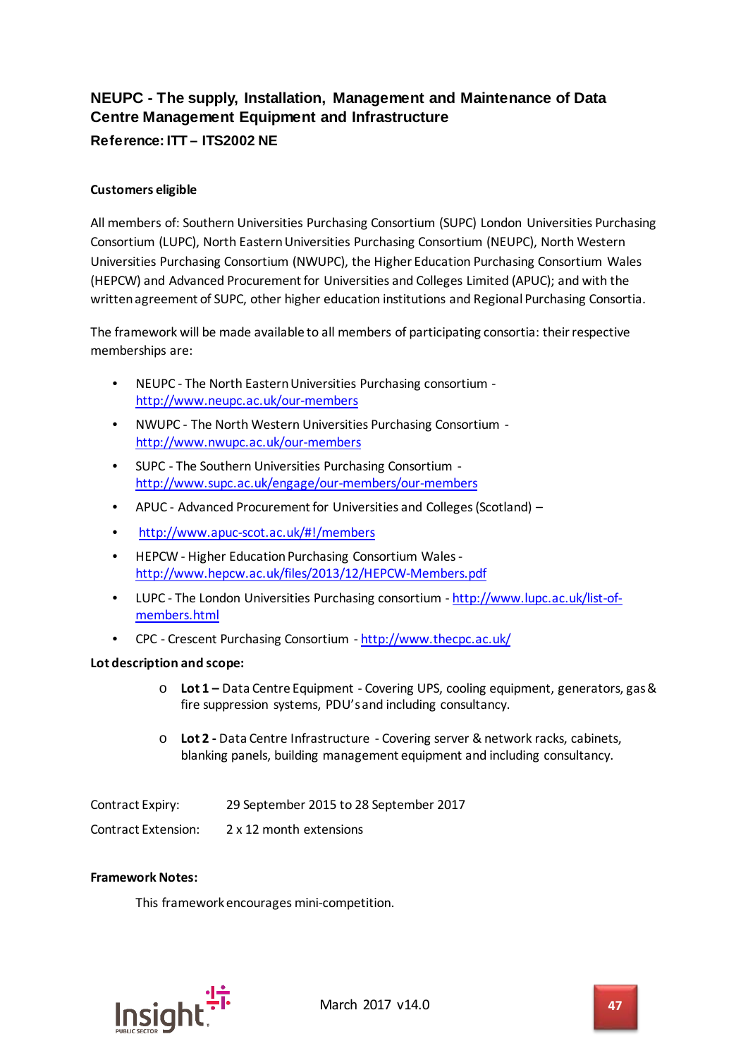## NEUPC - The supply, Installation, Management and Maintenance of Data Centre Management Equipment and Infrastructure

### Reference: ITT – ITS2002 NE

**Customers eligible**

All members of: Southern Universities Purchasing Consortium (SUPC) London Universities Purchasing Consortium (LUPC), North Eastern Universities Purchasing Consortium (NEUPC), North Western Universities Purchasing Consortium (NWUPC), the Higher Education Purchasing Consortium Wales (HEPCW) and Advanced Procurement for Universities and Colleges Limited (APUC); and with the written agreement of SUPC, other higher education institutions and Regional Purchasing Consortia.

The framework will be made available to all members of participating consortia: their respective memberships are:

- NEUPC - The North Eastern Universities Purchasing consortium - http://www.neupc.ac.uk/our-members
- NWUPC - The North Western Universities Purchasing Consortium - http://www.nwupc.ac.uk/our-members
- SUPC - The Southern Universities Purchasing Consortium - http://www.supc.ac.uk/engage/our-members/our-members
- APUC - Advanced Procurement for Universities and Colleges (Scotland) –
- http://www.apuc-scot.ac.uk/#!/members
- HEPCW - Higher Education Purchasing Consortium Wales - http://www.hepcw.ac.uk/files/2013/12/HEPCW-Members.pdf
- LUPC - The London Universities Purchasing consortium - http://www.lupc.ac.uk/list-of-members.html
- CPC - Crescent Purchasing Consortium - http://www.thecpc.ac.uk/

**Lot description and scope:**

- **Lot 1 –** Data Centre Equipment - Covering UPS, cooling equipment, generators, gas & fire suppression systems, PDU's and including consultancy.
- **Lot 2 -** Data Centre Infrastructure - Covering server & network racks, cabinets, blanking panels, building management equipment and including consultancy.

Contract Expiry: 29 September 2015 to 28 September 2017

Contract Extension: 2 x 12 month extensions

**Framework Notes:**

This framework encourages mini-competition.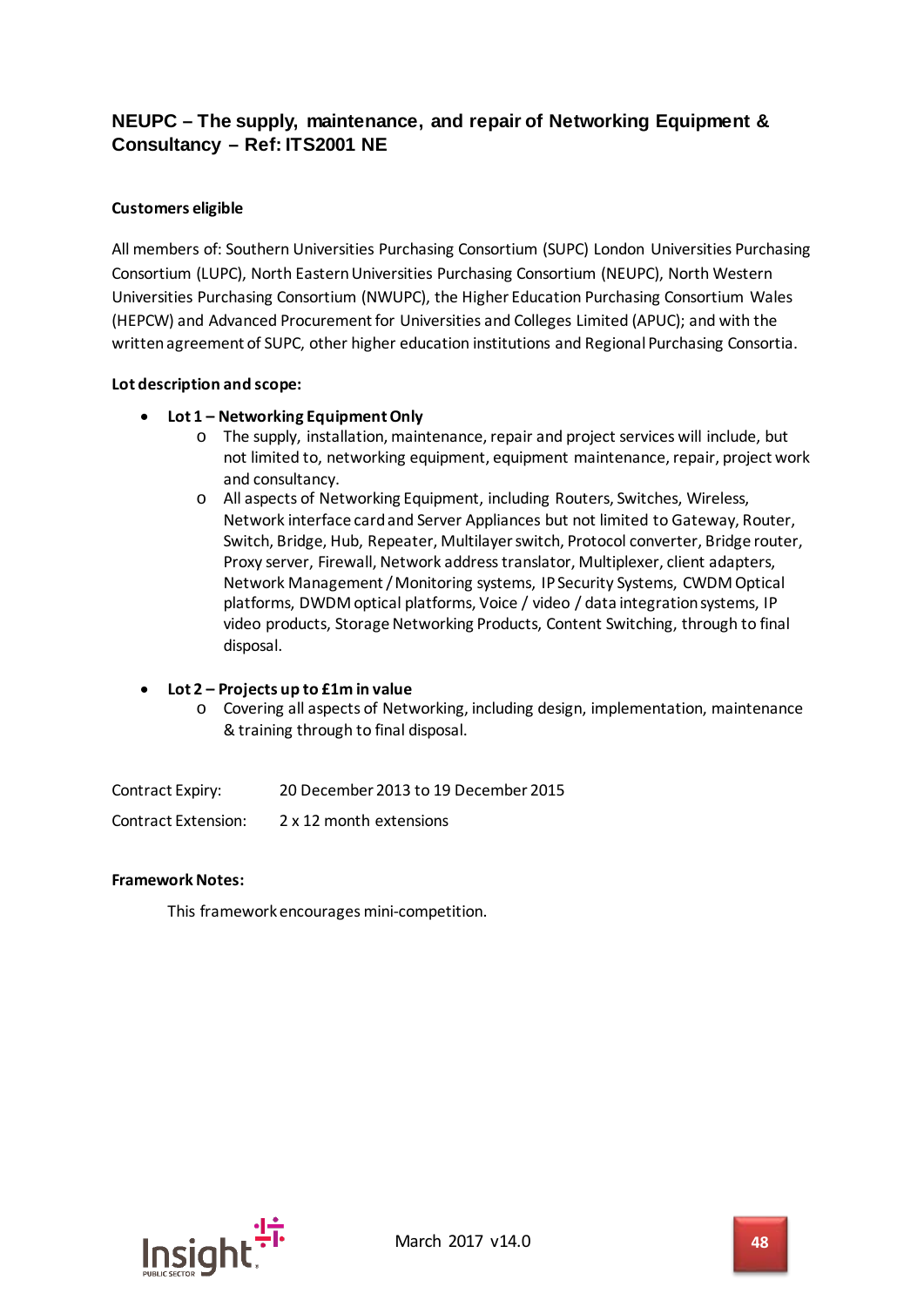## NEUPC – The supply, maintenance, and repair of Networking Equipment & Consultancy – Ref: ITS2001 NE

**Customers eligible**

All members of: Southern Universities Purchasing Consortium (SUPC) London Universities Purchasing Consortium (LUPC), North Eastern Universities Purchasing Consortium (NEUPC), North Western Universities Purchasing Consortium (NWUPC), the Higher Education Purchasing Consortium Wales (HEPCW) and Advanced Procurement for Universities and Colleges Limited (APUC); and with the written agreement of SUPC, other higher education institutions and Regional Purchasing Consortia.

**Lot description and scope:**

- **Lot 1 – Networking Equipment Only**
  - The supply, installation, maintenance, repair and project services will include, but not limited to, networking equipment, equipment maintenance, repair, project work and consultancy.
  - All aspects of Networking Equipment, including Routers, Switches, Wireless, Network interface card and Server Appliances but not limited to Gateway, Router, Switch, Bridge, Hub, Repeater, Multilayer switch, Protocol converter, Bridge router, Proxy server, Firewall, Network address translator, Multiplexer, client adapters, Network Management / Monitoring systems, IP Security Systems, CWDM Optical platforms, DWDM optical platforms, Voice / video / data integration systems, IP video products, Storage Networking Products, Content Switching, through to final disposal.

- **Lot 2 – Projects up to £1m in value**
  - Covering all aspects of Networking, including design, implementation, maintenance & training through to final disposal.

Contract Expiry: 20 December 2013 to 19 December 2015

Contract Extension: 2 x 12 month extensions

**Framework Notes:**

This framework encourages mini-competition.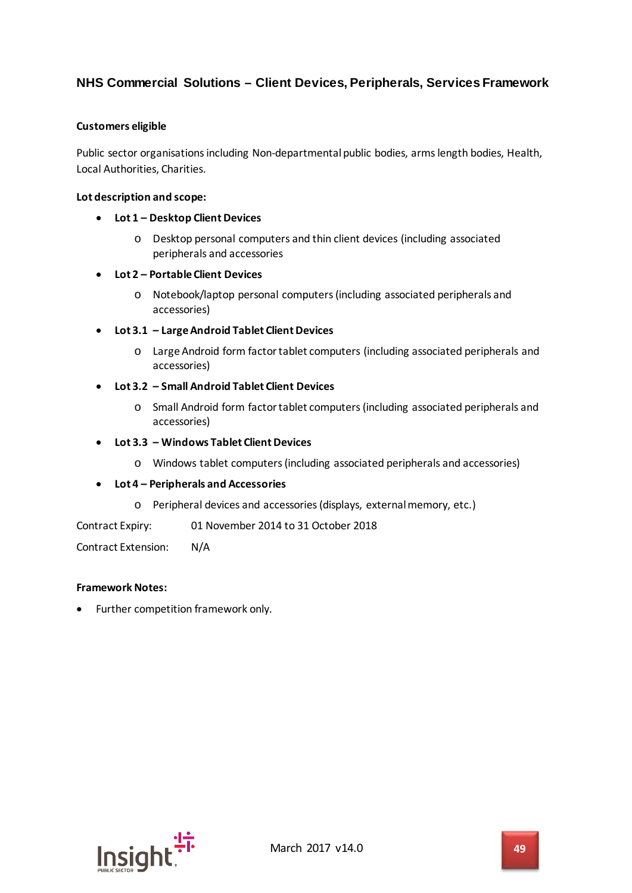## NHS Commercial Solutions – Client Devices, Peripherals, Services Framework

**Customers eligible**

Public sector organisations including Non-departmental public bodies, arms length bodies, Health, Local Authorities, Charities.

**Lot description and scope:**

- **Lot 1 – Desktop Client Devices**
  - Desktop personal computers and thin client devices (including associated peripherals and accessories
- **Lot 2 – Portable Client Devices**
  - Notebook/laptop personal computers (including associated peripherals and accessories)
- **Lot 3.1 – Large Android Tablet Client Devices**
  - Large Android form factor tablet computers (including associated peripherals and accessories)
- **Lot 3.2 – Small Android Tablet Client Devices**
  - Small Android form factor tablet computers (including associated peripherals and accessories)
- **Lot 3.3 – Windows Tablet Client Devices**
  - Windows tablet computers (including associated peripherals and accessories)
- **Lot 4 – Peripherals and Accessories**
  - Peripheral devices and accessories (displays, external memory, etc.)

Contract Expiry: 01 November 2014 to 31 October 2018

Contract Extension: N/A

**Framework Notes:**

- Further competition framework only.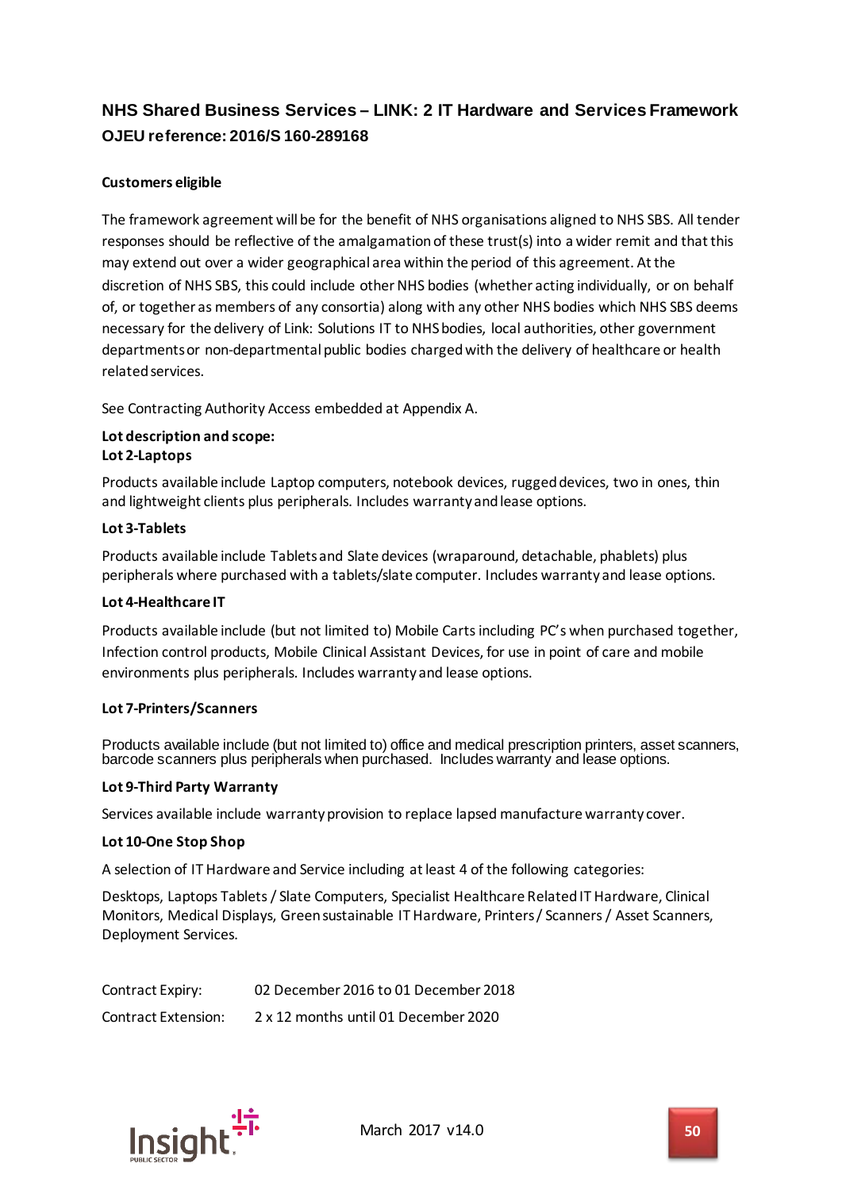## NHS Shared Business Services – LINK: 2 IT Hardware and Services Framework
## OJEU reference: 2016/S 160-289168

**Customers eligible**

The framework agreement will be for the benefit of NHS organisations aligned to NHS SBS. All tender responses should be reflective of the amalgamation of these trust(s) into a wider remit and that this may extend out over a wider geographical area within the period of this agreement. At the discretion of NHS SBS, this could include other NHS bodies (whether acting individually, or on behalf of, or together as members of any consortia) along with any other NHS bodies which NHS SBS deems necessary for the delivery of Link: Solutions IT to NHS bodies, local authorities, other government departments or non-departmental public bodies charged with the delivery of healthcare or health related services.

See Contracting Authority Access embedded at Appendix A.

**Lot description and scope:**
**Lot 2-Laptops**

Products available include Laptop computers, notebook devices, rugged devices, two in ones, thin and lightweight clients plus peripherals. Includes warranty and lease options.

**Lot 3-Tablets**

Products available include Tablets and Slate devices (wraparound, detachable, phablets) plus peripherals where purchased with a tablets/slate computer. Includes warranty and lease options.

**Lot 4-Healthcare IT**

Products available include (but not limited to) Mobile Carts including PC's when purchased together, Infection control products, Mobile Clinical Assistant Devices, for use in point of care and mobile environments plus peripherals. Includes warranty and lease options.

**Lot 7-Printers/Scanners**

Products available include (but not limited to) office and medical prescription printers, asset scanners, barcode scanners plus peripherals when purchased. Includes warranty and lease options.

**Lot 9-Third Party Warranty**

Services available include warranty provision to replace lapsed manufacture warranty cover.

**Lot 10-One Stop Shop**

A selection of IT Hardware and Service including at least 4 of the following categories:

Desktops, Laptops Tablets / Slate Computers, Specialist Healthcare Related IT Hardware, Clinical Monitors, Medical Displays, Green sustainable IT Hardware, Printers / Scanners / Asset Scanners, Deployment Services.

| | |
|---|---|
| Contract Expiry: | 02 December 2016 to 01 December 2018 |
| Contract Extension: | 2 x 12 months until 01 December 2020 |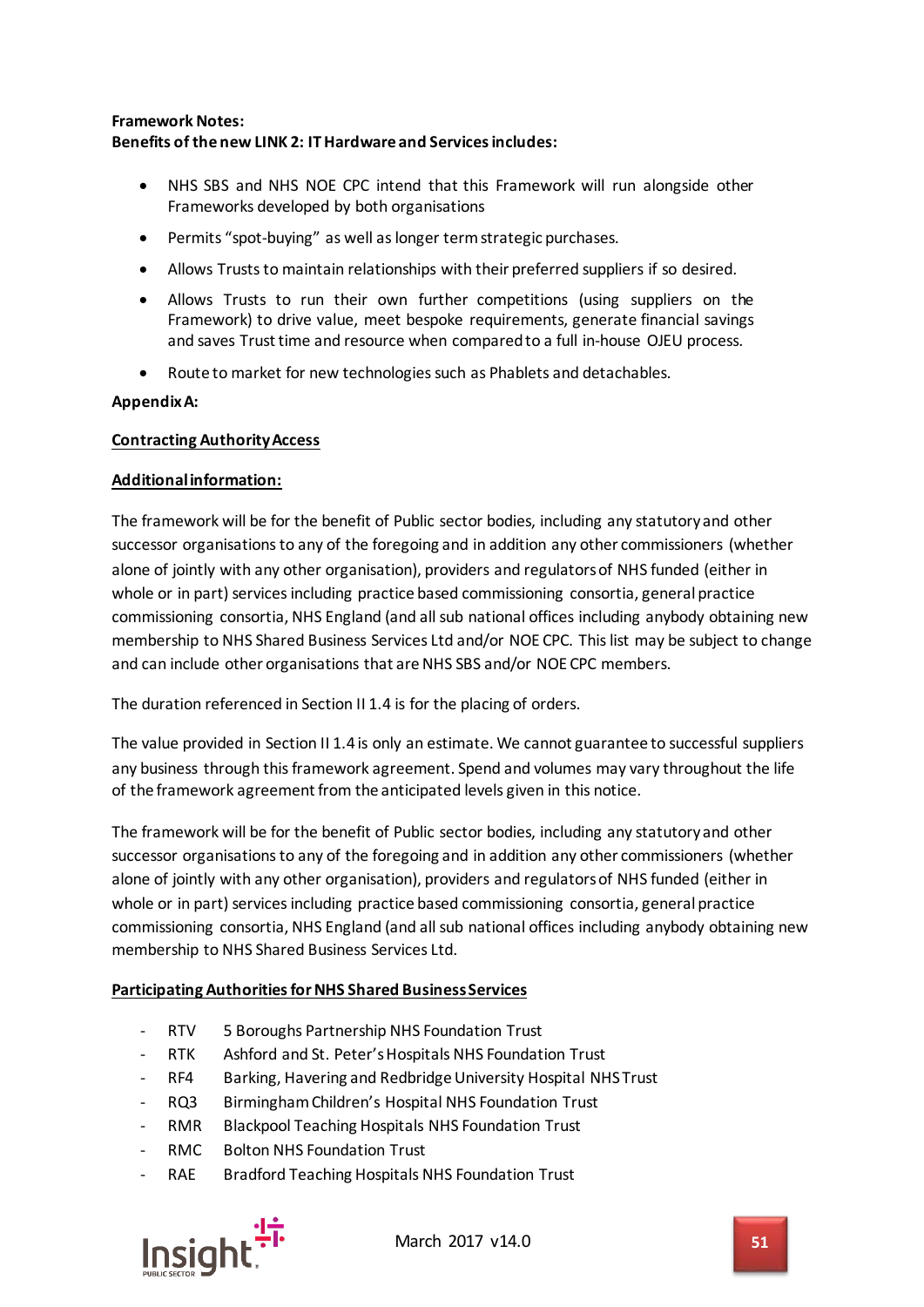**Framework Notes:**
**Benefits of the new LINK 2: IT Hardware and Services includes:**

- NHS SBS and NHS NOE CPC intend that this Framework will run alongside other Frameworks developed by both organisations
- Permits "spot-buying" as well as longer term strategic purchases.
- Allows Trusts to maintain relationships with their preferred suppliers if so desired.
- Allows Trusts to run their own further competitions (using suppliers on the Framework) to drive value, meet bespoke requirements, generate financial savings and saves Trust time and resource when compared to a full in-house OJEU process.
- Route to market for new technologies such as Phablets and detachables.

**Appendix A:**

**Contracting Authority Access**

**Additional information:**

The framework will be for the benefit of Public sector bodies, including any statutory and other successor organisations to any of the foregoing and in addition any other commissioners (whether alone of jointly with any other organisation), providers and regulators of NHS funded (either in whole or in part) services including practice based commissioning consortia, general practice commissioning consortia, NHS England (and all sub national offices including anybody obtaining new membership to NHS Shared Business Services Ltd and/or NOE CPC. This list may be subject to change and can include other organisations that are NHS SBS and/or NOE CPC members.

The duration referenced in Section II 1.4 is for the placing of orders.

The value provided in Section II 1.4 is only an estimate. We cannot guarantee to successful suppliers any business through this framework agreement. Spend and volumes may vary throughout the life of the framework agreement from the anticipated levels given in this notice.

The framework will be for the benefit of Public sector bodies, including any statutory and other successor organisations to any of the foregoing and in addition any other commissioners (whether alone of jointly with any other organisation), providers and regulators of NHS funded (either in whole or in part) services including practice based commissioning consortia, general practice commissioning consortia, NHS England (and all sub national offices including anybody obtaining new membership to NHS Shared Business Services Ltd.

**Participating Authorities for NHS Shared Business Services**

- RTV 5 Boroughs Partnership NHS Foundation Trust
- RTK Ashford and St. Peter's Hospitals NHS Foundation Trust
- RF4 Barking, Havering and Redbridge University Hospital NHS Trust
- RQ3 Birmingham Children's Hospital NHS Foundation Trust
- RMR Blackpool Teaching Hospitals NHS Foundation Trust
- RMC Bolton NHS Foundation Trust
- RAE Bradford Teaching Hospitals NHS Foundation Trust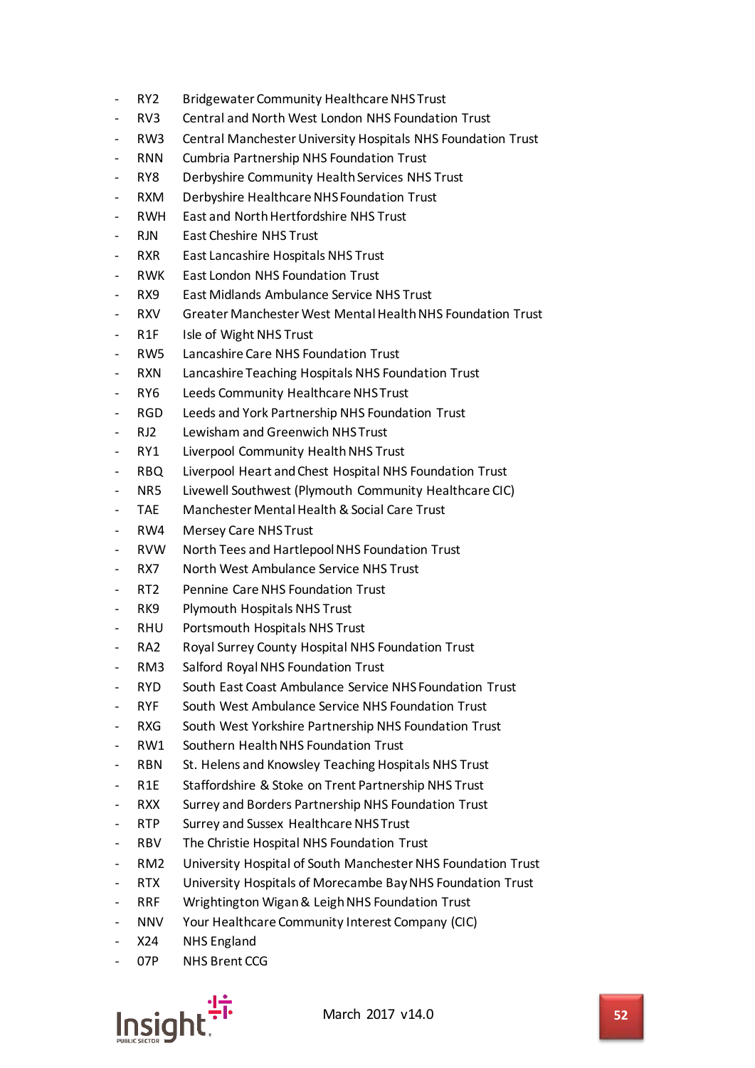- RY2 Bridgewater Community Healthcare NHS Trust
- RV3 Central and North West London NHS Foundation Trust
- RW3 Central Manchester University Hospitals NHS Foundation Trust
- RNN Cumbria Partnership NHS Foundation Trust
- RY8 Derbyshire Community Health Services NHS Trust
- RXM Derbyshire Healthcare NHS Foundation Trust
- RWH East and North Hertfordshire NHS Trust
- RJN East Cheshire NHS Trust
- RXR East Lancashire Hospitals NHS Trust
- RWK East London NHS Foundation Trust
- RX9 East Midlands Ambulance Service NHS Trust
- RXV Greater Manchester West Mental Health NHS Foundation Trust
- R1F Isle of Wight NHS Trust
- RW5 Lancashire Care NHS Foundation Trust
- RXN Lancashire Teaching Hospitals NHS Foundation Trust
- RY6 Leeds Community Healthcare NHS Trust
- RGD Leeds and York Partnership NHS Foundation Trust
- RJ2 Lewisham and Greenwich NHS Trust
- RY1 Liverpool Community Health NHS Trust
- RBQ Liverpool Heart and Chest Hospital NHS Foundation Trust
- NR5 Livewell Southwest (Plymouth Community Healthcare CIC)
- TAE Manchester Mental Health & Social Care Trust
- RW4 Mersey Care NHS Trust
- RVW North Tees and Hartlepool NHS Foundation Trust
- RX7 North West Ambulance Service NHS Trust
- RT2 Pennine Care NHS Foundation Trust
- RK9 Plymouth Hospitals NHS Trust
- RHU Portsmouth Hospitals NHS Trust
- RA2 Royal Surrey County Hospital NHS Foundation Trust
- RM3 Salford Royal NHS Foundation Trust
- RYD South East Coast Ambulance Service NHS Foundation Trust
- RYF South West Ambulance Service NHS Foundation Trust
- RXG South West Yorkshire Partnership NHS Foundation Trust
- RW1 Southern Health NHS Foundation Trust
- RBN St. Helens and Knowsley Teaching Hospitals NHS Trust
- R1E Staffordshire & Stoke on Trent Partnership NHS Trust
- RXX Surrey and Borders Partnership NHS Foundation Trust
- RTP Surrey and Sussex Healthcare NHS Trust
- RBV The Christie Hospital NHS Foundation Trust
- RM2 University Hospital of South Manchester NHS Foundation Trust
- RTX University Hospitals of Morecambe Bay NHS Foundation Trust
- RRF Wrightington Wigan & Leigh NHS Foundation Trust
- NNV Your Healthcare Community Interest Company (CIC)
- X24 NHS England
- 07P NHS Brent CCG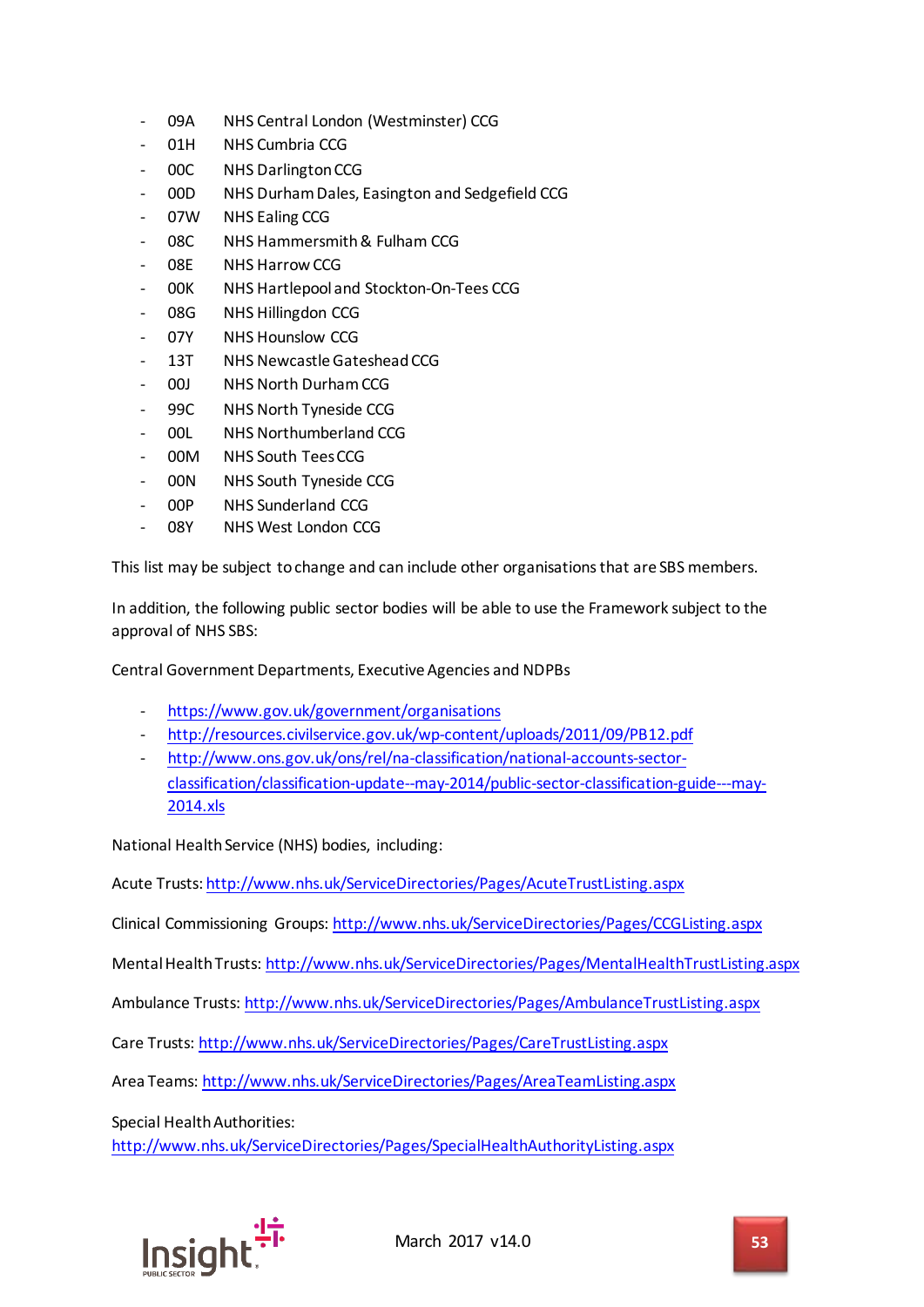- 09A NHS Central London (Westminster) CCG
- 01H NHS Cumbria CCG
- 00C NHS Darlington CCG
- 00D NHS Durham Dales, Easington and Sedgefield CCG
- 07W NHS Ealing CCG
- 08C NHS Hammersmith & Fulham CCG
- 08E NHS Harrow CCG
- 00K NHS Hartlepool and Stockton-On-Tees CCG
- 08G NHS Hillingdon CCG
- 07Y NHS Hounslow CCG
- 13T NHS Newcastle Gateshead CCG
- 00J NHS North Durham CCG
- 99C NHS North Tyneside CCG
- 00L NHS Northumberland CCG
- 00M NHS South Tees CCG
- 00N NHS South Tyneside CCG
- 00P NHS Sunderland CCG
- 08Y NHS West London CCG

This list may be subject to change and can include other organisations that are SBS members.

In addition, the following public sector bodies will be able to use the Framework subject to the approval of NHS SBS:

Central Government Departments, Executive Agencies and NDPBs

- https://www.gov.uk/government/organisations
- http://resources.civilservice.gov.uk/wp-content/uploads/2011/09/PB12.pdf
- http://www.ons.gov.uk/ons/rel/na-classification/national-accounts-sector-classification/classification-update--may-2014/public-sector-classification-guide---may-2014.xls

National Health Service (NHS) bodies, including:

Acute Trusts: http://www.nhs.uk/ServiceDirectories/Pages/AcuteTrustListing.aspx

Clinical Commissioning Groups: http://www.nhs.uk/ServiceDirectories/Pages/CCGListing.aspx

Mental Health Trusts: http://www.nhs.uk/ServiceDirectories/Pages/MentalHealthTrustListing.aspx

Ambulance Trusts: http://www.nhs.uk/ServiceDirectories/Pages/AmbulanceTrustListing.aspx

Care Trusts: http://www.nhs.uk/ServiceDirectories/Pages/CareTrustListing.aspx

Area Teams: http://www.nhs.uk/ServiceDirectories/Pages/AreaTeamListing.aspx

Special Health Authorities:
http://www.nhs.uk/ServiceDirectories/Pages/SpecialHealthAuthorityListing.aspx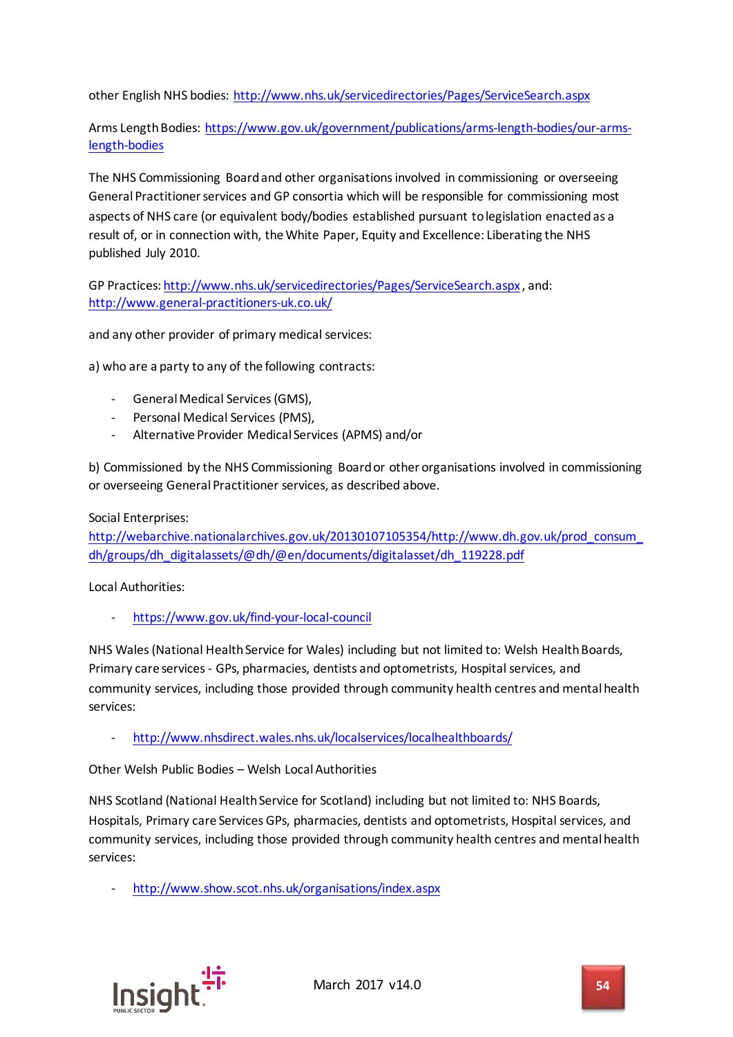other English NHS bodies: http://www.nhs.uk/servicedirectories/Pages/ServiceSearch.aspx

Arms Length Bodies: https://www.gov.uk/government/publications/arms-length-bodies/our-arms-length-bodies

The NHS Commissioning Board and other organisations involved in commissioning or overseeing General Practitioner services and GP consortia which will be responsible for commissioning most aspects of NHS care (or equivalent body/bodies established pursuant to legislation enacted as a result of, or in connection with, the White Paper, Equity and Excellence: Liberating the NHS published July 2010.

GP Practices: http://www.nhs.uk/servicedirectories/Pages/ServiceSearch.aspx, and: http://www.general-practitioners-uk.co.uk/

and any other provider of primary medical services:

a) who are a party to any of the following contracts:

- General Medical Services (GMS),
- Personal Medical Services (PMS),
- Alternative Provider Medical Services (APMS) and/or

b) Commissioned by the NHS Commissioning Board or other organisations involved in commissioning or overseeing General Practitioner services, as described above.

Social Enterprises: http://webarchive.nationalarchives.gov.uk/20130107105354/http://www.dh.gov.uk/prod_consum_dh/groups/dh_digitalassets/@dh/@en/documents/digitalasset/dh_119228.pdf

Local Authorities:

- https://www.gov.uk/find-your-local-council

NHS Wales (National Health Service for Wales) including but not limited to: Welsh Health Boards, Primary care services - GPs, pharmacies, dentists and optometrists, Hospital services, and community services, including those provided through community health centres and mental health services:

- http://www.nhsdirect.wales.nhs.uk/localservices/localhealthboards/

Other Welsh Public Bodies – Welsh Local Authorities

NHS Scotland (National Health Service for Scotland) including but not limited to: NHS Boards, Hospitals, Primary care Services GPs, pharmacies, dentists and optometrists, Hospital services, and community services, including those provided through community health centres and mental health services:

- http://www.show.scot.nhs.uk/organisations/index.aspx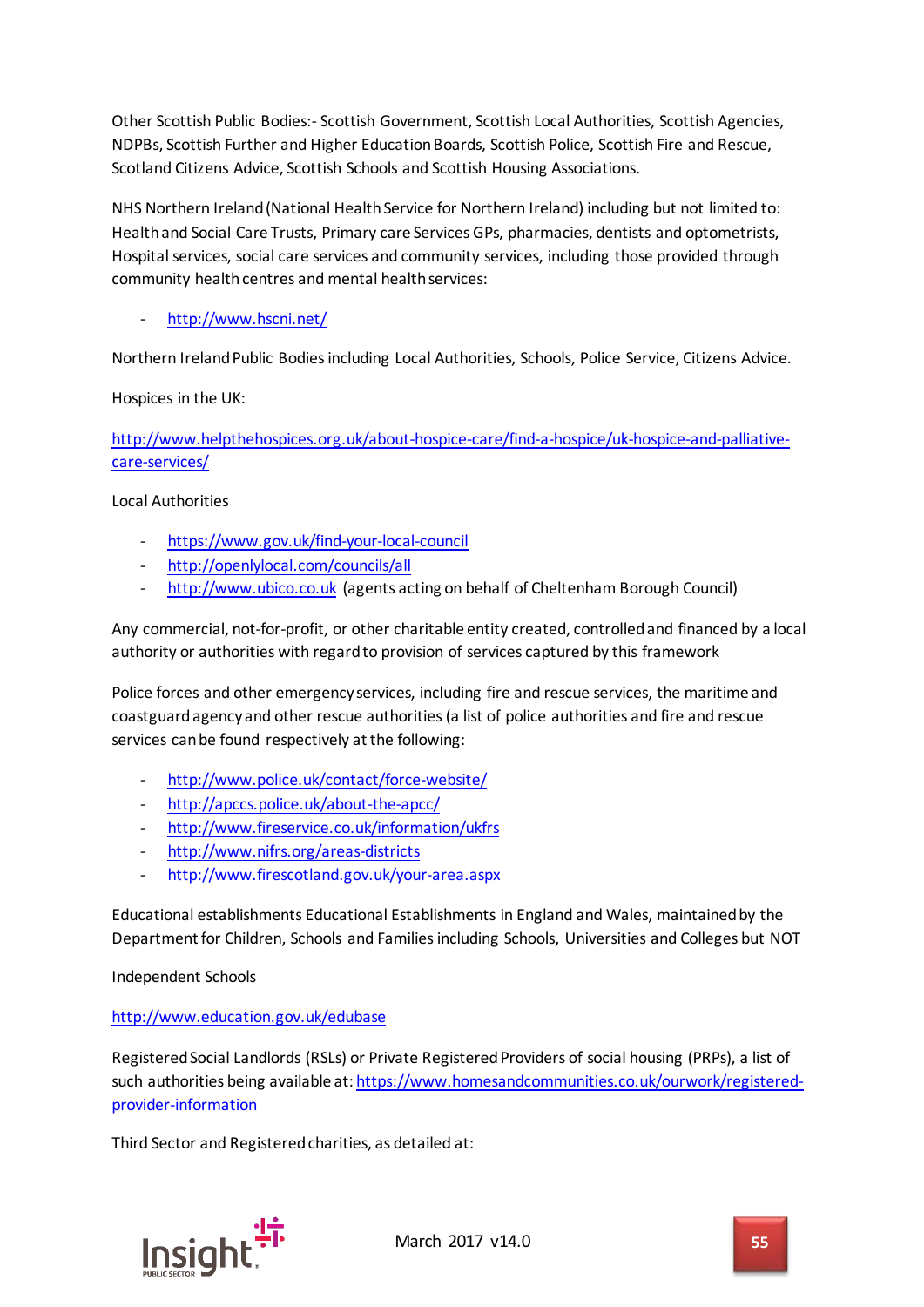Other Scottish Public Bodies:- Scottish Government, Scottish Local Authorities, Scottish Agencies, NDPBs, Scottish Further and Higher Education Boards, Scottish Police, Scottish Fire and Rescue, Scotland Citizens Advice, Scottish Schools and Scottish Housing Associations.

NHS Northern Ireland (National Health Service for Northern Ireland) including but not limited to: Health and Social Care Trusts, Primary care Services GPs, pharmacies, dentists and optometrists, Hospital services, social care services and community services, including those provided through community health centres and mental health services:

- http://www.hscni.net/

Northern Ireland Public Bodies including Local Authorities, Schools, Police Service, Citizens Advice.

Hospices in the UK:

http://www.helpthehospices.org.uk/about-hospice-care/find-a-hospice/uk-hospice-and-palliative-care-services/

Local Authorities

- https://www.gov.uk/find-your-local-council
- http://openlylocal.com/councils/all
- http://www.ubico.co.uk (agents acting on behalf of Cheltenham Borough Council)

Any commercial, not-for-profit, or other charitable entity created, controlled and financed by a local authority or authorities with regard to provision of services captured by this framework

Police forces and other emergency services, including fire and rescue services, the maritime and coastguard agency and other rescue authorities (a list of police authorities and fire and rescue services can be found respectively at the following:

- http://www.police.uk/contact/force-website/
- http://apccs.police.uk/about-the-apcc/
- http://www.fireservice.co.uk/information/ukfrs
- http://www.nifrs.org/areas-districts
- http://www.firescotland.gov.uk/your-area.aspx

Educational establishments Educational Establishments in England and Wales, maintained by the Department for Children, Schools and Families including Schools, Universities and Colleges but NOT

Independent Schools

http://www.education.gov.uk/edubase

Registered Social Landlords (RSLs) or Private Registered Providers of social housing (PRPs), a list of such authorities being available at: https://www.homesandcommunities.co.uk/ourwork/registered-provider-information

Third Sector and Registered charities, as detailed at: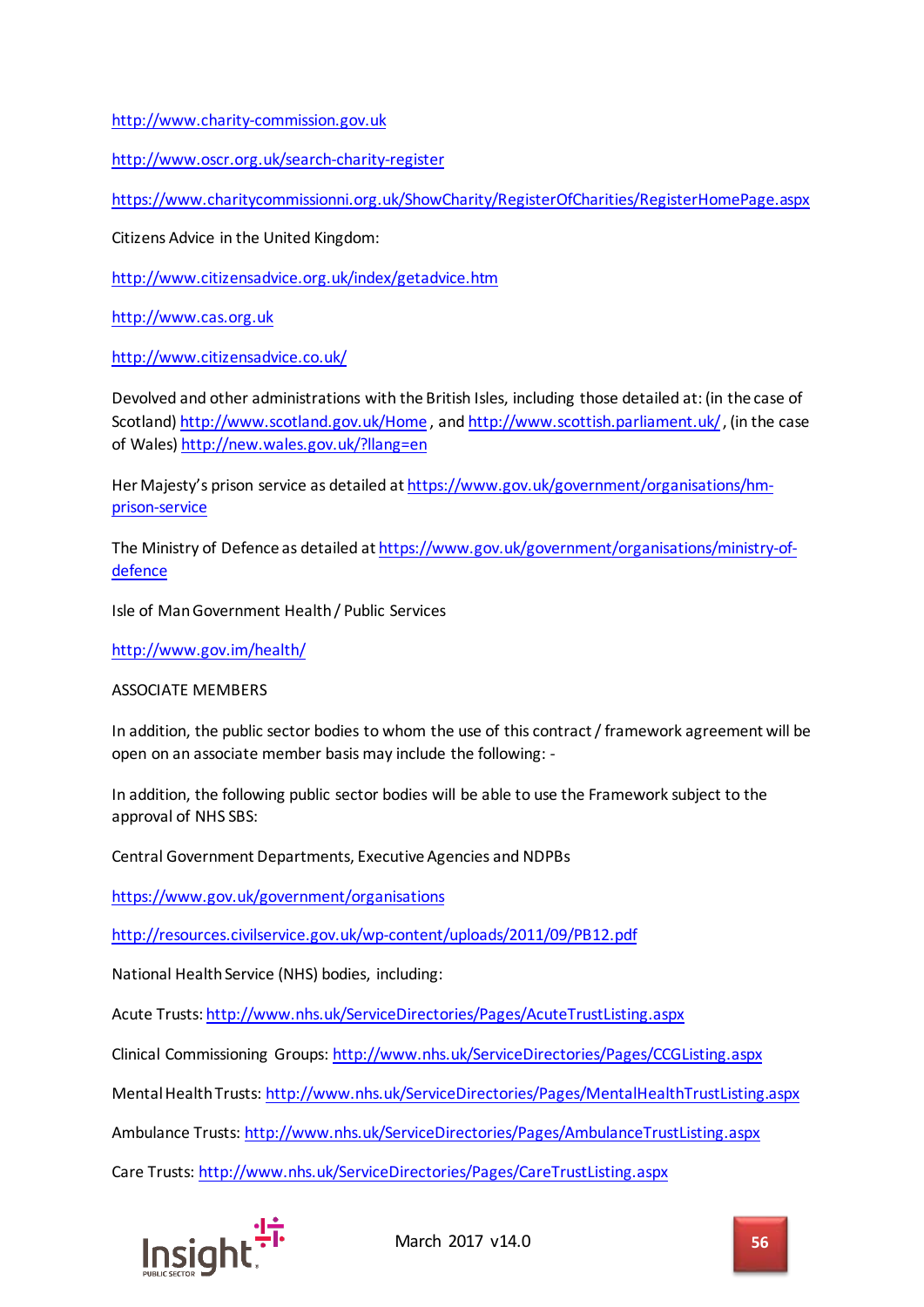http://www.charity-commission.gov.uk

http://www.oscr.org.uk/search-charity-register

https://www.charitycommissionni.org.uk/ShowCharity/RegisterOfCharities/RegisterHomePage.aspx

Citizens Advice in the United Kingdom:

http://www.citizensadvice.org.uk/index/getadvice.htm

http://www.cas.org.uk

http://www.citizensadvice.co.uk/

Devolved and other administrations with the British Isles, including those detailed at: (in the case of Scotland) http://www.scotland.gov.uk/Home , and http://www.scottish.parliament.uk/ , (in the case of Wales) http://new.wales.gov.uk/?llang=en

Her Majesty's prison service as detailed at https://www.gov.uk/government/organisations/hm-prison-service

The Ministry of Defence as detailed at https://www.gov.uk/government/organisations/ministry-of-defence

Isle of Man Government Health / Public Services

http://www.gov.im/health/

ASSOCIATE MEMBERS

In addition, the public sector bodies to whom the use of this contract / framework agreement will be open on an associate member basis may include the following: -

In addition, the following public sector bodies will be able to use the Framework subject to the approval of NHS SBS:

Central Government Departments, Executive Agencies and NDPBs

https://www.gov.uk/government/organisations

http://resources.civilservice.gov.uk/wp-content/uploads/2011/09/PB12.pdf

National Health Service (NHS) bodies, including:

Acute Trusts: http://www.nhs.uk/ServiceDirectories/Pages/AcuteTrustListing.aspx

Clinical Commissioning Groups: http://www.nhs.uk/ServiceDirectories/Pages/CCGListing.aspx

Mental Health Trusts: http://www.nhs.uk/ServiceDirectories/Pages/MentalHealthTrustListing.aspx

Ambulance Trusts: http://www.nhs.uk/ServiceDirectories/Pages/AmbulanceTrustListing.aspx

Care Trusts: http://www.nhs.uk/ServiceDirectories/Pages/CareTrustListing.aspx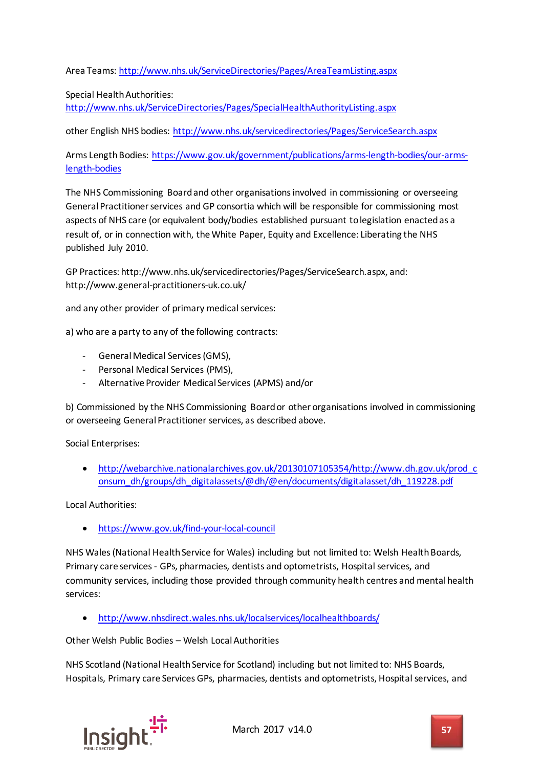Area Teams: http://www.nhs.uk/ServiceDirectories/Pages/AreaTeamListing.aspx

Special Health Authorities:
http://www.nhs.uk/ServiceDirectories/Pages/SpecialHealthAuthorityListing.aspx

other English NHS bodies: http://www.nhs.uk/servicedirectories/Pages/ServiceSearch.aspx

Arms Length Bodies: https://www.gov.uk/government/publications/arms-length-bodies/our-arms-length-bodies

The NHS Commissioning Board and other organisations involved in commissioning or overseeing General Practitioner services and GP consortia which will be responsible for commissioning most aspects of NHS care (or equivalent body/bodies established pursuant to legislation enacted as a result of, or in connection with, the White Paper, Equity and Excellence: Liberating the NHS published July 2010.

GP Practices: http://www.nhs.uk/servicedirectories/Pages/ServiceSearch.aspx, and: http://www.general-practitioners-uk.co.uk/

and any other provider of primary medical services:

a) who are a party to any of the following contracts:

- General Medical Services (GMS),
- Personal Medical Services (PMS),
- Alternative Provider Medical Services (APMS) and/or

b) Commissioned by the NHS Commissioning Board or other organisations involved in commissioning or overseeing General Practitioner services, as described above.

Social Enterprises:

- http://webarchive.nationalarchives.gov.uk/20130107105354/http://www.dh.gov.uk/prod_consum_dh/groups/dh_digitalassets/@dh/@en/documents/digitalasset/dh_119228.pdf

Local Authorities:

- https://www.gov.uk/find-your-local-council

NHS Wales (National Health Service for Wales) including but not limited to: Welsh Health Boards, Primary care services - GPs, pharmacies, dentists and optometrists, Hospital services, and community services, including those provided through community health centres and mental health services:

- http://www.nhsdirect.wales.nhs.uk/localservices/localhealthboards/

Other Welsh Public Bodies – Welsh Local Authorities

NHS Scotland (National Health Service for Scotland) including but not limited to: NHS Boards, Hospitals, Primary care Services GPs, pharmacies, dentists and optometrists, Hospital services, and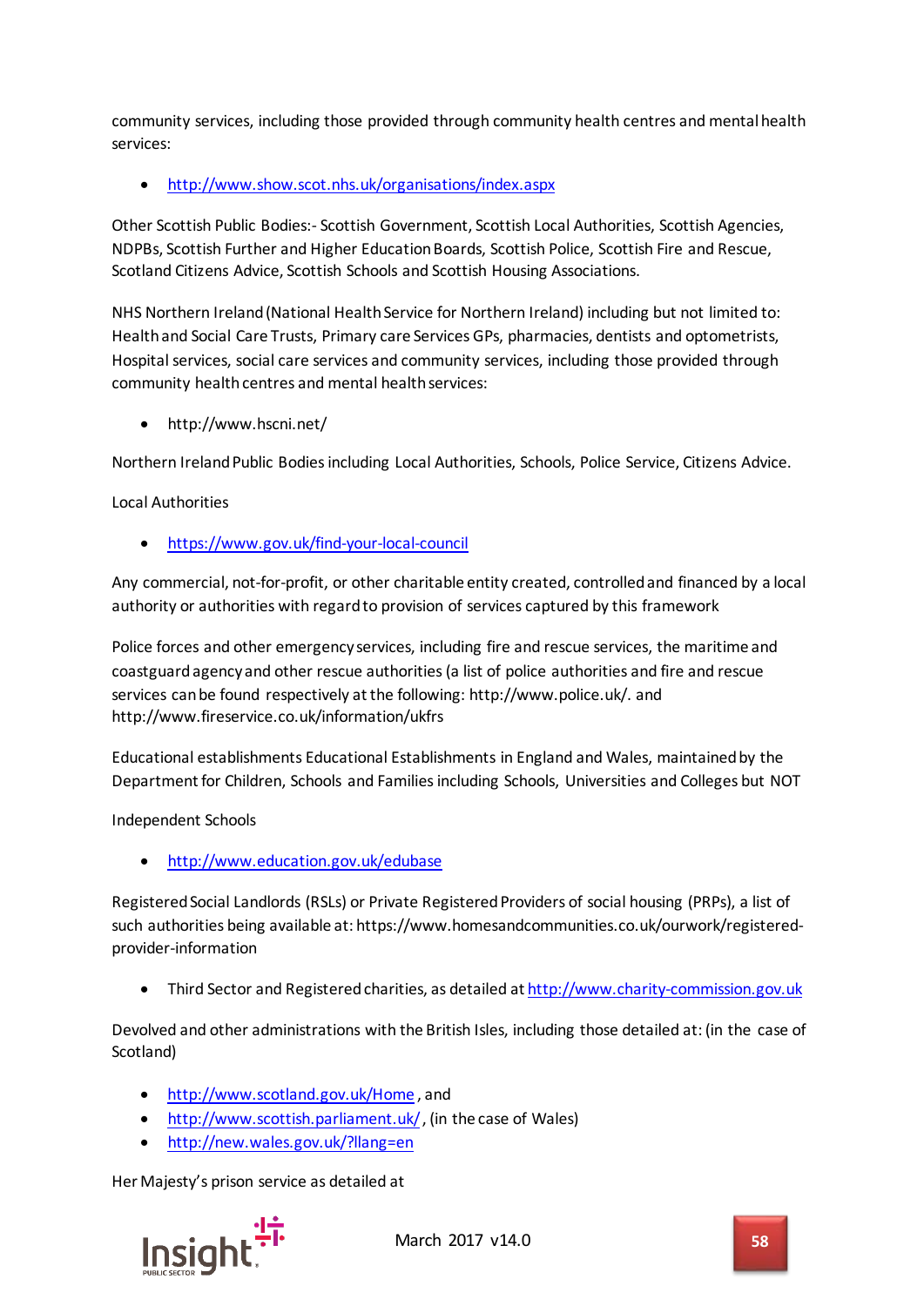community services, including those provided through community health centres and mental health services:

- http://www.show.scot.nhs.uk/organisations/index.aspx

Other Scottish Public Bodies:- Scottish Government, Scottish Local Authorities, Scottish Agencies, NDPBs, Scottish Further and Higher Education Boards, Scottish Police, Scottish Fire and Rescue, Scotland Citizens Advice, Scottish Schools and Scottish Housing Associations.

NHS Northern Ireland (National Health Service for Northern Ireland) including but not limited to: Health and Social Care Trusts, Primary care Services GPs, pharmacies, dentists and optometrists, Hospital services, social care services and community services, including those provided through community health centres and mental health services:

- http://www.hscni.net/

Northern Ireland Public Bodies including Local Authorities, Schools, Police Service, Citizens Advice.

Local Authorities

- https://www.gov.uk/find-your-local-council

Any commercial, not-for-profit, or other charitable entity created, controlled and financed by a local authority or authorities with regard to provision of services captured by this framework

Police forces and other emergency services, including fire and rescue services, the maritime and coastguard agency and other rescue authorities (a list of police authorities and fire and rescue services can be found respectively at the following: http://www.police.uk/. and http://www.fireservice.co.uk/information/ukfrs

Educational establishments Educational Establishments in England and Wales, maintained by the Department for Children, Schools and Families including Schools, Universities and Colleges but NOT

Independent Schools

- http://www.education.gov.uk/edubase

Registered Social Landlords (RSLs) or Private Registered Providers of social housing (PRPs), a list of such authorities being available at: https://www.homesandcommunities.co.uk/ourwork/registered-provider-information

- Third Sector and Registered charities, as detailed at http://www.charity-commission.gov.uk

Devolved and other administrations with the British Isles, including those detailed at: (in the case of Scotland)

- http://www.scotland.gov.uk/Home , and
- http://www.scottish.parliament.uk/ , (in the case of Wales)
- http://new.wales.gov.uk/?llang=en

Her Majesty's prison service as detailed at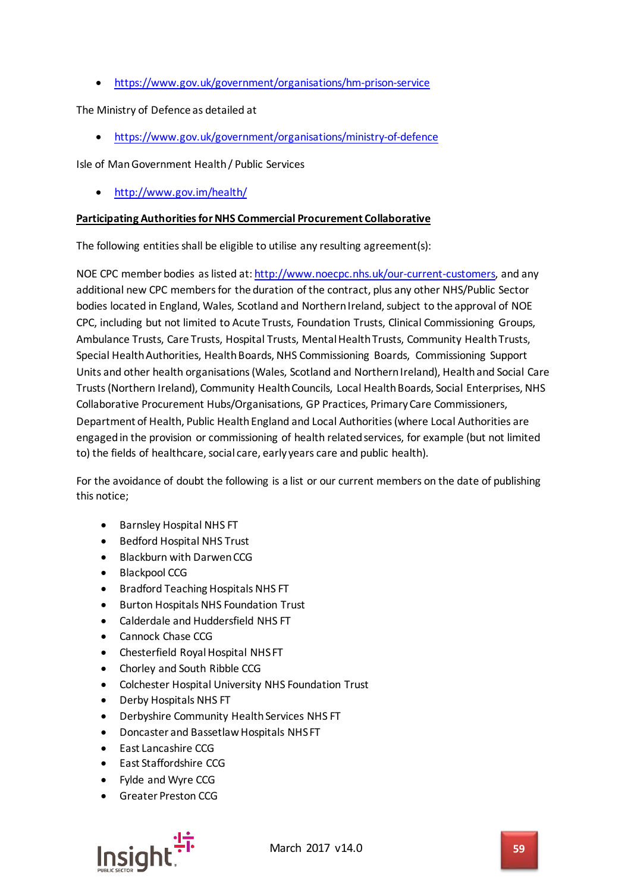- https://www.gov.uk/government/organisations/hm-prison-service

The Ministry of Defence as detailed at

- https://www.gov.uk/government/organisations/ministry-of-defence

Isle of Man Government Health / Public Services

- http://www.gov.im/health/

**Participating Authorities for NHS Commercial Procurement Collaborative**

The following entities shall be eligible to utilise any resulting agreement(s):

NOE CPC member bodies as listed at: http://www.noecpc.nhs.uk/our-current-customers, and any additional new CPC members for the duration of the contract, plus any other NHS/Public Sector bodies located in England, Wales, Scotland and Northern Ireland, subject to the approval of NOE CPC, including but not limited to Acute Trusts, Foundation Trusts, Clinical Commissioning Groups, Ambulance Trusts, Care Trusts, Hospital Trusts, Mental Health Trusts, Community Health Trusts, Special Health Authorities, Health Boards, NHS Commissioning Boards, Commissioning Support Units and other health organisations (Wales, Scotland and Northern Ireland), Health and Social Care Trusts (Northern Ireland), Community Health Councils, Local Health Boards, Social Enterprises, NHS Collaborative Procurement Hubs/Organisations, GP Practices, Primary Care Commissioners, Department of Health, Public Health England and Local Authorities (where Local Authorities are engaged in the provision or commissioning of health related services, for example (but not limited to) the fields of healthcare, social care, early years care and public health).

For the avoidance of doubt the following is a list or our current members on the date of publishing this notice;

- Barnsley Hospital NHS FT
- Bedford Hospital NHS Trust
- Blackburn with Darwen CCG
- Blackpool CCG
- Bradford Teaching Hospitals NHS FT
- Burton Hospitals NHS Foundation Trust
- Calderdale and Huddersfield NHS FT
- Cannock Chase CCG
- Chesterfield Royal Hospital NHS FT
- Chorley and South Ribble CCG
- Colchester Hospital University NHS Foundation Trust
- Derby Hospitals NHS FT
- Derbyshire Community Health Services NHS FT
- Doncaster and Bassetlaw Hospitals NHS FT
- East Lancashire CCG
- East Staffordshire CCG
- Fylde and Wyre CCG
- Greater Preston CCG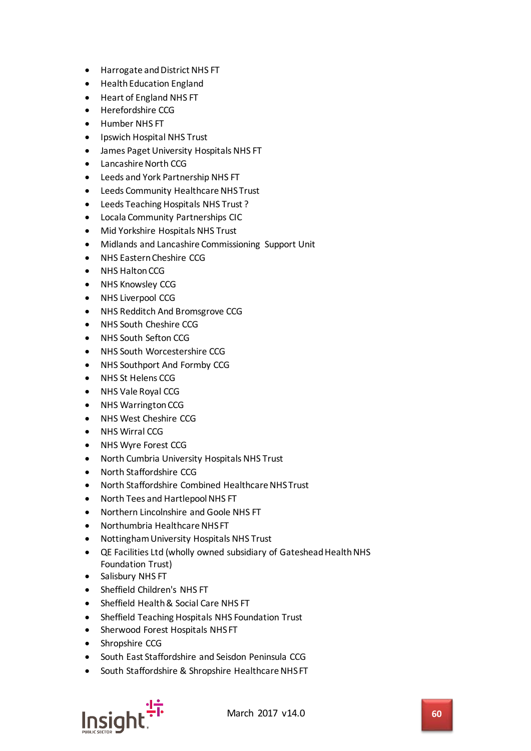- Harrogate and District NHS FT
- Health Education England
- Heart of England NHS FT
- Herefordshire CCG
- Humber NHS FT
- Ipswich Hospital NHS Trust
- James Paget University Hospitals NHS FT
- Lancashire North CCG
- Leeds and York Partnership NHS FT
- Leeds Community Healthcare NHS Trust
- Leeds Teaching Hospitals NHS Trust ?
- Locala Community Partnerships CIC
- Mid Yorkshire Hospitals NHS Trust
- Midlands and Lancashire Commissioning Support Unit
- NHS Eastern Cheshire CCG
- NHS Halton CCG
- NHS Knowsley CCG
- NHS Liverpool CCG
- NHS Redditch And Bromsgrove CCG
- NHS South Cheshire CCG
- NHS South Sefton CCG
- NHS South Worcestershire CCG
- NHS Southport And Formby CCG
- NHS St Helens CCG
- NHS Vale Royal CCG
- NHS Warrington CCG
- NHS West Cheshire CCG
- NHS Wirral CCG
- NHS Wyre Forest CCG
- North Cumbria University Hospitals NHS Trust
- North Staffordshire CCG
- North Staffordshire Combined Healthcare NHS Trust
- North Tees and Hartlepool NHS FT
- Northern Lincolnshire and Goole NHS FT
- Northumbria Healthcare NHS FT
- Nottingham University Hospitals NHS Trust
- QE Facilities Ltd (wholly owned subsidiary of Gateshead Health NHS Foundation Trust)
- Salisbury NHS FT
- Sheffield Children's NHS FT
- Sheffield Health & Social Care NHS FT
- Sheffield Teaching Hospitals NHS Foundation Trust
- Sherwood Forest Hospitals NHS FT
- Shropshire CCG
- South East Staffordshire and Seisdon Peninsula CCG
- South Staffordshire & Shropshire Healthcare NHS FT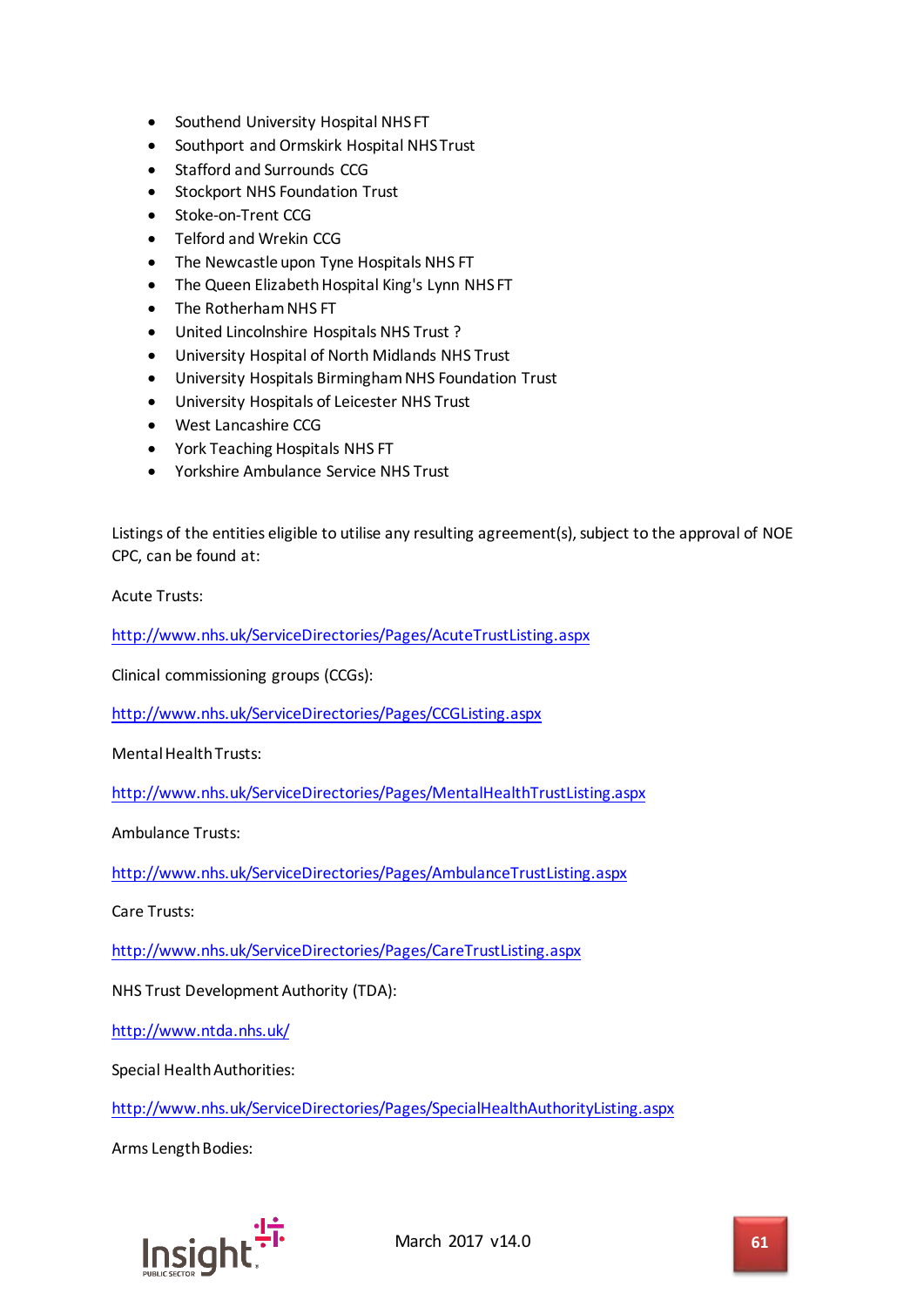- Southend University Hospital NHS FT
- Southport and Ormskirk Hospital NHS Trust
- Stafford and Surrounds CCG
- Stockport NHS Foundation Trust
- Stoke-on-Trent CCG
- Telford and Wrekin CCG
- The Newcastle upon Tyne Hospitals NHS FT
- The Queen Elizabeth Hospital King's Lynn NHS FT
- The Rotherham NHS FT
- United Lincolnshire Hospitals NHS Trust ?
- University Hospital of North Midlands NHS Trust
- University Hospitals Birmingham NHS Foundation Trust
- University Hospitals of Leicester NHS Trust
- West Lancashire CCG
- York Teaching Hospitals NHS FT
- Yorkshire Ambulance Service NHS Trust

Listings of the entities eligible to utilise any resulting agreement(s), subject to the approval of NOE CPC, can be found at:

Acute Trusts:

http://www.nhs.uk/ServiceDirectories/Pages/AcuteTrustListing.aspx

Clinical commissioning groups (CCGs):

http://www.nhs.uk/ServiceDirectories/Pages/CCGListing.aspx

Mental Health Trusts:

http://www.nhs.uk/ServiceDirectories/Pages/MentalHealthTrustListing.aspx

Ambulance Trusts:

http://www.nhs.uk/ServiceDirectories/Pages/AmbulanceTrustListing.aspx

Care Trusts:

http://www.nhs.uk/ServiceDirectories/Pages/CareTrustListing.aspx

NHS Trust Development Authority (TDA):

http://www.ntda.nhs.uk/

Special Health Authorities:

http://www.nhs.uk/ServiceDirectories/Pages/SpecialHealthAuthorityListing.aspx

Arms Length Bodies: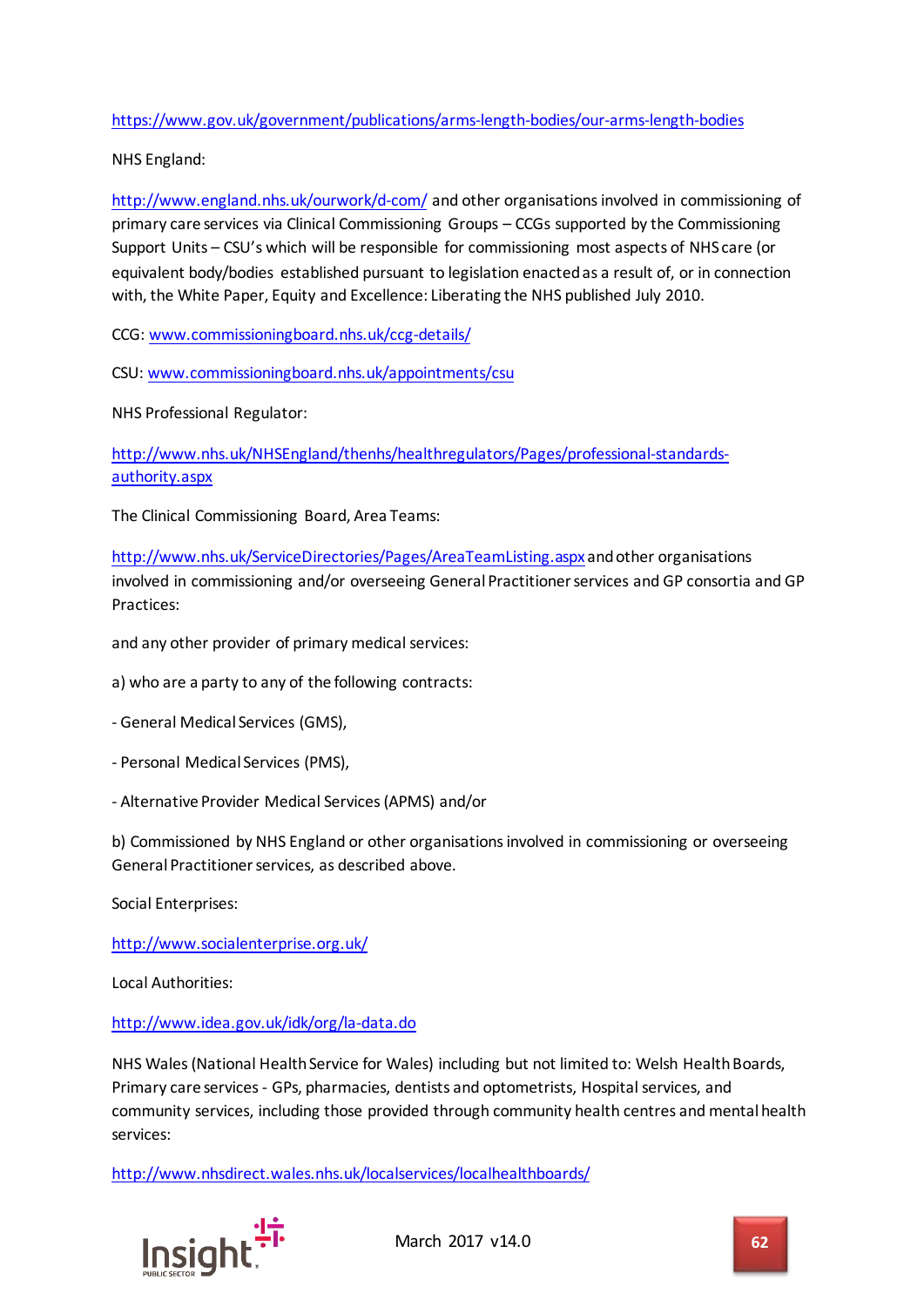https://www.gov.uk/government/publications/arms-length-bodies/our-arms-length-bodies

NHS England:

http://www.england.nhs.uk/ourwork/d-com/ and other organisations involved in commissioning of primary care services via Clinical Commissioning Groups – CCGs supported by the Commissioning Support Units – CSU's which will be responsible for commissioning most aspects of NHS care (or equivalent body/bodies established pursuant to legislation enacted as a result of, or in connection with, the White Paper, Equity and Excellence: Liberating the NHS published July 2010.

CCG: www.commissioningboard.nhs.uk/ccg-details/

CSU: www.commissioningboard.nhs.uk/appointments/csu

NHS Professional Regulator:

http://www.nhs.uk/NHSEngland/thenhs/healthregulators/Pages/professional-standards-authority.aspx

The Clinical Commissioning Board, Area Teams:

http://www.nhs.uk/ServiceDirectories/Pages/AreaTeamListing.aspx and other organisations involved in commissioning and/or overseeing General Practitioner services and GP consortia and GP Practices:

and any other provider of primary medical services:

a) who are a party to any of the following contracts:

- General Medical Services (GMS),

- Personal Medical Services (PMS),

- Alternative Provider Medical Services (APMS) and/or

b) Commissioned by NHS England or other organisations involved in commissioning or overseeing General Practitioner services, as described above.

Social Enterprises:

http://www.socialenterprise.org.uk/

Local Authorities:

http://www.idea.gov.uk/idk/org/la-data.do

NHS Wales (National Health Service for Wales) including but not limited to: Welsh Health Boards, Primary care services - GPs, pharmacies, dentists and optometrists, Hospital services, and community services, including those provided through community health centres and mental health services:

http://www.nhsdirect.wales.nhs.uk/localservices/localhealthboards/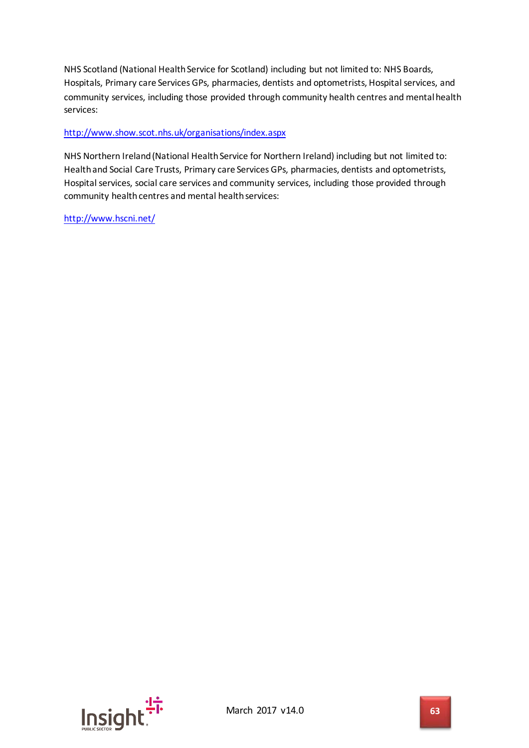NHS Scotland (National Health Service for Scotland) including but not limited to: NHS Boards, Hospitals, Primary care Services GPs, pharmacies, dentists and optometrists, Hospital services, and community services, including those provided through community health centres and mental health services:

http://www.show.scot.nhs.uk/organisations/index.aspx

NHS Northern Ireland (National Health Service for Northern Ireland) including but not limited to: Health and Social Care Trusts, Primary care Services GPs, pharmacies, dentists and optometrists, Hospital services, social care services and community services, including those provided through community health centres and mental health services:

http://www.hscni.net/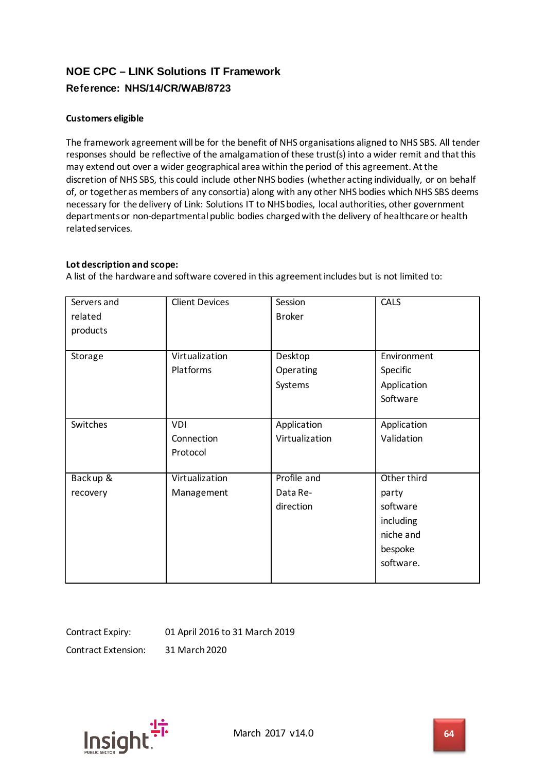## NOE CPC – LINK Solutions IT Framework

### Reference: NHS/14/CR/WAB/8723

**Customers eligible**

The framework agreement will be for the benefit of NHS organisations aligned to NHS SBS. All tender responses should be reflective of the amalgamation of these trust(s) into a wider remit and that this may extend out over a wider geographical area within the period of this agreement. At the discretion of NHS SBS, this could include other NHS bodies (whether acting individually, or on behalf of, or together as members of any consortia) along with any other NHS bodies which NHS SBS deems necessary for the delivery of Link: Solutions IT to NHS bodies, local authorities, other government departments or non-departmental public bodies charged with the delivery of healthcare or health related services.

**Lot description and scope:**
A list of the hardware and software covered in this agreement includes but is not limited to:

| | | | |
|---|---|---|---|
| Servers and related products | Client Devices | Session Broker | CALS |
| Storage | Virtualization Platforms | Desktop Operating Systems | Environment Specific Application Software |
| Switches | VDI Connection Protocol | Application Virtualization | Application Validation |
| Backup & recovery | Virtualization Management | Profile and Data Re-direction | Other third party software including niche and bespoke software. |

Contract Expiry: 01 April 2016 to 31 March 2019

Contract Extension: 31 March 2020

March 2017 v14.0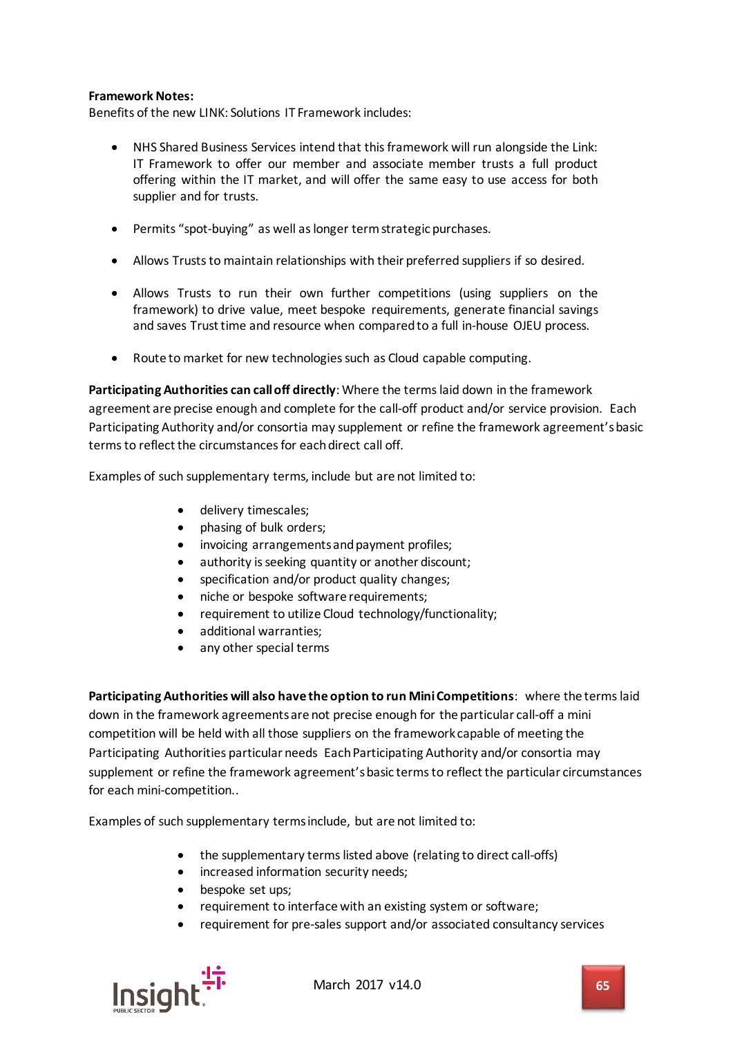**Framework Notes:**
Benefits of the new LINK: Solutions IT Framework includes:

- NHS Shared Business Services intend that this framework will run alongside the Link: IT Framework to offer our member and associate member trusts a full product offering within the IT market, and will offer the same easy to use access for both supplier and for trusts.

- Permits "spot-buying" as well as longer term strategic purchases.

- Allows Trusts to maintain relationships with their preferred suppliers if so desired.

- Allows Trusts to run their own further competitions (using suppliers on the framework) to drive value, meet bespoke requirements, generate financial savings and saves Trust time and resource when compared to a full in-house OJEU process.

- Route to market for new technologies such as Cloud capable computing.

**Participating Authorities can call off directly**: Where the terms laid down in the framework agreement are precise enough and complete for the call-off product and/or service provision. Each Participating Authority and/or consortia may supplement or refine the framework agreement's basic terms to reflect the circumstances for each direct call off.

Examples of such supplementary terms, include but are not limited to:

- delivery timescales;
- phasing of bulk orders;
- invoicing arrangements and payment profiles;
- authority is seeking quantity or another discount;
- specification and/or product quality changes;
- niche or bespoke software requirements;
- requirement to utilize Cloud technology/functionality;
- additional warranties;
- any other special terms

**Participating Authorities will also have the option to run Mini Competitions**: where the terms laid down in the framework agreements are not precise enough for the particular call-off a mini competition will be held with all those suppliers on the framework capable of meeting the Participating Authorities particular needs Each Participating Authority and/or consortia may supplement or refine the framework agreement's basic terms to reflect the particular circumstances for each mini-competition..

Examples of such supplementary terms include, but are not limited to:

- the supplementary terms listed above (relating to direct call-offs)
- increased information security needs;
- bespoke set ups;
- requirement to interface with an existing system or software;
- requirement for pre-sales support and/or associated consultancy services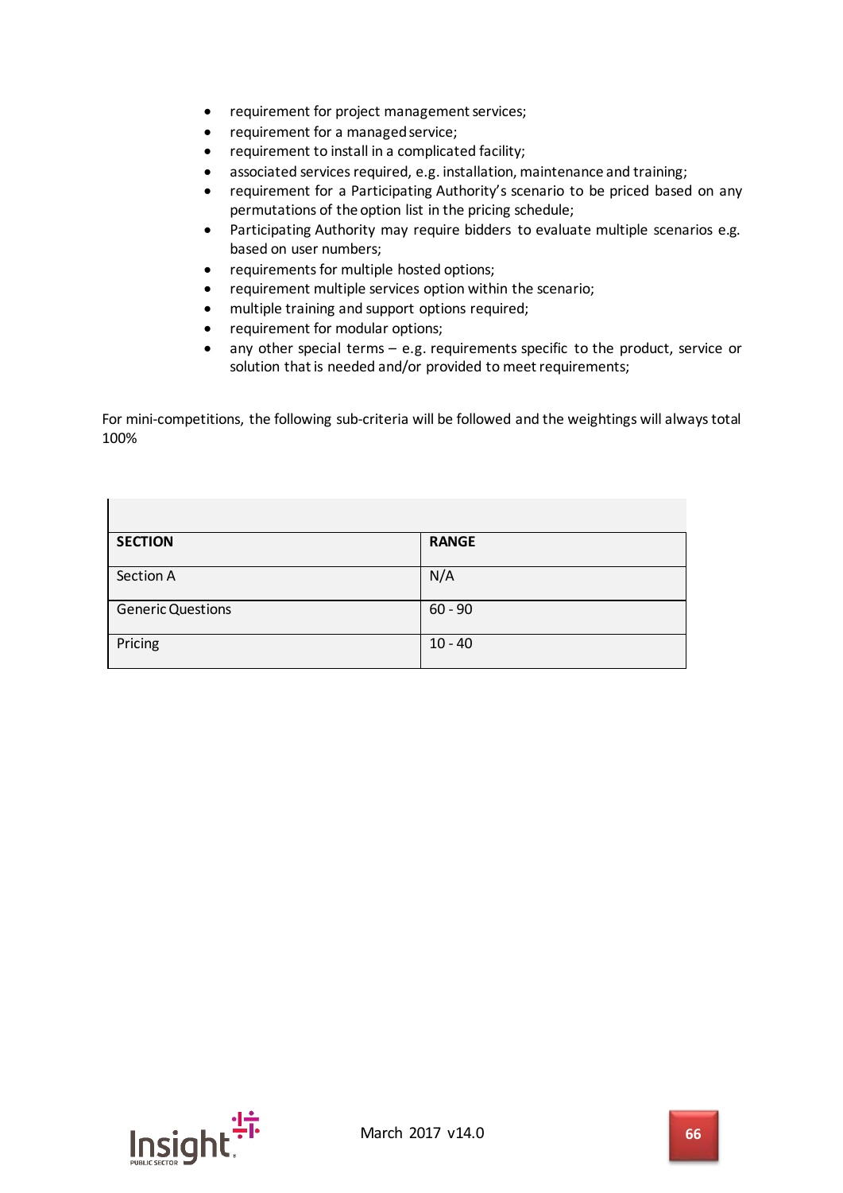- requirement for project management services;
- requirement for a managed service;
- requirement to install in a complicated facility;
- associated services required, e.g. installation, maintenance and training;
- requirement for a Participating Authority's scenario to be priced based on any permutations of the option list in the pricing schedule;
- Participating Authority may require bidders to evaluate multiple scenarios e.g. based on user numbers;
- requirements for multiple hosted options;
- requirement multiple services option within the scenario;
- multiple training and support options required;
- requirement for modular options;
- any other special terms – e.g. requirements specific to the product, service or solution that is needed and/or provided to meet requirements;

For mini-competitions, the following sub-criteria will be followed and the weightings will always total 100%

| **SECTION** | **RANGE** |
|---|---|
| Section A | N/A |
| Generic Questions | 60 - 90 |
| Pricing | 10 - 40 |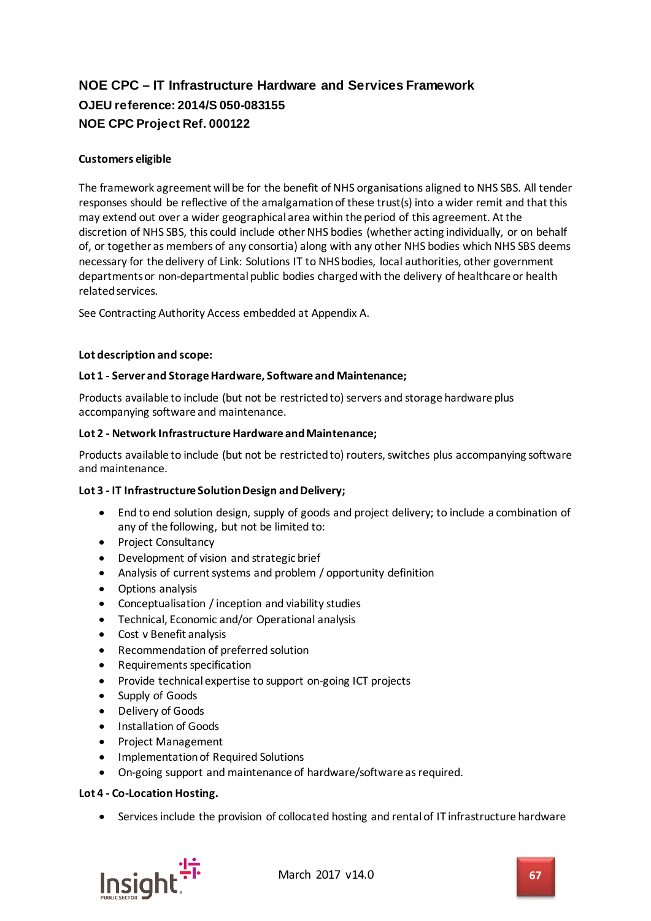## NOE CPC – IT Infrastructure Hardware and Services Framework
### OJEU reference: 2014/S 050-083155
### NOE CPC Project Ref. 000122

**Customers eligible**

The framework agreement will be for the benefit of NHS organisations aligned to NHS SBS. All tender responses should be reflective of the amalgamation of these trust(s) into a wider remit and that this may extend out over a wider geographical area within the period of this agreement. At the discretion of NHS SBS, this could include other NHS bodies (whether acting individually, or on behalf of, or together as members of any consortia) along with any other NHS bodies which NHS SBS deems necessary for the delivery of Link: Solutions IT to NHS bodies, local authorities, other government departments or non-departmental public bodies charged with the delivery of healthcare or health related services.

See Contracting Authority Access embedded at Appendix A.

**Lot description and scope:**

**Lot 1 - Server and Storage Hardware, Software and Maintenance;**

Products available to include (but not be restricted to) servers and storage hardware plus accompanying software and maintenance.

**Lot 2 - Network Infrastructure Hardware and Maintenance;**

Products available to include (but not be restricted to) routers, switches plus accompanying software and maintenance.

**Lot 3 - IT Infrastructure Solution Design and Delivery;**

- End to end solution design, supply of goods and project delivery; to include a combination of any of the following, but not be limited to:
- Project Consultancy
- Development of vision and strategic brief
- Analysis of current systems and problem / opportunity definition
- Options analysis
- Conceptualisation / inception and viability studies
- Technical, Economic and/or Operational analysis
- Cost v Benefit analysis
- Recommendation of preferred solution
- Requirements specification
- Provide technical expertise to support on-going ICT projects
- Supply of Goods
- Delivery of Goods
- Installation of Goods
- Project Management
- Implementation of Required Solutions
- On-going support and maintenance of hardware/software as required.

**Lot 4 - Co-Location Hosting.**

- Services include the provision of collocated hosting and rental of IT infrastructure hardware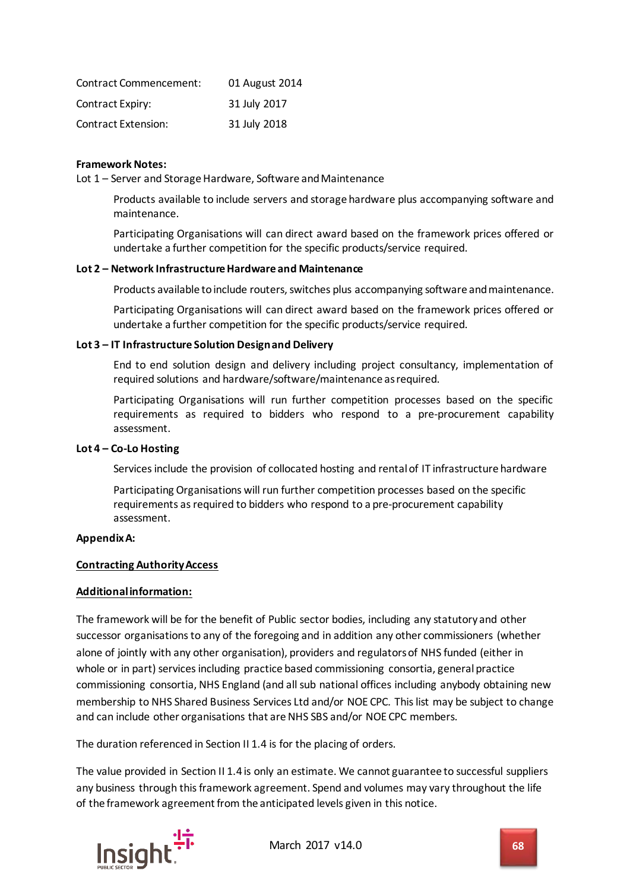| | |
|---|---|
| Contract Commencement: | 01 August 2014 |
| Contract Expiry: | 31 July 2017 |
| Contract Extension: | 31 July 2018 |

**Framework Notes:**

Lot 1 – Server and Storage Hardware, Software and Maintenance

Products available to include servers and storage hardware plus accompanying software and maintenance.

Participating Organisations will can direct award based on the framework prices offered or undertake a further competition for the specific products/service required.

**Lot 2 – Network Infrastructure Hardware and Maintenance**

Products available to include routers, switches plus accompanying software and maintenance.

Participating Organisations will can direct award based on the framework prices offered or undertake a further competition for the specific products/service required.

**Lot 3 – IT Infrastructure Solution Design and Delivery**

End to end solution design and delivery including project consultancy, implementation of required solutions and hardware/software/maintenance as required.

Participating Organisations will run further competition processes based on the specific requirements as required to bidders who respond to a pre-procurement capability assessment.

**Lot 4 – Co-Lo Hosting**

Services include the provision of collocated hosting and rental of IT infrastructure hardware

Participating Organisations will run further competition processes based on the specific requirements as required to bidders who respond to a pre-procurement capability assessment.

**Appendix A:**

**Contracting Authority Access**

**Additional information:**

The framework will be for the benefit of Public sector bodies, including any statutory and other successor organisations to any of the foregoing and in addition any other commissioners (whether alone of jointly with any other organisation), providers and regulators of NHS funded (either in whole or in part) services including practice based commissioning consortia, general practice commissioning consortia, NHS England (and all sub national offices including anybody obtaining new membership to NHS Shared Business Services Ltd and/or NOE CPC. This list may be subject to change and can include other organisations that are NHS SBS and/or NOE CPC members.

The duration referenced in Section II 1.4 is for the placing of orders.

The value provided in Section II 1.4 is only an estimate. We cannot guarantee to successful suppliers any business through this framework agreement. Spend and volumes may vary throughout the life of the framework agreement from the anticipated levels given in this notice.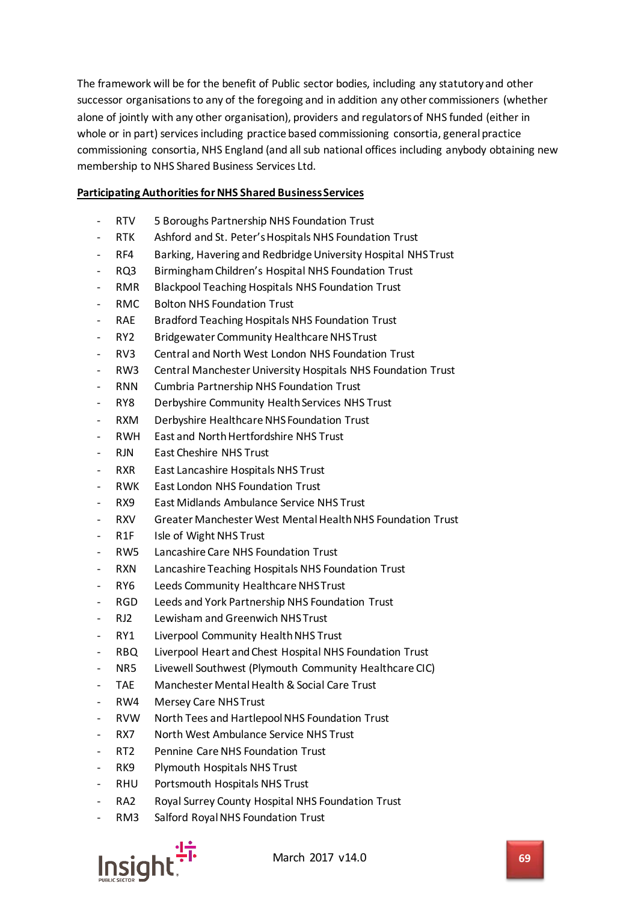The framework will be for the benefit of Public sector bodies, including any statutory and other successor organisations to any of the foregoing and in addition any other commissioners (whether alone of jointly with any other organisation), providers and regulators of NHS funded (either in whole or in part) services including practice based commissioning consortia, general practice commissioning consortia, NHS England (and all sub national offices including anybody obtaining new membership to NHS Shared Business Services Ltd.

**Participating Authorities for NHS Shared Business Services**

- RTV 5 Boroughs Partnership NHS Foundation Trust
- RTK Ashford and St. Peter's Hospitals NHS Foundation Trust
- RF4 Barking, Havering and Redbridge University Hospital NHS Trust
- RQ3 Birmingham Children's Hospital NHS Foundation Trust
- RMR Blackpool Teaching Hospitals NHS Foundation Trust
- RMC Bolton NHS Foundation Trust
- RAE Bradford Teaching Hospitals NHS Foundation Trust
- RY2 Bridgewater Community Healthcare NHS Trust
- RV3 Central and North West London NHS Foundation Trust
- RW3 Central Manchester University Hospitals NHS Foundation Trust
- RNN Cumbria Partnership NHS Foundation Trust
- RY8 Derbyshire Community Health Services NHS Trust
- RXM Derbyshire Healthcare NHS Foundation Trust
- RWH East and North Hertfordshire NHS Trust
- RJN East Cheshire NHS Trust
- RXR East Lancashire Hospitals NHS Trust
- RWK East London NHS Foundation Trust
- RX9 East Midlands Ambulance Service NHS Trust
- RXV Greater Manchester West Mental Health NHS Foundation Trust
- R1F Isle of Wight NHS Trust
- RW5 Lancashire Care NHS Foundation Trust
- RXN Lancashire Teaching Hospitals NHS Foundation Trust
- RY6 Leeds Community Healthcare NHS Trust
- RGD Leeds and York Partnership NHS Foundation Trust
- RJ2 Lewisham and Greenwich NHS Trust
- RY1 Liverpool Community Health NHS Trust
- RBQ Liverpool Heart and Chest Hospital NHS Foundation Trust
- NR5 Livewell Southwest (Plymouth Community Healthcare CIC)
- TAE Manchester Mental Health & Social Care Trust
- RW4 Mersey Care NHS Trust
- RVW North Tees and Hartlepool NHS Foundation Trust
- RX7 North West Ambulance Service NHS Trust
- RT2 Pennine Care NHS Foundation Trust
- RK9 Plymouth Hospitals NHS Trust
- RHU Portsmouth Hospitals NHS Trust
- RA2 Royal Surrey County Hospital NHS Foundation Trust
- RM3 Salford Royal NHS Foundation Trust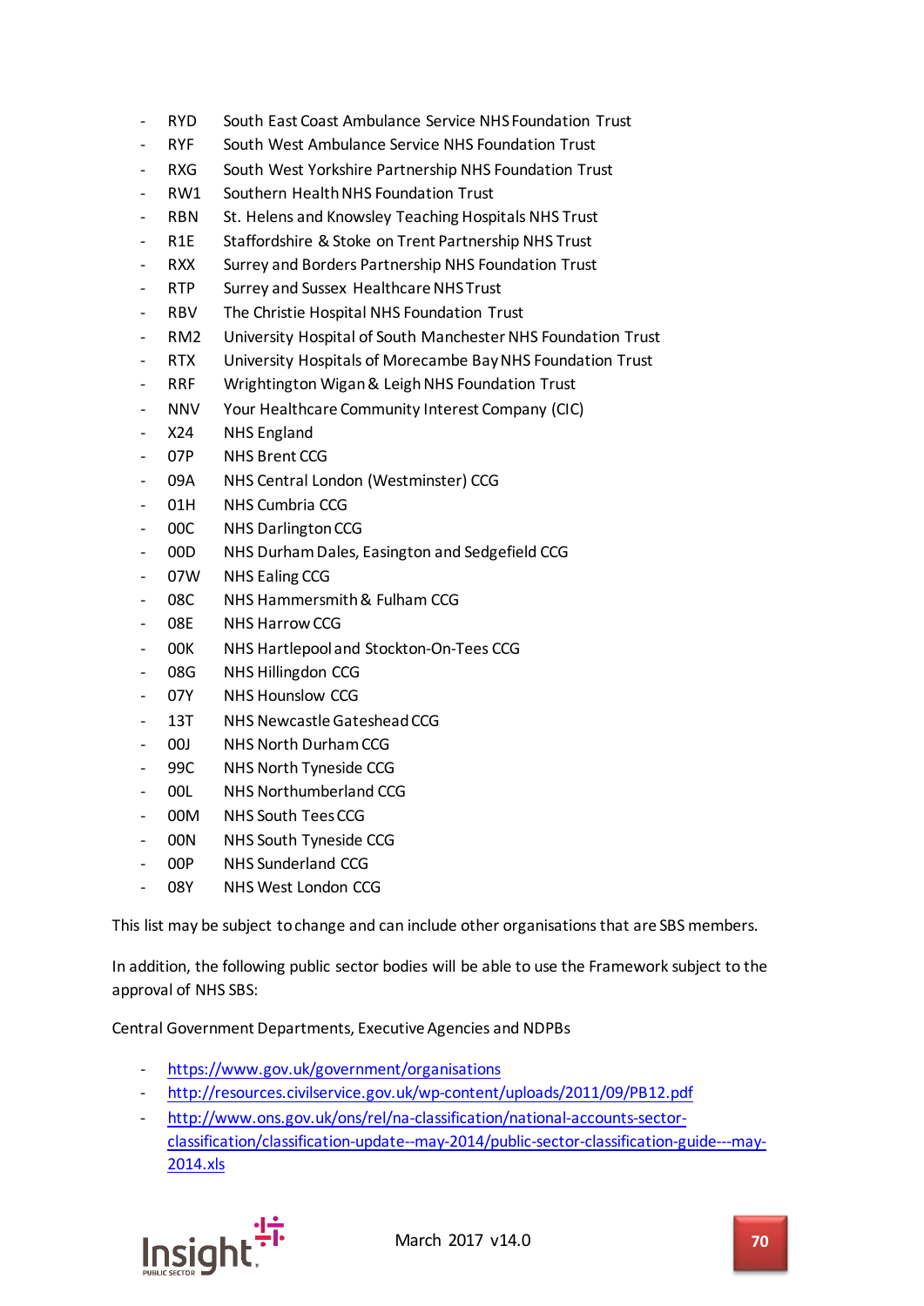- RYD South East Coast Ambulance Service NHS Foundation Trust
- RYF South West Ambulance Service NHS Foundation Trust
- RXG South West Yorkshire Partnership NHS Foundation Trust
- RW1 Southern Health NHS Foundation Trust
- RBN St. Helens and Knowsley Teaching Hospitals NHS Trust
- R1E Staffordshire & Stoke on Trent Partnership NHS Trust
- RXX Surrey and Borders Partnership NHS Foundation Trust
- RTP Surrey and Sussex Healthcare NHS Trust
- RBV The Christie Hospital NHS Foundation Trust
- RM2 University Hospital of South Manchester NHS Foundation Trust
- RTX University Hospitals of Morecambe Bay NHS Foundation Trust
- RRF Wrightington Wigan & Leigh NHS Foundation Trust
- NNV Your Healthcare Community Interest Company (CIC)
- X24 NHS England
- 07P NHS Brent CCG
- 09A NHS Central London (Westminster) CCG
- 01H NHS Cumbria CCG
- 00C NHS Darlington CCG
- 00D NHS Durham Dales, Easington and Sedgefield CCG
- 07W NHS Ealing CCG
- 08C NHS Hammersmith & Fulham CCG
- 08E NHS Harrow CCG
- 00K NHS Hartlepool and Stockton-On-Tees CCG
- 08G NHS Hillingdon CCG
- 07Y NHS Hounslow CCG
- 13T NHS Newcastle Gateshead CCG
- 00J NHS North Durham CCG
- 99C NHS North Tyneside CCG
- 00L NHS Northumberland CCG
- 00M NHS South Tees CCG
- 00N NHS South Tyneside CCG
- 00P NHS Sunderland CCG
- 08Y NHS West London CCG

This list may be subject to change and can include other organisations that are SBS members.

In addition, the following public sector bodies will be able to use the Framework subject to the approval of NHS SBS:

Central Government Departments, Executive Agencies and NDPBs

- https://www.gov.uk/government/organisations
- http://resources.civilservice.gov.uk/wp-content/uploads/2011/09/PB12.pdf
- http://www.ons.gov.uk/ons/rel/na-classification/national-accounts-sector-classification/classification-update--may-2014/public-sector-classification-guide---may-2014.xls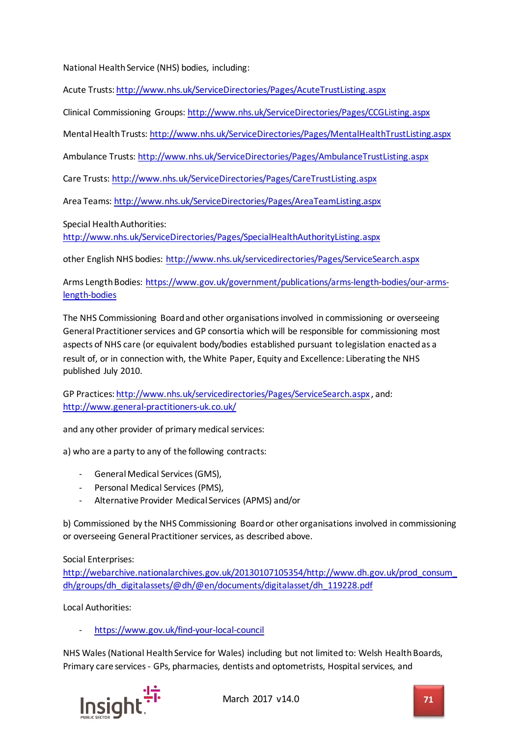National Health Service (NHS) bodies, including:

Acute Trusts: http://www.nhs.uk/ServiceDirectories/Pages/AcuteTrustListing.aspx

Clinical Commissioning Groups: http://www.nhs.uk/ServiceDirectories/Pages/CCGListing.aspx

Mental Health Trusts: http://www.nhs.uk/ServiceDirectories/Pages/MentalHealthTrustListing.aspx

Ambulance Trusts: http://www.nhs.uk/ServiceDirectories/Pages/AmbulanceTrustListing.aspx

Care Trusts: http://www.nhs.uk/ServiceDirectories/Pages/CareTrustListing.aspx

Area Teams: http://www.nhs.uk/ServiceDirectories/Pages/AreaTeamListing.aspx

Special Health Authorities:
http://www.nhs.uk/ServiceDirectories/Pages/SpecialHealthAuthorityListing.aspx

other English NHS bodies: http://www.nhs.uk/servicedirectories/Pages/ServiceSearch.aspx

Arms Length Bodies: https://www.gov.uk/government/publications/arms-length-bodies/our-arms-length-bodies

The NHS Commissioning Board and other organisations involved in commissioning or overseeing General Practitioner services and GP consortia which will be responsible for commissioning most aspects of NHS care (or equivalent body/bodies established pursuant to legislation enacted as a result of, or in connection with, the White Paper, Equity and Excellence: Liberating the NHS published July 2010.

GP Practices: http://www.nhs.uk/servicedirectories/Pages/ServiceSearch.aspx , and:
http://www.general-practitioners-uk.co.uk/

and any other provider of primary medical services:

a) who are a party to any of the following contracts:

- General Medical Services (GMS),
- Personal Medical Services (PMS),
- Alternative Provider Medical Services (APMS) and/or

b) Commissioned by the NHS Commissioning Board or other organisations involved in commissioning or overseeing General Practitioner services, as described above.

Social Enterprises:
http://webarchive.nationalarchives.gov.uk/20130107105354/http://www.dh.gov.uk/prod_consum_dh/groups/dh_digitalassets/@dh/@en/documents/digitalasset/dh_119228.pdf

Local Authorities:

- https://www.gov.uk/find-your-local-council

NHS Wales (National Health Service for Wales) including but not limited to: Welsh Health Boards, Primary care services - GPs, pharmacies, dentists and optometrists, Hospital services, and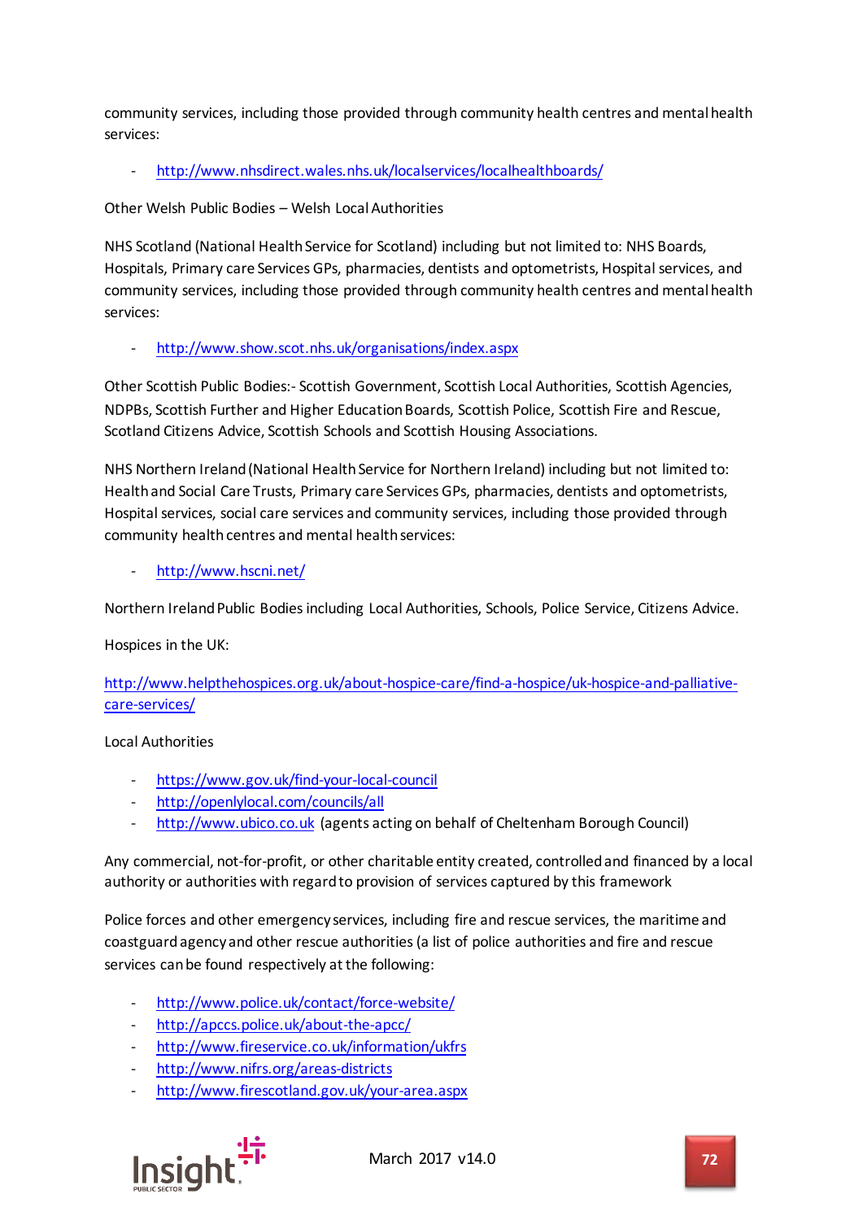community services, including those provided through community health centres and mental health services:

- http://www.nhsdirect.wales.nhs.uk/localservices/localhealthboards/

Other Welsh Public Bodies – Welsh Local Authorities

NHS Scotland (National Health Service for Scotland) including but not limited to: NHS Boards, Hospitals, Primary care Services GPs, pharmacies, dentists and optometrists, Hospital services, and community services, including those provided through community health centres and mental health services:

- http://www.show.scot.nhs.uk/organisations/index.aspx

Other Scottish Public Bodies:- Scottish Government, Scottish Local Authorities, Scottish Agencies, NDPBs, Scottish Further and Higher Education Boards, Scottish Police, Scottish Fire and Rescue, Scotland Citizens Advice, Scottish Schools and Scottish Housing Associations.

NHS Northern Ireland (National Health Service for Northern Ireland) including but not limited to: Health and Social Care Trusts, Primary care Services GPs, pharmacies, dentists and optometrists, Hospital services, social care services and community services, including those provided through community health centres and mental health services:

- http://www.hscni.net/

Northern Ireland Public Bodies including Local Authorities, Schools, Police Service, Citizens Advice.

Hospices in the UK:

http://www.helpthehospices.org.uk/about-hospice-care/find-a-hospice/uk-hospice-and-palliative-care-services/

Local Authorities

- https://www.gov.uk/find-your-local-council
- http://openlylocal.com/councils/all
- http://www.ubico.co.uk (agents acting on behalf of Cheltenham Borough Council)

Any commercial, not-for-profit, or other charitable entity created, controlled and financed by a local authority or authorities with regard to provision of services captured by this framework

Police forces and other emergency services, including fire and rescue services, the maritime and coastguard agency and other rescue authorities (a list of police authorities and fire and rescue services can be found respectively at the following:

- http://www.police.uk/contact/force-website/
- http://apccs.police.uk/about-the-apcc/
- http://www.fireservice.co.uk/information/ukfrs
- http://www.nifrs.org/areas-districts
- http://www.firescotland.gov.uk/your-area.aspx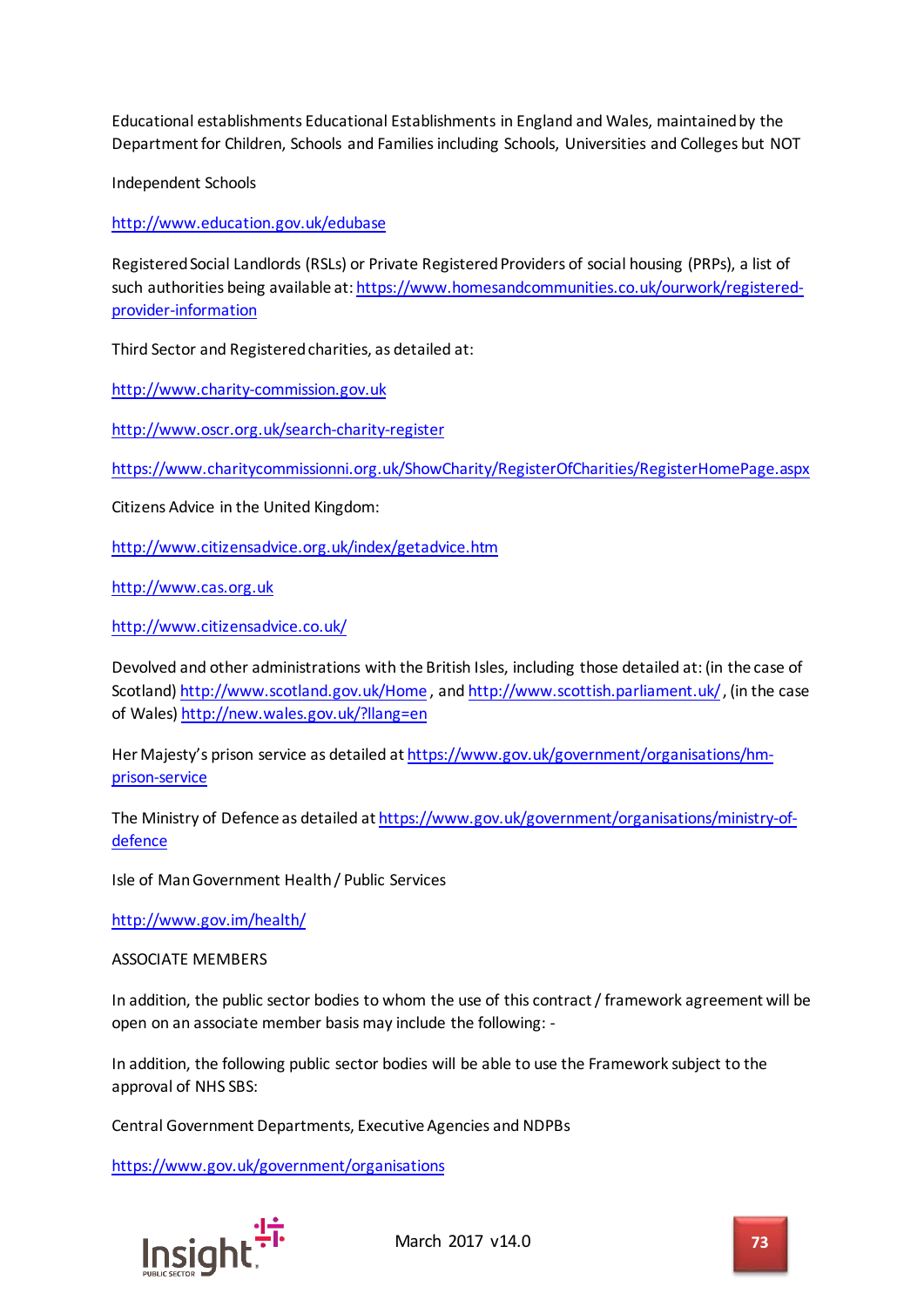Educational establishments Educational Establishments in England and Wales, maintained by the Department for Children, Schools and Families including Schools, Universities and Colleges but NOT

Independent Schools

http://www.education.gov.uk/edubase

Registered Social Landlords (RSLs) or Private Registered Providers of social housing (PRPs), a list of such authorities being available at: https://www.homesandcommunities.co.uk/ourwork/registered-provider-information

Third Sector and Registered charities, as detailed at:

http://www.charity-commission.gov.uk

http://www.oscr.org.uk/search-charity-register

https://www.charitycommissionni.org.uk/ShowCharity/RegisterOfCharities/RegisterHomePage.aspx

Citizens Advice in the United Kingdom:

http://www.citizensadvice.org.uk/index/getadvice.htm

http://www.cas.org.uk

http://www.citizensadvice.co.uk/

Devolved and other administrations with the British Isles, including those detailed at: (in the case of Scotland) http://www.scotland.gov.uk/Home , and http://www.scottish.parliament.uk/ , (in the case of Wales) http://new.wales.gov.uk/?llang=en

Her Majesty's prison service as detailed at https://www.gov.uk/government/organisations/hm-prison-service

The Ministry of Defence as detailed at https://www.gov.uk/government/organisations/ministry-of-defence

Isle of Man Government Health / Public Services

http://www.gov.im/health/

ASSOCIATE MEMBERS

In addition, the public sector bodies to whom the use of this contract / framework agreement will be open on an associate member basis may include the following: -

In addition, the following public sector bodies will be able to use the Framework subject to the approval of NHS SBS:

Central Government Departments, Executive Agencies and NDPBs

https://www.gov.uk/government/organisations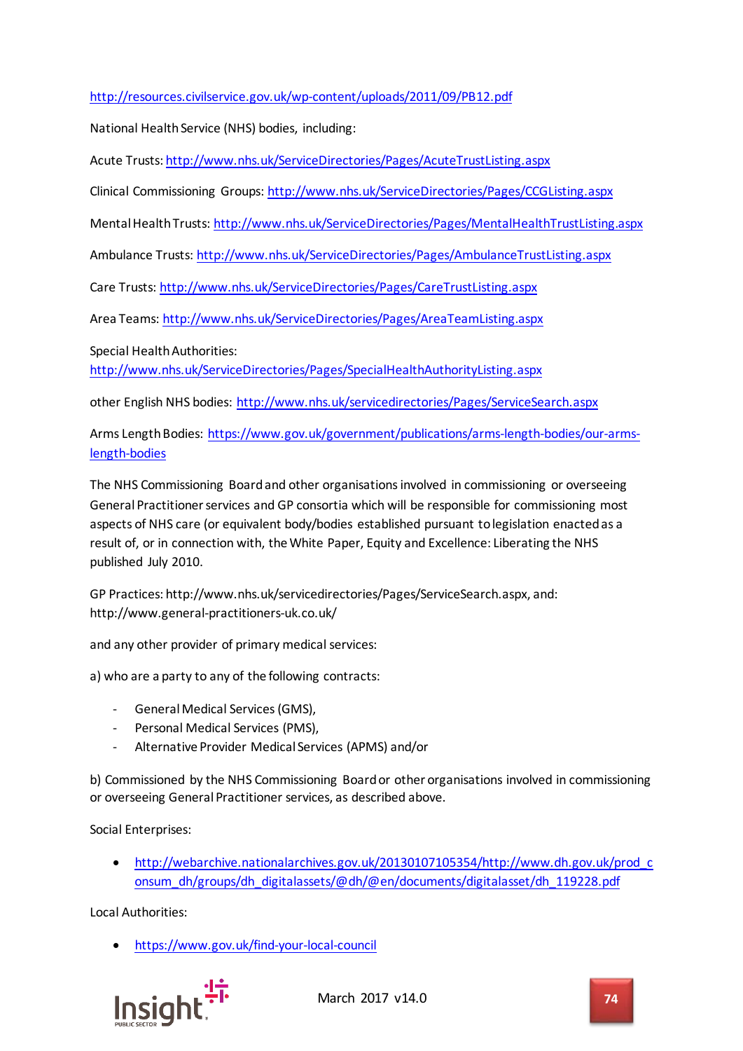http://resources.civilservice.gov.uk/wp-content/uploads/2011/09/PB12.pdf

National Health Service (NHS) bodies, including:

Acute Trusts: http://www.nhs.uk/ServiceDirectories/Pages/AcuteTrustListing.aspx

Clinical Commissioning Groups: http://www.nhs.uk/ServiceDirectories/Pages/CCGListing.aspx

Mental Health Trusts: http://www.nhs.uk/ServiceDirectories/Pages/MentalHealthTrustListing.aspx

Ambulance Trusts: http://www.nhs.uk/ServiceDirectories/Pages/AmbulanceTrustListing.aspx

Care Trusts: http://www.nhs.uk/ServiceDirectories/Pages/CareTrustListing.aspx

Area Teams: http://www.nhs.uk/ServiceDirectories/Pages/AreaTeamListing.aspx

Special Health Authorities:
http://www.nhs.uk/ServiceDirectories/Pages/SpecialHealthAuthorityListing.aspx

other English NHS bodies: http://www.nhs.uk/servicedirectories/Pages/ServiceSearch.aspx

Arms Length Bodies: https://www.gov.uk/government/publications/arms-length-bodies/our-arms-length-bodies

The NHS Commissioning Board and other organisations involved in commissioning or overseeing General Practitioner services and GP consortia which will be responsible for commissioning most aspects of NHS care (or equivalent body/bodies established pursuant to legislation enacted as a result of, or in connection with, the White Paper, Equity and Excellence: Liberating the NHS published July 2010.

GP Practices: http://www.nhs.uk/servicedirectories/Pages/ServiceSearch.aspx, and:
http://www.general-practitioners-uk.co.uk/

and any other provider of primary medical services:

a) who are a party to any of the following contracts:

- General Medical Services (GMS),
- Personal Medical Services (PMS),
- Alternative Provider Medical Services (APMS) and/or

b) Commissioned by the NHS Commissioning Board or other organisations involved in commissioning or overseeing General Practitioner services, as described above.

Social Enterprises:

- http://webarchive.nationalarchives.gov.uk/20130107105354/http://www.dh.gov.uk/prod_consum_dh/groups/dh_digitalassets/@dh/@en/documents/digitalasset/dh_119228.pdf

Local Authorities:

- https://www.gov.uk/find-your-local-council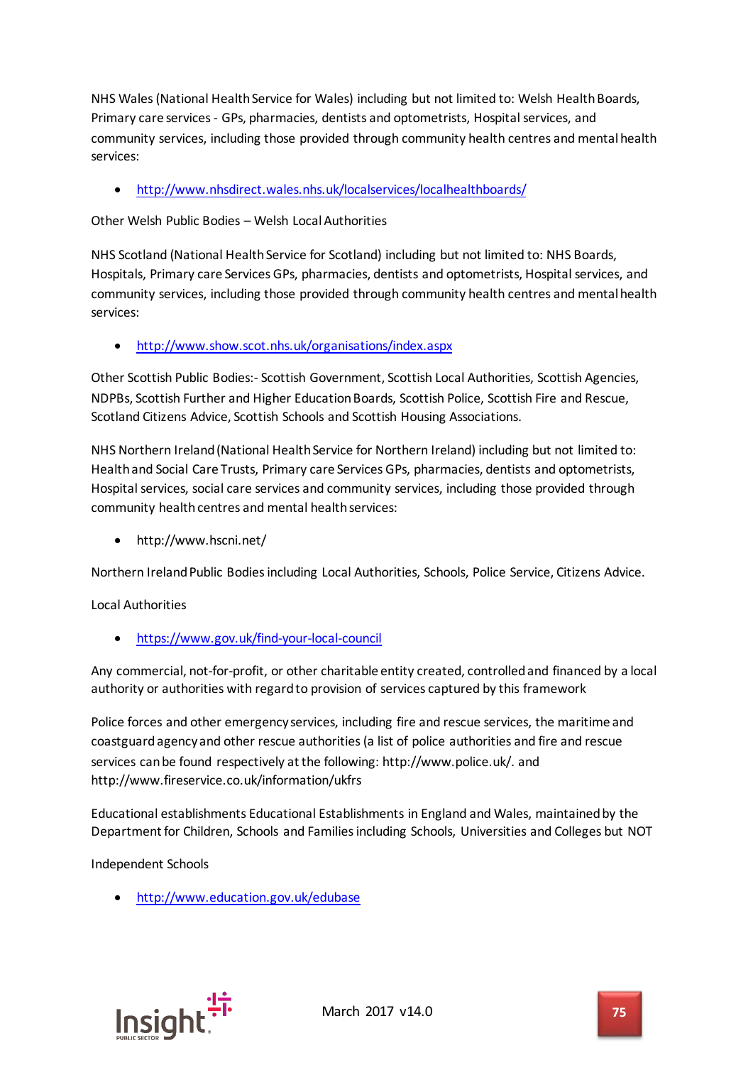NHS Wales (National Health Service for Wales) including but not limited to: Welsh Health Boards, Primary care services - GPs, pharmacies, dentists and optometrists, Hospital services, and community services, including those provided through community health centres and mental health services:

- http://www.nhsdirect.wales.nhs.uk/localservices/localhealthboards/

Other Welsh Public Bodies – Welsh Local Authorities

NHS Scotland (National Health Service for Scotland) including but not limited to: NHS Boards, Hospitals, Primary care Services GPs, pharmacies, dentists and optometrists, Hospital services, and community services, including those provided through community health centres and mental health services:

- http://www.show.scot.nhs.uk/organisations/index.aspx

Other Scottish Public Bodies:- Scottish Government, Scottish Local Authorities, Scottish Agencies, NDPBs, Scottish Further and Higher Education Boards, Scottish Police, Scottish Fire and Rescue, Scotland Citizens Advice, Scottish Schools and Scottish Housing Associations.

NHS Northern Ireland (National Health Service for Northern Ireland) including but not limited to: Health and Social Care Trusts, Primary care Services GPs, pharmacies, dentists and optometrists, Hospital services, social care services and community services, including those provided through community health centres and mental health services:

- http://www.hscni.net/

Northern Ireland Public Bodies including Local Authorities, Schools, Police Service, Citizens Advice.

Local Authorities

- https://www.gov.uk/find-your-local-council

Any commercial, not-for-profit, or other charitable entity created, controlled and financed by a local authority or authorities with regard to provision of services captured by this framework

Police forces and other emergency services, including fire and rescue services, the maritime and coastguard agency and other rescue authorities (a list of police authorities and fire and rescue services can be found respectively at the following: http://www.police.uk/. and http://www.fireservice.co.uk/information/ukfrs

Educational establishments Educational Establishments in England and Wales, maintained by the Department for Children, Schools and Families including Schools, Universities and Colleges but NOT

Independent Schools

- http://www.education.gov.uk/edubase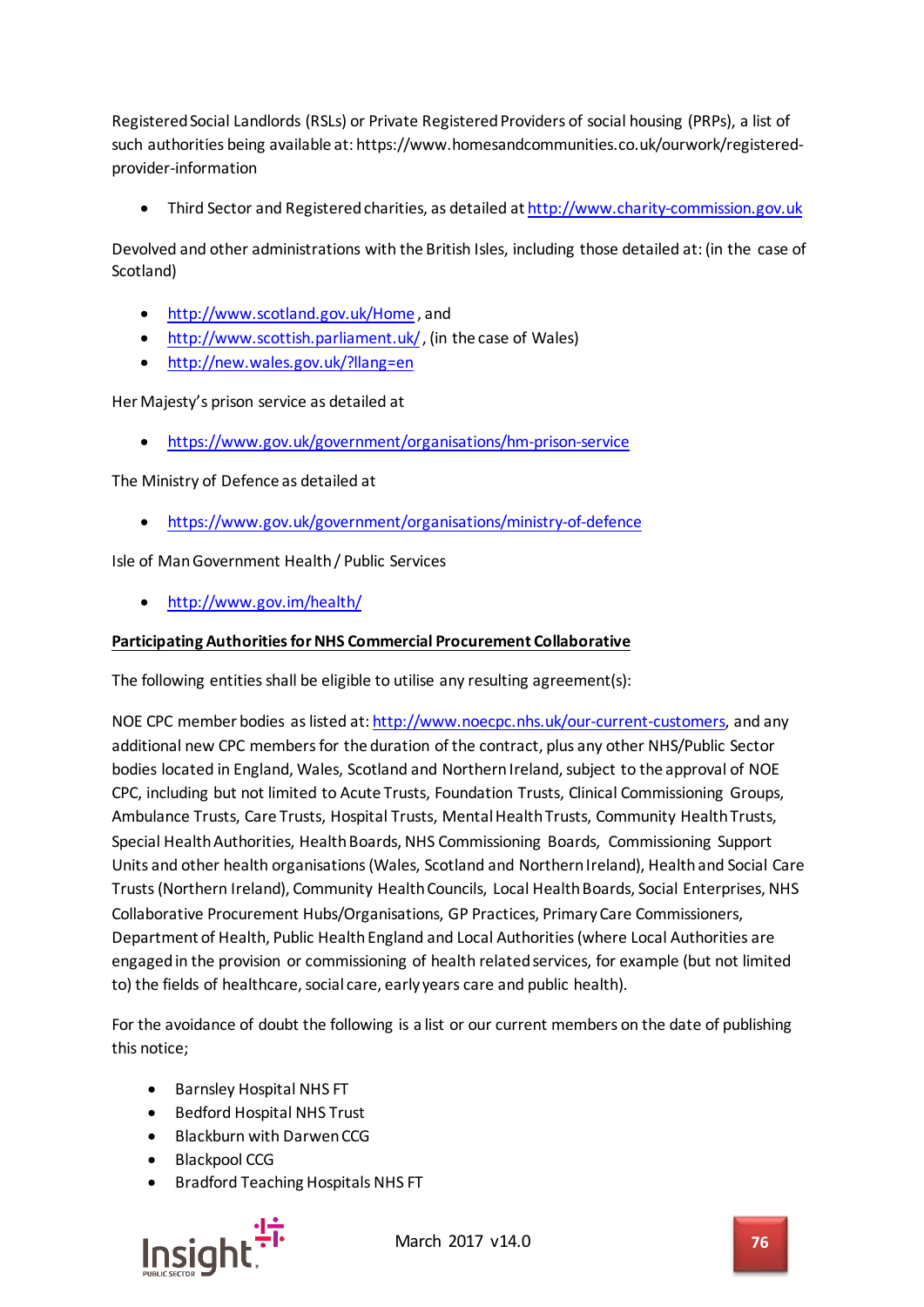Registered Social Landlords (RSLs) or Private Registered Providers of social housing (PRPs), a list of such authorities being available at: https://www.homesandcommunities.co.uk/ourwork/registered-provider-information

- Third Sector and Registered charities, as detailed at http://www.charity-commission.gov.uk

Devolved and other administrations with the British Isles, including those detailed at: (in the case of Scotland)

- http://www.scotland.gov.uk/Home, and
- http://www.scottish.parliament.uk/, (in the case of Wales)
- http://new.wales.gov.uk/?llang=en

Her Majesty's prison service as detailed at

- https://www.gov.uk/government/organisations/hm-prison-service

The Ministry of Defence as detailed at

- https://www.gov.uk/government/organisations/ministry-of-defence

Isle of Man Government Health / Public Services

- http://www.gov.im/health/

**Participating Authorities for NHS Commercial Procurement Collaborative**

The following entities shall be eligible to utilise any resulting agreement(s):

NOE CPC member bodies as listed at: http://www.noecpc.nhs.uk/our-current-customers, and any additional new CPC members for the duration of the contract, plus any other NHS/Public Sector bodies located in England, Wales, Scotland and Northern Ireland, subject to the approval of NOE CPC, including but not limited to Acute Trusts, Foundation Trusts, Clinical Commissioning Groups, Ambulance Trusts, Care Trusts, Hospital Trusts, Mental Health Trusts, Community Health Trusts, Special Health Authorities, Health Boards, NHS Commissioning Boards, Commissioning Support Units and other health organisations (Wales, Scotland and Northern Ireland), Health and Social Care Trusts (Northern Ireland), Community Health Councils, Local Health Boards, Social Enterprises, NHS Collaborative Procurement Hubs/Organisations, GP Practices, Primary Care Commissioners, Department of Health, Public Health England and Local Authorities (where Local Authorities are engaged in the provision or commissioning of health related services, for example (but not limited to) the fields of healthcare, social care, early years care and public health).

For the avoidance of doubt the following is a list or our current members on the date of publishing this notice;

- Barnsley Hospital NHS FT
- Bedford Hospital NHS Trust
- Blackburn with Darwen CCG
- Blackpool CCG
- Bradford Teaching Hospitals NHS FT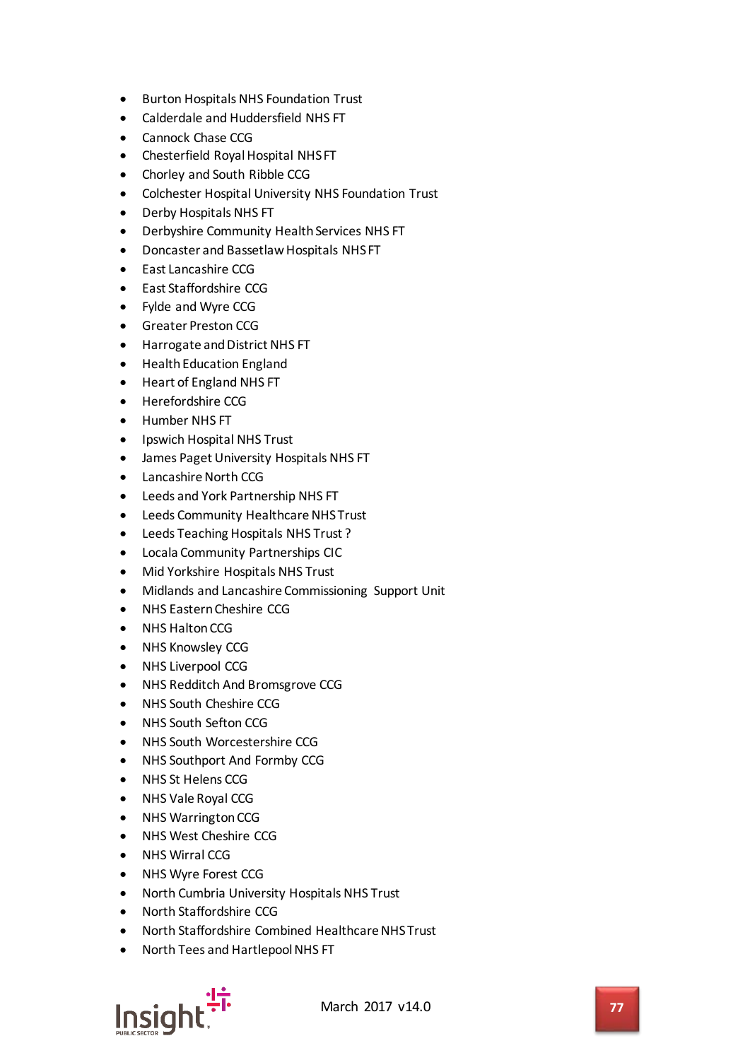- Burton Hospitals NHS Foundation Trust
- Calderdale and Huddersfield NHS FT
- Cannock Chase CCG
- Chesterfield Royal Hospital NHS FT
- Chorley and South Ribble CCG
- Colchester Hospital University NHS Foundation Trust
- Derby Hospitals NHS FT
- Derbyshire Community Health Services NHS FT
- Doncaster and Bassetlaw Hospitals NHS FT
- East Lancashire CCG
- East Staffordshire CCG
- Fylde and Wyre CCG
- Greater Preston CCG
- Harrogate and District NHS FT
- Health Education England
- Heart of England NHS FT
- Herefordshire CCG
- Humber NHS FT
- Ipswich Hospital NHS Trust
- James Paget University Hospitals NHS FT
- Lancashire North CCG
- Leeds and York Partnership NHS FT
- Leeds Community Healthcare NHS Trust
- Leeds Teaching Hospitals NHS Trust ?
- Locala Community Partnerships CIC
- Mid Yorkshire Hospitals NHS Trust
- Midlands and Lancashire Commissioning Support Unit
- NHS Eastern Cheshire CCG
- NHS Halton CCG
- NHS Knowsley CCG
- NHS Liverpool CCG
- NHS Redditch And Bromsgrove CCG
- NHS South Cheshire CCG
- NHS South Sefton CCG
- NHS South Worcestershire CCG
- NHS Southport And Formby CCG
- NHS St Helens CCG
- NHS Vale Royal CCG
- NHS Warrington CCG
- NHS West Cheshire CCG
- NHS Wirral CCG
- NHS Wyre Forest CCG
- North Cumbria University Hospitals NHS Trust
- North Staffordshire CCG
- North Staffordshire Combined Healthcare NHS Trust
- North Tees and Hartlepool NHS FT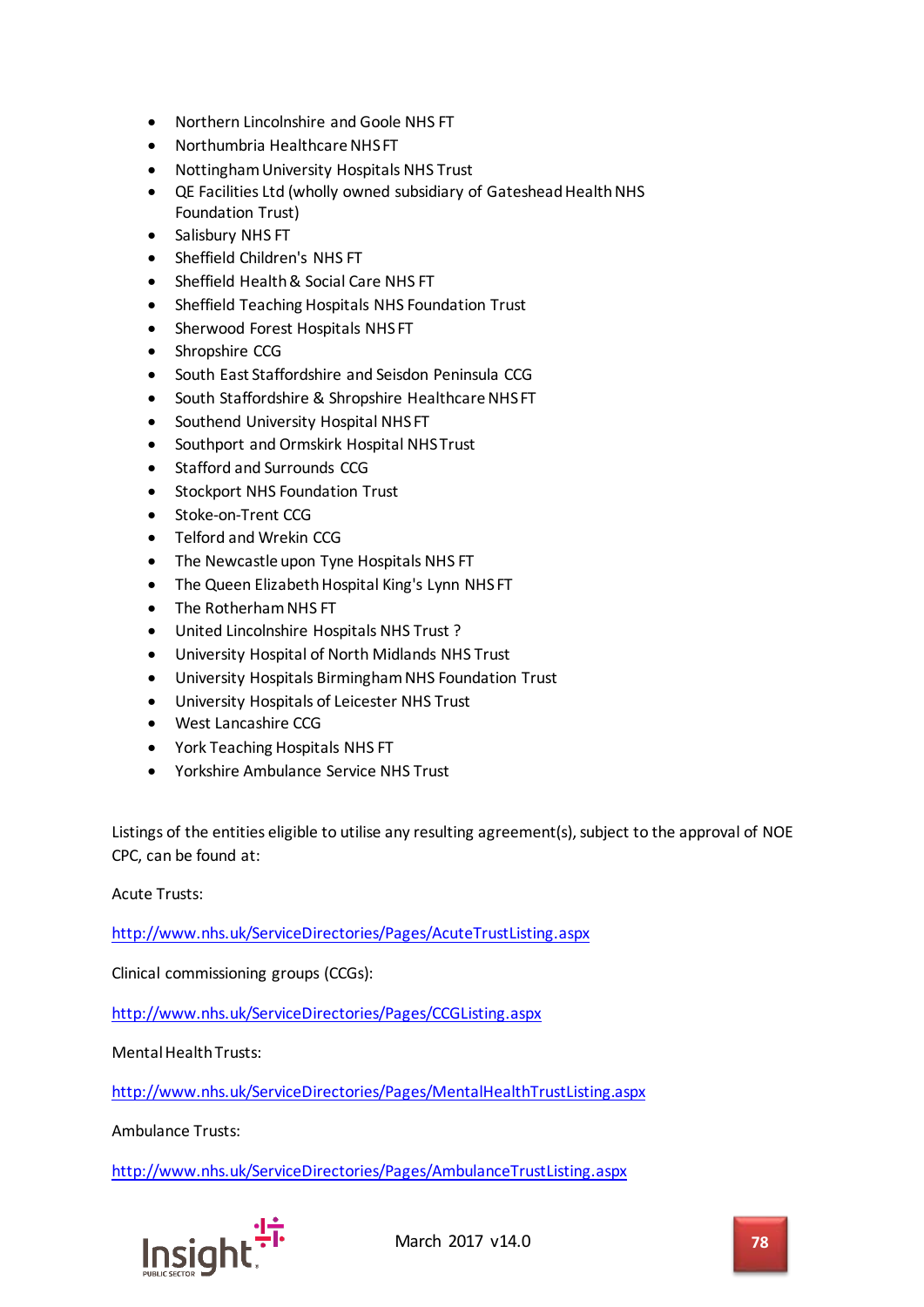- Northern Lincolnshire and Goole NHS FT
- Northumbria Healthcare NHS FT
- Nottingham University Hospitals NHS Trust
- QE Facilities Ltd (wholly owned subsidiary of Gateshead Health NHS Foundation Trust)
- Salisbury NHS FT
- Sheffield Children's NHS FT
- Sheffield Health & Social Care NHS FT
- Sheffield Teaching Hospitals NHS Foundation Trust
- Sherwood Forest Hospitals NHS FT
- Shropshire CCG
- South East Staffordshire and Seisdon Peninsula CCG
- South Staffordshire & Shropshire Healthcare NHS FT
- Southend University Hospital NHS FT
- Southport and Ormskirk Hospital NHS Trust
- Stafford and Surrounds CCG
- Stockport NHS Foundation Trust
- Stoke-on-Trent CCG
- Telford and Wrekin CCG
- The Newcastle upon Tyne Hospitals NHS FT
- The Queen Elizabeth Hospital King's Lynn NHS FT
- The Rotherham NHS FT
- United Lincolnshire Hospitals NHS Trust ?
- University Hospital of North Midlands NHS Trust
- University Hospitals Birmingham NHS Foundation Trust
- University Hospitals of Leicester NHS Trust
- West Lancashire CCG
- York Teaching Hospitals NHS FT
- Yorkshire Ambulance Service NHS Trust

Listings of the entities eligible to utilise any resulting agreement(s), subject to the approval of NOE CPC, can be found at:

Acute Trusts:

http://www.nhs.uk/ServiceDirectories/Pages/AcuteTrustListing.aspx

Clinical commissioning groups (CCGs):

http://www.nhs.uk/ServiceDirectories/Pages/CCGListing.aspx

Mental Health Trusts:

http://www.nhs.uk/ServiceDirectories/Pages/MentalHealthTrustListing.aspx

Ambulance Trusts:

http://www.nhs.uk/ServiceDirectories/Pages/AmbulanceTrustListing.aspx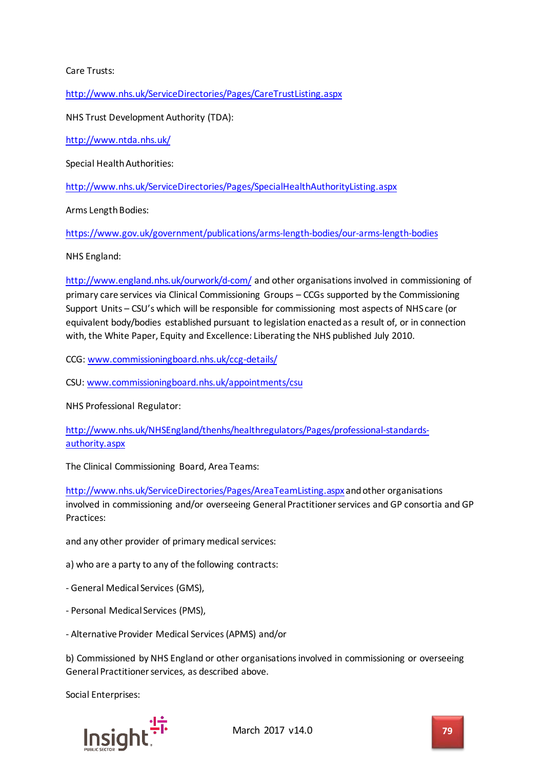Care Trusts:

http://www.nhs.uk/ServiceDirectories/Pages/CareTrustListing.aspx

NHS Trust Development Authority (TDA):

http://www.ntda.nhs.uk/

Special Health Authorities:

http://www.nhs.uk/ServiceDirectories/Pages/SpecialHealthAuthorityListing.aspx

Arms Length Bodies:

https://www.gov.uk/government/publications/arms-length-bodies/our-arms-length-bodies

NHS England:

http://www.england.nhs.uk/ourwork/d-com/ and other organisations involved in commissioning of primary care services via Clinical Commissioning Groups – CCGs supported by the Commissioning Support Units – CSU's which will be responsible for commissioning most aspects of NHS care (or equivalent body/bodies established pursuant to legislation enacted as a result of, or in connection with, the White Paper, Equity and Excellence: Liberating the NHS published July 2010.

CCG: www.commissioningboard.nhs.uk/ccg-details/

CSU: www.commissioningboard.nhs.uk/appointments/csu

NHS Professional Regulator:

http://www.nhs.uk/NHSEngland/thenhs/healthregulators/Pages/professional-standards-authority.aspx

The Clinical Commissioning Board, Area Teams:

http://www.nhs.uk/ServiceDirectories/Pages/AreaTeamListing.aspx and other organisations involved in commissioning and/or overseeing General Practitioner services and GP consortia and GP Practices:

and any other provider of primary medical services:

a) who are a party to any of the following contracts:

- General Medical Services (GMS),

- Personal Medical Services (PMS),

- Alternative Provider Medical Services (APMS) and/or

b) Commissioned by NHS England or other organisations involved in commissioning or overseeing General Practitioner services, as described above.

Social Enterprises: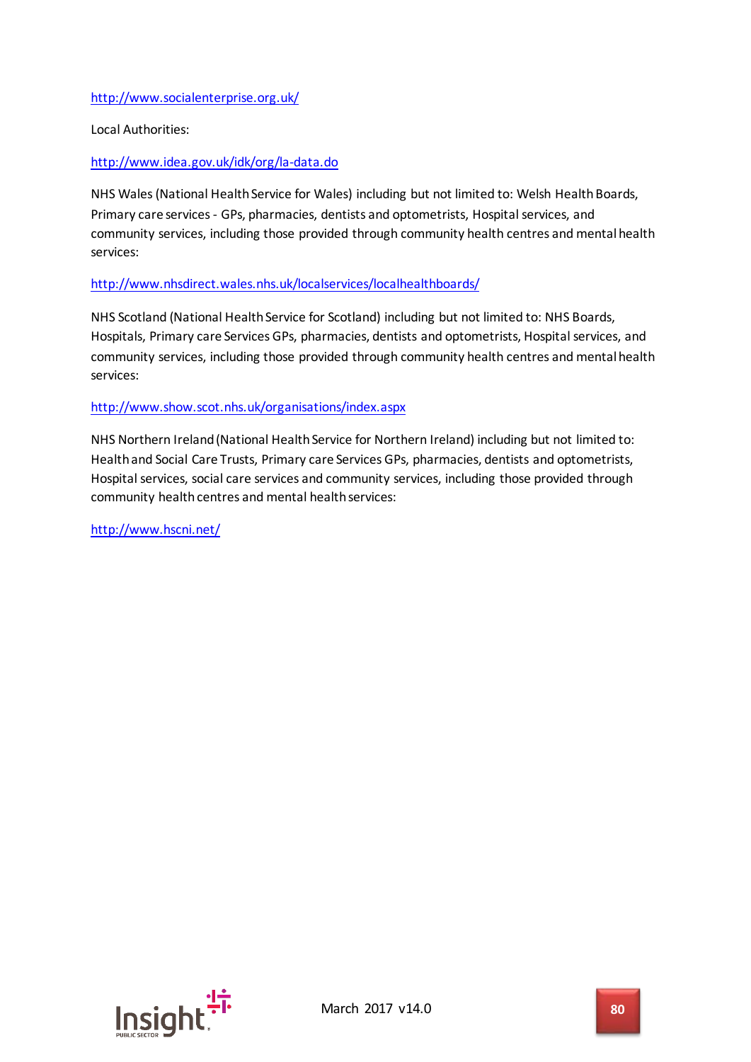http://www.socialenterprise.org.uk/

Local Authorities:

http://www.idea.gov.uk/idk/org/la-data.do

NHS Wales (National Health Service for Wales) including but not limited to: Welsh Health Boards, Primary care services - GPs, pharmacies, dentists and optometrists, Hospital services, and community services, including those provided through community health centres and mental health services:

http://www.nhsdirect.wales.nhs.uk/localservices/localhealthboards/

NHS Scotland (National Health Service for Scotland) including but not limited to: NHS Boards, Hospitals, Primary care Services GPs, pharmacies, dentists and optometrists, Hospital services, and community services, including those provided through community health centres and mental health services:

http://www.show.scot.nhs.uk/organisations/index.aspx

NHS Northern Ireland (National Health Service for Northern Ireland) including but not limited to: Health and Social Care Trusts, Primary care Services GPs, pharmacies, dentists and optometrists, Hospital services, social care services and community services, including those provided through community health centres and mental health services:

http://www.hscni.net/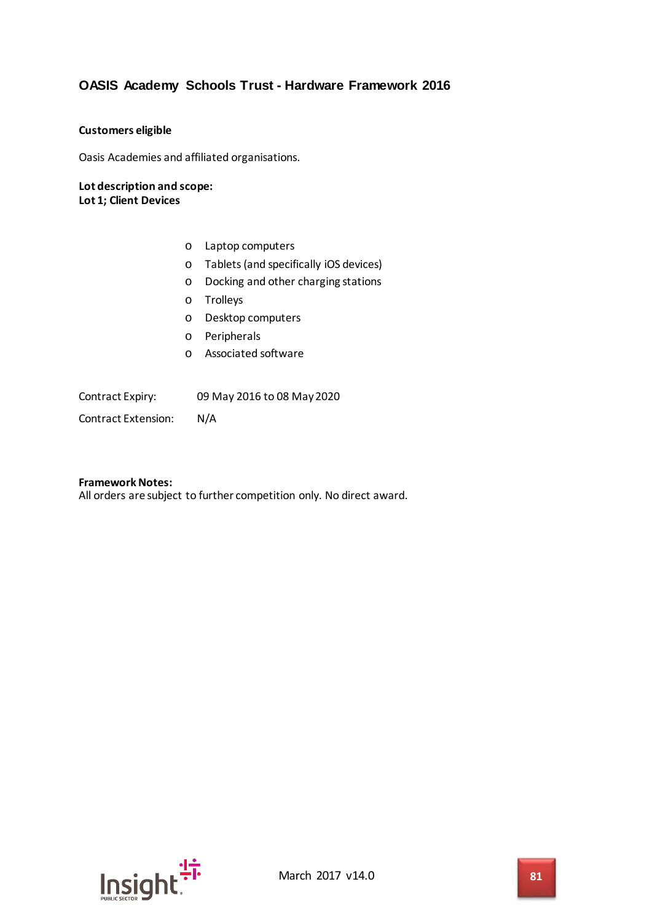## OASIS Academy Schools Trust - Hardware Framework 2016

**Customers eligible**

Oasis Academies and affiliated organisations.

**Lot description and scope:**
**Lot 1; Client Devices**

- Laptop computers
- Tablets (and specifically iOS devices)
- Docking and other charging stations
- Trolleys
- Desktop computers
- Peripherals
- Associated software

Contract Expiry: 09 May 2016 to 08 May 2020

Contract Extension: N/A

**Framework Notes:**
All orders are subject to further competition only. No direct award.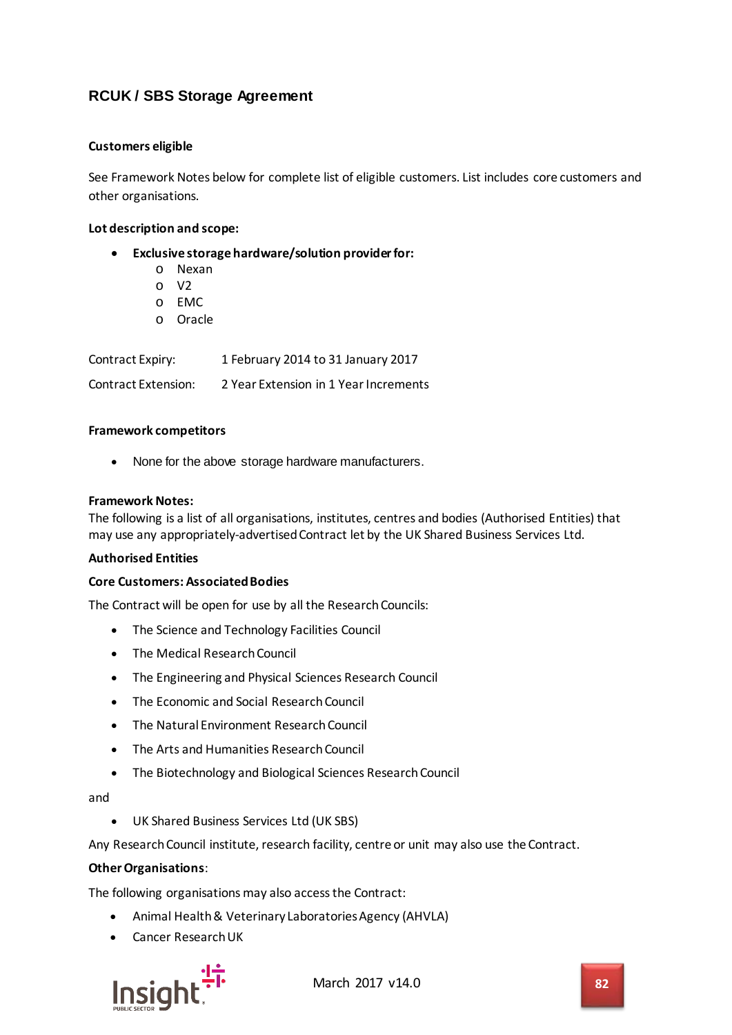## RCUK / SBS Storage Agreement

**Customers eligible**

See Framework Notes below for complete list of eligible customers. List includes core customers and other organisations.

**Lot description and scope:**

- **Exclusive storage hardware/solution provider for:**
  - Nexan
  - V2
  - EMC
  - Oracle

| | |
|---|---|
| Contract Expiry: | 1 February 2014 to 31 January 2017 |
| Contract Extension: | 2 Year Extension in 1 Year Increments |

**Framework competitors**

- None for the above storage hardware manufacturers.

**Framework Notes:**

The following is a list of all organisations, institutes, centres and bodies (Authorised Entities) that may use any appropriately-advertised Contract let by the UK Shared Business Services Ltd.

**Authorised Entities**

**Core Customers: Associated Bodies**

The Contract will be open for use by all the Research Councils:

- The Science and Technology Facilities Council
- The Medical Research Council
- The Engineering and Physical Sciences Research Council
- The Economic and Social Research Council
- The Natural Environment Research Council
- The Arts and Humanities Research Council
- The Biotechnology and Biological Sciences Research Council

and

- UK Shared Business Services Ltd (UK SBS)

Any Research Council institute, research facility, centre or unit may also use the Contract.

**Other Organisations**:

The following organisations may also access the Contract:

- Animal Health & Veterinary Laboratories Agency (AHVLA)
- Cancer Research UK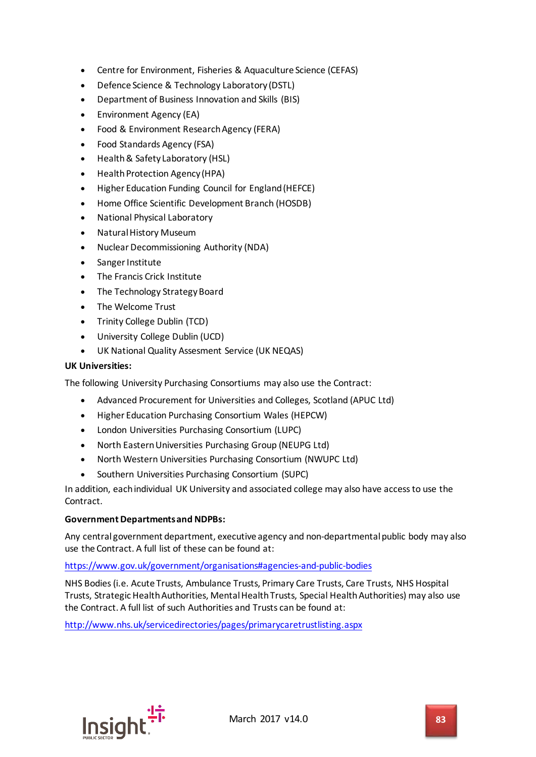- Centre for Environment, Fisheries & Aquaculture Science (CEFAS)
- Defence Science & Technology Laboratory (DSTL)
- Department of Business Innovation and Skills (BIS)
- Environment Agency (EA)
- Food & Environment Research Agency (FERA)
- Food Standards Agency (FSA)
- Health & Safety Laboratory (HSL)
- Health Protection Agency (HPA)
- Higher Education Funding Council for England (HEFCE)
- Home Office Scientific Development Branch (HOSDB)
- National Physical Laboratory
- Natural History Museum
- Nuclear Decommissioning Authority (NDA)
- Sanger Institute
- The Francis Crick Institute
- The Technology Strategy Board
- The Welcome Trust
- Trinity College Dublin (TCD)
- University College Dublin (UCD)
- UK National Quality Assesment Service (UK NEQAS)

**UK Universities:**

The following University Purchasing Consortiums may also use the Contract:

- Advanced Procurement for Universities and Colleges, Scotland (APUC Ltd)
- Higher Education Purchasing Consortium Wales (HEPCW)
- London Universities Purchasing Consortium (LUPC)
- North Eastern Universities Purchasing Group (NEUPG Ltd)
- North Western Universities Purchasing Consortium (NWUPC Ltd)
- Southern Universities Purchasing Consortium (SUPC)

In addition, each individual UK University and associated college may also have access to use the Contract.

**Government Departments and NDPBs:**

Any central government department, executive agency and non-departmental public body may also use the Contract. A full list of these can be found at:

https://www.gov.uk/government/organisations#agencies-and-public-bodies

NHS Bodies (i.e. Acute Trusts, Ambulance Trusts, Primary Care Trusts, Care Trusts, NHS Hospital Trusts, Strategic Health Authorities, Mental Health Trusts, Special Health Authorities) may also use the Contract. A full list of such Authorities and Trusts can be found at:

http://www.nhs.uk/servicedirectories/pages/primarycaretrustlisting.aspx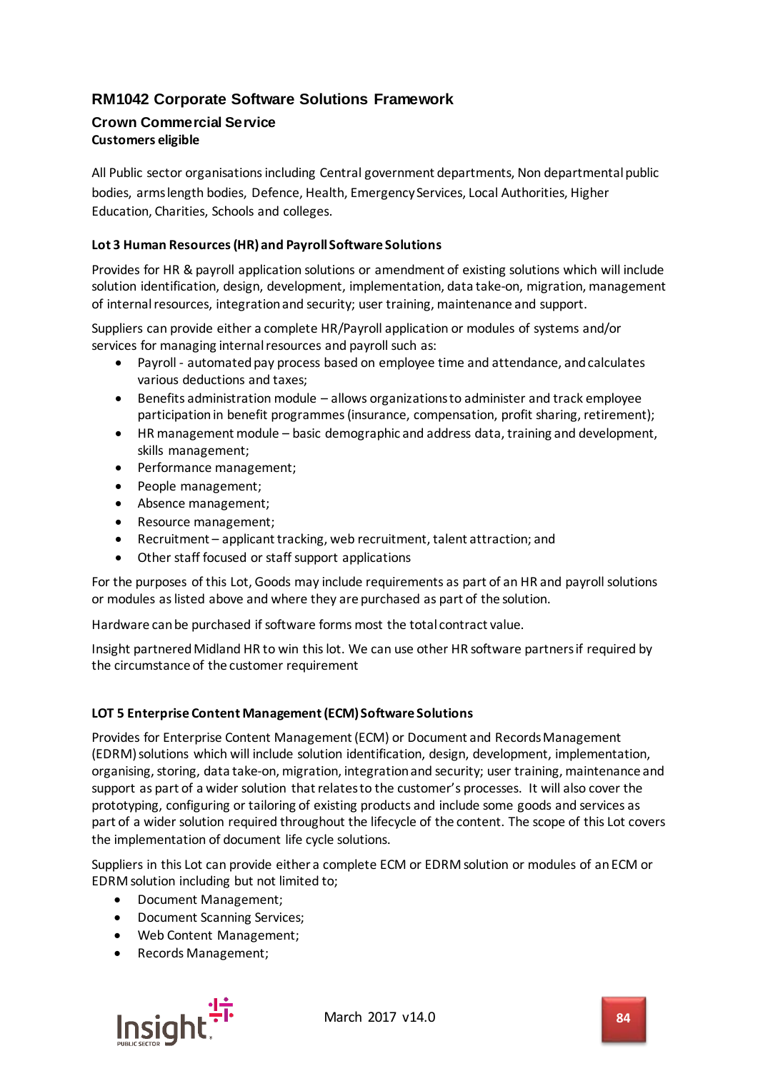## RM1042 Corporate Software Solutions Framework

### Crown Commercial Service

**Customers eligible**

All Public sector organisations including Central government departments, Non departmental public bodies, arms length bodies, Defence, Health, Emergency Services, Local Authorities, Higher Education, Charities, Schools and colleges.

**Lot 3 Human Resources (HR) and Payroll Software Solutions**

Provides for HR & payroll application solutions or amendment of existing solutions which will include solution identification, design, development, implementation, data take-on, migration, management of internal resources, integration and security; user training, maintenance and support.

Suppliers can provide either a complete HR/Payroll application or modules of systems and/or services for managing internal resources and payroll such as:

- Payroll - automated pay process based on employee time and attendance, and calculates various deductions and taxes;
- Benefits administration module – allows organizations to administer and track employee participation in benefit programmes (insurance, compensation, profit sharing, retirement);
- HR management module – basic demographic and address data, training and development, skills management;
- Performance management;
- People management;
- Absence management;
- Resource management;
- Recruitment – applicant tracking, web recruitment, talent attraction; and
- Other staff focused or staff support applications

For the purposes of this Lot, Goods may include requirements as part of an HR and payroll solutions or modules as listed above and where they are purchased as part of the solution.

Hardware can be purchased if software forms most the total contract value.

Insight partnered Midland HR to win this lot. We can use other HR software partners if required by the circumstance of the customer requirement

**LOT 5 Enterprise Content Management (ECM) Software Solutions**

Provides for Enterprise Content Management (ECM) or Document and Records Management (EDRM) solutions which will include solution identification, design, development, implementation, organising, storing, data take-on, migration, integration and security; user training, maintenance and support as part of a wider solution that relates to the customer's processes. It will also cover the prototyping, configuring or tailoring of existing products and include some goods and services as part of a wider solution required throughout the lifecycle of the content. The scope of this Lot covers the implementation of document life cycle solutions.

Suppliers in this Lot can provide either a complete ECM or EDRM solution or modules of an ECM or EDRM solution including but not limited to;

- Document Management;
- Document Scanning Services;
- Web Content Management;
- Records Management;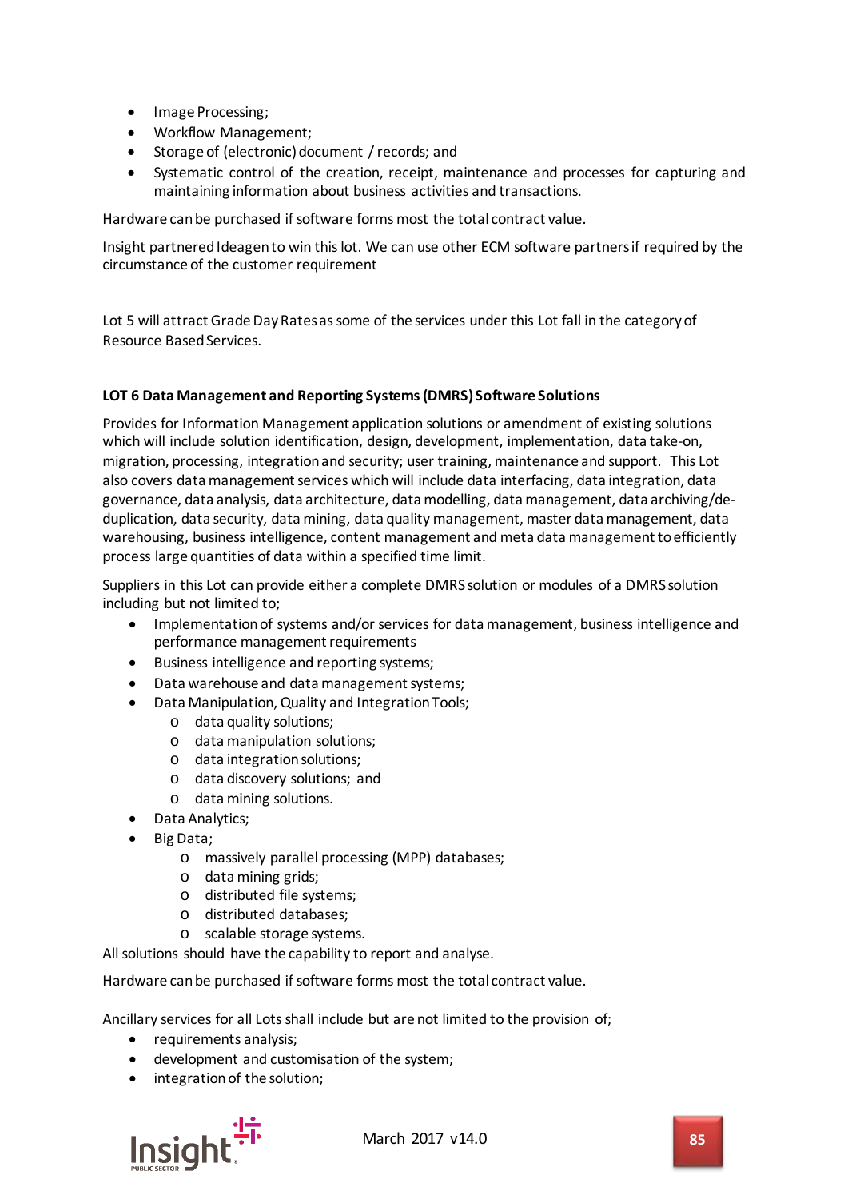- Image Processing;
- Workflow Management;
- Storage of (electronic) document / records; and
- Systematic control of the creation, receipt, maintenance and processes for capturing and maintaining information about business activities and transactions.

Hardware can be purchased if software forms most the total contract value.

Insight partnered Ideagen to win this lot. We can use other ECM software partners if required by the circumstance of the customer requirement

Lot 5 will attract Grade Day Rates as some of the services under this Lot fall in the category of Resource Based Services.

**LOT 6 Data Management and Reporting Systems (DMRS) Software Solutions**

Provides for Information Management application solutions or amendment of existing solutions which will include solution identification, design, development, implementation, data take-on, migration, processing, integration and security; user training, maintenance and support. This Lot also covers data management services which will include data interfacing, data integration, data governance, data analysis, data architecture, data modelling, data management, data archiving/de-duplication, data security, data mining, data quality management, master data management, data warehousing, business intelligence, content management and meta data management to efficiently process large quantities of data within a specified time limit.

Suppliers in this Lot can provide either a complete DMRS solution or modules of a DMRS solution including but not limited to;

- Implementation of systems and/or services for data management, business intelligence and performance management requirements
- Business intelligence and reporting systems;
- Data warehouse and data management systems;
- Data Manipulation, Quality and Integration Tools;
  - data quality solutions;
  - data manipulation solutions;
  - data integration solutions;
  - data discovery solutions; and
  - data mining solutions.
- Data Analytics;
- Big Data;
  - massively parallel processing (MPP) databases;
  - data mining grids;
  - distributed file systems;
  - distributed databases;
  - scalable storage systems.

All solutions should have the capability to report and analyse.

Hardware can be purchased if software forms most the total contract value.

Ancillary services for all Lots shall include but are not limited to the provision of;

- requirements analysis;
- development and customisation of the system;
- integration of the solution;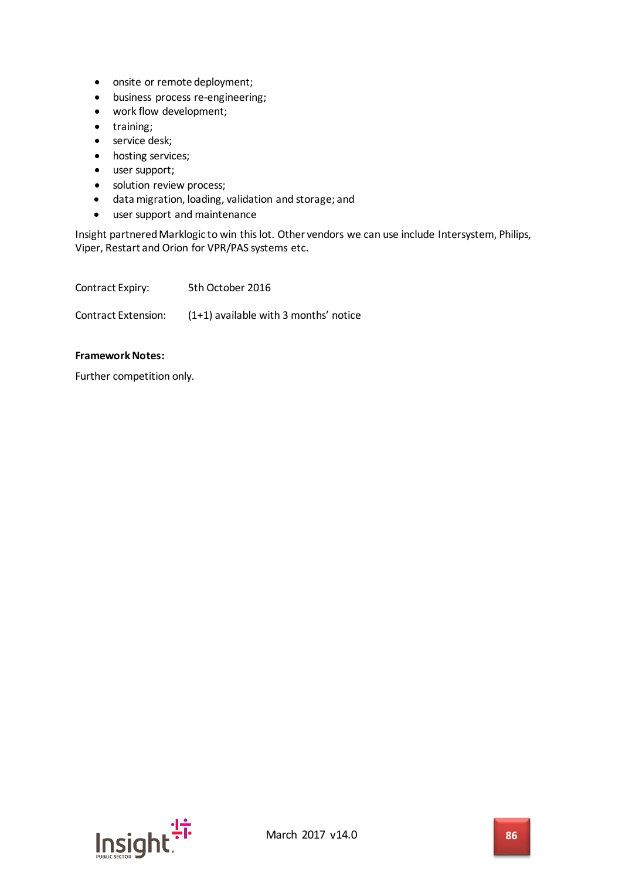- onsite or remote deployment;
- business process re-engineering;
- work flow development;
- training;
- service desk;
- hosting services;
- user support;
- solution review process;
- data migration, loading, validation and storage; and
- user support and maintenance

Insight partnered Marklogic to win this lot. Other vendors we can use include Intersystem, Philips, Viper, Restart and Orion for VPR/PAS systems etc.

Contract Expiry: 5th October 2016

Contract Extension: (1+1) available with 3 months' notice

**Framework Notes:**

Further competition only.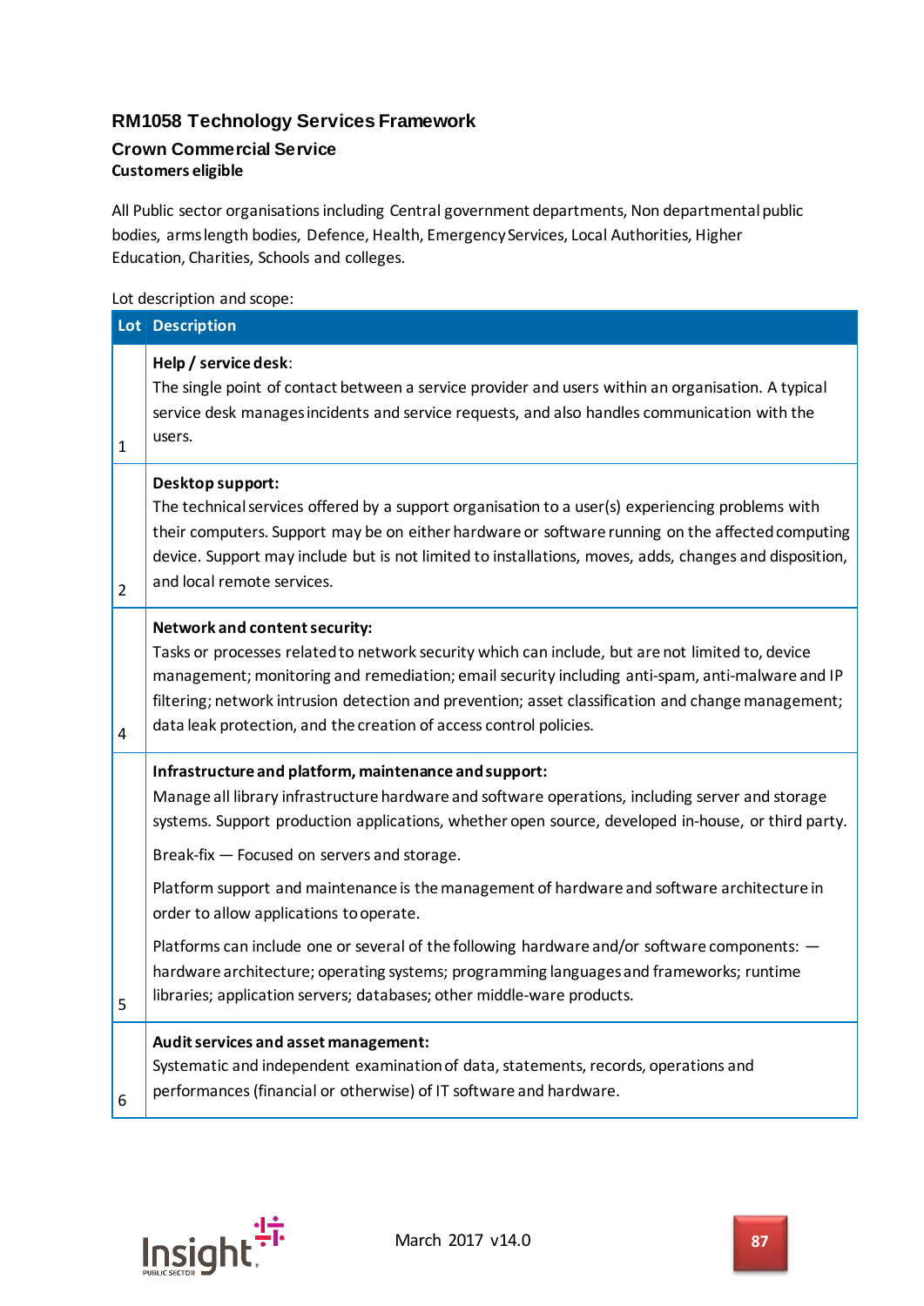## RM1058 Technology Services Framework

### Crown Commercial Service

**Customers eligible**

All Public sector organisations including Central government departments, Non departmental public bodies, arms length bodies, Defence, Health, Emergency Services, Local Authorities, Higher Education, Charities, Schools and colleges.

Lot description and scope:

| Lot | Description |
|---|---|
| 1 | **Help / service desk**:<br>The single point of contact between a service provider and users within an organisation. A typical service desk manages incidents and service requests, and also handles communication with the users. |
| 2 | **Desktop support:**<br>The technical services offered by a support organisation to a user(s) experiencing problems with their computers. Support may be on either hardware or software running on the affected computing device. Support may include but is not limited to installations, moves, adds, changes and disposition, and local remote services. |
| 4 | **Network and content security:**<br>Tasks or processes related to network security which can include, but are not limited to, device management; monitoring and remediation; email security including anti-spam, anti-malware and IP filtering; network intrusion detection and prevention; asset classification and change management; data leak protection, and the creation of access control policies. |
| 5 | **Infrastructure and platform, maintenance and support:**<br>Manage all library infrastructure hardware and software operations, including server and storage systems. Support production applications, whether open source, developed in-house, or third party.<br>Break-fix — Focused on servers and storage.<br>Platform support and maintenance is the management of hardware and software architecture in order to allow applications to operate.<br>Platforms can include one or several of the following hardware and/or software components: — hardware architecture; operating systems; programming languages and frameworks; runtime libraries; application servers; databases; other middle-ware products. |
| 6 | **Audit services and asset management:**<br>Systematic and independent examination of data, statements, records, operations and performances (financial or otherwise) of IT software and hardware. |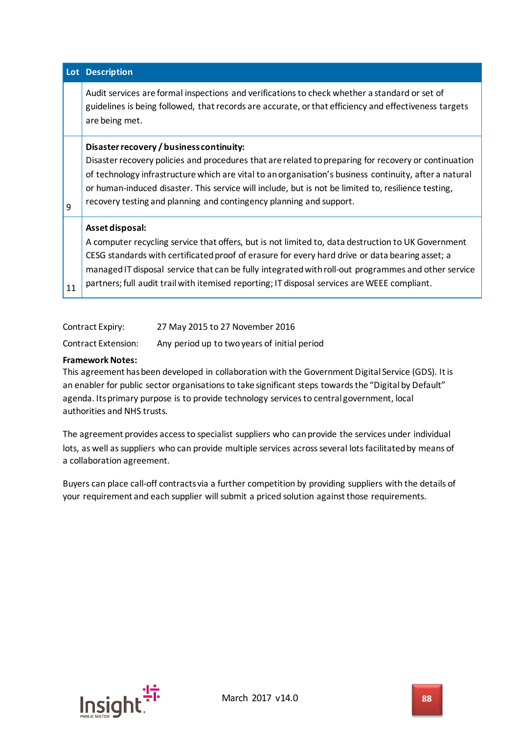| Lot | Description |
|---|---|
| | Audit services are formal inspections and verifications to check whether a standard or set of guidelines is being followed, that records are accurate, or that efficiency and effectiveness targets are being met. |
| 9 | **Disaster recovery / business continuity:** Disaster recovery policies and procedures that are related to preparing for recovery or continuation of technology infrastructure which are vital to an organisation's business continuity, after a natural or human-induced disaster. This service will include, but is not be limited to, resilience testing, recovery testing and planning and contingency planning and support. |
| 11 | **Asset disposal:** A computer recycling service that offers, but is not limited to, data destruction to UK Government CESG standards with certificated proof of erasure for every hard drive or data bearing asset; a managed IT disposal service that can be fully integrated with roll-out programmes and other service partners; full audit trail with itemised reporting; IT disposal services are WEEE compliant. |

Contract Expiry: 27 May 2015 to 27 November 2016

Contract Extension: Any period up to two years of initial period

**Framework Notes:**

This agreement has been developed in collaboration with the Government Digital Service (GDS). It is an enabler for public sector organisations to take significant steps towards the "Digital by Default" agenda. Its primary purpose is to provide technology services to central government, local authorities and NHS trusts.

The agreement provides access to specialist suppliers who can provide the services under individual lots, as well as suppliers who can provide multiple services across several lots facilitated by means of a collaboration agreement.

Buyers can place call-off contracts via a further competition by providing suppliers with the details of your requirement and each supplier will submit a priced solution against those requirements.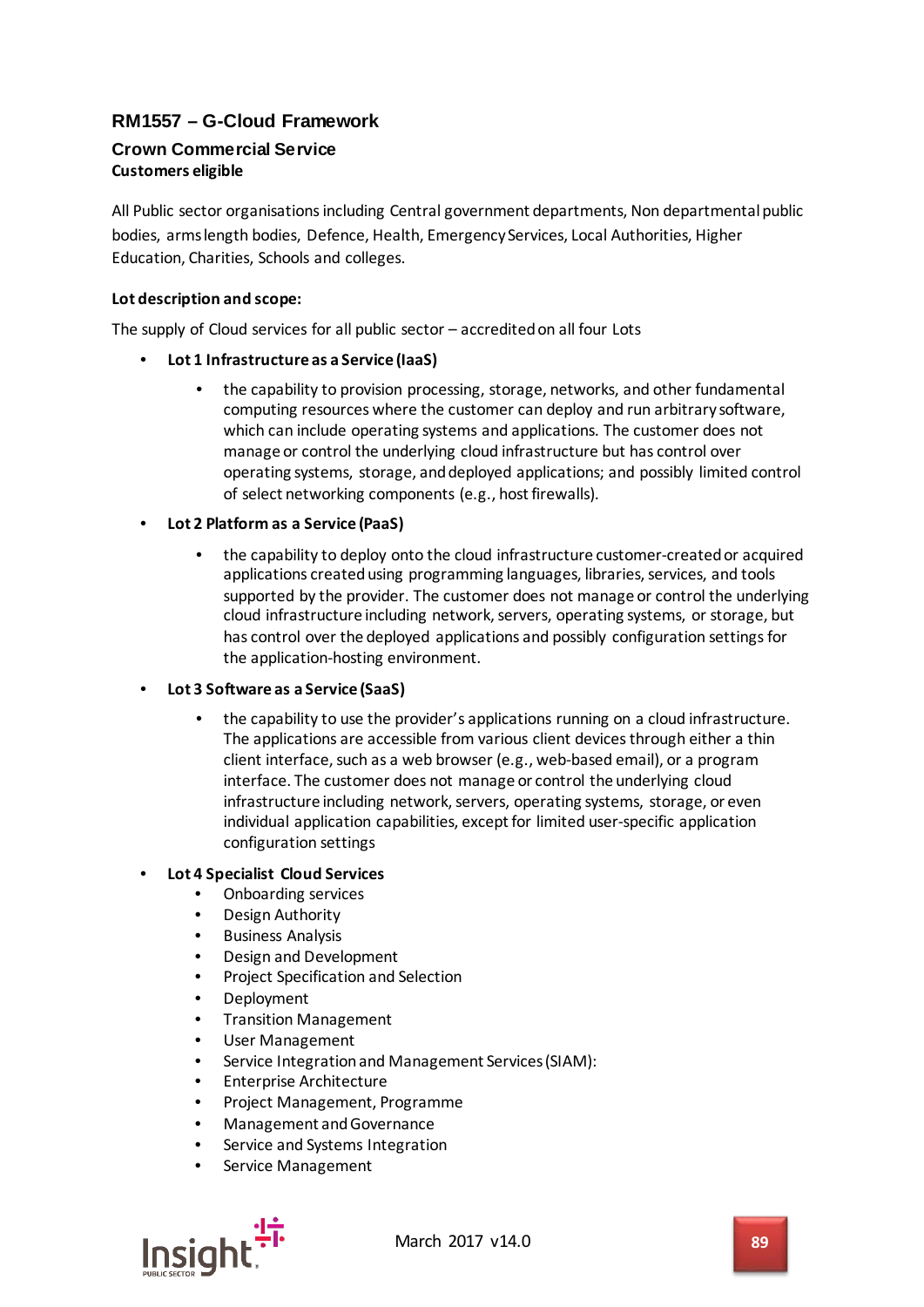## RM1557 – G-Cloud Framework

### Crown Commercial Service

**Customers eligible**

All Public sector organisations including Central government departments, Non departmental public bodies, arms length bodies, Defence, Health, Emergency Services, Local Authorities, Higher Education, Charities, Schools and colleges.

**Lot description and scope:**

The supply of Cloud services for all public sector – accredited on all four Lots

- **Lot 1 Infrastructure as a Service (IaaS)**
  - the capability to provision processing, storage, networks, and other fundamental computing resources where the customer can deploy and run arbitrary software, which can include operating systems and applications. The customer does not manage or control the underlying cloud infrastructure but has control over operating systems, storage, and deployed applications; and possibly limited control of select networking components (e.g., host firewalls).
- **Lot 2 Platform as a Service (PaaS)**
  - the capability to deploy onto the cloud infrastructure customer-created or acquired applications created using programming languages, libraries, services, and tools supported by the provider. The customer does not manage or control the underlying cloud infrastructure including network, servers, operating systems, or storage, but has control over the deployed applications and possibly configuration settings for the application-hosting environment.
- **Lot 3 Software as a Service (SaaS)**
  - the capability to use the provider's applications running on a cloud infrastructure. The applications are accessible from various client devices through either a thin client interface, such as a web browser (e.g., web-based email), or a program interface. The customer does not manage or control the underlying cloud infrastructure including network, servers, operating systems, storage, or even individual application capabilities, except for limited user-specific application configuration settings
- **Lot 4 Specialist Cloud Services**
  - Onboarding services
  - Design Authority
  - Business Analysis
  - Design and Development
  - Project Specification and Selection
  - Deployment
  - Transition Management
  - User Management
  - Service Integration and Management Services (SIAM):
  - Enterprise Architecture
  - Project Management, Programme
  - Management and Governance
  - Service and Systems Integration
  - Service Management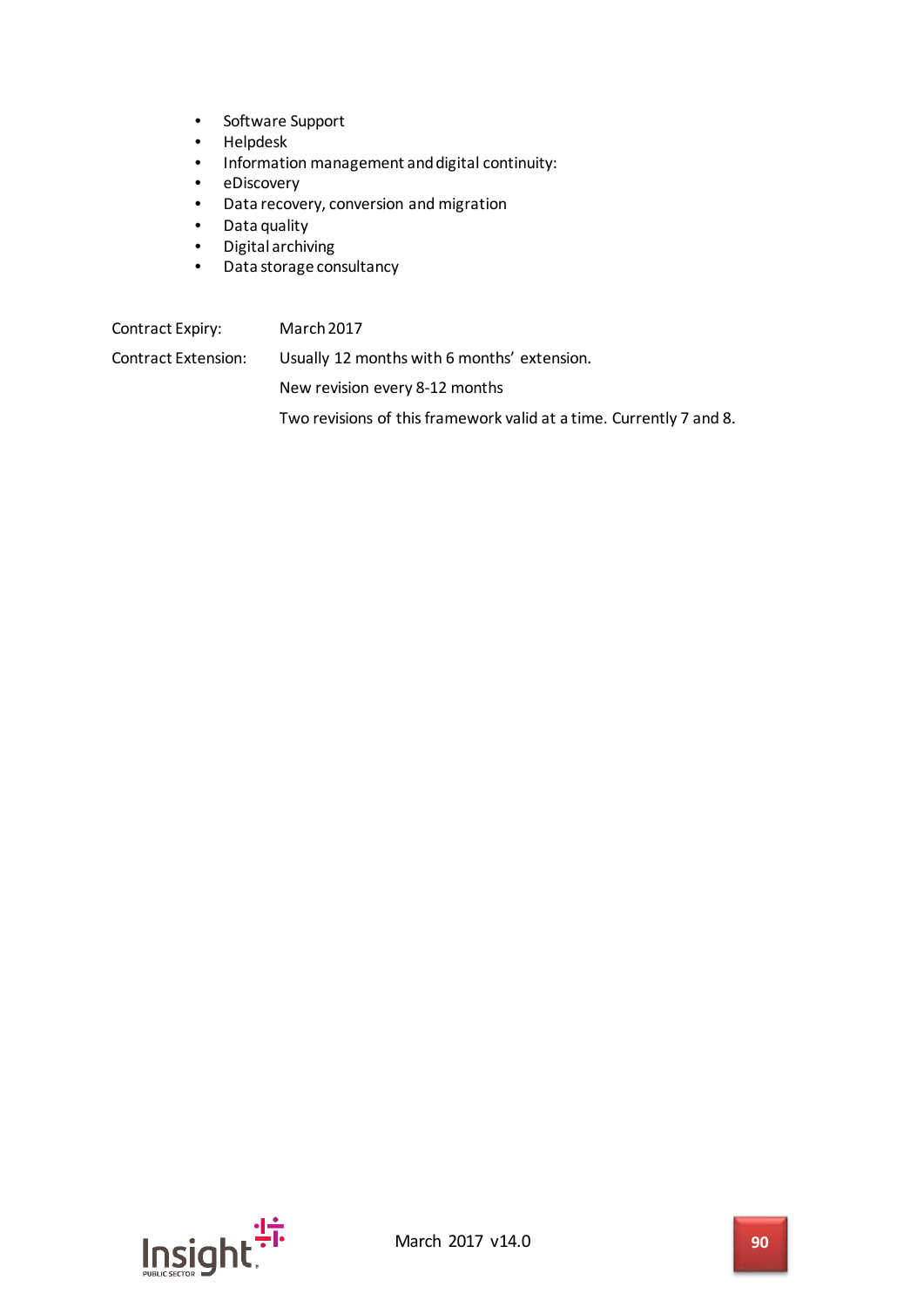- Software Support
- Helpdesk
- Information management and digital continuity:
- eDiscovery
- Data recovery, conversion and migration
- Data quality
- Digital archiving
- Data storage consultancy

| | |
|---|---|
| Contract Expiry: | March 2017 |
| Contract Extension: | Usually 12 months with 6 months' extension. |
| | New revision every 8-12 months |
| | Two revisions of this framework valid at a time. Currently 7 and 8. |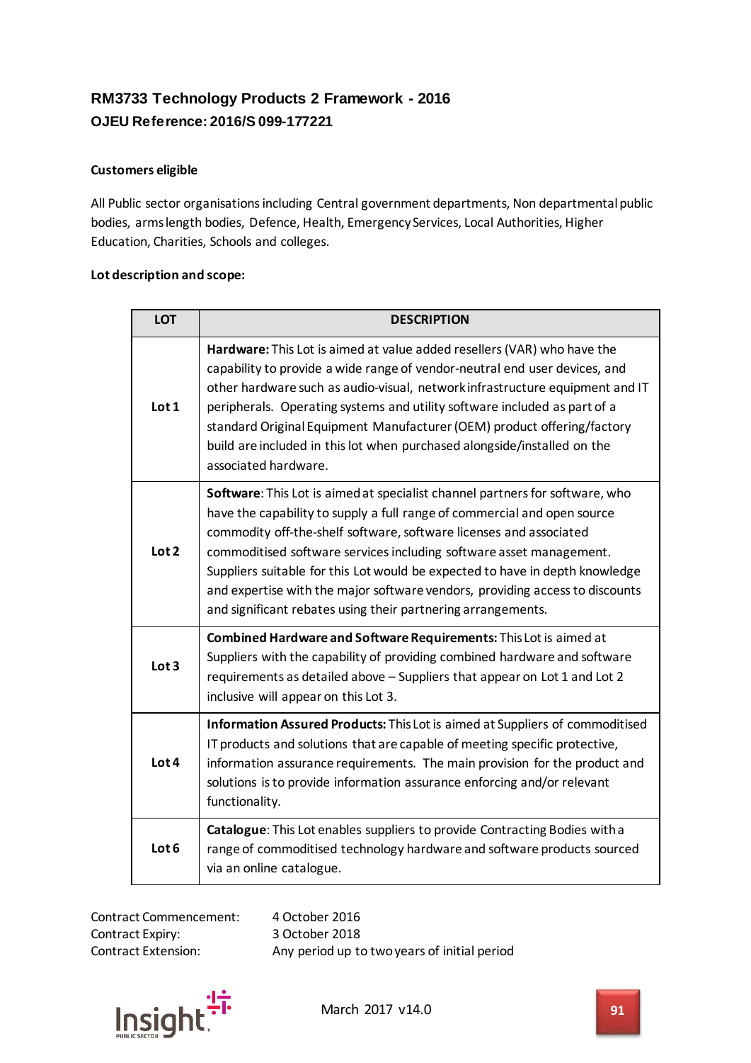## RM3733 Technology Products 2 Framework - 2016

### OJEU Reference: 2016/S 099-177221

**Customers eligible**

All Public sector organisations including Central government departments, Non departmental public bodies, arms length bodies, Defence, Health, Emergency Services, Local Authorities, Higher Education, Charities, Schools and colleges.

**Lot description and scope:**

| LOT | DESCRIPTION |
|---|---|
| **Lot 1** | **Hardware:** This Lot is aimed at value added resellers (VAR) who have the capability to provide a wide range of vendor-neutral end user devices, and other hardware such as audio-visual, network infrastructure equipment and IT peripherals. Operating systems and utility software included as part of a standard Original Equipment Manufacturer (OEM) product offering/factory build are included in this lot when purchased alongside/installed on the associated hardware. |
| **Lot 2** | **Software**: This Lot is aimed at specialist channel partners for software, who have the capability to supply a full range of commercial and open source commodity off-the-shelf software, software licenses and associated commoditised software services including software asset management. Suppliers suitable for this Lot would be expected to have in depth knowledge and expertise with the major software vendors, providing access to discounts and significant rebates using their partnering arrangements. |
| **Lot 3** | **Combined Hardware and Software Requirements:** This Lot is aimed at Suppliers with the capability of providing combined hardware and software requirements as detailed above – Suppliers that appear on Lot 1 and Lot 2 inclusive will appear on this Lot 3. |
| **Lot 4** | **Information Assured Products:** This Lot is aimed at Suppliers of commoditised IT products and solutions that are capable of meeting specific protective, information assurance requirements. The main provision for the product and solutions is to provide information assurance enforcing and/or relevant functionality. |
| **Lot 6** | **Catalogue**: This Lot enables suppliers to provide Contracting Bodies with a range of commoditised technology hardware and software products sourced via an online catalogue. |

Contract Commencement: 4 October 2016
Contract Expiry: 3 October 2018
Contract Extension: Any period up to two years of initial period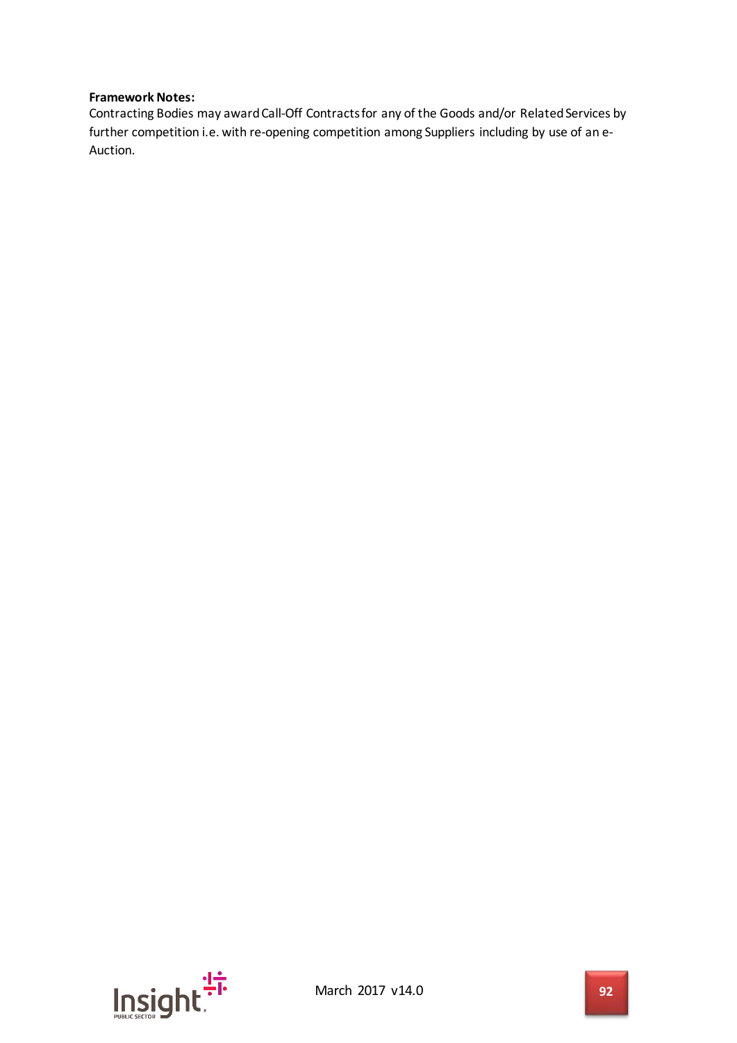**Framework Notes:**

Contracting Bodies may award Call-Off Contracts for any of the Goods and/or Related Services by further competition i.e. with re-opening competition among Suppliers including by use of an e-Auction.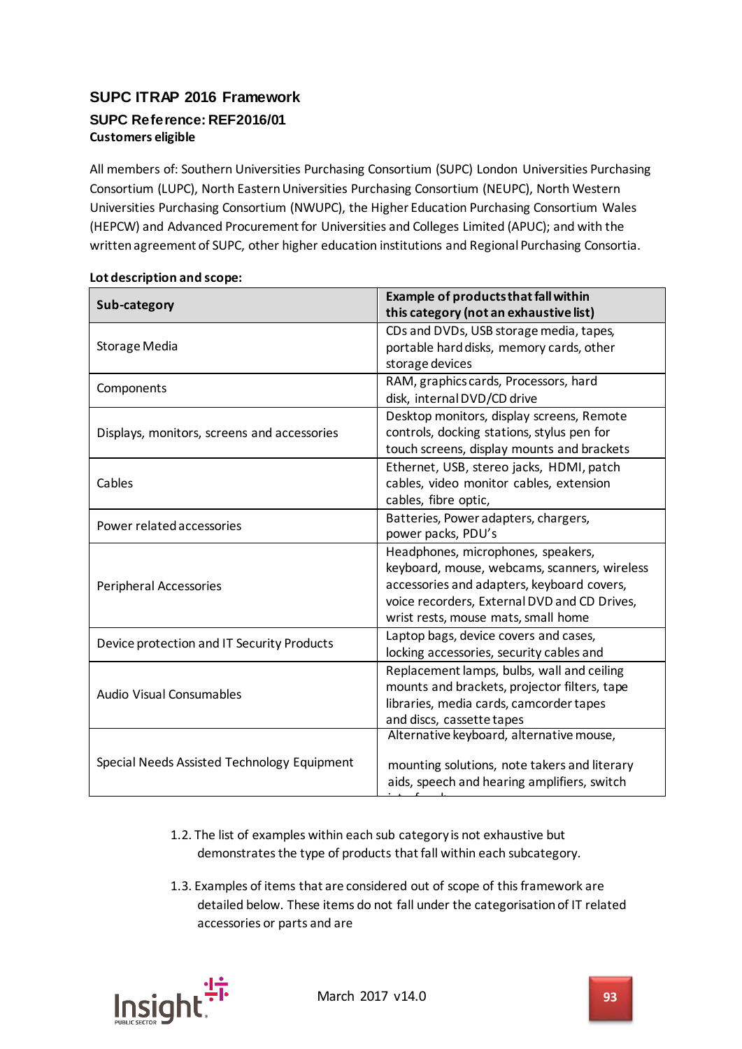### SUPC ITRAP 2016 Framework

**SUPC Reference: REF2016/01**

**Customers eligible**

All members of: Southern Universities Purchasing Consortium (SUPC) London Universities Purchasing Consortium (LUPC), North Eastern Universities Purchasing Consortium (NEUPC), North Western Universities Purchasing Consortium (NWUPC), the Higher Education Purchasing Consortium Wales (HEPCW) and Advanced Procurement for Universities and Colleges Limited (APUC); and with the written agreement of SUPC, other higher education institutions and Regional Purchasing Consortia.

**Lot description and scope:**

| Sub-category | Example of products that fall within this category (not an exhaustive list) |
|---|---|
| Storage Media | CDs and DVDs, USB storage media, tapes, portable hard disks, memory cards, other storage devices |
| Components | RAM, graphics cards, Processors, hard disk, internal DVD/CD drive |
| Displays, monitors, screens and accessories | Desktop monitors, display screens, Remote controls, docking stations, stylus pen for touch screens, display mounts and brackets |
| Cables | Ethernet, USB, stereo jacks, HDMI, patch cables, video monitor cables, extension cables, fibre optic, |
| Power related accessories | Batteries, Power adapters, chargers, power packs, PDU's |
| Peripheral Accessories | Headphones, microphones, speakers, keyboard, mouse, webcams, scanners, wireless accessories and adapters, keyboard covers, voice recorders, External DVD and CD Drives, wrist rests, mouse mats, small home |
| Device protection and IT Security Products | Laptop bags, device covers and cases, locking accessories, security cables and |
| Audio Visual Consumables | Replacement lamps, bulbs, wall and ceiling mounts and brackets, projector filters, tape libraries, media cards, camcorder tapes and discs, cassette tapes |
| Special Needs Assisted Technology Equipment | Alternative keyboard, alternative mouse, mounting solutions, note takers and literary aids, speech and hearing amplifiers, switch |

1.2. The list of examples within each sub category is not exhaustive but demonstrates the type of products that fall within each subcategory.

1.3. Examples of items that are considered out of scope of this framework are detailed below. These items do not fall under the categorisation of IT related accessories or parts and are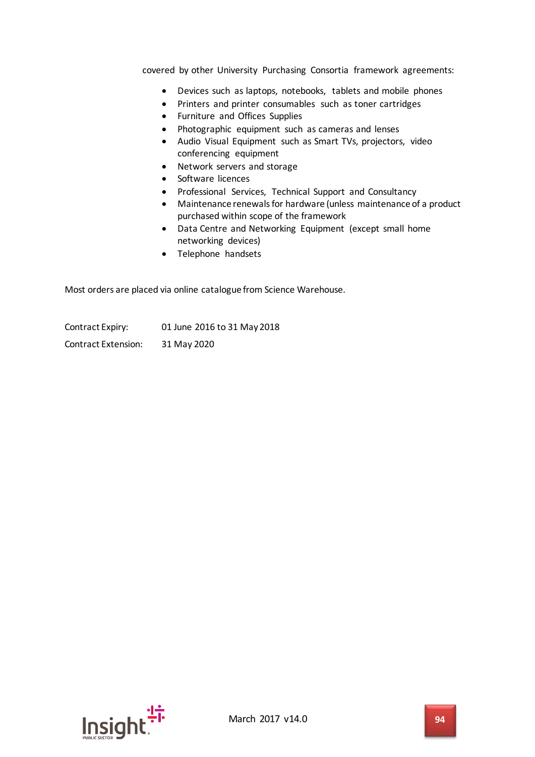covered by other University Purchasing Consortia framework agreements:

- Devices such as laptops, notebooks, tablets and mobile phones
- Printers and printer consumables such as toner cartridges
- Furniture and Offices Supplies
- Photographic equipment such as cameras and lenses
- Audio Visual Equipment such as Smart TVs, projectors, video conferencing equipment
- Network servers and storage
- Software licences
- Professional Services, Technical Support and Consultancy
- Maintenance renewals for hardware (unless maintenance of a product purchased within scope of the framework
- Data Centre and Networking Equipment (except small home networking devices)
- Telephone handsets

Most orders are placed via online catalogue from Science Warehouse.

Contract Expiry: 01 June 2016 to 31 May 2018

Contract Extension: 31 May 2020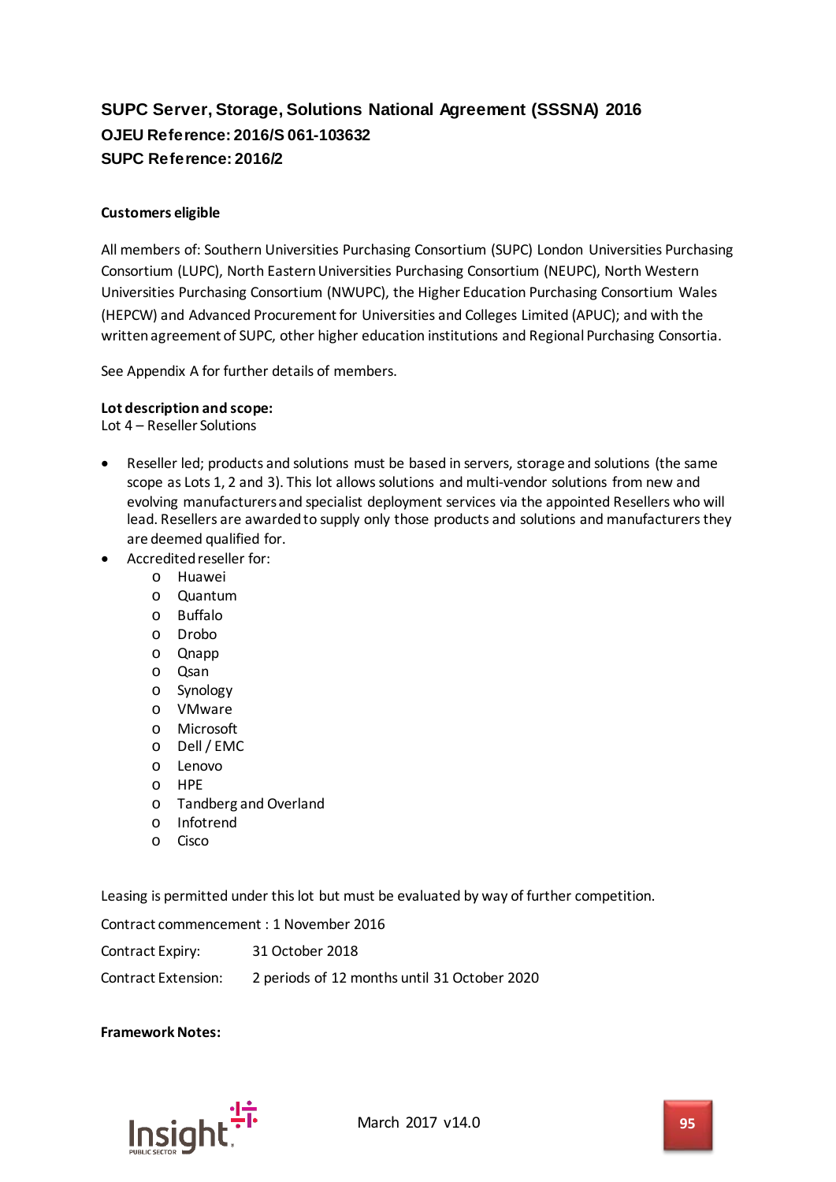## SUPC Server, Storage, Solutions National Agreement (SSSNA) 2016
### OJEU Reference: 2016/S 061-103632
### SUPC Reference: 2016/2

**Customers eligible**

All members of: Southern Universities Purchasing Consortium (SUPC) London Universities Purchasing Consortium (LUPC), North Eastern Universities Purchasing Consortium (NEUPC), North Western Universities Purchasing Consortium (NWUPC), the Higher Education Purchasing Consortium Wales (HEPCW) and Advanced Procurement for Universities and Colleges Limited (APUC); and with the written agreement of SUPC, other higher education institutions and Regional Purchasing Consortia.

See Appendix A for further details of members.

**Lot description and scope:**
Lot 4 – Reseller Solutions

- Reseller led; products and solutions must be based in servers, storage and solutions (the same scope as Lots 1, 2 and 3). This lot allows solutions and multi-vendor solutions from new and evolving manufacturers and specialist deployment services via the appointed Resellers who will lead. Resellers are awarded to supply only those products and solutions and manufacturers they are deemed qualified for.
- Accredited reseller for:
  - Huawei
  - Quantum
  - Buffalo
  - Drobo
  - Qnapp
  - Qsan
  - Synology
  - VMware
  - Microsoft
  - Dell / EMC
  - Lenovo
  - HPE
  - Tandberg and Overland
  - Infotrend
  - Cisco

Leasing is permitted under this lot but must be evaluated by way of further competition.

Contract commencement : 1 November 2016

Contract Expiry: 31 October 2018

Contract Extension: 2 periods of 12 months until 31 October 2020

**Framework Notes:**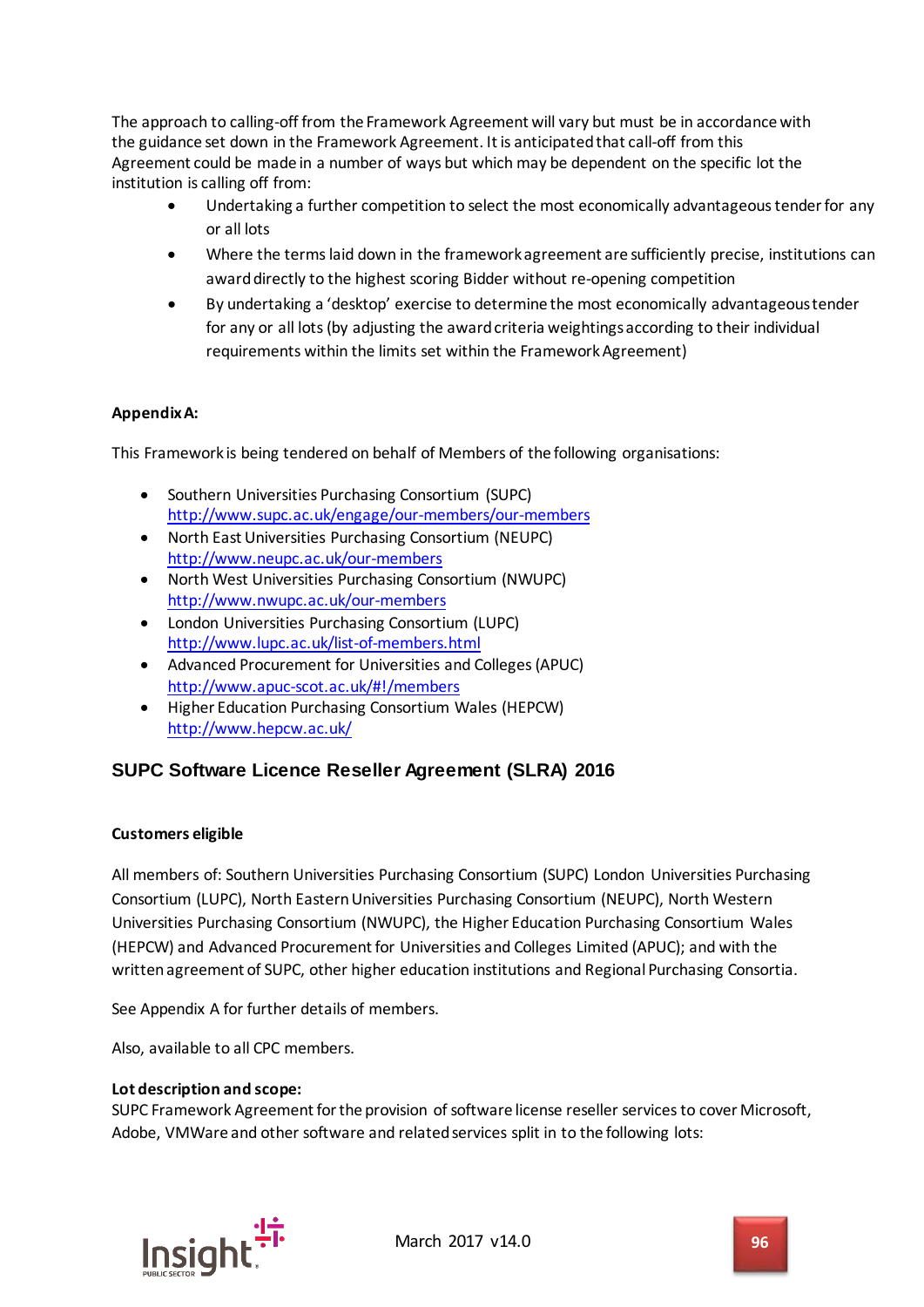The approach to calling-off from the Framework Agreement will vary but must be in accordance with the guidance set down in the Framework Agreement. It is anticipated that call-off from this Agreement could be made in a number of ways but which may be dependent on the specific lot the institution is calling off from:

- Undertaking a further competition to select the most economically advantageous tender for any or all lots
- Where the terms laid down in the framework agreement are sufficiently precise, institutions can award directly to the highest scoring Bidder without re-opening competition
- By undertaking a 'desktop' exercise to determine the most economically advantageous tender for any or all lots (by adjusting the award criteria weightings according to their individual requirements within the limits set within the Framework Agreement)

**Appendix A:**

This Framework is being tendered on behalf of Members of the following organisations:

- Southern Universities Purchasing Consortium (SUPC) http://www.supc.ac.uk/engage/our-members/our-members
- North East Universities Purchasing Consortium (NEUPC) http://www.neupc.ac.uk/our-members
- North West Universities Purchasing Consortium (NWUPC) http://www.nwupc.ac.uk/our-members
- London Universities Purchasing Consortium (LUPC) http://www.lupc.ac.uk/list-of-members.html
- Advanced Procurement for Universities and Colleges (APUC) http://www.apuc-scot.ac.uk/#!/members
- Higher Education Purchasing Consortium Wales (HEPCW) http://www.hepcw.ac.uk/

## SUPC Software Licence Reseller Agreement (SLRA) 2016

**Customers eligible**

All members of: Southern Universities Purchasing Consortium (SUPC) London Universities Purchasing Consortium (LUPC), North Eastern Universities Purchasing Consortium (NEUPC), North Western Universities Purchasing Consortium (NWUPC), the Higher Education Purchasing Consortium Wales (HEPCW) and Advanced Procurement for Universities and Colleges Limited (APUC); and with the written agreement of SUPC, other higher education institutions and Regional Purchasing Consortia.

See Appendix A for further details of members.

Also, available to all CPC members.

**Lot description and scope:**
SUPC Framework Agreement for the provision of software license reseller services to cover Microsoft, Adobe, VMWare and other software and related services split in to the following lots: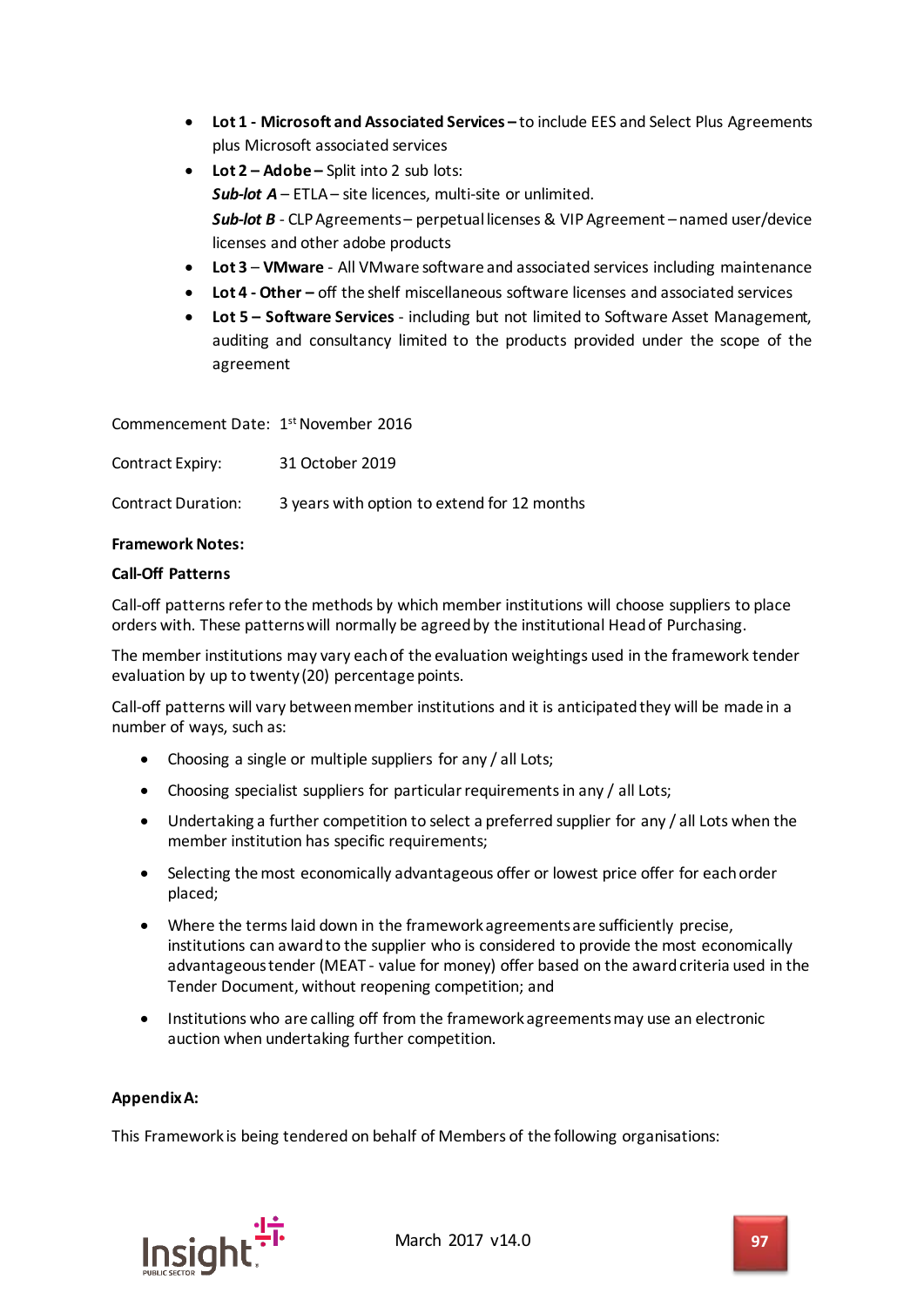- **Lot 1 - Microsoft and Associated Services –** to include EES and Select Plus Agreements plus Microsoft associated services
- **Lot 2 – Adobe –** Split into 2 sub lots:
  ***Sub-lot A*** – ETLA – site licences, multi-site or unlimited.
  ***Sub-lot B*** - CLP Agreements – perpetual licenses & VIP Agreement – named user/device licenses and other adobe products
- **Lot 3** – **VMware** - All VMware software and associated services including maintenance
- **Lot 4 - Other –** off the shelf miscellaneous software licenses and associated services
- **Lot 5 – Software Services** - including but not limited to Software Asset Management, auditing and consultancy limited to the products provided under the scope of the agreement

Commencement Date: 1st November 2016

Contract Expiry: 31 October 2019

Contract Duration: 3 years with option to extend for 12 months

**Framework Notes:**

**Call-Off Patterns**

Call-off patterns refer to the methods by which member institutions will choose suppliers to place orders with. These patterns will normally be agreed by the institutional Head of Purchasing.

The member institutions may vary each of the evaluation weightings used in the framework tender evaluation by up to twenty (20) percentage points.

Call-off patterns will vary between member institutions and it is anticipated they will be made in a number of ways, such as:

- Choosing a single or multiple suppliers for any / all Lots;
- Choosing specialist suppliers for particular requirements in any / all Lots;
- Undertaking a further competition to select a preferred supplier for any / all Lots when the member institution has specific requirements;
- Selecting the most economically advantageous offer or lowest price offer for each order placed;
- Where the terms laid down in the framework agreements are sufficiently precise, institutions can award to the supplier who is considered to provide the most economically advantageous tender (MEAT - value for money) offer based on the award criteria used in the Tender Document, without reopening competition; and
- Institutions who are calling off from the framework agreements may use an electronic auction when undertaking further competition.

**Appendix A:**

This Framework is being tendered on behalf of Members of the following organisations: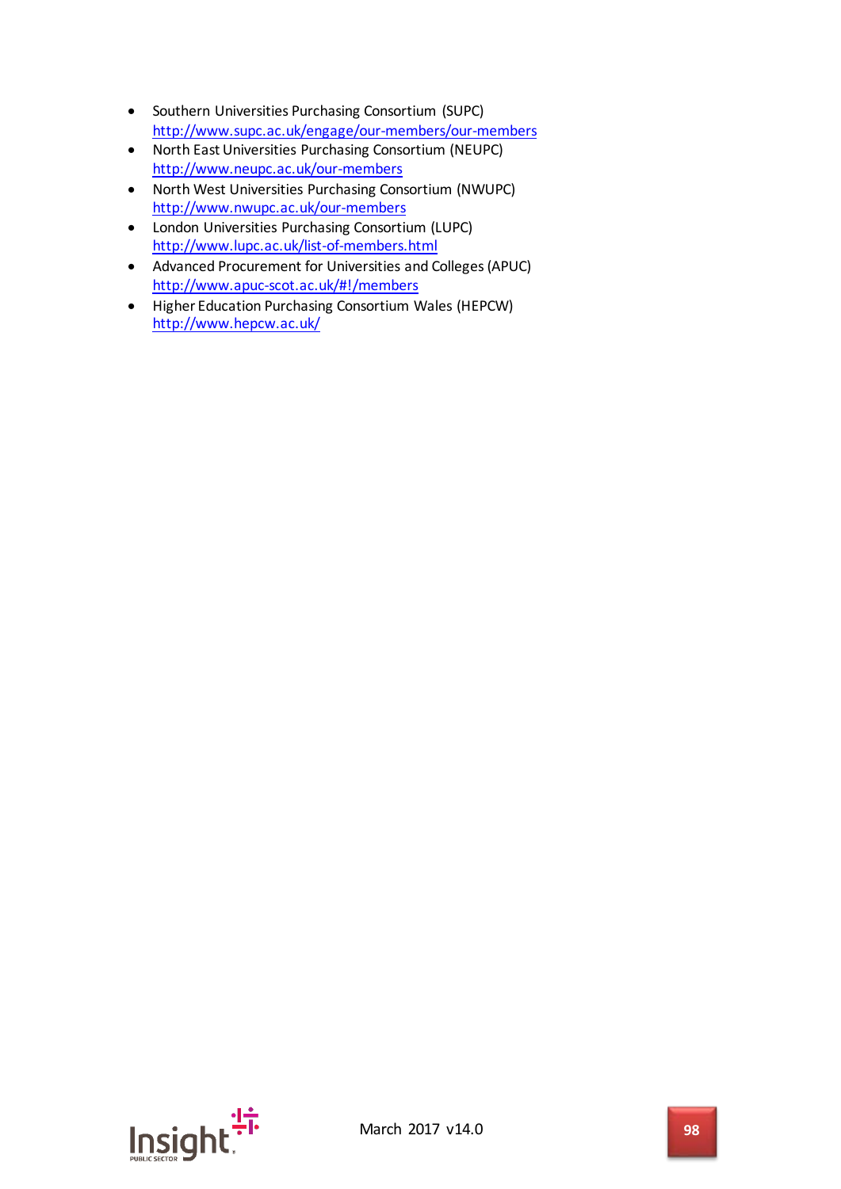- Southern Universities Purchasing Consortium (SUPC)
  http://www.supc.ac.uk/engage/our-members/our-members
- North East Universities Purchasing Consortium (NEUPC)
  http://www.neupc.ac.uk/our-members
- North West Universities Purchasing Consortium (NWUPC)
  http://www.nwupc.ac.uk/our-members
- London Universities Purchasing Consortium (LUPC)
  http://www.lupc.ac.uk/list-of-members.html
- Advanced Procurement for Universities and Colleges (APUC)
  http://www.apuc-scot.ac.uk/#!/members
- Higher Education Purchasing Consortium Wales (HEPCW)
  http://www.hepcw.ac.uk/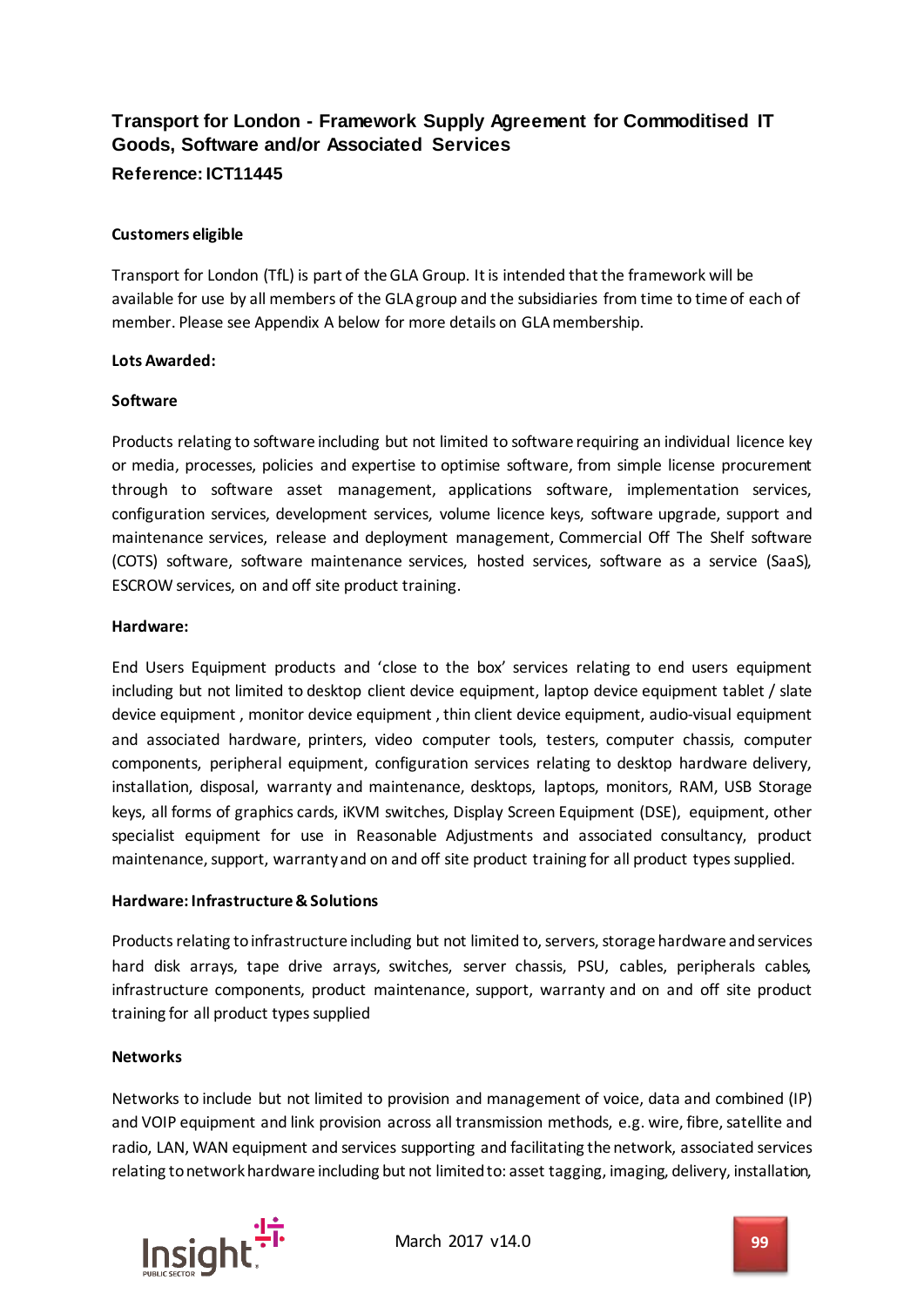## Transport for London - Framework Supply Agreement for Commoditised IT Goods, Software and/or Associated Services

**Reference: ICT11445**

**Customers eligible**

Transport for London (TfL) is part of the GLA Group. It is intended that the framework will be available for use by all members of the GLA group and the subsidiaries from time to time of each of member. Please see Appendix A below for more details on GLA membership.

**Lots Awarded:**

**Software**

Products relating to software including but not limited to software requiring an individual licence key or media, processes, policies and expertise to optimise software, from simple license procurement through to software asset management, applications software, implementation services, configuration services, development services, volume licence keys, software upgrade, support and maintenance services, release and deployment management, Commercial Off The Shelf software (COTS) software, software maintenance services, hosted services, software as a service (SaaS), ESCROW services, on and off site product training.

**Hardware:**

End Users Equipment products and 'close to the box' services relating to end users equipment including but not limited to desktop client device equipment, laptop device equipment tablet / slate device equipment , monitor device equipment , thin client device equipment, audio-visual equipment and associated hardware, printers, video computer tools, testers, computer chassis, computer components, peripheral equipment, configuration services relating to desktop hardware delivery, installation, disposal, warranty and maintenance, desktops, laptops, monitors, RAM, USB Storage keys, all forms of graphics cards, iKVM switches, Display Screen Equipment (DSE), equipment, other specialist equipment for use in Reasonable Adjustments and associated consultancy, product maintenance, support, warranty and on and off site product training for all product types supplied.

**Hardware: Infrastructure & Solutions**

Products relating to infrastructure including but not limited to, servers, storage hardware and services hard disk arrays, tape drive arrays, switches, server chassis, PSU, cables, peripherals cables, infrastructure components, product maintenance, support, warranty and on and off site product training for all product types supplied

**Networks**

Networks to include but not limited to provision and management of voice, data and combined (IP) and VOIP equipment and link provision across all transmission methods, e.g. wire, fibre, satellite and radio, LAN, WAN equipment and services supporting and facilitating the network, associated services relating to network hardware including but not limited to: asset tagging, imaging, delivery, installation,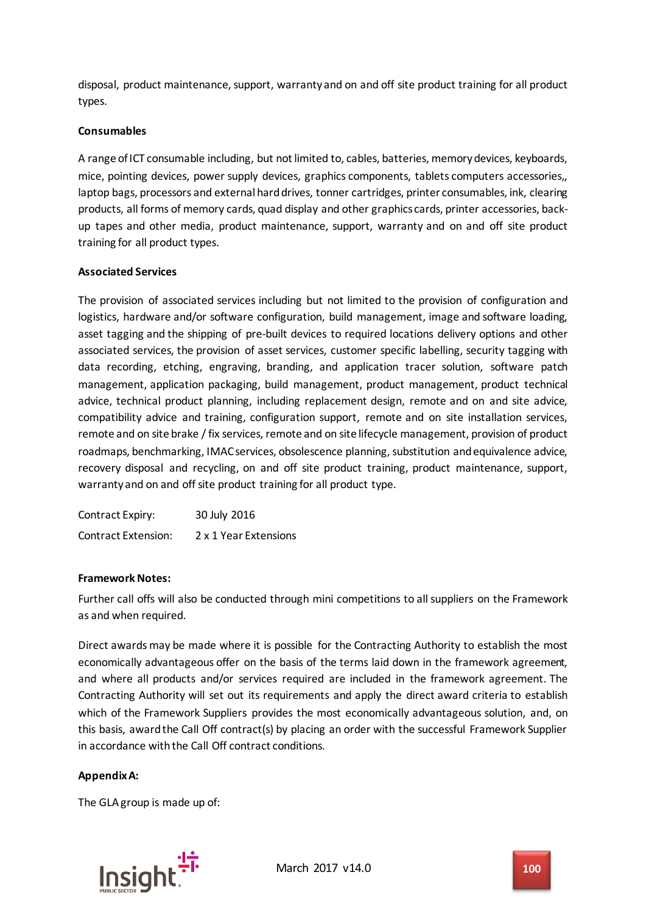disposal, product maintenance, support, warranty and on and off site product training for all product types.

**Consumables**

A range of ICT consumable including, but not limited to, cables, batteries, memory devices, keyboards, mice, pointing devices, power supply devices, graphics components, tablets computers accessories,, laptop bags, processors and external hard drives, tonner cartridges, printer consumables, ink, clearing products, all forms of memory cards, quad display and other graphics cards, printer accessories, back-up tapes and other media, product maintenance, support, warranty and on and off site product training for all product types.

**Associated Services**

The provision of associated services including but not limited to the provision of configuration and logistics, hardware and/or software configuration, build management, image and software loading, asset tagging and the shipping of pre-built devices to required locations delivery options and other associated services, the provision of asset services, customer specific labelling, security tagging with data recording, etching, engraving, branding, and application tracer solution, software patch management, application packaging, build management, product management, product technical advice, technical product planning, including replacement design, remote and on and site advice, compatibility advice and training, configuration support, remote and on site installation services, remote and on site brake / fix services, remote and on site lifecycle management, provision of product roadmaps, benchmarking, IMAC services, obsolescence planning, substitution and equivalence advice, recovery disposal and recycling, on and off site product training, product maintenance, support, warranty and on and off site product training for all product type.

Contract Expiry: 30 July 2016

Contract Extension: 2 x 1 Year Extensions

**Framework Notes:**

Further call offs will also be conducted through mini competitions to all suppliers on the Framework as and when required.

Direct awards may be made where it is possible for the Contracting Authority to establish the most economically advantageous offer on the basis of the terms laid down in the framework agreement, and where all products and/or services required are included in the framework agreement. The Contracting Authority will set out its requirements and apply the direct award criteria to establish which of the Framework Suppliers provides the most economically advantageous solution, and, on this basis, award the Call Off contract(s) by placing an order with the successful Framework Supplier in accordance with the Call Off contract conditions.

**Appendix A:**

The GLA group is made up of: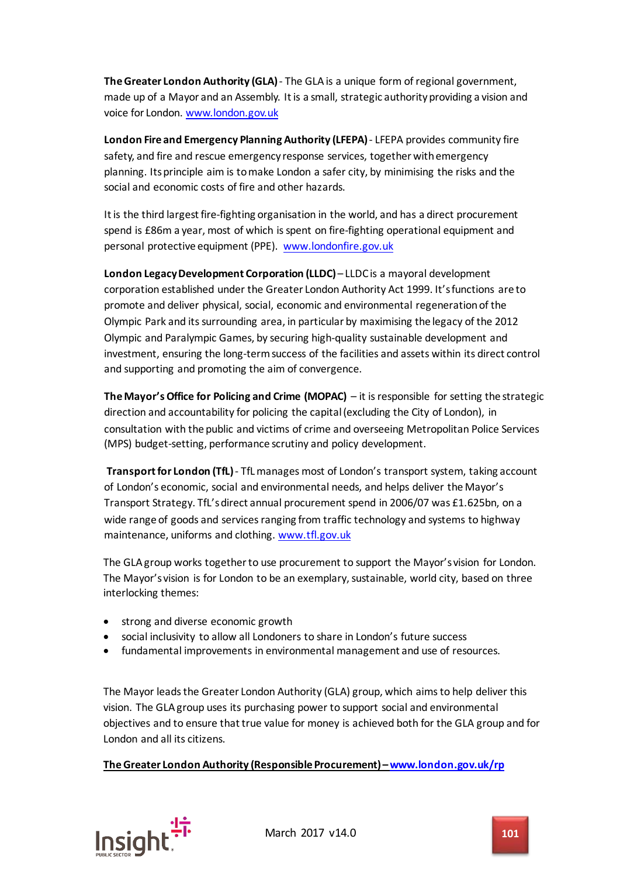**The Greater London Authority (GLA)** - The GLA is a unique form of regional government, made up of a Mayor and an Assembly. It is a small, strategic authority providing a vision and voice for London. www.london.gov.uk

**London Fire and Emergency Planning Authority (LFEPA)** - LFEPA provides community fire safety, and fire and rescue emergency response services, together with emergency planning. Its principle aim is to make London a safer city, by minimising the risks and the social and economic costs of fire and other hazards.

It is the third largest fire-fighting organisation in the world, and has a direct procurement spend is £86m a year, most of which is spent on fire-fighting operational equipment and personal protective equipment (PPE). www.londonfire.gov.uk

**London Legacy Development Corporation (LLDC)** – LLDC is a mayoral development corporation established under the Greater London Authority Act 1999. It's functions are to promote and deliver physical, social, economic and environmental regeneration of the Olympic Park and its surrounding area, in particular by maximising the legacy of the 2012 Olympic and Paralympic Games, by securing high-quality sustainable development and investment, ensuring the long-term success of the facilities and assets within its direct control and supporting and promoting the aim of convergence.

**The Mayor's Office for Policing and Crime (MOPAC)** – it is responsible for setting the strategic direction and accountability for policing the capital (excluding the City of London), in consultation with the public and victims of crime and overseeing Metropolitan Police Services (MPS) budget-setting, performance scrutiny and policy development.

**Transport for London (TfL)** - TfL manages most of London's transport system, taking account of London's economic, social and environmental needs, and helps deliver the Mayor's Transport Strategy. TfL's direct annual procurement spend in 2006/07 was £1.625bn, on a wide range of goods and services ranging from traffic technology and systems to highway maintenance, uniforms and clothing. www.tfl.gov.uk

The GLA group works together to use procurement to support the Mayor's vision for London. The Mayor's vision is for London to be an exemplary, sustainable, world city, based on three interlocking themes:

- strong and diverse economic growth
- social inclusivity to allow all Londoners to share in London's future success
- fundamental improvements in environmental management and use of resources.

The Mayor leads the Greater London Authority (GLA) group, which aims to help deliver this vision. The GLA group uses its purchasing power to support social and environmental objectives and to ensure that true value for money is achieved both for the GLA group and for London and all its citizens.

**The Greater London Authority (Responsible Procurement) – www.london.gov.uk/rp**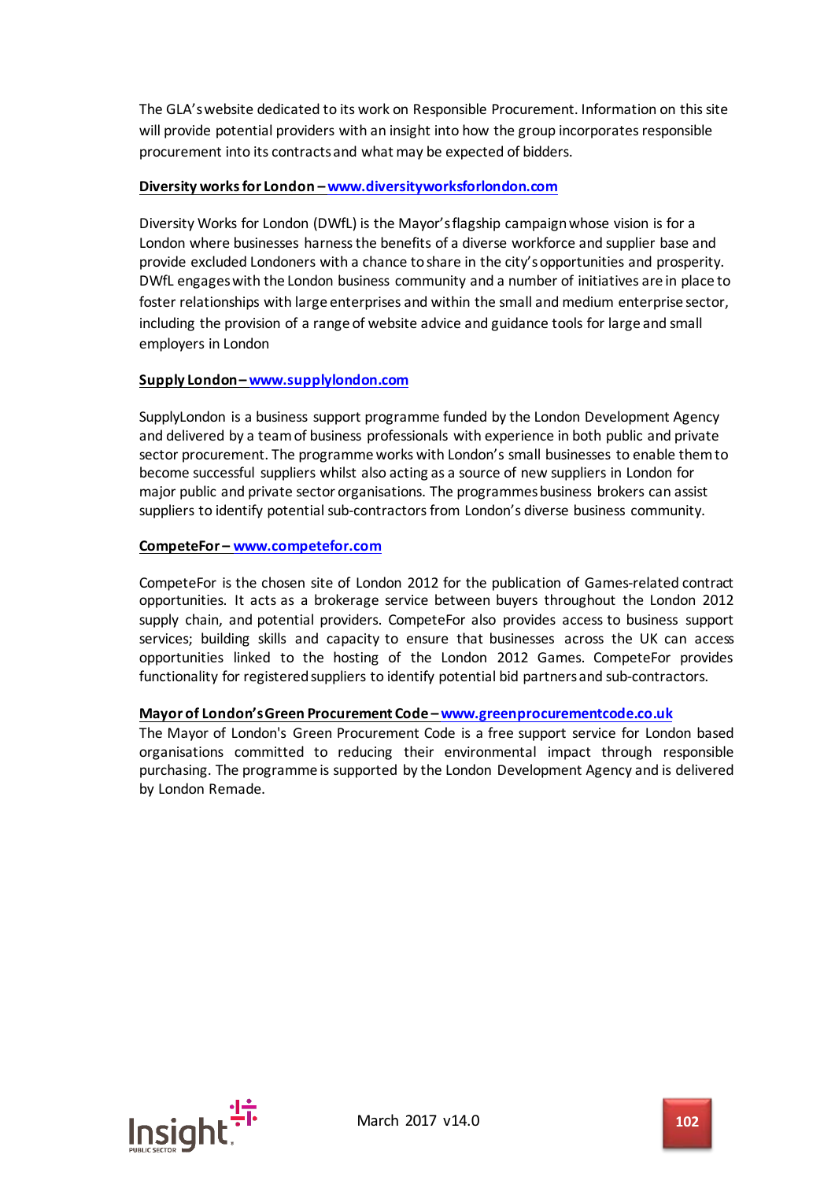The GLA's website dedicated to its work on Responsible Procurement. Information on this site will provide potential providers with an insight into how the group incorporates responsible procurement into its contracts and what may be expected of bidders.

**Diversity works for London – www.diversityworksforlondon.com**

Diversity Works for London (DWfL) is the Mayor's flagship campaign whose vision is for a London where businesses harness the benefits of a diverse workforce and supplier base and provide excluded Londoners with a chance to share in the city's opportunities and prosperity. DWfL engages with the London business community and a number of initiatives are in place to foster relationships with large enterprises and within the small and medium enterprise sector, including the provision of a range of website advice and guidance tools for large and small employers in London

**Supply London – www.supplylondon.com**

SupplyLondon is a business support programme funded by the London Development Agency and delivered by a team of business professionals with experience in both public and private sector procurement. The programme works with London's small businesses to enable them to become successful suppliers whilst also acting as a source of new suppliers in London for major public and private sector organisations. The programmes business brokers can assist suppliers to identify potential sub-contractors from London's diverse business community.

**CompeteFor – www.competefor.com**

CompeteFor is the chosen site of London 2012 for the publication of Games-related contract opportunities. It acts as a brokerage service between buyers throughout the London 2012 supply chain, and potential providers. CompeteFor also provides access to business support services; building skills and capacity to ensure that businesses across the UK can access opportunities linked to the hosting of the London 2012 Games. CompeteFor provides functionality for registered suppliers to identify potential bid partners and sub-contractors.

**Mayor of London's Green Procurement Code – www.greenprocurementcode.co.uk**

The Mayor of London's Green Procurement Code is a free support service for London based organisations committed to reducing their environmental impact through responsible purchasing. The programme is supported by the London Development Agency and is delivered by London Remade.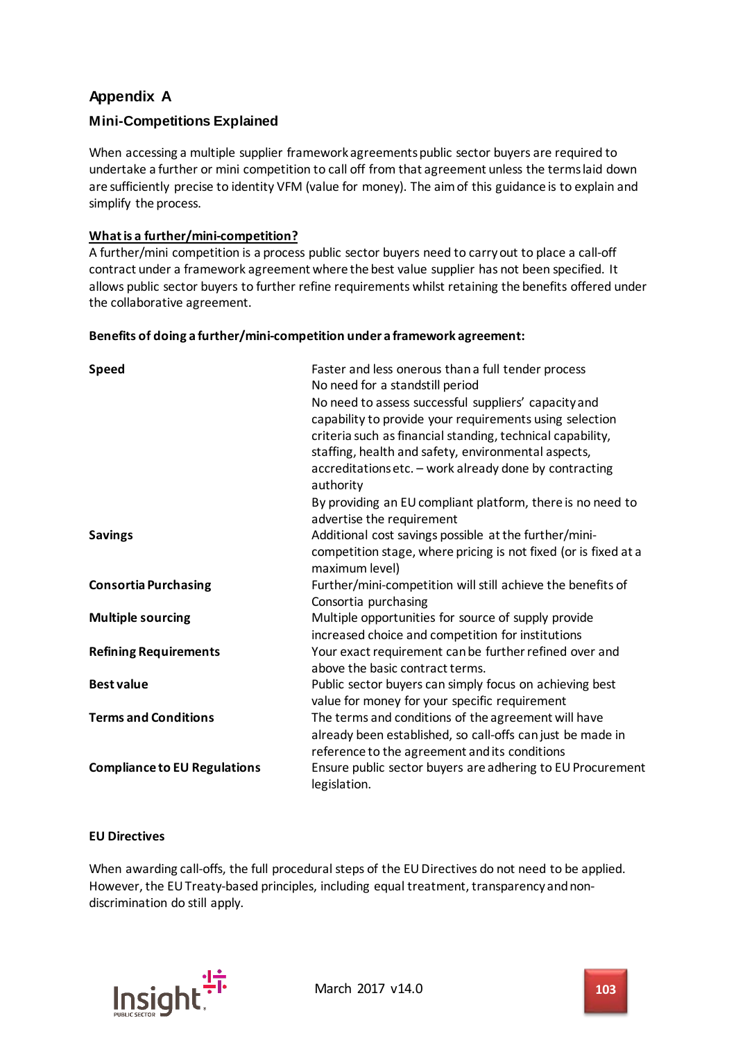## Appendix A

### Mini-Competitions Explained

When accessing a multiple supplier framework agreements public sector buyers are required to undertake a further or mini competition to call off from that agreement unless the terms laid down are sufficiently precise to identity VFM (value for money). The aim of this guidance is to explain and simplify the process.

**What is a further/mini-competition?**

A further/mini competition is a process public sector buyers need to carry out to place a call-off contract under a framework agreement where the best value supplier has not been specified. It allows public sector buyers to further refine requirements whilst retaining the benefits offered under the collaborative agreement.

**Benefits of doing a further/mini-competition under a framework agreement:**

| | |
|---|---|
| **Speed** | Faster and less onerous than a full tender process<br>No need for a standstill period<br>No need to assess successful suppliers' capacity and capability to provide your requirements using selection criteria such as financial standing, technical capability, staffing, health and safety, environmental aspects, accreditations etc. – work already done by contracting authority<br>By providing an EU compliant platform, there is no need to advertise the requirement |
| **Savings** | Additional cost savings possible at the further/mini-competition stage, where pricing is not fixed (or is fixed at a maximum level) |
| **Consortia Purchasing** | Further/mini-competition will still achieve the benefits of Consortia purchasing |
| **Multiple sourcing** | Multiple opportunities for source of supply provide increased choice and competition for institutions |
| **Refining Requirements** | Your exact requirement can be further refined over and above the basic contract terms. |
| **Best value** | Public sector buyers can simply focus on achieving best value for money for your specific requirement |
| **Terms and Conditions** | The terms and conditions of the agreement will have already been established, so call-offs can just be made in reference to the agreement and its conditions |
| **Compliance to EU Regulations** | Ensure public sector buyers are adhering to EU Procurement legislation. |

**EU Directives**

When awarding call-offs, the full procedural steps of the EU Directives do not need to be applied. However, the EU Treaty-based principles, including equal treatment, transparency and non-discrimination do still apply.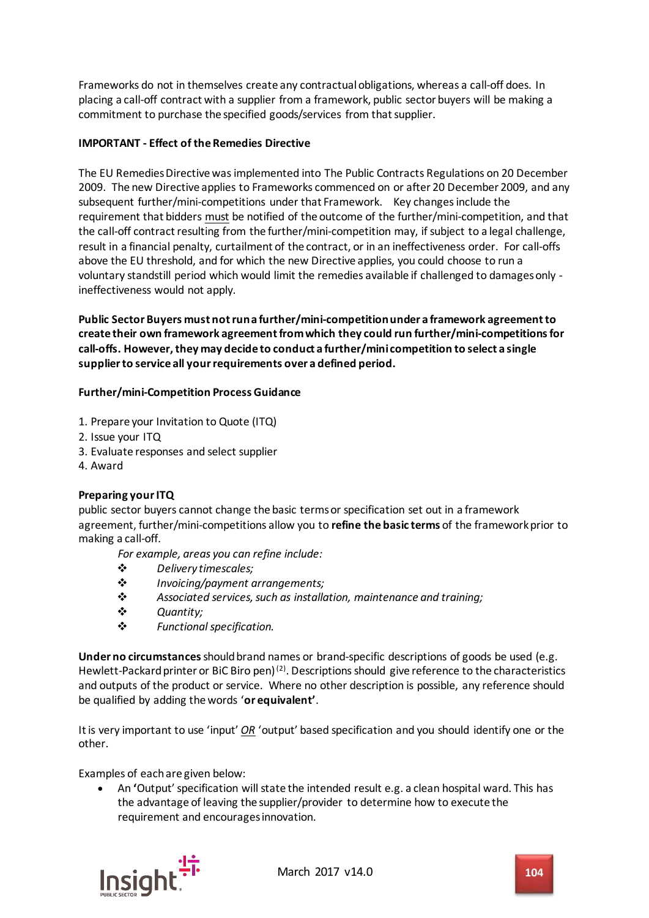Frameworks do not in themselves create any contractual obligations, whereas a call-off does. In placing a call-off contract with a supplier from a framework, public sector buyers will be making a commitment to purchase the specified goods/services from that supplier.

**IMPORTANT - Effect of the Remedies Directive**

The EU Remedies Directive was implemented into The Public Contracts Regulations on 20 December 2009. The new Directive applies to Frameworks commenced on or after 20 December 2009, and any subsequent further/mini-competitions under that Framework. Key changes include the requirement that bidders must be notified of the outcome of the further/mini-competition, and that the call-off contract resulting from the further/mini-competition may, if subject to a legal challenge, result in a financial penalty, curtailment of the contract, or in an ineffectiveness order. For call-offs above the EU threshold, and for which the new Directive applies, you could choose to run a voluntary standstill period which would limit the remedies available if challenged to damages only - ineffectiveness would not apply.

**Public Sector Buyers must not run a further/mini-competition under a framework agreement to create their own framework agreement from which they could run further/mini-competitions for call-offs. However, they may decide to conduct a further/mini competition to select a single supplier to service all your requirements over a defined period.**

**Further/mini-Competition Process Guidance**

1. Prepare your Invitation to Quote (ITQ)
2. Issue your ITQ
3. Evaluate responses and select supplier
4. Award

**Preparing your ITQ**

public sector buyers cannot change the basic terms or specification set out in a framework agreement, further/mini-competitions allow you to **refine the basic terms** of the framework prior to making a call-off.

*For example, areas you can refine include:*

- *Delivery timescales;*
- *Invoicing/payment arrangements;*
- *Associated services, such as installation, maintenance and training;*
- *Quantity;*
- *Functional specification.*

**Under no circumstances** should brand names or brand-specific descriptions of goods be used (e.g. Hewlett-Packard printer or BiC Biro pen)[(2)]. Descriptions should give reference to the characteristics and outputs of the product or service. Where no other description is possible, any reference should be qualified by adding the words '**or equivalent'**.

It is very important to use 'input' *OR* 'output' based specification and you should identify one or the other.

Examples of each are given below:

- An **'**Output' specification will state the intended result e.g. a clean hospital ward. This has the advantage of leaving the supplier/provider to determine how to execute the requirement and encourages innovation.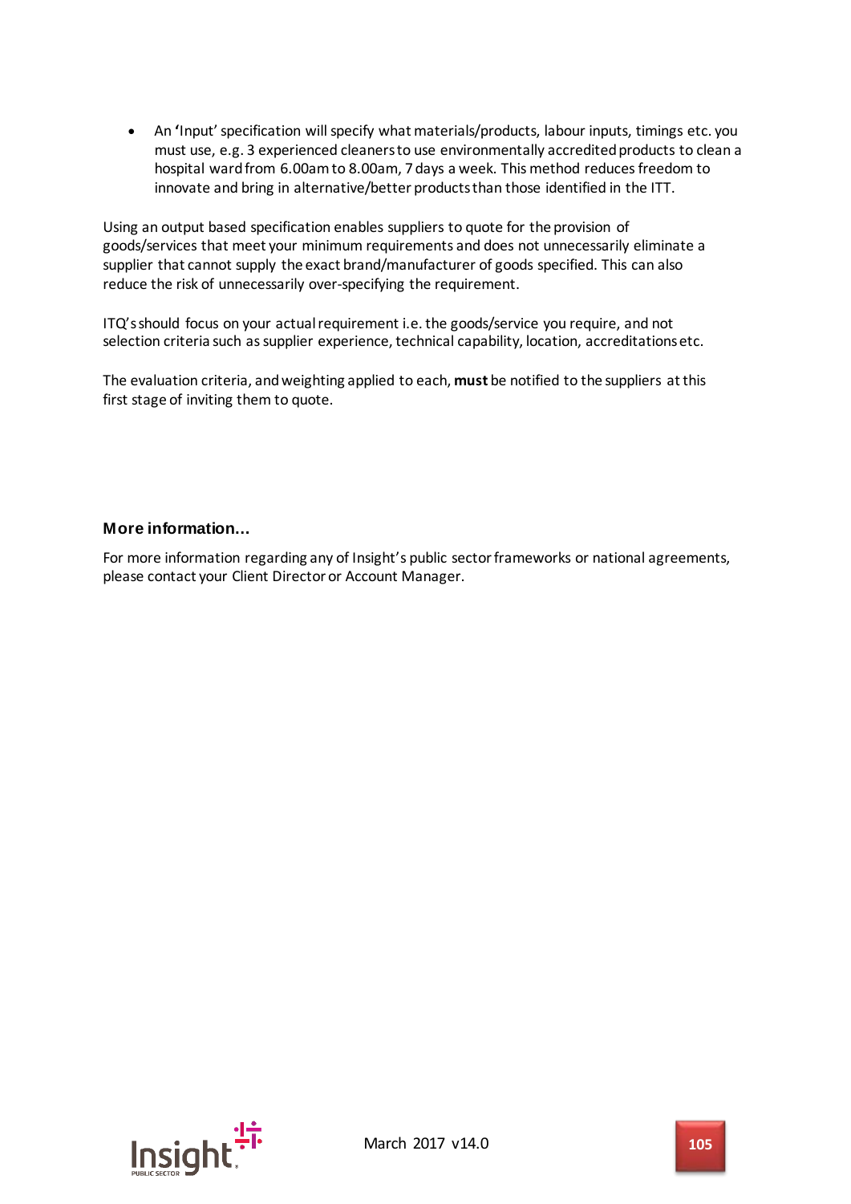- An **'**Input' specification will specify what materials/products, labour inputs, timings etc. you must use, e.g. 3 experienced cleaners to use environmentally accredited products to clean a hospital ward from 6.00am to 8.00am, 7 days a week. This method reduces freedom to innovate and bring in alternative/better products than those identified in the ITT.

Using an output based specification enables suppliers to quote for the provision of goods/services that meet your minimum requirements and does not unnecessarily eliminate a supplier that cannot supply the exact brand/manufacturer of goods specified. This can also reduce the risk of unnecessarily over-specifying the requirement.

ITQ's should focus on your actual requirement i.e. the goods/service you require, and not selection criteria such as supplier experience, technical capability, location, accreditations etc.

The evaluation criteria, and weighting applied to each, **must** be notified to the suppliers at this first stage of inviting them to quote.

#### More information...

For more information regarding any of Insight's public sector frameworks or national agreements, please contact your Client Director or Account Manager.